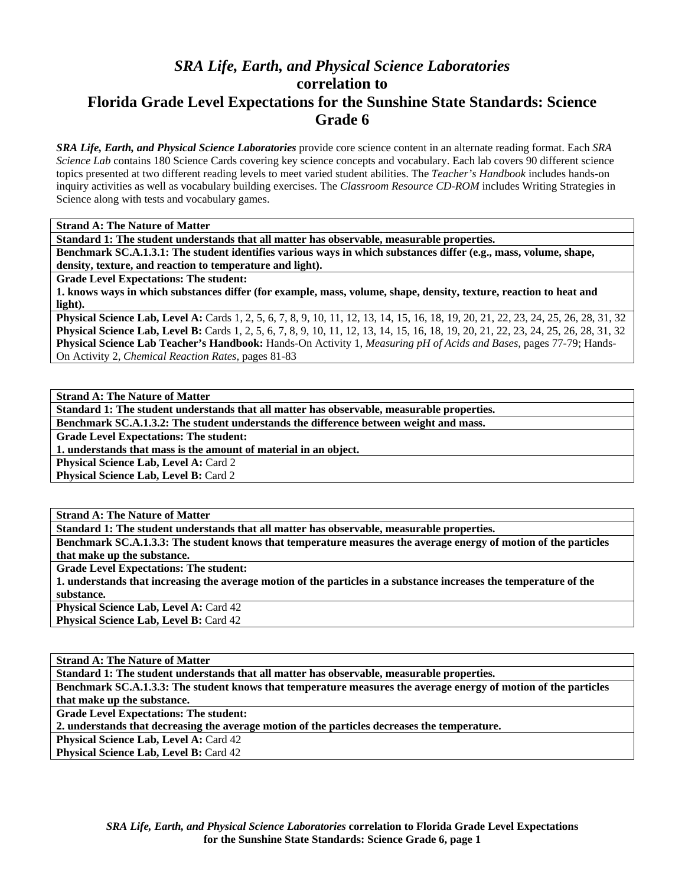# *SRA Life, Earth, and Physical Science Laboratories*
# correlation to
# Florida Grade Level Expectations for the Sunshine State Standards: Science Grade 6

***SRA Life, Earth, and Physical Science Laboratories*** provide core science content in an alternate reading format. Each *SRA Science Lab* contains 180 Science Cards covering key science concepts and vocabulary. Each lab covers 90 different science topics presented at two different reading levels to meet varied student abilities. The *Teacher's Handbook* includes hands-on inquiry activities as well as vocabulary building exercises. The *Classroom Resource CD-ROM* includes Writing Strategies in Science along with tests and vocabulary games.

| **Strand A: The Nature of Matter** |
|---|
| **Standard 1: The student understands that all matter has observable, measurable properties.** |
| **Benchmark SC.A.1.3.1: The student identifies various ways in which substances differ (e.g., mass, volume, shape, density, texture, and reaction to temperature and light).** |
| **Grade Level Expectations: The student:** <br> **1. knows ways in which substances differ (for example, mass, volume, shape, density, texture, reaction to heat and light).** |
| **Physical Science Lab, Level A:** Cards 1, 2, 5, 6, 7, 8, 9, 10, 11, 12, 13, 14, 15, 16, 18, 19, 20, 21, 22, 23, 24, 25, 26, 28, 31, 32 <br> **Physical Science Lab, Level B:** Cards 1, 2, 5, 6, 7, 8, 9, 10, 11, 12, 13, 14, 15, 16, 18, 19, 20, 21, 22, 23, 24, 25, 26, 28, 31, 32 <br> **Physical Science Lab Teacher's Handbook:** Hands-On Activity 1, *Measuring pH of Acids and Bases*, pages 77-79; Hands-On Activity 2, *Chemical Reaction Rates*, pages 81-83 |

| **Strand A: The Nature of Matter** |
|---|
| **Standard 1: The student understands that all matter has observable, measurable properties.** |
| **Benchmark SC.A.1.3.2: The student understands the difference between weight and mass.** |
| **Grade Level Expectations: The student:** <br> **1. understands that mass is the amount of material in an object.** |
| **Physical Science Lab, Level A:** Card 2 <br> **Physical Science Lab, Level B:** Card 2 |

| **Strand A: The Nature of Matter** |
|---|
| **Standard 1: The student understands that all matter has observable, measurable properties.** |
| **Benchmark SC.A.1.3.3: The student knows that temperature measures the average energy of motion of the particles that make up the substance.** |
| **Grade Level Expectations: The student:** <br> **1. understands that increasing the average motion of the particles in a substance increases the temperature of the substance.** |
| **Physical Science Lab, Level A:** Card 42 <br> **Physical Science Lab, Level B:** Card 42 |

| **Strand A: The Nature of Matter** |
|---|
| **Standard 1: The student understands that all matter has observable, measurable properties.** |
| **Benchmark SC.A.1.3.3: The student knows that temperature measures the average energy of motion of the particles that make up the substance.** |
| **Grade Level Expectations: The student:** <br> **2. understands that decreasing the average motion of the particles decreases the temperature.** |
| **Physical Science Lab, Level A:** Card 42 <br> **Physical Science Lab, Level B:** Card 42 |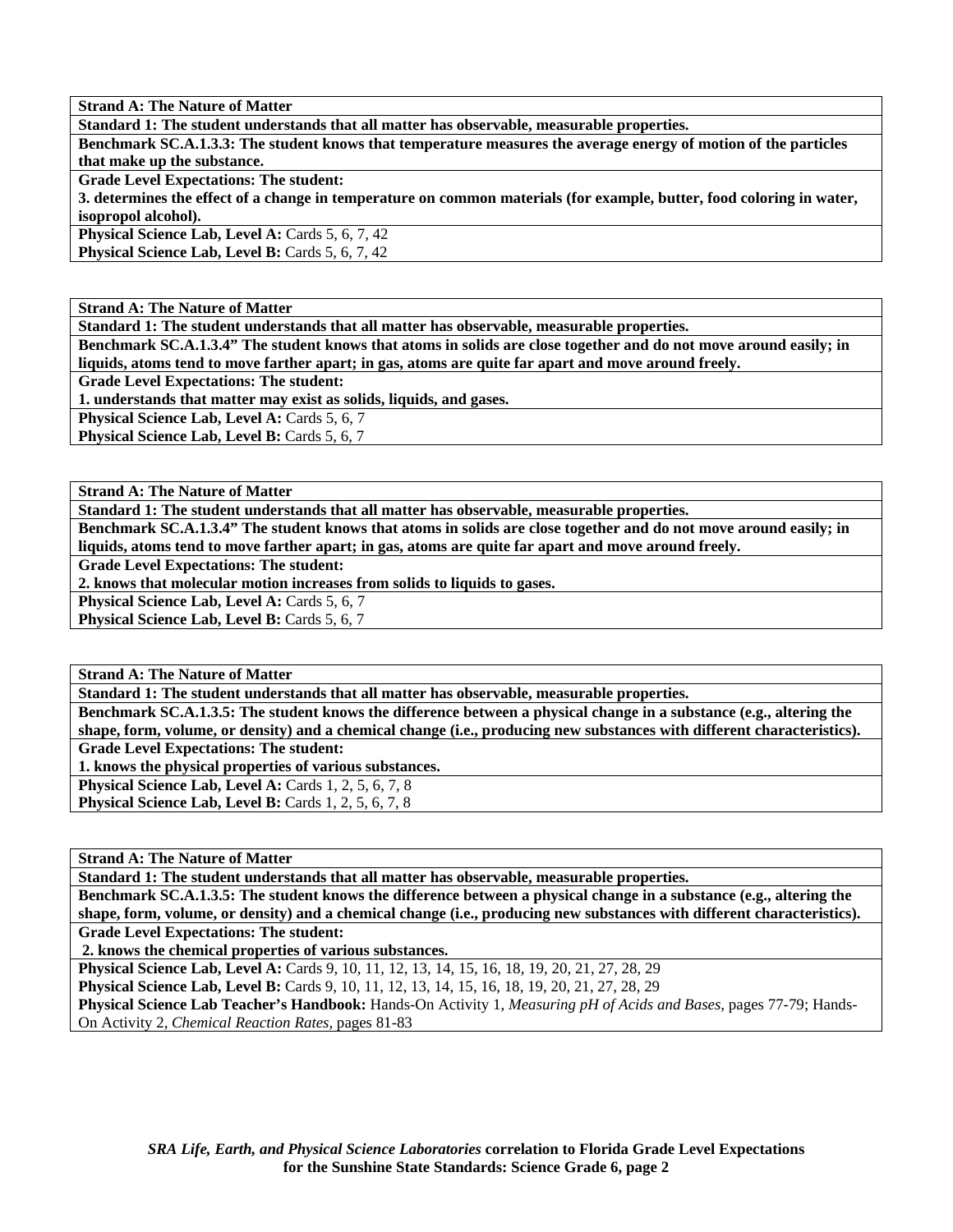**Strand A: The Nature of Matter**

**Standard 1: The student understands that all matter has observable, measurable properties.**

**Benchmark SC.A.1.3.3: The student knows that temperature measures the average energy of motion of the particles that make up the substance.**

**Grade Level Expectations: The student:**

**3. determines the effect of a change in temperature on common materials (for example, butter, food coloring in water, isopropol alcohol).**

**Physical Science Lab, Level A:** Cards 5, 6, 7, 42
**Physical Science Lab, Level B:** Cards 5, 6, 7, 42

---

**Strand A: The Nature of Matter**

**Standard 1: The student understands that all matter has observable, measurable properties.**

**Benchmark SC.A.1.3.4" The student knows that atoms in solids are close together and do not move around easily; in liquids, atoms tend to move farther apart; in gas, atoms are quite far apart and move around freely.**

**Grade Level Expectations: The student:**

**1. understands that matter may exist as solids, liquids, and gases.**

**Physical Science Lab, Level A:** Cards 5, 6, 7
**Physical Science Lab, Level B:** Cards 5, 6, 7

---

**Strand A: The Nature of Matter**

**Standard 1: The student understands that all matter has observable, measurable properties.**

**Benchmark SC.A.1.3.4" The student knows that atoms in solids are close together and do not move around easily; in liquids, atoms tend to move farther apart; in gas, atoms are quite far apart and move around freely.**

**Grade Level Expectations: The student:**

**2. knows that molecular motion increases from solids to liquids to gases.**

**Physical Science Lab, Level A:** Cards 5, 6, 7
**Physical Science Lab, Level B:** Cards 5, 6, 7

---

**Strand A: The Nature of Matter**

**Standard 1: The student understands that all matter has observable, measurable properties.**

**Benchmark SC.A.1.3.5: The student knows the difference between a physical change in a substance (e.g., altering the shape, form, volume, or density) and a chemical change (i.e., producing new substances with different characteristics).**

**Grade Level Expectations: The student:**

**1. knows the physical properties of various substances.**

**Physical Science Lab, Level A:** Cards 1, 2, 5, 6, 7, 8
**Physical Science Lab, Level B:** Cards 1, 2, 5, 6, 7, 8

---

**Strand A: The Nature of Matter**

**Standard 1: The student understands that all matter has observable, measurable properties.**

**Benchmark SC.A.1.3.5: The student knows the difference between a physical change in a substance (e.g., altering the shape, form, volume, or density) and a chemical change (i.e., producing new substances with different characteristics).**

**Grade Level Expectations: The student:**

**2. knows the chemical properties of various substances.**

**Physical Science Lab, Level A:** Cards 9, 10, 11, 12, 13, 14, 15, 16, 18, 19, 20, 21, 27, 28, 29
**Physical Science Lab, Level B:** Cards 9, 10, 11, 12, 13, 14, 15, 16, 18, 19, 20, 21, 27, 28, 29
**Physical Science Lab Teacher's Handbook:** Hands-On Activity 1, *Measuring pH of Acids and Bases,* pages 77-79; Hands-On Activity 2, *Chemical Reaction Rates,* pages 81-83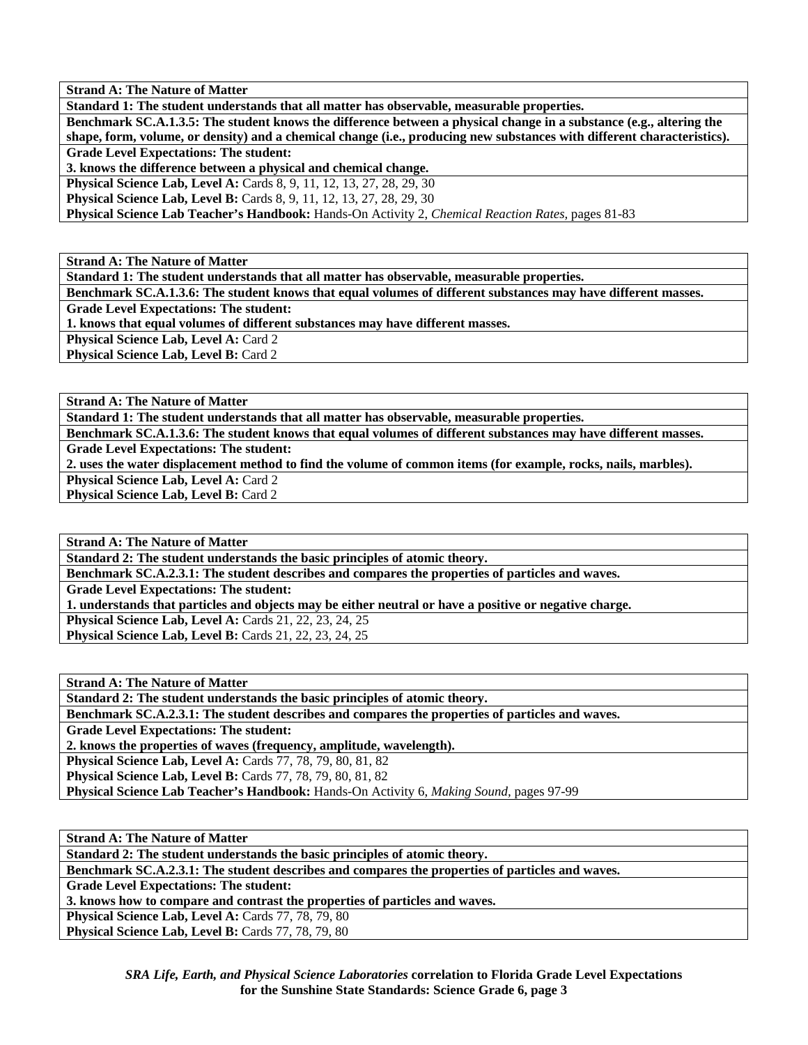**Strand A: The Nature of Matter**

**Standard 1: The student understands that all matter has observable, measurable properties.**

**Benchmark SC.A.1.3.5: The student knows the difference between a physical change in a substance (e.g., altering the shape, form, volume, or density) and a chemical change (i.e., producing new substances with different characteristics).**

**Grade Level Expectations: The student:**

**3. knows the difference between a physical and chemical change.**

**Physical Science Lab, Level A:** Cards 8, 9, 11, 12, 13, 27, 28, 29, 30

**Physical Science Lab, Level B:** Cards 8, 9, 11, 12, 13, 27, 28, 29, 30

**Physical Science Lab Teacher's Handbook:** Hands-On Activity 2, *Chemical Reaction Rates,* pages 81-83

---

**Strand A: The Nature of Matter**

**Standard 1: The student understands that all matter has observable, measurable properties.**

**Benchmark SC.A.1.3.6: The student knows that equal volumes of different substances may have different masses.**

**Grade Level Expectations: The student:**

**1. knows that equal volumes of different substances may have different masses.**

**Physical Science Lab, Level A:** Card 2

**Physical Science Lab, Level B:** Card 2

---

**Strand A: The Nature of Matter**

**Standard 1: The student understands that all matter has observable, measurable properties.**

**Benchmark SC.A.1.3.6: The student knows that equal volumes of different substances may have different masses.**

**Grade Level Expectations: The student:**

**2. uses the water displacement method to find the volume of common items (for example, rocks, nails, marbles).**

**Physical Science Lab, Level A:** Card 2

**Physical Science Lab, Level B:** Card 2

---

**Strand A: The Nature of Matter**

**Standard 2: The student understands the basic principles of atomic theory.**

**Benchmark SC.A.2.3.1: The student describes and compares the properties of particles and waves.**

**Grade Level Expectations: The student:**

**1. understands that particles and objects may be either neutral or have a positive or negative charge.**

**Physical Science Lab, Level A:** Cards 21, 22, 23, 24, 25

**Physical Science Lab, Level B:** Cards 21, 22, 23, 24, 25

---

**Strand A: The Nature of Matter**

**Standard 2: The student understands the basic principles of atomic theory.**

**Benchmark SC.A.2.3.1: The student describes and compares the properties of particles and waves.**

**Grade Level Expectations: The student:**

**2. knows the properties of waves (frequency, amplitude, wavelength).**

**Physical Science Lab, Level A:** Cards 77, 78, 79, 80, 81, 82

**Physical Science Lab, Level B:** Cards 77, 78, 79, 80, 81, 82

**Physical Science Lab Teacher's Handbook:** Hands-On Activity 6, *Making Sound,* pages 97-99

---

**Strand A: The Nature of Matter**

**Standard 2: The student understands the basic principles of atomic theory.**

**Benchmark SC.A.2.3.1: The student describes and compares the properties of particles and waves.**

**Grade Level Expectations: The student:**

**3. knows how to compare and contrast the properties of particles and waves.**

**Physical Science Lab, Level A:** Cards 77, 78, 79, 80

**Physical Science Lab, Level B:** Cards 77, 78, 79, 80

---

***SRA Life, Earth, and Physical Science Laboratories*** **correlation to Florida Grade Level Expectations for the Sunshine State Standards: Science Grade 6, page 3**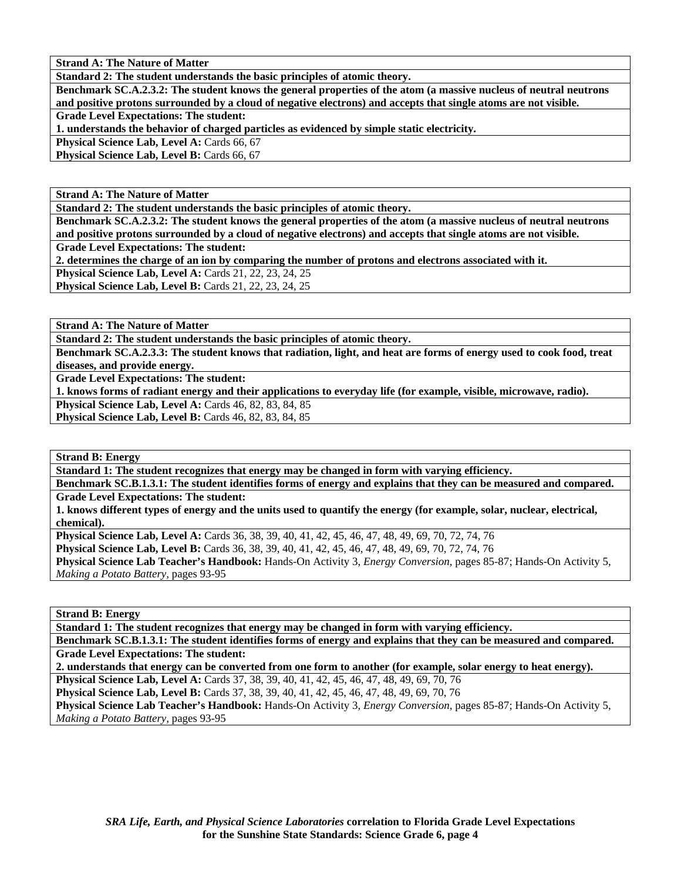**Strand A: The Nature of Matter**

**Standard 2: The student understands the basic principles of atomic theory.**

**Benchmark SC.A.2.3.2: The student knows the general properties of the atom (a massive nucleus of neutral neutrons and positive protons surrounded by a cloud of negative electrons) and accepts that single atoms are not visible.**

**Grade Level Expectations: The student:**

**1. understands the behavior of charged particles as evidenced by simple static electricity.**

**Physical Science Lab, Level A:** Cards 66, 67

**Physical Science Lab, Level B:** Cards 66, 67

---

**Strand A: The Nature of Matter**

**Standard 2: The student understands the basic principles of atomic theory.**

**Benchmark SC.A.2.3.2: The student knows the general properties of the atom (a massive nucleus of neutral neutrons and positive protons surrounded by a cloud of negative electrons) and accepts that single atoms are not visible.**

**Grade Level Expectations: The student:**

**2. determines the charge of an ion by comparing the number of protons and electrons associated with it.**

**Physical Science Lab, Level A:** Cards 21, 22, 23, 24, 25

**Physical Science Lab, Level B:** Cards 21, 22, 23, 24, 25

---

**Strand A: The Nature of Matter**

**Standard 2: The student understands the basic principles of atomic theory.**

**Benchmark SC.A.2.3.3: The student knows that radiation, light, and heat are forms of energy used to cook food, treat diseases, and provide energy.**

**Grade Level Expectations: The student:**

**1. knows forms of radiant energy and their applications to everyday life (for example, visible, microwave, radio).**

**Physical Science Lab, Level A:** Cards 46, 82, 83, 84, 85

**Physical Science Lab, Level B:** Cards 46, 82, 83, 84, 85

---

**Strand B: Energy**

**Standard 1: The student recognizes that energy may be changed in form with varying efficiency.**

**Benchmark SC.B.1.3.1: The student identifies forms of energy and explains that they can be measured and compared.**

**Grade Level Expectations: The student:**

**1. knows different types of energy and the units used to quantify the energy (for example, solar, nuclear, electrical, chemical).**

**Physical Science Lab, Level A:** Cards 36, 38, 39, 40, 41, 42, 45, 46, 47, 48, 49, 69, 70, 72, 74, 76

**Physical Science Lab, Level B:** Cards 36, 38, 39, 40, 41, 42, 45, 46, 47, 48, 49, 69, 70, 72, 74, 76

**Physical Science Lab Teacher's Handbook:** Hands-On Activity 3, *Energy Conversion*, pages 85-87; Hands-On Activity 5, *Making a Potato Battery*, pages 93-95

---

**Strand B: Energy**

**Standard 1: The student recognizes that energy may be changed in form with varying efficiency.**

**Benchmark SC.B.1.3.1: The student identifies forms of energy and explains that they can be measured and compared.**

**Grade Level Expectations: The student:**

**2. understands that energy can be converted from one form to another (for example, solar energy to heat energy).**

**Physical Science Lab, Level A:** Cards 37, 38, 39, 40, 41, 42, 45, 46, 47, 48, 49, 69, 70, 76

**Physical Science Lab, Level B:** Cards 37, 38, 39, 40, 41, 42, 45, 46, 47, 48, 49, 69, 70, 76

**Physical Science Lab Teacher's Handbook:** Hands-On Activity 3, *Energy Conversion*, pages 85-87; Hands-On Activity 5, *Making a Potato Battery*, pages 93-95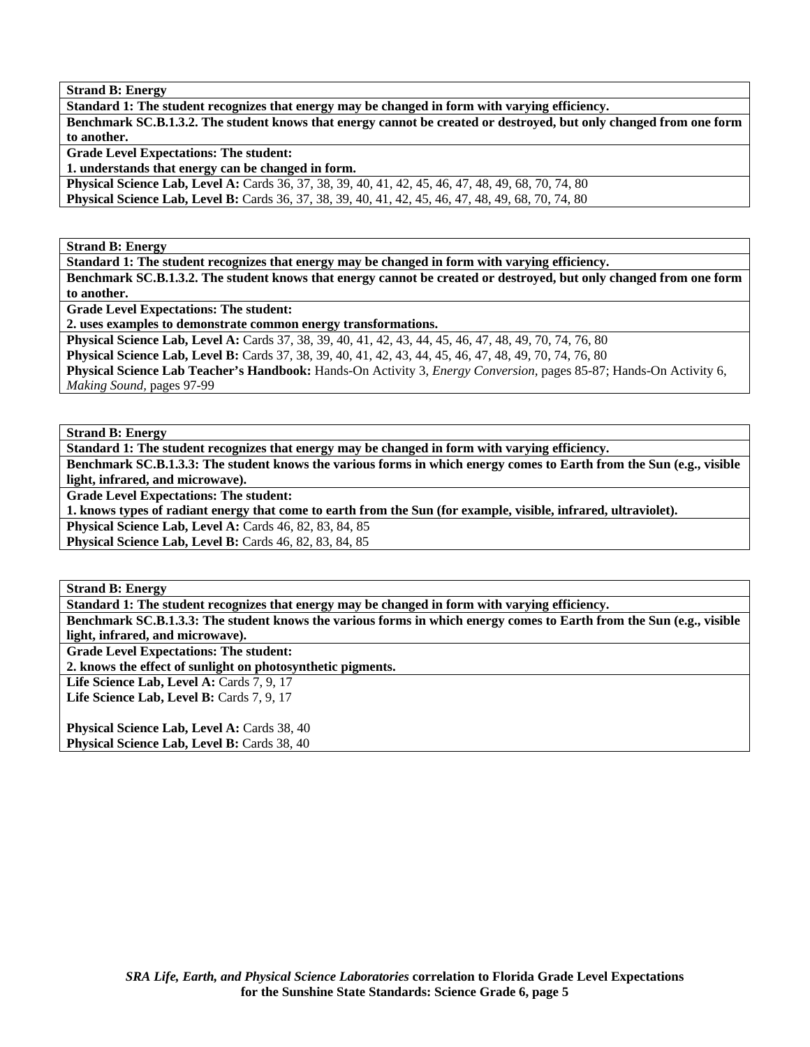**Strand B: Energy**

**Standard 1: The student recognizes that energy may be changed in form with varying efficiency.**

**Benchmark SC.B.1.3.2. The student knows that energy cannot be created or destroyed, but only changed from one form to another.**

**Grade Level Expectations: The student:**

**1. understands that energy can be changed in form.**

**Physical Science Lab, Level A:** Cards 36, 37, 38, 39, 40, 41, 42, 45, 46, 47, 48, 49, 68, 70, 74, 80

**Physical Science Lab, Level B:** Cards 36, 37, 38, 39, 40, 41, 42, 45, 46, 47, 48, 49, 68, 70, 74, 80

---

**Strand B: Energy**

**Standard 1: The student recognizes that energy may be changed in form with varying efficiency.**

**Benchmark SC.B.1.3.2. The student knows that energy cannot be created or destroyed, but only changed from one form to another.**

**Grade Level Expectations: The student:**

**2. uses examples to demonstrate common energy transformations.**

**Physical Science Lab, Level A:** Cards 37, 38, 39, 40, 41, 42, 43, 44, 45, 46, 47, 48, 49, 70, 74, 76, 80

**Physical Science Lab, Level B:** Cards 37, 38, 39, 40, 41, 42, 43, 44, 45, 46, 47, 48, 49, 70, 74, 76, 80

**Physical Science Lab Teacher's Handbook:** Hands-On Activity 3, *Energy Conversion,* pages 85-87; Hands-On Activity 6, *Making Sound,* pages 97-99

---

**Strand B: Energy**

**Standard 1: The student recognizes that energy may be changed in form with varying efficiency.**

**Benchmark SC.B.1.3.3: The student knows the various forms in which energy comes to Earth from the Sun (e.g., visible light, infrared, and microwave).**

**Grade Level Expectations: The student:**

**1. knows types of radiant energy that come to earth from the Sun (for example, visible, infrared, ultraviolet).**

**Physical Science Lab, Level A:** Cards 46, 82, 83, 84, 85

**Physical Science Lab, Level B:** Cards 46, 82, 83, 84, 85

---

**Strand B: Energy**

**Standard 1: The student recognizes that energy may be changed in form with varying efficiency.**

**Benchmark SC.B.1.3.3: The student knows the various forms in which energy comes to Earth from the Sun (e.g., visible light, infrared, and microwave).**

**Grade Level Expectations: The student:**

**2. knows the effect of sunlight on photosynthetic pigments.**

**Life Science Lab, Level A:** Cards 7, 9, 17

**Life Science Lab, Level B:** Cards 7, 9, 17

**Physical Science Lab, Level A:** Cards 38, 40

**Physical Science Lab, Level B:** Cards 38, 40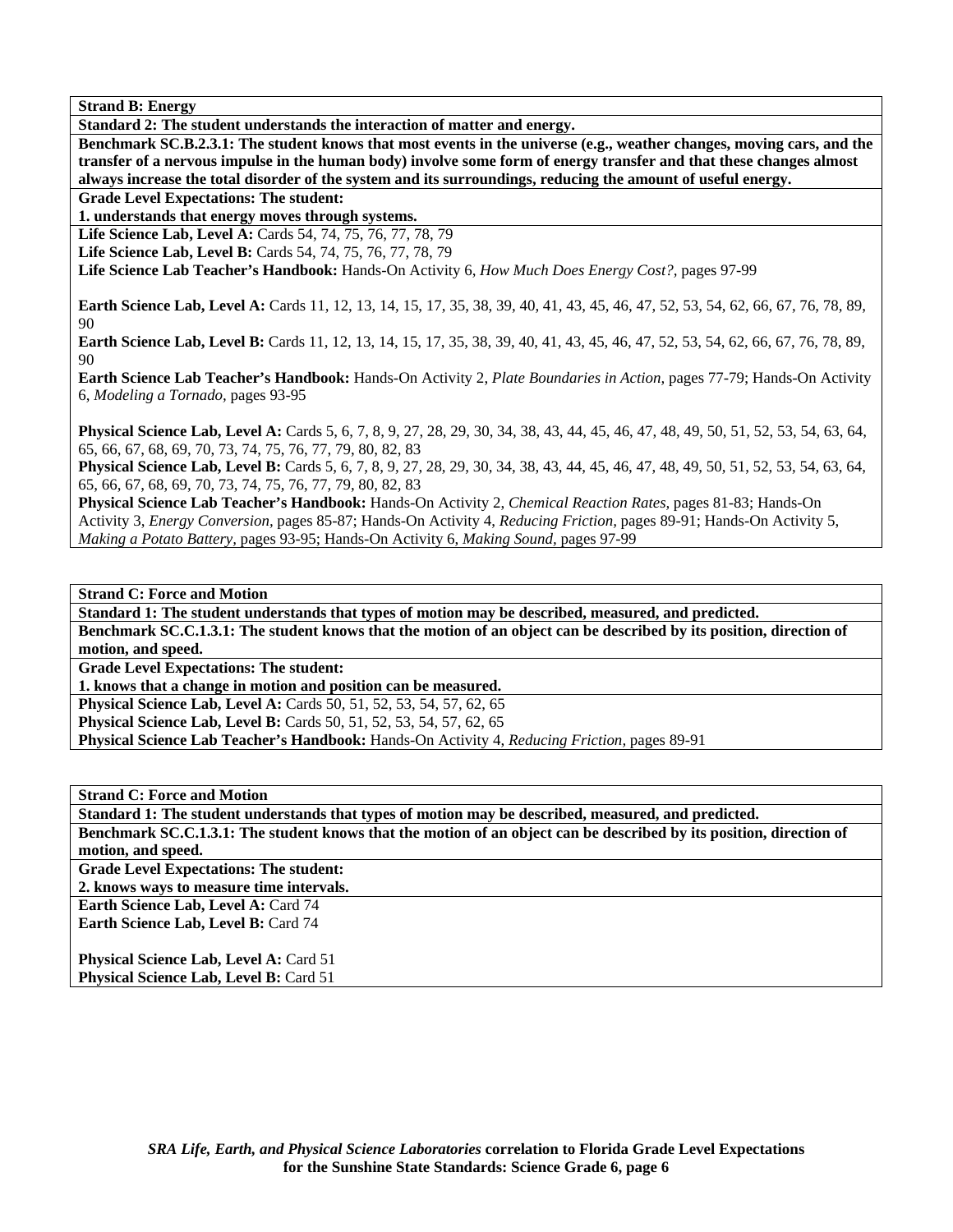**Strand B: Energy**

**Standard 2: The student understands the interaction of matter and energy.**

**Benchmark SC.B.2.3.1: The student knows that most events in the universe (e.g., weather changes, moving cars, and the transfer of a nervous impulse in the human body) involve some form of energy transfer and that these changes almost always increase the total disorder of the system and its surroundings, reducing the amount of useful energy.**

**Grade Level Expectations: The student:**

**1. understands that energy moves through systems.**

**Life Science Lab, Level A:** Cards 54, 74, 75, 76, 77, 78, 79
**Life Science Lab, Level B:** Cards 54, 74, 75, 76, 77, 78, 79
**Life Science Lab Teacher's Handbook:** Hands-On Activity 6, *How Much Does Energy Cost?,* pages 97-99

**Earth Science Lab, Level A:** Cards 11, 12, 13, 14, 15, 17, 35, 38, 39, 40, 41, 43, 45, 46, 47, 52, 53, 54, 62, 66, 67, 76, 78, 89, 90
**Earth Science Lab, Level B:** Cards 11, 12, 13, 14, 15, 17, 35, 38, 39, 40, 41, 43, 45, 46, 47, 52, 53, 54, 62, 66, 67, 76, 78, 89, 90
**Earth Science Lab Teacher's Handbook:** Hands-On Activity 2, *Plate Boundaries in Action,* pages 77-79; Hands-On Activity 6, *Modeling a Tornado,* pages 93-95

**Physical Science Lab, Level A:** Cards 5, 6, 7, 8, 9, 27, 28, 29, 30, 34, 38, 43, 44, 45, 46, 47, 48, 49, 50, 51, 52, 53, 54, 63, 64, 65, 66, 67, 68, 69, 70, 73, 74, 75, 76, 77, 79, 80, 82, 83
**Physical Science Lab, Level B:** Cards 5, 6, 7, 8, 9, 27, 28, 29, 30, 34, 38, 43, 44, 45, 46, 47, 48, 49, 50, 51, 52, 53, 54, 63, 64, 65, 66, 67, 68, 69, 70, 73, 74, 75, 76, 77, 79, 80, 82, 83
**Physical Science Lab Teacher's Handbook:** Hands-On Activity 2, *Chemical Reaction Rates,* pages 81-83; Hands-On Activity 3, *Energy Conversion,* pages 85-87; Hands-On Activity 4, *Reducing Friction,* pages 89-91; Hands-On Activity 5, *Making a Potato Battery,* pages 93-95; Hands-On Activity 6, *Making Sound,* pages 97-99

**Strand C: Force and Motion**

**Standard 1: The student understands that types of motion may be described, measured, and predicted.**

**Benchmark SC.C.1.3.1: The student knows that the motion of an object can be described by its position, direction of motion, and speed.**

**Grade Level Expectations: The student:**

**1. knows that a change in motion and position can be measured.**

**Physical Science Lab, Level A:** Cards 50, 51, 52, 53, 54, 57, 62, 65
**Physical Science Lab, Level B:** Cards 50, 51, 52, 53, 54, 57, 62, 65
**Physical Science Lab Teacher's Handbook:** Hands-On Activity 4, *Reducing Friction,* pages 89-91

**Strand C: Force and Motion**

**Standard 1: The student understands that types of motion may be described, measured, and predicted.**

**Benchmark SC.C.1.3.1: The student knows that the motion of an object can be described by its position, direction of motion, and speed.**

**Grade Level Expectations: The student:**

**2. knows ways to measure time intervals.**

**Earth Science Lab, Level A:** Card 74
**Earth Science Lab, Level B:** Card 74

**Physical Science Lab, Level A:** Card 51
**Physical Science Lab, Level B:** Card 51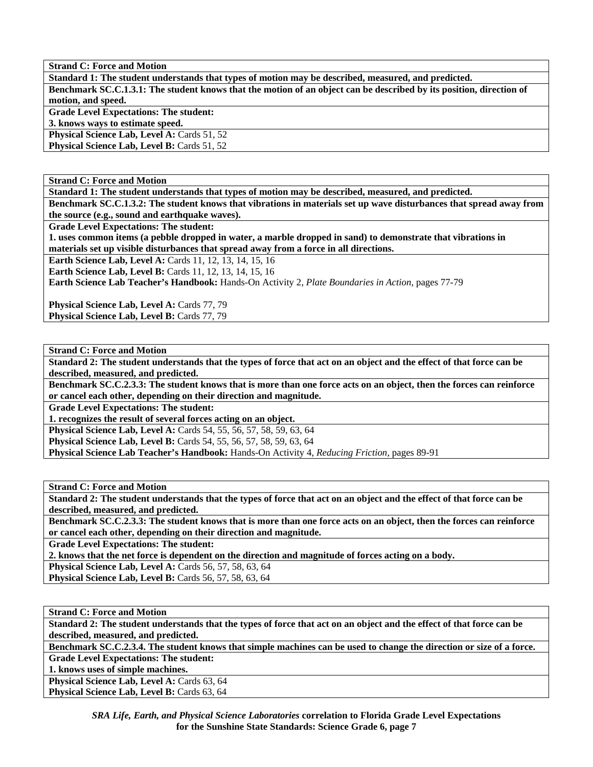**Strand C: Force and Motion**
**Standard 1: The student understands that types of motion may be described, measured, and predicted.**
**Benchmark SC.C.1.3.1: The student knows that the motion of an object can be described by its position, direction of motion, and speed.**
**Grade Level Expectations: The student:**
**3. knows ways to estimate speed.**
**Physical Science Lab, Level A:** Cards 51, 52
**Physical Science Lab, Level B:** Cards 51, 52

**Strand C: Force and Motion**
**Standard 1: The student understands that types of motion may be described, measured, and predicted.**
**Benchmark SC.C.1.3.2: The student knows that vibrations in materials set up wave disturbances that spread away from the source (e.g., sound and earthquake waves).**
**Grade Level Expectations: The student:**
**1. uses common items (a pebble dropped in water, a marble dropped in sand) to demonstrate that vibrations in materials set up visible disturbances that spread away from a force in all directions.**
**Earth Science Lab, Level A:** Cards 11, 12, 13, 14, 15, 16
**Earth Science Lab, Level B:** Cards 11, 12, 13, 14, 15, 16
**Earth Science Lab Teacher's Handbook:** Hands-On Activity 2, *Plate Boundaries in Action,* pages 77-79

**Physical Science Lab, Level A:** Cards 77, 79
**Physical Science Lab, Level B:** Cards 77, 79

**Strand C: Force and Motion**
**Standard 2: The student understands that the types of force that act on an object and the effect of that force can be described, measured, and predicted.**
**Benchmark SC.C.2.3.3: The student knows that is more than one force acts on an object, then the forces can reinforce or cancel each other, depending on their direction and magnitude.**
**Grade Level Expectations: The student:**
**1. recognizes the result of several forces acting on an object.**
**Physical Science Lab, Level A:** Cards 54, 55, 56, 57, 58, 59, 63, 64
**Physical Science Lab, Level B:** Cards 54, 55, 56, 57, 58, 59, 63, 64
**Physical Science Lab Teacher's Handbook:** Hands-On Activity 4, *Reducing Friction,* pages 89-91

**Strand C: Force and Motion**
**Standard 2: The student understands that the types of force that act on an object and the effect of that force can be described, measured, and predicted.**
**Benchmark SC.C.2.3.3: The student knows that is more than one force acts on an object, then the forces can reinforce or cancel each other, depending on their direction and magnitude.**
**Grade Level Expectations: The student:**
**2. knows that the net force is dependent on the direction and magnitude of forces acting on a body.**
**Physical Science Lab, Level A:** Cards 56, 57, 58, 63, 64
**Physical Science Lab, Level B:** Cards 56, 57, 58, 63, 64

**Strand C: Force and Motion**
**Standard 2: The student understands that the types of force that act on an object and the effect of that force can be described, measured, and predicted.**
**Benchmark SC.C.2.3.4. The student knows that simple machines can be used to change the direction or size of a force.**
**Grade Level Expectations: The student:**
**1. knows uses of simple machines.**
**Physical Science Lab, Level A:** Cards 63, 64
**Physical Science Lab, Level B:** Cards 63, 64

***SRA Life, Earth, and Physical Science Laboratories* correlation to Florida Grade Level Expectations for the Sunshine State Standards: Science Grade 6, page 7**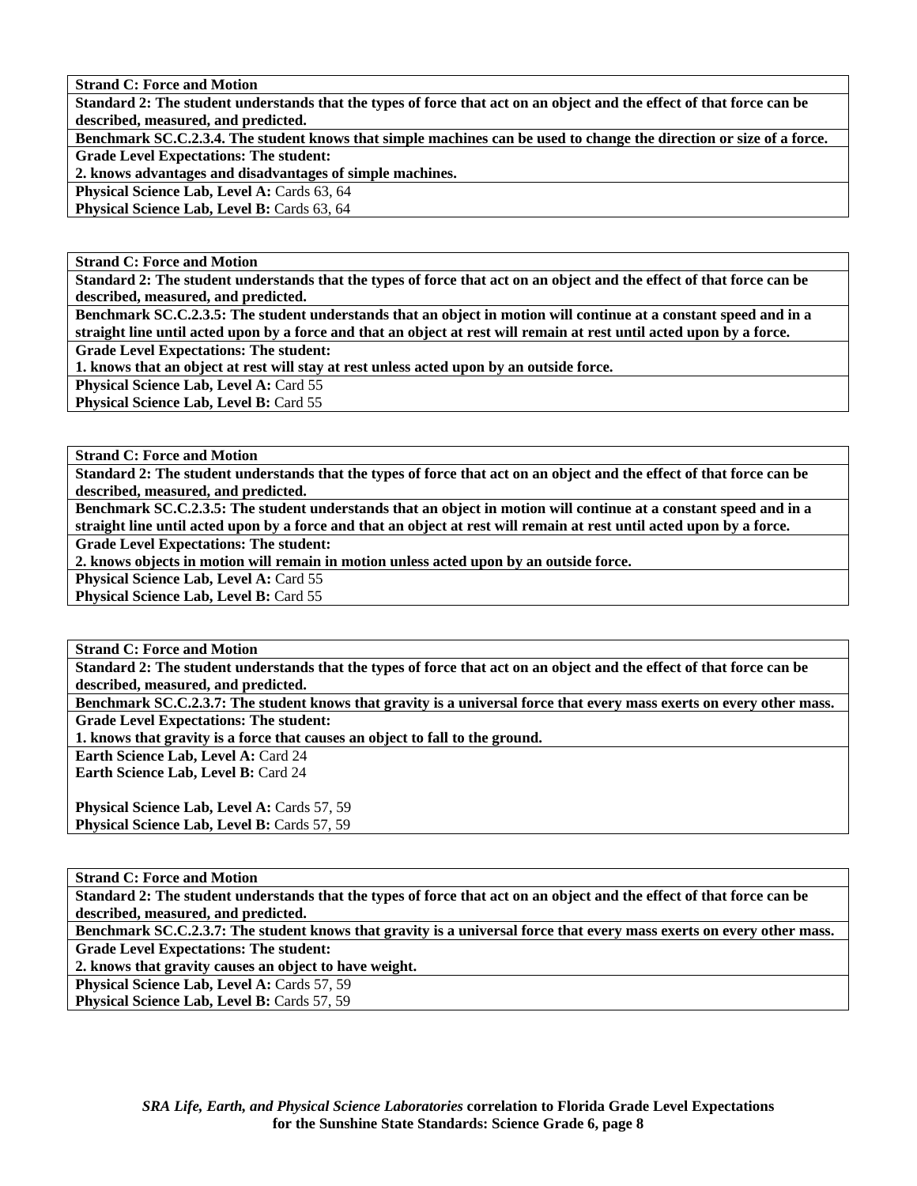**Strand C: Force and Motion**

**Standard 2: The student understands that the types of force that act on an object and the effect of that force can be described, measured, and predicted.**

**Benchmark SC.C.2.3.4. The student knows that simple machines can be used to change the direction or size of a force.**

**Grade Level Expectations: The student:**

**2. knows advantages and disadvantages of simple machines.**

**Physical Science Lab, Level A:** Cards 63, 64
**Physical Science Lab, Level B:** Cards 63, 64

---

**Strand C: Force and Motion**

**Standard 2: The student understands that the types of force that act on an object and the effect of that force can be described, measured, and predicted.**

**Benchmark SC.C.2.3.5: The student understands that an object in motion will continue at a constant speed and in a straight line until acted upon by a force and that an object at rest will remain at rest until acted upon by a force.**

**Grade Level Expectations: The student:**

**1. knows that an object at rest will stay at rest unless acted upon by an outside force.**

**Physical Science Lab, Level A:** Card 55
**Physical Science Lab, Level B:** Card 55

---

**Strand C: Force and Motion**

**Standard 2: The student understands that the types of force that act on an object and the effect of that force can be described, measured, and predicted.**

**Benchmark SC.C.2.3.5: The student understands that an object in motion will continue at a constant speed and in a straight line until acted upon by a force and that an object at rest will remain at rest until acted upon by a force.**

**Grade Level Expectations: The student:**

**2. knows objects in motion will remain in motion unless acted upon by an outside force.**

**Physical Science Lab, Level A:** Card 55
**Physical Science Lab, Level B:** Card 55

---

**Strand C: Force and Motion**

**Standard 2: The student understands that the types of force that act on an object and the effect of that force can be described, measured, and predicted.**

**Benchmark SC.C.2.3.7: The student knows that gravity is a universal force that every mass exerts on every other mass.**

**Grade Level Expectations: The student:**

**1. knows that gravity is a force that causes an object to fall to the ground.**

**Earth Science Lab, Level A:** Card 24
**Earth Science Lab, Level B:** Card 24

**Physical Science Lab, Level A:** Cards 57, 59
**Physical Science Lab, Level B:** Cards 57, 59

---

**Strand C: Force and Motion**

**Standard 2: The student understands that the types of force that act on an object and the effect of that force can be described, measured, and predicted.**

**Benchmark SC.C.2.3.7: The student knows that gravity is a universal force that every mass exerts on every other mass.**

**Grade Level Expectations: The student:**

**2. knows that gravity causes an object to have weight.**

**Physical Science Lab, Level A:** Cards 57, 59
**Physical Science Lab, Level B:** Cards 57, 59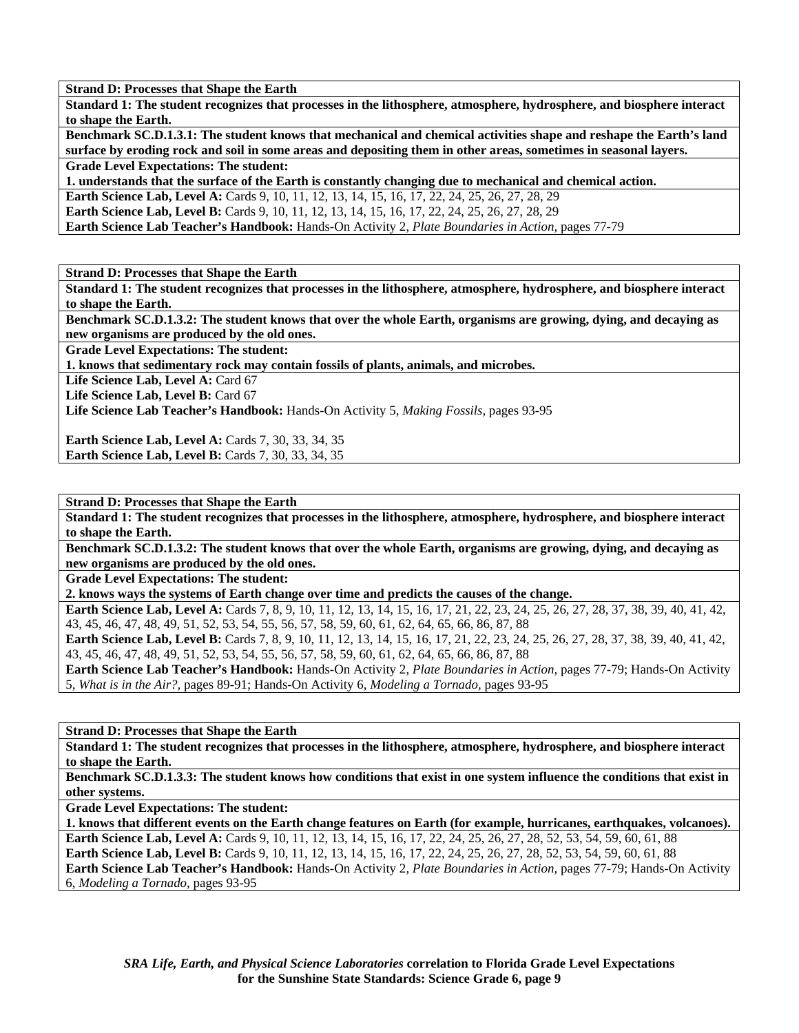**Strand D: Processes that Shape the Earth**

**Standard 1: The student recognizes that processes in the lithosphere, atmosphere, hydrosphere, and biosphere interact to shape the Earth.**

**Benchmark SC.D.1.3.1: The student knows that mechanical and chemical activities shape and reshape the Earth's land surface by eroding rock and soil in some areas and depositing them in other areas, sometimes in seasonal layers.**

**Grade Level Expectations: The student:**

**1. understands that the surface of the Earth is constantly changing due to mechanical and chemical action.**

**Earth Science Lab, Level A:** Cards 9, 10, 11, 12, 13, 14, 15, 16, 17, 22, 24, 25, 26, 27, 28, 29
**Earth Science Lab, Level B:** Cards 9, 10, 11, 12, 13, 14, 15, 16, 17, 22, 24, 25, 26, 27, 28, 29
**Earth Science Lab Teacher's Handbook:** Hands-On Activity 2, *Plate Boundaries in Action,* pages 77-79

---

**Strand D: Processes that Shape the Earth**

**Standard 1: The student recognizes that processes in the lithosphere, atmosphere, hydrosphere, and biosphere interact to shape the Earth.**

**Benchmark SC.D.1.3.2: The student knows that over the whole Earth, organisms are growing, dying, and decaying as new organisms are produced by the old ones.**

**Grade Level Expectations: The student:**

**1. knows that sedimentary rock may contain fossils of plants, animals, and microbes.**

**Life Science Lab, Level A:** Card 67
**Life Science Lab, Level B:** Card 67
**Life Science Lab Teacher's Handbook:** Hands-On Activity 5, *Making Fossils,* pages 93-95

**Earth Science Lab, Level A:** Cards 7, 30, 33, 34, 35
**Earth Science Lab, Level B:** Cards 7, 30, 33, 34, 35

---

**Strand D: Processes that Shape the Earth**

**Standard 1: The student recognizes that processes in the lithosphere, atmosphere, hydrosphere, and biosphere interact to shape the Earth.**

**Benchmark SC.D.1.3.2: The student knows that over the whole Earth, organisms are growing, dying, and decaying as new organisms are produced by the old ones.**

**Grade Level Expectations: The student:**

**2. knows ways the systems of Earth change over time and predicts the causes of the change.**

**Earth Science Lab, Level A:** Cards 7, 8, 9, 10, 11, 12, 13, 14, 15, 16, 17, 21, 22, 23, 24, 25, 26, 27, 28, 37, 38, 39, 40, 41, 42, 43, 45, 46, 47, 48, 49, 51, 52, 53, 54, 55, 56, 57, 58, 59, 60, 61, 62, 64, 65, 66, 86, 87, 88
**Earth Science Lab, Level B:** Cards 7, 8, 9, 10, 11, 12, 13, 14, 15, 16, 17, 21, 22, 23, 24, 25, 26, 27, 28, 37, 38, 39, 40, 41, 42, 43, 45, 46, 47, 48, 49, 51, 52, 53, 54, 55, 56, 57, 58, 59, 60, 61, 62, 64, 65, 66, 86, 87, 88
**Earth Science Lab Teacher's Handbook:** Hands-On Activity 2, *Plate Boundaries in Action,* pages 77-79; Hands-On Activity 5, *What is in the Air?,* pages 89-91; Hands-On Activity 6, *Modeling a Tornado,* pages 93-95

---

**Strand D: Processes that Shape the Earth**

**Standard 1: The student recognizes that processes in the lithosphere, atmosphere, hydrosphere, and biosphere interact to shape the Earth.**

**Benchmark SC.D.1.3.3: The student knows how conditions that exist in one system influence the conditions that exist in other systems.**

**Grade Level Expectations: The student:**

**1. knows that different events on the Earth change features on Earth (for example, hurricanes, earthquakes, volcanoes).**

**Earth Science Lab, Level A:** Cards 9, 10, 11, 12, 13, 14, 15, 16, 17, 22, 24, 25, 26, 27, 28, 52, 53, 54, 59, 60, 61, 88
**Earth Science Lab, Level B:** Cards 9, 10, 11, 12, 13, 14, 15, 16, 17, 22, 24, 25, 26, 27, 28, 52, 53, 54, 59, 60, 61, 88
**Earth Science Lab Teacher's Handbook:** Hands-On Activity 2, *Plate Boundaries in Action,* pages 77-79; Hands-On Activity 6, *Modeling a Tornado,* pages 93-95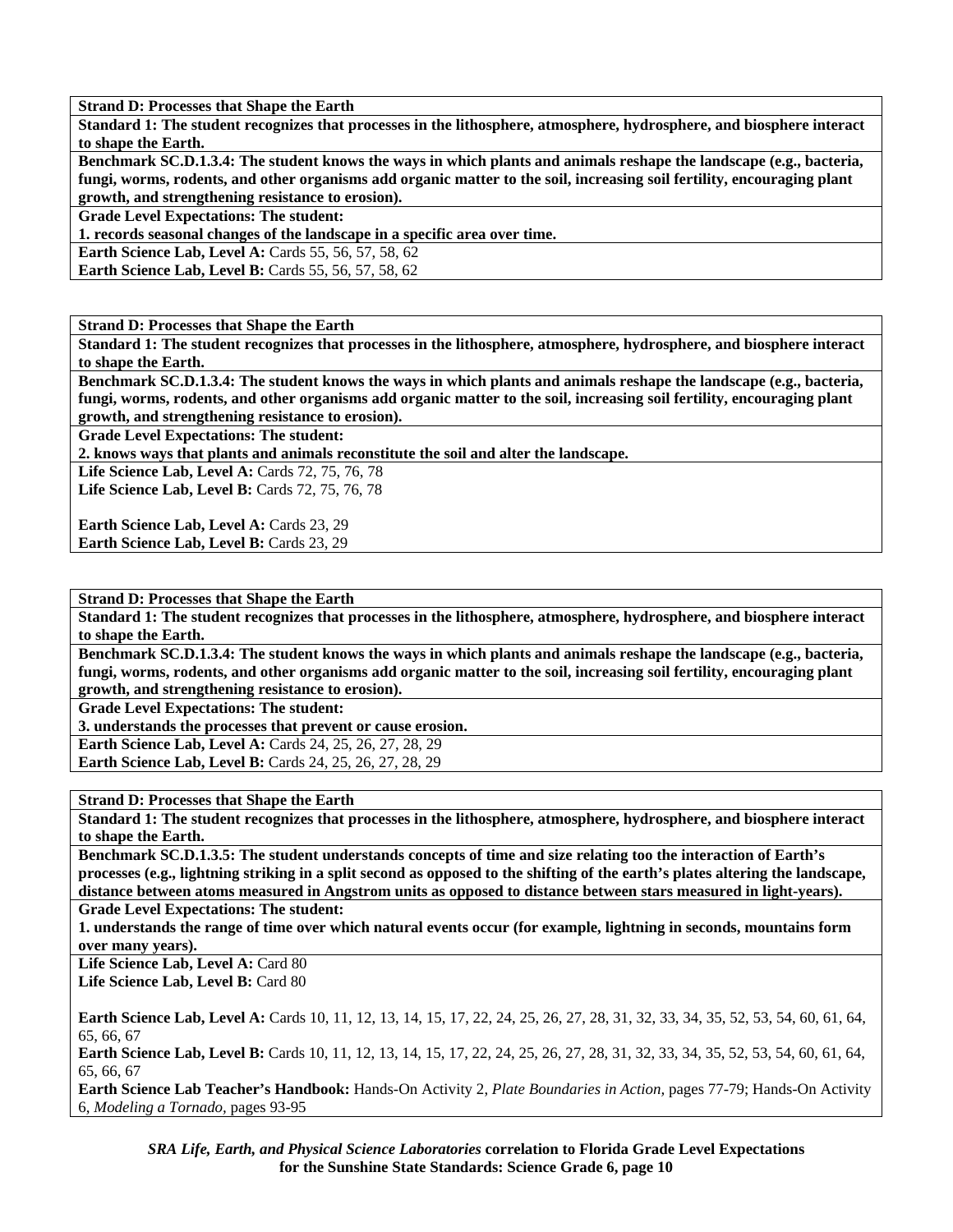**Strand D: Processes that Shape the Earth**

**Standard 1: The student recognizes that processes in the lithosphere, atmosphere, hydrosphere, and biosphere interact to shape the Earth.**

**Benchmark SC.D.1.3.4: The student knows the ways in which plants and animals reshape the landscape (e.g., bacteria, fungi, worms, rodents, and other organisms add organic matter to the soil, increasing soil fertility, encouraging plant growth, and strengthening resistance to erosion).**

**Grade Level Expectations: The student:**

**1. records seasonal changes of the landscape in a specific area over time.**

**Earth Science Lab, Level A:** Cards 55, 56, 57, 58, 62

**Earth Science Lab, Level B:** Cards 55, 56, 57, 58, 62

---

**Strand D: Processes that Shape the Earth**

**Standard 1: The student recognizes that processes in the lithosphere, atmosphere, hydrosphere, and biosphere interact to shape the Earth.**

**Benchmark SC.D.1.3.4: The student knows the ways in which plants and animals reshape the landscape (e.g., bacteria, fungi, worms, rodents, and other organisms add organic matter to the soil, increasing soil fertility, encouraging plant growth, and strengthening resistance to erosion).**

**Grade Level Expectations: The student:**

**2. knows ways that plants and animals reconstitute the soil and alter the landscape.**

**Life Science Lab, Level A:** Cards 72, 75, 76, 78

**Life Science Lab, Level B:** Cards 72, 75, 76, 78

**Earth Science Lab, Level A:** Cards 23, 29

**Earth Science Lab, Level B:** Cards 23, 29

---

**Strand D: Processes that Shape the Earth**

**Standard 1: The student recognizes that processes in the lithosphere, atmosphere, hydrosphere, and biosphere interact to shape the Earth.**

**Benchmark SC.D.1.3.4: The student knows the ways in which plants and animals reshape the landscape (e.g., bacteria, fungi, worms, rodents, and other organisms add organic matter to the soil, increasing soil fertility, encouraging plant growth, and strengthening resistance to erosion).**

**Grade Level Expectations: The student:**

**3. understands the processes that prevent or cause erosion.**

**Earth Science Lab, Level A:** Cards 24, 25, 26, 27, 28, 29

**Earth Science Lab, Level B:** Cards 24, 25, 26, 27, 28, 29

---

**Strand D: Processes that Shape the Earth**

**Standard 1: The student recognizes that processes in the lithosphere, atmosphere, hydrosphere, and biosphere interact to shape the Earth.**

**Benchmark SC.D.1.3.5: The student understands concepts of time and size relating too the interaction of Earth's processes (e.g., lightning striking in a split second as opposed to the shifting of the earth's plates altering the landscape, distance between atoms measured in Angstrom units as opposed to distance between stars measured in light-years).**

**Grade Level Expectations: The student:**

**1. understands the range of time over which natural events occur (for example, lightning in seconds, mountains form over many years).**

**Life Science Lab, Level A:** Card 80

**Life Science Lab, Level B:** Card 80

**Earth Science Lab, Level A:** Cards 10, 11, 12, 13, 14, 15, 17, 22, 24, 25, 26, 27, 28, 31, 32, 33, 34, 35, 52, 53, 54, 60, 61, 64, 65, 66, 67

**Earth Science Lab, Level B:** Cards 10, 11, 12, 13, 14, 15, 17, 22, 24, 25, 26, 27, 28, 31, 32, 33, 34, 35, 52, 53, 54, 60, 61, 64, 65, 66, 67

**Earth Science Lab Teacher's Handbook:** Hands-On Activity 2, *Plate Boundaries in Action,* pages 77-79; Hands-On Activity 6, *Modeling a Tornado,* pages 93-95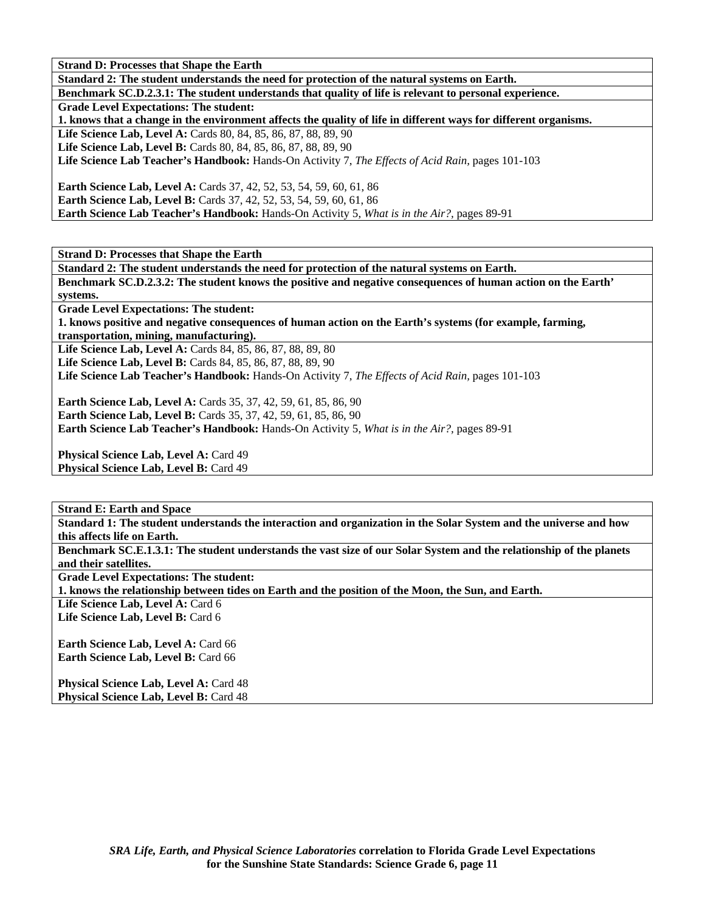**Strand D: Processes that Shape the Earth**

**Standard 2: The student understands the need for protection of the natural systems on Earth.**

**Benchmark SC.D.2.3.1: The student understands that quality of life is relevant to personal experience.**

**Grade Level Expectations: The student:**

**1. knows that a change in the environment affects the quality of life in different ways for different organisms.**

**Life Science Lab, Level A:** Cards 80, 84, 85, 86, 87, 88, 89, 90
**Life Science Lab, Level B:** Cards 80, 84, 85, 86, 87, 88, 89, 90
**Life Science Lab Teacher's Handbook:** Hands-On Activity 7, *The Effects of Acid Rain,* pages 101-103

**Earth Science Lab, Level A:** Cards 37, 42, 52, 53, 54, 59, 60, 61, 86
**Earth Science Lab, Level B:** Cards 37, 42, 52, 53, 54, 59, 60, 61, 86
**Earth Science Lab Teacher's Handbook:** Hands-On Activity 5, *What is in the Air?,* pages 89-91

---

**Strand D: Processes that Shape the Earth**

**Standard 2: The student understands the need for protection of the natural systems on Earth.**

**Benchmark SC.D.2.3.2: The student knows the positive and negative consequences of human action on the Earth' systems.**

**Grade Level Expectations: The student:**

**1. knows positive and negative consequences of human action on the Earth's systems (for example, farming, transportation, mining, manufacturing).**

**Life Science Lab, Level A:** Cards 84, 85, 86, 87, 88, 89, 80
**Life Science Lab, Level B:** Cards 84, 85, 86, 87, 88, 89, 90
**Life Science Lab Teacher's Handbook:** Hands-On Activity 7, *The Effects of Acid Rain,* pages 101-103

**Earth Science Lab, Level A:** Cards 35, 37, 42, 59, 61, 85, 86, 90
**Earth Science Lab, Level B:** Cards 35, 37, 42, 59, 61, 85, 86, 90
**Earth Science Lab Teacher's Handbook:** Hands-On Activity 5, *What is in the Air?,* pages 89-91

**Physical Science Lab, Level A:** Card 49
**Physical Science Lab, Level B:** Card 49

---

**Strand E: Earth and Space**

**Standard 1: The student understands the interaction and organization in the Solar System and the universe and how this affects life on Earth.**

**Benchmark SC.E.1.3.1: The student understands the vast size of our Solar System and the relationship of the planets and their satellites.**

**Grade Level Expectations: The student:**

**1. knows the relationship between tides on Earth and the position of the Moon, the Sun, and Earth.**

**Life Science Lab, Level A:** Card 6
**Life Science Lab, Level B:** Card 6

**Earth Science Lab, Level A:** Card 66
**Earth Science Lab, Level B:** Card 66

**Physical Science Lab, Level A:** Card 48
**Physical Science Lab, Level B:** Card 48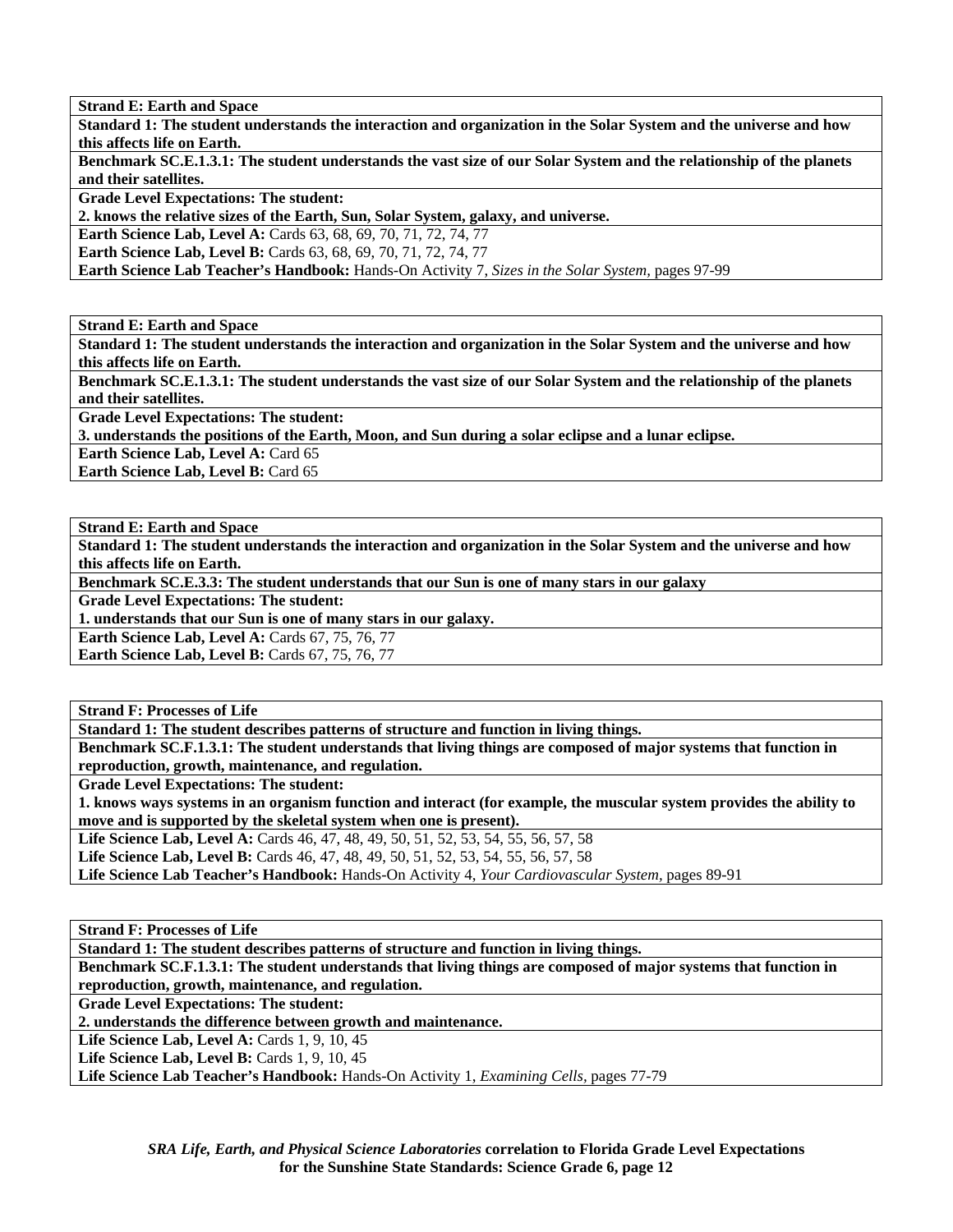**Strand E: Earth and Space**

**Standard 1: The student understands the interaction and organization in the Solar System and the universe and how this affects life on Earth.**

**Benchmark SC.E.1.3.1: The student understands the vast size of our Solar System and the relationship of the planets and their satellites.**

**Grade Level Expectations: The student:**

**2. knows the relative sizes of the Earth, Sun, Solar System, galaxy, and universe.**

**Earth Science Lab, Level A:** Cards 63, 68, 69, 70, 71, 72, 74, 77

**Earth Science Lab, Level B:** Cards 63, 68, 69, 70, 71, 72, 74, 77

**Earth Science Lab Teacher's Handbook:** Hands-On Activity 7, *Sizes in the Solar System,* pages 97-99

---

**Strand E: Earth and Space**

**Standard 1: The student understands the interaction and organization in the Solar System and the universe and how this affects life on Earth.**

**Benchmark SC.E.1.3.1: The student understands the vast size of our Solar System and the relationship of the planets and their satellites.**

**Grade Level Expectations: The student:**

**3. understands the positions of the Earth, Moon, and Sun during a solar eclipse and a lunar eclipse.**

**Earth Science Lab, Level A:** Card 65

**Earth Science Lab, Level B:** Card 65

---

**Strand E: Earth and Space**

**Standard 1: The student understands the interaction and organization in the Solar System and the universe and how this affects life on Earth.**

**Benchmark SC.E.3.3: The student understands that our Sun is one of many stars in our galaxy**

**Grade Level Expectations: The student:**

**1. understands that our Sun is one of many stars in our galaxy.**

**Earth Science Lab, Level A:** Cards 67, 75, 76, 77

**Earth Science Lab, Level B:** Cards 67, 75, 76, 77

---

**Strand F: Processes of Life**

**Standard 1: The student describes patterns of structure and function in living things.**

**Benchmark SC.F.1.3.1: The student understands that living things are composed of major systems that function in reproduction, growth, maintenance, and regulation.**

**Grade Level Expectations: The student:**

**1. knows ways systems in an organism function and interact (for example, the muscular system provides the ability to move and is supported by the skeletal system when one is present).**

**Life Science Lab, Level A:** Cards 46, 47, 48, 49, 50, 51, 52, 53, 54, 55, 56, 57, 58

**Life Science Lab, Level B:** Cards 46, 47, 48, 49, 50, 51, 52, 53, 54, 55, 56, 57, 58

**Life Science Lab Teacher's Handbook:** Hands-On Activity 4, *Your Cardiovascular System,* pages 89-91

---

**Strand F: Processes of Life**

**Standard 1: The student describes patterns of structure and function in living things.**

**Benchmark SC.F.1.3.1: The student understands that living things are composed of major systems that function in reproduction, growth, maintenance, and regulation.**

**Grade Level Expectations: The student:**

**2. understands the difference between growth and maintenance.**

**Life Science Lab, Level A:** Cards 1, 9, 10, 45

**Life Science Lab, Level B:** Cards 1, 9, 10, 45

**Life Science Lab Teacher's Handbook:** Hands-On Activity 1, *Examining Cells,* pages 77-79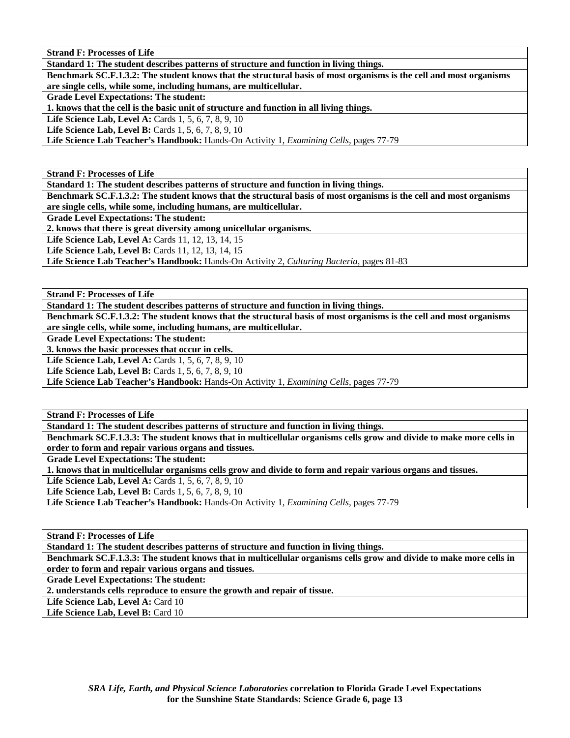| **Strand F: Processes of Life** |
|---|
| **Standard 1: The student describes patterns of structure and function in living things.** |
| **Benchmark SC.F.1.3.2: The student knows that the structural basis of most organisms is the cell and most organisms are single cells, while some, including humans, are multicellular.** |
| **Grade Level Expectations: The student:**<br>**1. knows that the cell is the basic unit of structure and function in all living things.** |
| **Life Science Lab, Level A:** Cards 1, 5, 6, 7, 8, 9, 10<br>**Life Science Lab, Level B:** Cards 1, 5, 6, 7, 8, 9, 10<br>**Life Science Lab Teacher's Handbook:** Hands-On Activity 1, *Examining Cells,* pages 77-79 |

| **Strand F: Processes of Life** |
|---|
| **Standard 1: The student describes patterns of structure and function in living things.** |
| **Benchmark SC.F.1.3.2: The student knows that the structural basis of most organisms is the cell and most organisms are single cells, while some, including humans, are multicellular.** |
| **Grade Level Expectations: The student:**<br>**2. knows that there is great diversity among unicellular organisms.** |
| **Life Science Lab, Level A:** Cards 11, 12, 13, 14, 15<br>**Life Science Lab, Level B:** Cards 11, 12, 13, 14, 15<br>**Life Science Lab Teacher's Handbook:** Hands-On Activity 2, *Culturing Bacteria,* pages 81-83 |

| **Strand F: Processes of Life** |
|---|
| **Standard 1: The student describes patterns of structure and function in living things.** |
| **Benchmark SC.F.1.3.2: The student knows that the structural basis of most organisms is the cell and most organisms are single cells, while some, including humans, are multicellular.** |
| **Grade Level Expectations: The student:**<br>**3. knows the basic processes that occur in cells.** |
| **Life Science Lab, Level A:** Cards 1, 5, 6, 7, 8, 9, 10<br>**Life Science Lab, Level B:** Cards 1, 5, 6, 7, 8, 9, 10<br>**Life Science Lab Teacher's Handbook:** Hands-On Activity 1, *Examining Cells,* pages 77-79 |

| **Strand F: Processes of Life** |
|---|
| **Standard 1: The student describes patterns of structure and function in living things.** |
| **Benchmark SC.F.1.3.3: The student knows that in multicellular organisms cells grow and divide to make more cells in order to form and repair various organs and tissues.** |
| **Grade Level Expectations: The student:**<br>**1. knows that in multicellular organisms cells grow and divide to form and repair various organs and tissues.** |
| **Life Science Lab, Level A:** Cards 1, 5, 6, 7, 8, 9, 10<br>**Life Science Lab, Level B:** Cards 1, 5, 6, 7, 8, 9, 10<br>**Life Science Lab Teacher's Handbook:** Hands-On Activity 1, *Examining Cells,* pages 77-79 |

| **Strand F: Processes of Life** |
|---|
| **Standard 1: The student describes patterns of structure and function in living things.** |
| **Benchmark SC.F.1.3.3: The student knows that in multicellular organisms cells grow and divide to make more cells in order to form and repair various organs and tissues.** |
| **Grade Level Expectations: The student:**<br>**2. understands cells reproduce to ensure the growth and repair of tissue.** |
| **Life Science Lab, Level A:** Card 10<br>**Life Science Lab, Level B:** Card 10 |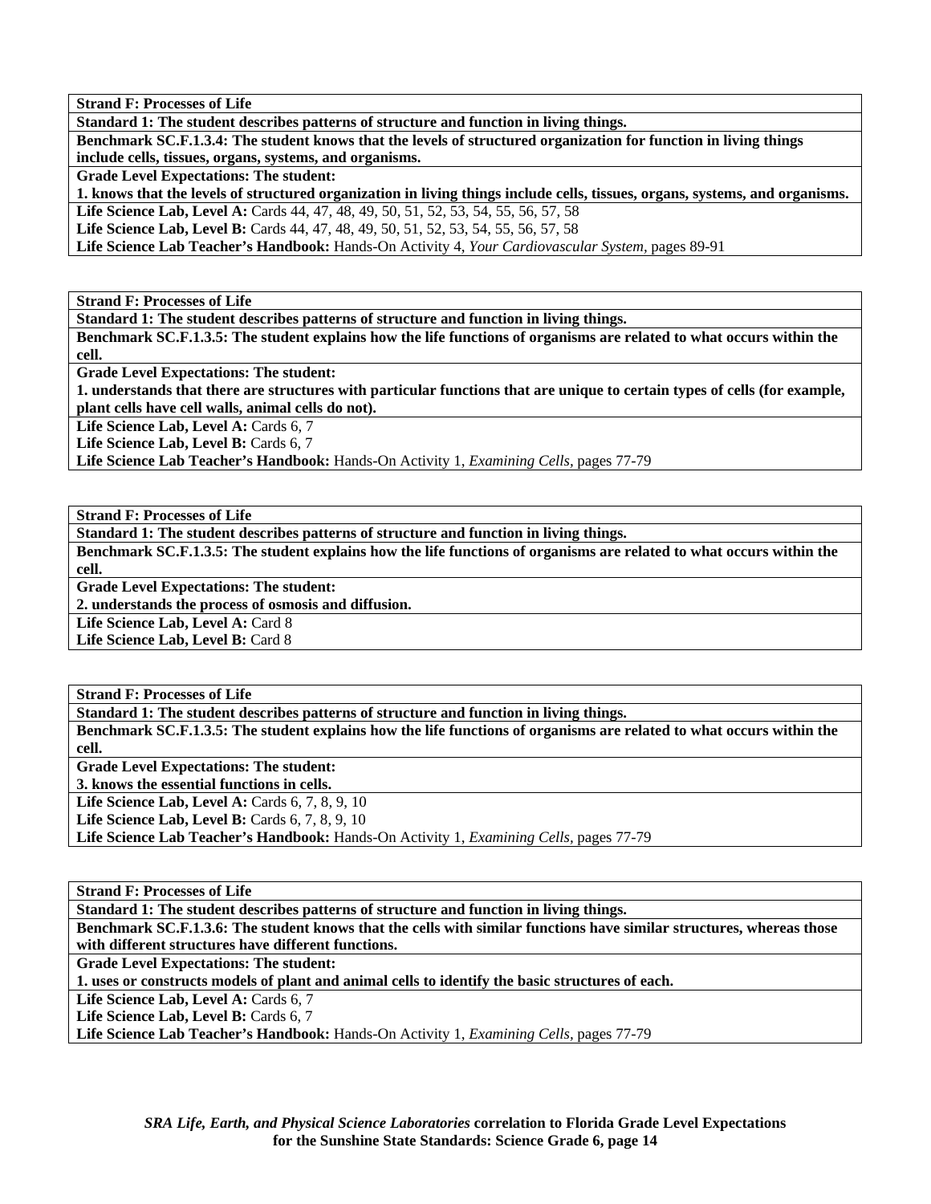**Strand F: Processes of Life**

**Standard 1: The student describes patterns of structure and function in living things.**

**Benchmark SC.F.1.3.4: The student knows that the levels of structured organization for function in living things include cells, tissues, organs, systems, and organisms.**

**Grade Level Expectations: The student:**

**1. knows that the levels of structured organization in living things include cells, tissues, organs, systems, and organisms.**

**Life Science Lab, Level A:** Cards 44, 47, 48, 49, 50, 51, 52, 53, 54, 55, 56, 57, 58

**Life Science Lab, Level B:** Cards 44, 47, 48, 49, 50, 51, 52, 53, 54, 55, 56, 57, 58

**Life Science Lab Teacher's Handbook:** Hands-On Activity 4, *Your Cardiovascular System,* pages 89-91

---

**Strand F: Processes of Life**

**Standard 1: The student describes patterns of structure and function in living things.**

**Benchmark SC.F.1.3.5: The student explains how the life functions of organisms are related to what occurs within the cell.**

**Grade Level Expectations: The student:**

**1. understands that there are structures with particular functions that are unique to certain types of cells (for example, plant cells have cell walls, animal cells do not).**

**Life Science Lab, Level A:** Cards 6, 7

**Life Science Lab, Level B:** Cards 6, 7

**Life Science Lab Teacher's Handbook:** Hands-On Activity 1, *Examining Cells,* pages 77-79

---

**Strand F: Processes of Life**

**Standard 1: The student describes patterns of structure and function in living things.**

**Benchmark SC.F.1.3.5: The student explains how the life functions of organisms are related to what occurs within the cell.**

**Grade Level Expectations: The student:**

**2. understands the process of osmosis and diffusion.**

**Life Science Lab, Level A:** Card 8

**Life Science Lab, Level B:** Card 8

---

**Strand F: Processes of Life**

**Standard 1: The student describes patterns of structure and function in living things.**

**Benchmark SC.F.1.3.5: The student explains how the life functions of organisms are related to what occurs within the cell.**

**Grade Level Expectations: The student:**

**3. knows the essential functions in cells.**

**Life Science Lab, Level A:** Cards 6, 7, 8, 9, 10

**Life Science Lab, Level B:** Cards 6, 7, 8, 9, 10

**Life Science Lab Teacher's Handbook:** Hands-On Activity 1, *Examining Cells,* pages 77-79

---

**Strand F: Processes of Life**

**Standard 1: The student describes patterns of structure and function in living things.**

**Benchmark SC.F.1.3.6: The student knows that the cells with similar functions have similar structures, whereas those with different structures have different functions.**

**Grade Level Expectations: The student:**

**1. uses or constructs models of plant and animal cells to identify the basic structures of each.**

**Life Science Lab, Level A:** Cards 6, 7

**Life Science Lab, Level B:** Cards 6, 7

**Life Science Lab Teacher's Handbook:** Hands-On Activity 1, *Examining Cells,* pages 77-79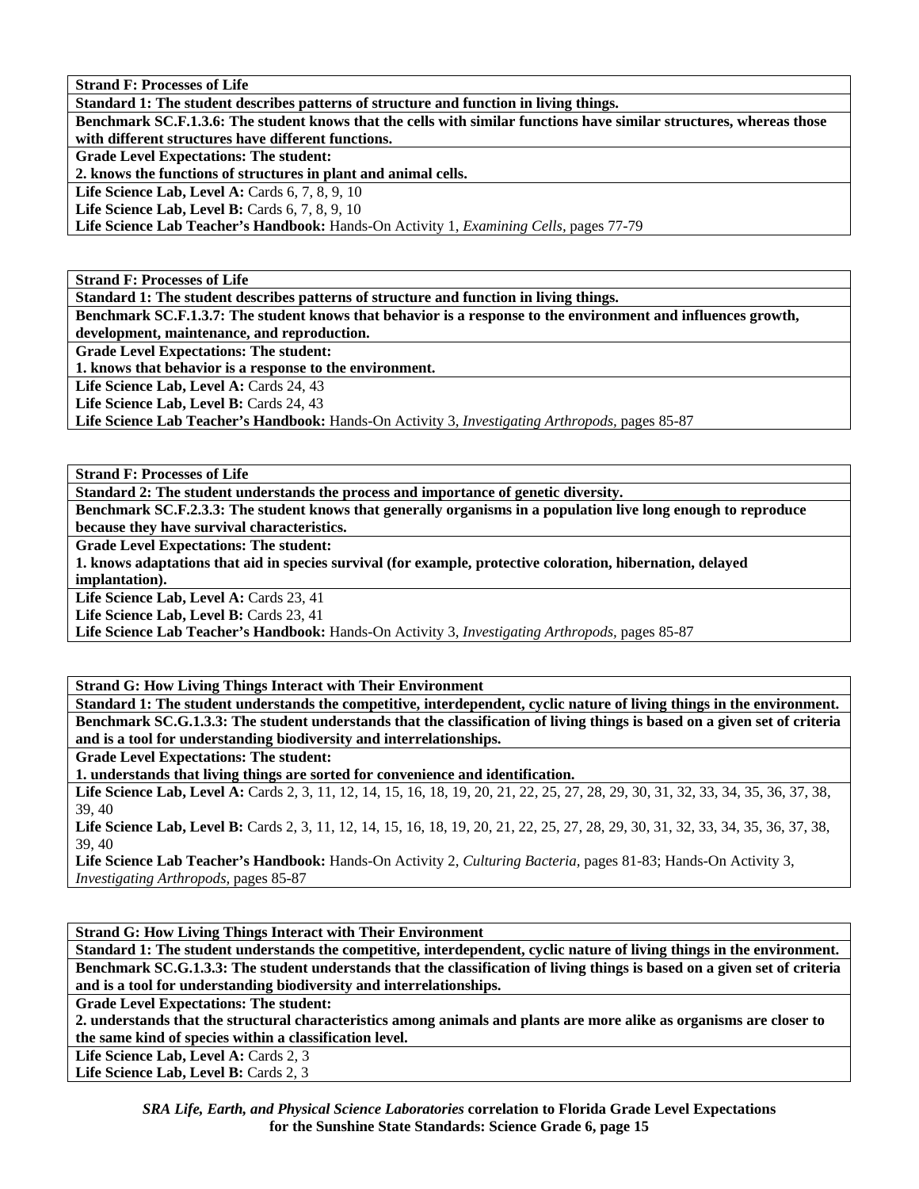**Strand F: Processes of Life**

**Standard 1: The student describes patterns of structure and function in living things.**

**Benchmark SC.F.1.3.6: The student knows that the cells with similar functions have similar structures, whereas those with different structures have different functions.**

**Grade Level Expectations: The student:**

**2. knows the functions of structures in plant and animal cells.**

**Life Science Lab, Level A:** Cards 6, 7, 8, 9, 10

**Life Science Lab, Level B:** Cards 6, 7, 8, 9, 10

**Life Science Lab Teacher's Handbook:** Hands-On Activity 1, *Examining Cells,* pages 77-79

---

**Strand F: Processes of Life**

**Standard 1: The student describes patterns of structure and function in living things.**

**Benchmark SC.F.1.3.7: The student knows that behavior is a response to the environment and influences growth, development, maintenance, and reproduction.**

**Grade Level Expectations: The student:**

**1. knows that behavior is a response to the environment.**

**Life Science Lab, Level A:** Cards 24, 43

**Life Science Lab, Level B:** Cards 24, 43

**Life Science Lab Teacher's Handbook:** Hands-On Activity 3, *Investigating Arthropods,* pages 85-87

---

**Strand F: Processes of Life**

**Standard 2: The student understands the process and importance of genetic diversity.**

**Benchmark SC.F.2.3.3: The student knows that generally organisms in a population live long enough to reproduce because they have survival characteristics.**

**Grade Level Expectations: The student:**

**1. knows adaptations that aid in species survival (for example, protective coloration, hibernation, delayed implantation).**

**Life Science Lab, Level A:** Cards 23, 41

**Life Science Lab, Level B:** Cards 23, 41

**Life Science Lab Teacher's Handbook:** Hands-On Activity 3, *Investigating Arthropods,* pages 85-87

---

**Strand G: How Living Things Interact with Their Environment**

**Standard 1: The student understands the competitive, interdependent, cyclic nature of living things in the environment.**

**Benchmark SC.G.1.3.3: The student understands that the classification of living things is based on a given set of criteria and is a tool for understanding biodiversity and interrelationships.**

**Grade Level Expectations: The student:**

**1. understands that living things are sorted for convenience and identification.**

**Life Science Lab, Level A:** Cards 2, 3, 11, 12, 14, 15, 16, 18, 19, 20, 21, 22, 25, 27, 28, 29, 30, 31, 32, 33, 34, 35, 36, 37, 38, 39, 40

**Life Science Lab, Level B:** Cards 2, 3, 11, 12, 14, 15, 16, 18, 19, 20, 21, 22, 25, 27, 28, 29, 30, 31, 32, 33, 34, 35, 36, 37, 38, 39, 40

**Life Science Lab Teacher's Handbook:** Hands-On Activity 2, *Culturing Bacteria,* pages 81-83; Hands-On Activity 3, *Investigating Arthropods,* pages 85-87

---

**Strand G: How Living Things Interact with Their Environment**

**Standard 1: The student understands the competitive, interdependent, cyclic nature of living things in the environment.**

**Benchmark SC.G.1.3.3: The student understands that the classification of living things is based on a given set of criteria and is a tool for understanding biodiversity and interrelationships.**

**Grade Level Expectations: The student:**

**2. understands that the structural characteristics among animals and plants are more alike as organisms are closer to the same kind of species within a classification level.**

**Life Science Lab, Level A:** Cards 2, 3

**Life Science Lab, Level B:** Cards 2, 3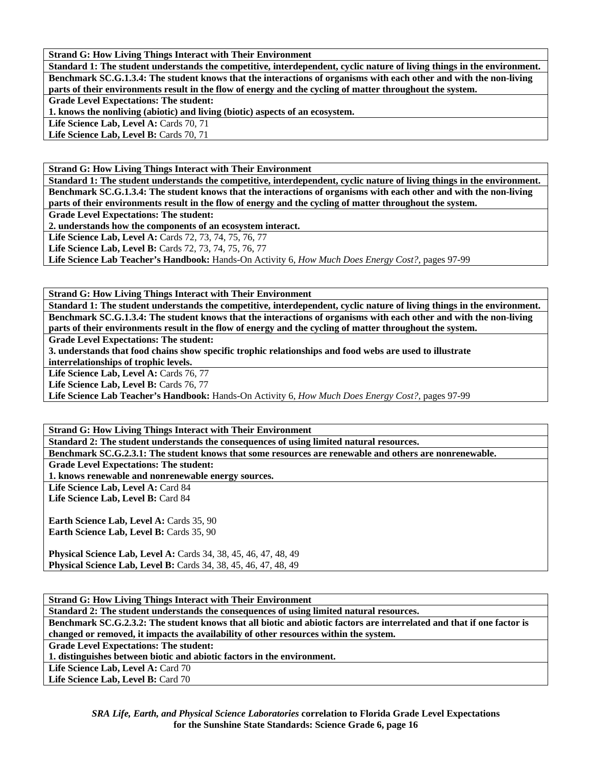**Strand G: How Living Things Interact with Their Environment**

**Standard 1: The student understands the competitive, interdependent, cyclic nature of living things in the environment.**

**Benchmark SC.G.1.3.4: The student knows that the interactions of organisms with each other and with the non-living parts of their environments result in the flow of energy and the cycling of matter throughout the system.**

**Grade Level Expectations: The student:**

**1. knows the nonliving (abiotic) and living (biotic) aspects of an ecosystem.**

**Life Science Lab, Level A:** Cards 70, 71
**Life Science Lab, Level B:** Cards 70, 71

---

**Strand G: How Living Things Interact with Their Environment**

**Standard 1: The student understands the competitive, interdependent, cyclic nature of living things in the environment.**

**Benchmark SC.G.1.3.4: The student knows that the interactions of organisms with each other and with the non-living parts of their environments result in the flow of energy and the cycling of matter throughout the system.**

**Grade Level Expectations: The student:**

**2. understands how the components of an ecosystem interact.**

**Life Science Lab, Level A:** Cards 72, 73, 74, 75, 76, 77
**Life Science Lab, Level B:** Cards 72, 73, 74, 75, 76, 77
**Life Science Lab Teacher's Handbook:** Hands-On Activity 6, *How Much Does Energy Cost?*, pages 97-99

---

**Strand G: How Living Things Interact with Their Environment**

**Standard 1: The student understands the competitive, interdependent, cyclic nature of living things in the environment.**

**Benchmark SC.G.1.3.4: The student knows that the interactions of organisms with each other and with the non-living parts of their environments result in the flow of energy and the cycling of matter throughout the system.**

**Grade Level Expectations: The student:**

**3. understands that food chains show specific trophic relationships and food webs are used to illustrate interrelationships of trophic levels.**

**Life Science Lab, Level A:** Cards 76, 77
**Life Science Lab, Level B:** Cards 76, 77
**Life Science Lab Teacher's Handbook:** Hands-On Activity 6, *How Much Does Energy Cost?*, pages 97-99

---

**Strand G: How Living Things Interact with Their Environment**

**Standard 2: The student understands the consequences of using limited natural resources.**

**Benchmark SC.G.2.3.1: The student knows that some resources are renewable and others are nonrenewable.**

**Grade Level Expectations: The student:**

**1. knows renewable and nonrenewable energy sources.**

**Life Science Lab, Level A:** Card 84
**Life Science Lab, Level B:** Card 84

**Earth Science Lab, Level A:** Cards 35, 90
**Earth Science Lab, Level B:** Cards 35, 90

**Physical Science Lab, Level A:** Cards 34, 38, 45, 46, 47, 48, 49
**Physical Science Lab, Level B:** Cards 34, 38, 45, 46, 47, 48, 49

---

**Strand G: How Living Things Interact with Their Environment**

**Standard 2: The student understands the consequences of using limited natural resources.**

**Benchmark SC.G.2.3.2: The student knows that all biotic and abiotic factors are interrelated and that if one factor is changed or removed, it impacts the availability of other resources within the system.**

**Grade Level Expectations: The student:**

**1. distinguishes between biotic and abiotic factors in the environment.**

**Life Science Lab, Level A:** Card 70
**Life Science Lab, Level B:** Card 70

*SRA Life, Earth, and Physical Science Laboratories* **correlation to Florida Grade Level Expectations for the Sunshine State Standards: Science Grade 6, page 16**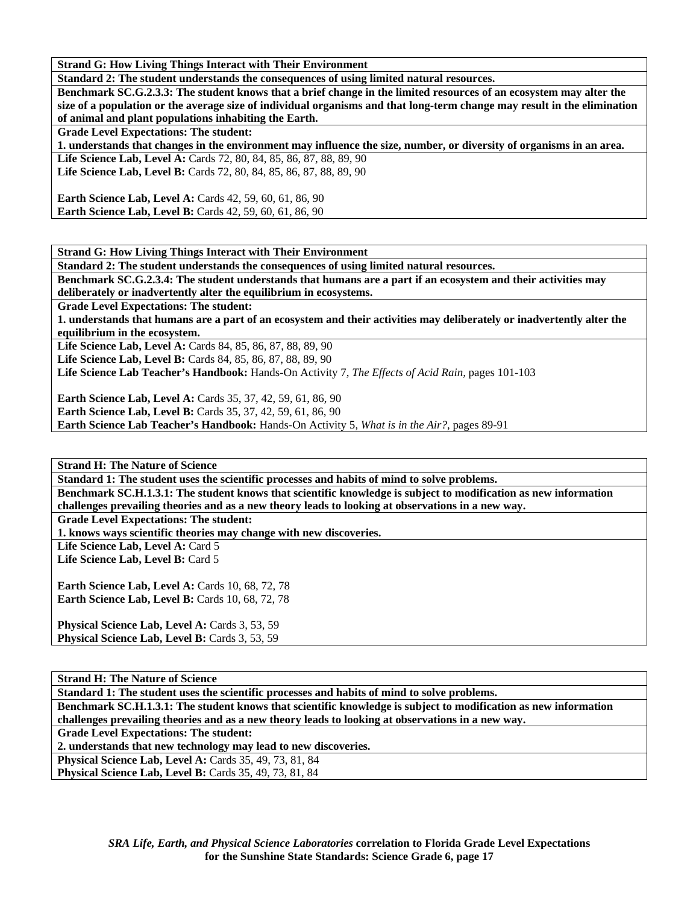**Strand G: How Living Things Interact with Their Environment**

**Standard 2: The student understands the consequences of using limited natural resources.**

**Benchmark SC.G.2.3.3: The student knows that a brief change in the limited resources of an ecosystem may alter the size of a population or the average size of individual organisms and that long-term change may result in the elimination of animal and plant populations inhabiting the Earth.**

**Grade Level Expectations: The student:**

**1. understands that changes in the environment may influence the size, number, or diversity of organisms in an area.**

**Life Science Lab, Level A:** Cards 72, 80, 84, 85, 86, 87, 88, 89, 90
**Life Science Lab, Level B:** Cards 72, 80, 84, 85, 86, 87, 88, 89, 90

**Earth Science Lab, Level A:** Cards 42, 59, 60, 61, 86, 90
**Earth Science Lab, Level B:** Cards 42, 59, 60, 61, 86, 90

---

**Strand G: How Living Things Interact with Their Environment**

**Standard 2: The student understands the consequences of using limited natural resources.**

**Benchmark SC.G.2.3.4: The student understands that humans are a part if an ecosystem and their activities may deliberately or inadvertently alter the equilibrium in ecosystems.**

**Grade Level Expectations: The student:**

**1. understands that humans are a part of an ecosystem and their activities may deliberately or inadvertently alter the equilibrium in the ecosystem.**

**Life Science Lab, Level A:** Cards 84, 85, 86, 87, 88, 89, 90
**Life Science Lab, Level B:** Cards 84, 85, 86, 87, 88, 89, 90
**Life Science Lab Teacher's Handbook:** Hands-On Activity 7, *The Effects of Acid Rain,* pages 101-103

**Earth Science Lab, Level A:** Cards 35, 37, 42, 59, 61, 86, 90
**Earth Science Lab, Level B:** Cards 35, 37, 42, 59, 61, 86, 90
**Earth Science Lab Teacher's Handbook:** Hands-On Activity 5, *What is in the Air?,* pages 89-91

---

**Strand H: The Nature of Science**

**Standard 1: The student uses the scientific processes and habits of mind to solve problems.**

**Benchmark SC.H.1.3.1: The student knows that scientific knowledge is subject to modification as new information challenges prevailing theories and as a new theory leads to looking at observations in a new way.**

**Grade Level Expectations: The student:**

**1. knows ways scientific theories may change with new discoveries.**

**Life Science Lab, Level A:** Card 5
**Life Science Lab, Level B:** Card 5

**Earth Science Lab, Level A:** Cards 10, 68, 72, 78
**Earth Science Lab, Level B:** Cards 10, 68, 72, 78

**Physical Science Lab, Level A:** Cards 3, 53, 59
**Physical Science Lab, Level B:** Cards 3, 53, 59

---

**Strand H: The Nature of Science**

**Standard 1: The student uses the scientific processes and habits of mind to solve problems.**

**Benchmark SC.H.1.3.1: The student knows that scientific knowledge is subject to modification as new information challenges prevailing theories and as a new theory leads to looking at observations in a new way.**

**Grade Level Expectations: The student:**

**2. understands that new technology may lead to new discoveries.**

**Physical Science Lab, Level A:** Cards 35, 49, 73, 81, 84
**Physical Science Lab, Level B:** Cards 35, 49, 73, 81, 84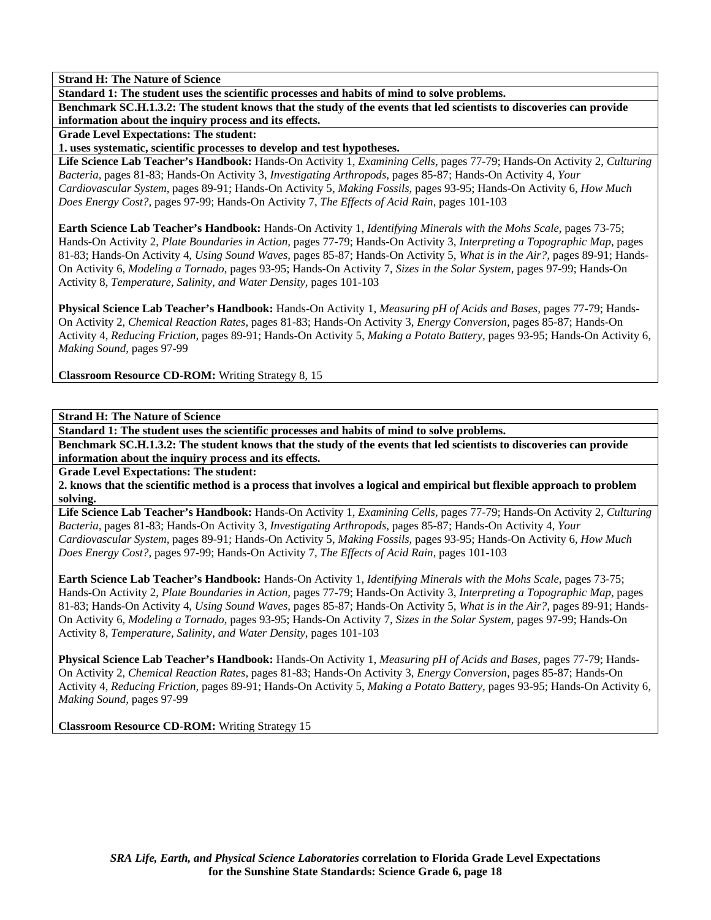**Strand H: The Nature of Science**

**Standard 1: The student uses the scientific processes and habits of mind to solve problems.**

**Benchmark SC.H.1.3.2: The student knows that the study of the events that led scientists to discoveries can provide information about the inquiry process and its effects.**

**Grade Level Expectations: The student:**

**1. uses systematic, scientific processes to develop and test hypotheses.**

**Life Science Lab Teacher's Handbook:** Hands-On Activity 1, *Examining Cells,* pages 77-79; Hands-On Activity 2, *Culturing Bacteria,* pages 81-83; Hands-On Activity 3, *Investigating Arthropods,* pages 85-87; Hands-On Activity 4, *Your Cardiovascular System,* pages 89-91; Hands-On Activity 5, *Making Fossils,* pages 93-95; Hands-On Activity 6, *How Much Does Energy Cost?,* pages 97-99; Hands-On Activity 7, *The Effects of Acid Rain,* pages 101-103

**Earth Science Lab Teacher's Handbook:** Hands-On Activity 1, *Identifying Minerals with the Mohs Scale,* pages 73-75; Hands-On Activity 2, *Plate Boundaries in Action,* pages 77-79; Hands-On Activity 3, *Interpreting a Topographic Map,* pages 81-83; Hands-On Activity 4, *Using Sound Waves,* pages 85-87; Hands-On Activity 5, *What is in the Air?,* pages 89-91; Hands-On Activity 6, *Modeling a Tornado,* pages 93-95; Hands-On Activity 7, *Sizes in the Solar System,* pages 97-99; Hands-On Activity 8, *Temperature, Salinity, and Water Density,* pages 101-103

**Physical Science Lab Teacher's Handbook:** Hands-On Activity 1, *Measuring pH of Acids and Bases,* pages 77-79; Hands-On Activity 2, *Chemical Reaction Rates,* pages 81-83; Hands-On Activity 3, *Energy Conversion,* pages 85-87; Hands-On Activity 4, *Reducing Friction,* pages 89-91; Hands-On Activity 5, *Making a Potato Battery,* pages 93-95; Hands-On Activity 6, *Making Sound,* pages 97-99

**Classroom Resource CD-ROM:** Writing Strategy 8, 15

**Strand H: The Nature of Science**

**Standard 1: The student uses the scientific processes and habits of mind to solve problems.**

**Benchmark SC.H.1.3.2: The student knows that the study of the events that led scientists to discoveries can provide information about the inquiry process and its effects.**

**Grade Level Expectations: The student:**

**2. knows that the scientific method is a process that involves a logical and empirical but flexible approach to problem solving.**

**Life Science Lab Teacher's Handbook:** Hands-On Activity 1, *Examining Cells,* pages 77-79; Hands-On Activity 2, *Culturing Bacteria,* pages 81-83; Hands-On Activity 3, *Investigating Arthropods,* pages 85-87; Hands-On Activity 4, *Your Cardiovascular System,* pages 89-91; Hands-On Activity 5, *Making Fossils,* pages 93-95; Hands-On Activity 6, *How Much Does Energy Cost?,* pages 97-99; Hands-On Activity 7, *The Effects of Acid Rain,* pages 101-103

**Earth Science Lab Teacher's Handbook:** Hands-On Activity 1, *Identifying Minerals with the Mohs Scale,* pages 73-75; Hands-On Activity 2, *Plate Boundaries in Action,* pages 77-79; Hands-On Activity 3, *Interpreting a Topographic Map,* pages 81-83; Hands-On Activity 4, *Using Sound Waves,* pages 85-87; Hands-On Activity 5, *What is in the Air?,* pages 89-91; Hands-On Activity 6, *Modeling a Tornado,* pages 93-95; Hands-On Activity 7, *Sizes in the Solar System,* pages 97-99; Hands-On Activity 8, *Temperature, Salinity, and Water Density,* pages 101-103

**Physical Science Lab Teacher's Handbook:** Hands-On Activity 1, *Measuring pH of Acids and Bases,* pages 77-79; Hands-On Activity 2, *Chemical Reaction Rates,* pages 81-83; Hands-On Activity 3, *Energy Conversion,* pages 85-87; Hands-On Activity 4, *Reducing Friction,* pages 89-91; Hands-On Activity 5, *Making a Potato Battery,* pages 93-95; Hands-On Activity 6, *Making Sound,* pages 97-99

**Classroom Resource CD-ROM:** Writing Strategy 15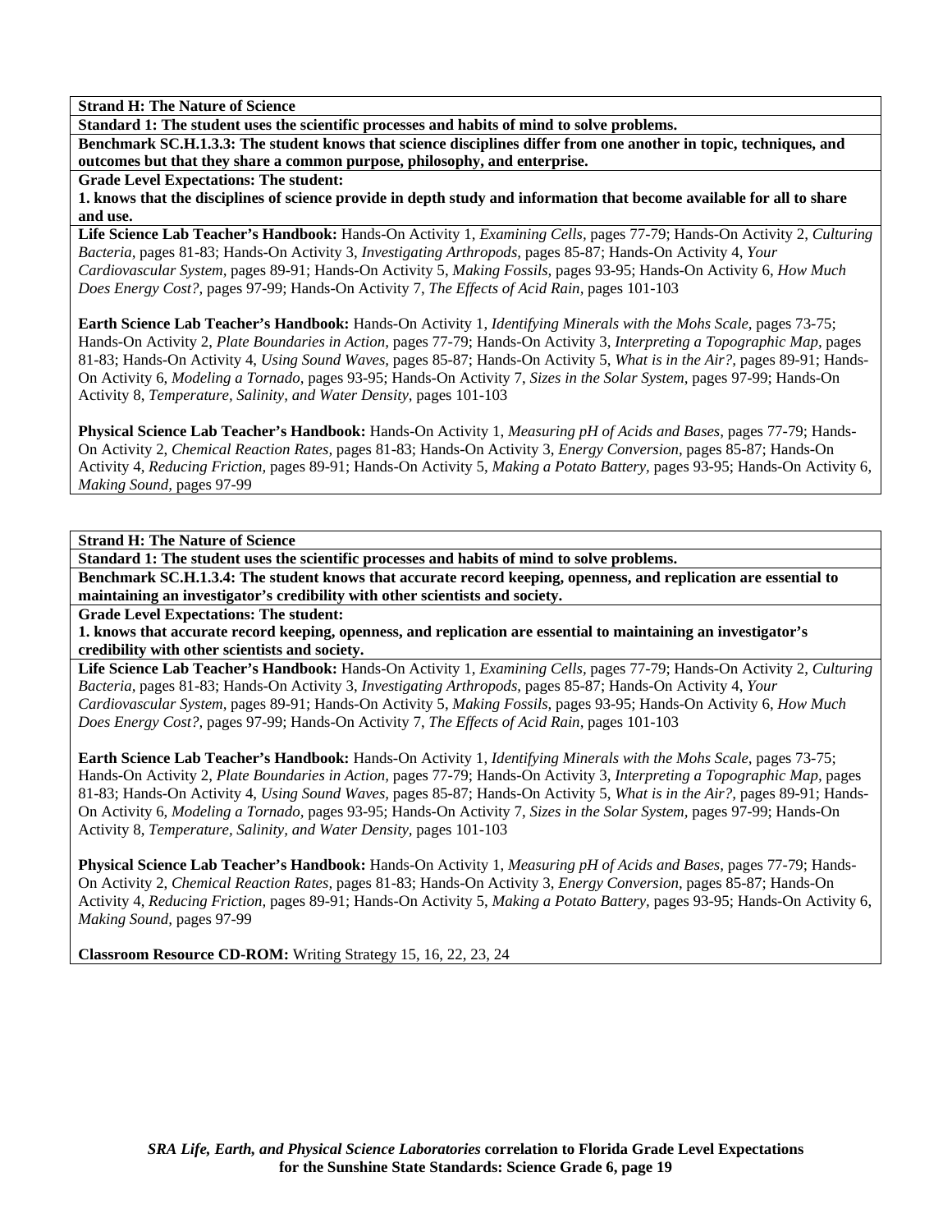**Strand H: The Nature of Science**

**Standard 1: The student uses the scientific processes and habits of mind to solve problems.**

**Benchmark SC.H.1.3.3: The student knows that science disciplines differ from one another in topic, techniques, and outcomes but that they share a common purpose, philosophy, and enterprise.**

**Grade Level Expectations: The student:**

**1. knows that the disciplines of science provide in depth study and information that become available for all to share and use.**

**Life Science Lab Teacher's Handbook:** Hands-On Activity 1, *Examining Cells,* pages 77-79; Hands-On Activity 2, *Culturing Bacteria,* pages 81-83; Hands-On Activity 3, *Investigating Arthropods,* pages 85-87; Hands-On Activity 4, *Your Cardiovascular System,* pages 89-91; Hands-On Activity 5, *Making Fossils,* pages 93-95; Hands-On Activity 6, *How Much Does Energy Cost?,* pages 97-99; Hands-On Activity 7, *The Effects of Acid Rain,* pages 101-103

**Earth Science Lab Teacher's Handbook:** Hands-On Activity 1, *Identifying Minerals with the Mohs Scale,* pages 73-75; Hands-On Activity 2, *Plate Boundaries in Action,* pages 77-79; Hands-On Activity 3, *Interpreting a Topographic Map,* pages 81-83; Hands-On Activity 4, *Using Sound Waves,* pages 85-87; Hands-On Activity 5, *What is in the Air?,* pages 89-91; Hands-On Activity 6, *Modeling a Tornado,* pages 93-95; Hands-On Activity 7, *Sizes in the Solar System,* pages 97-99; Hands-On Activity 8, *Temperature, Salinity, and Water Density,* pages 101-103

**Physical Science Lab Teacher's Handbook:** Hands-On Activity 1, *Measuring pH of Acids and Bases,* pages 77-79; Hands-On Activity 2, *Chemical Reaction Rates,* pages 81-83; Hands-On Activity 3, *Energy Conversion,* pages 85-87; Hands-On Activity 4, *Reducing Friction,* pages 89-91; Hands-On Activity 5, *Making a Potato Battery,* pages 93-95; Hands-On Activity 6, *Making Sound,* pages 97-99

**Strand H: The Nature of Science**

**Standard 1: The student uses the scientific processes and habits of mind to solve problems.**

**Benchmark SC.H.1.3.4: The student knows that accurate record keeping, openness, and replication are essential to maintaining an investigator's credibility with other scientists and society.**

**Grade Level Expectations: The student:**

**1. knows that accurate record keeping, openness, and replication are essential to maintaining an investigator's credibility with other scientists and society.**

**Life Science Lab Teacher's Handbook:** Hands-On Activity 1, *Examining Cells,* pages 77-79; Hands-On Activity 2, *Culturing Bacteria,* pages 81-83; Hands-On Activity 3, *Investigating Arthropods,* pages 85-87; Hands-On Activity 4, *Your Cardiovascular System,* pages 89-91; Hands-On Activity 5, *Making Fossils,* pages 93-95; Hands-On Activity 6, *How Much Does Energy Cost?,* pages 97-99; Hands-On Activity 7, *The Effects of Acid Rain,* pages 101-103

**Earth Science Lab Teacher's Handbook:** Hands-On Activity 1, *Identifying Minerals with the Mohs Scale,* pages 73-75; Hands-On Activity 2, *Plate Boundaries in Action,* pages 77-79; Hands-On Activity 3, *Interpreting a Topographic Map,* pages 81-83; Hands-On Activity 4, *Using Sound Waves,* pages 85-87; Hands-On Activity 5, *What is in the Air?,* pages 89-91; Hands-On Activity 6, *Modeling a Tornado,* pages 93-95; Hands-On Activity 7, *Sizes in the Solar System,* pages 97-99; Hands-On Activity 8, *Temperature, Salinity, and Water Density,* pages 101-103

**Physical Science Lab Teacher's Handbook:** Hands-On Activity 1, *Measuring pH of Acids and Bases,* pages 77-79; Hands-On Activity 2, *Chemical Reaction Rates,* pages 81-83; Hands-On Activity 3, *Energy Conversion,* pages 85-87; Hands-On Activity 4, *Reducing Friction,* pages 89-91; Hands-On Activity 5, *Making a Potato Battery,* pages 93-95; Hands-On Activity 6, *Making Sound,* pages 97-99

**Classroom Resource CD-ROM:** Writing Strategy 15, 16, 22, 23, 24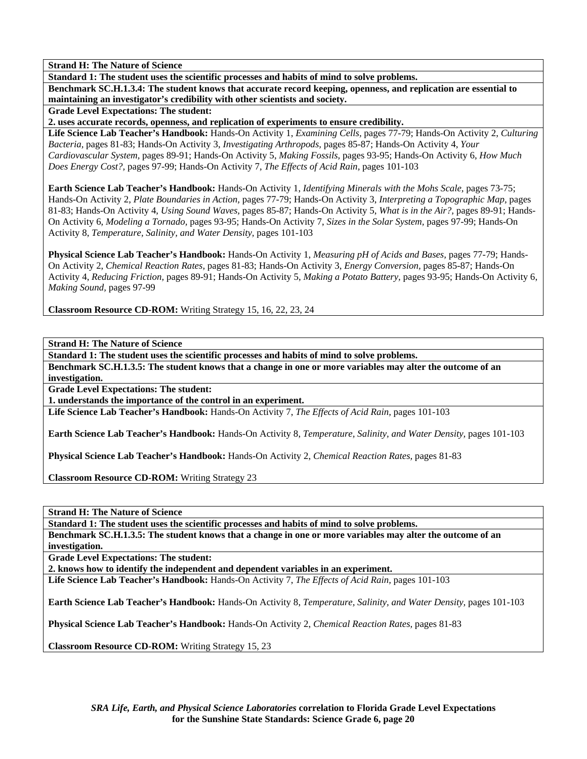**Strand H: The Nature of Science**

**Standard 1: The student uses the scientific processes and habits of mind to solve problems.**

**Benchmark SC.H.1.3.4: The student knows that accurate record keeping, openness, and replication are essential to maintaining an investigator's credibility with other scientists and society.**

**Grade Level Expectations: The student:**

**2. uses accurate records, openness, and replication of experiments to ensure credibility.**

**Life Science Lab Teacher's Handbook:** Hands-On Activity 1, *Examining Cells,* pages 77-79; Hands-On Activity 2, *Culturing Bacteria,* pages 81-83; Hands-On Activity 3, *Investigating Arthropods,* pages 85-87; Hands-On Activity 4, *Your Cardiovascular System,* pages 89-91; Hands-On Activity 5, *Making Fossils,* pages 93-95; Hands-On Activity 6, *How Much Does Energy Cost?,* pages 97-99; Hands-On Activity 7, *The Effects of Acid Rain,* pages 101-103

**Earth Science Lab Teacher's Handbook:** Hands-On Activity 1, *Identifying Minerals with the Mohs Scale,* pages 73-75; Hands-On Activity 2, *Plate Boundaries in Action,* pages 77-79; Hands-On Activity 3, *Interpreting a Topographic Map,* pages 81-83; Hands-On Activity 4, *Using Sound Waves,* pages 85-87; Hands-On Activity 5, *What is in the Air?,* pages 89-91; Hands-On Activity 6, *Modeling a Tornado,* pages 93-95; Hands-On Activity 7, *Sizes in the Solar System,* pages 97-99; Hands-On Activity 8, *Temperature, Salinity, and Water Density,* pages 101-103

**Physical Science Lab Teacher's Handbook:** Hands-On Activity 1, *Measuring pH of Acids and Bases,* pages 77-79; Hands-On Activity 2, *Chemical Reaction Rates,* pages 81-83; Hands-On Activity 3, *Energy Conversion,* pages 85-87; Hands-On Activity 4, *Reducing Friction,* pages 89-91; Hands-On Activity 5, *Making a Potato Battery,* pages 93-95; Hands-On Activity 6, *Making Sound,* pages 97-99

**Classroom Resource CD-ROM:** Writing Strategy 15, 16, 22, 23, 24

---

**Strand H: The Nature of Science**

**Standard 1: The student uses the scientific processes and habits of mind to solve problems.**

**Benchmark SC.H.1.3.5: The student knows that a change in one or more variables may alter the outcome of an investigation.**

**Grade Level Expectations: The student:**

**1. understands the importance of the control in an experiment.**

**Life Science Lab Teacher's Handbook:** Hands-On Activity 7, *The Effects of Acid Rain,* pages 101-103

**Earth Science Lab Teacher's Handbook:** Hands-On Activity 8, *Temperature, Salinity, and Water Density,* pages 101-103

**Physical Science Lab Teacher's Handbook:** Hands-On Activity 2, *Chemical Reaction Rates,* pages 81-83

**Classroom Resource CD-ROM:** Writing Strategy 23

---

**Strand H: The Nature of Science**

**Standard 1: The student uses the scientific processes and habits of mind to solve problems.**

**Benchmark SC.H.1.3.5: The student knows that a change in one or more variables may alter the outcome of an investigation.**

**Grade Level Expectations: The student:**

**2. knows how to identify the independent and dependent variables in an experiment.**

**Life Science Lab Teacher's Handbook:** Hands-On Activity 7, *The Effects of Acid Rain,* pages 101-103

**Earth Science Lab Teacher's Handbook:** Hands-On Activity 8, *Temperature, Salinity, and Water Density,* pages 101-103

**Physical Science Lab Teacher's Handbook:** Hands-On Activity 2, *Chemical Reaction Rates,* pages 81-83

**Classroom Resource CD-ROM:** Writing Strategy 15, 23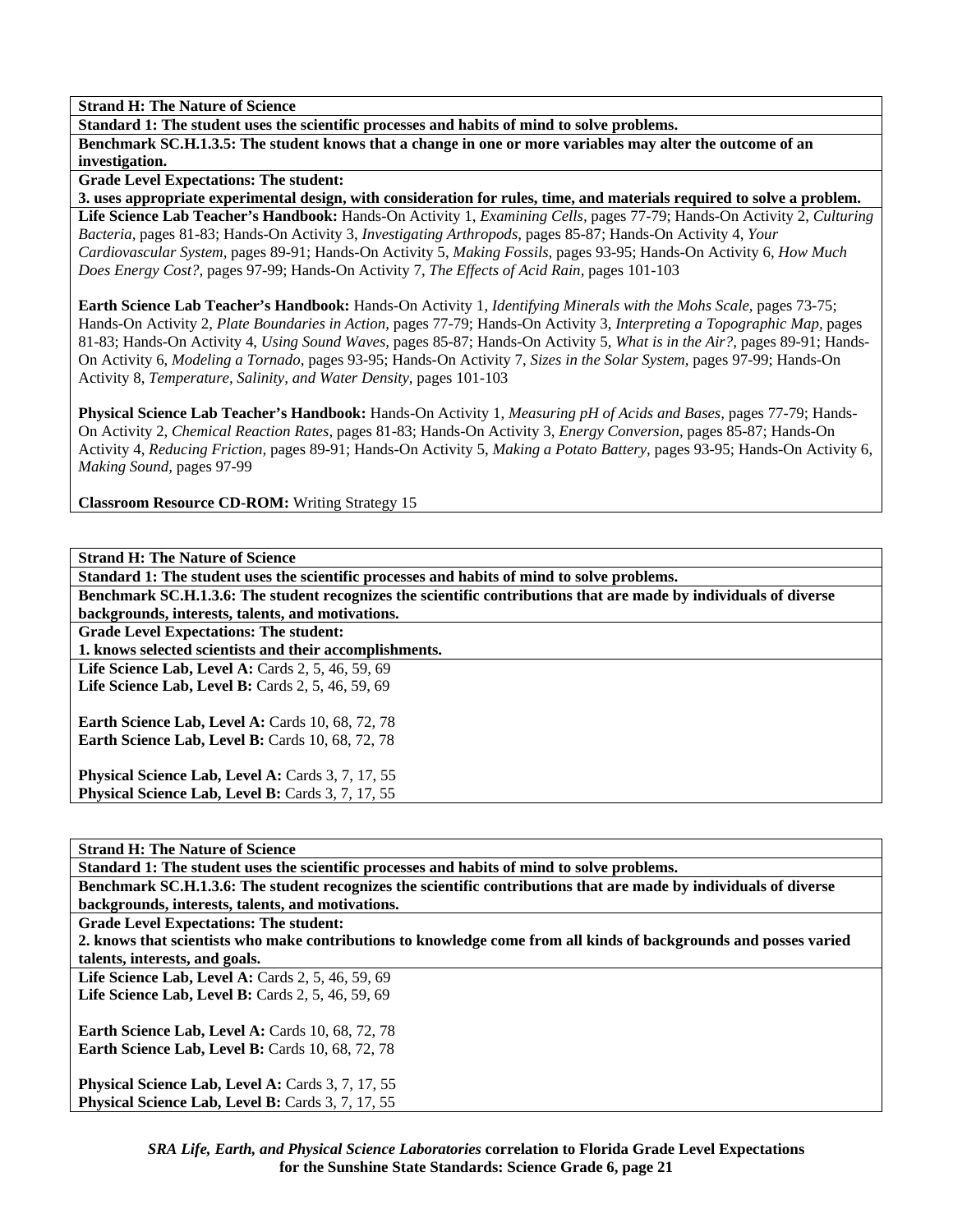**Strand H: The Nature of Science**

**Standard 1: The student uses the scientific processes and habits of mind to solve problems.**

**Benchmark SC.H.1.3.5: The student knows that a change in one or more variables may alter the outcome of an investigation.**

**Grade Level Expectations: The student:**
**3. uses appropriate experimental design, with consideration for rules, time, and materials required to solve a problem.**

**Life Science Lab Teacher's Handbook:** Hands-On Activity 1, *Examining Cells,* pages 77-79; Hands-On Activity 2, *Culturing Bacteria,* pages 81-83; Hands-On Activity 3, *Investigating Arthropods,* pages 85-87; Hands-On Activity 4, *Your Cardiovascular System,* pages 89-91; Hands-On Activity 5, *Making Fossils,* pages 93-95; Hands-On Activity 6, *How Much Does Energy Cost?,* pages 97-99; Hands-On Activity 7, *The Effects of Acid Rain,* pages 101-103

**Earth Science Lab Teacher's Handbook:** Hands-On Activity 1, *Identifying Minerals with the Mohs Scale,* pages 73-75; Hands-On Activity 2, *Plate Boundaries in Action,* pages 77-79; Hands-On Activity 3, *Interpreting a Topographic Map,* pages 81-83; Hands-On Activity 4, *Using Sound Waves,* pages 85-87; Hands-On Activity 5, *What is in the Air?,* pages 89-91; Hands-On Activity 6, *Modeling a Tornado,* pages 93-95; Hands-On Activity 7, *Sizes in the Solar System,* pages 97-99; Hands-On Activity 8, *Temperature, Salinity, and Water Density,* pages 101-103

**Physical Science Lab Teacher's Handbook:** Hands-On Activity 1, *Measuring pH of Acids and Bases,* pages 77-79; Hands-On Activity 2, *Chemical Reaction Rates,* pages 81-83; Hands-On Activity 3, *Energy Conversion,* pages 85-87; Hands-On Activity 4, *Reducing Friction,* pages 89-91; Hands-On Activity 5, *Making a Potato Battery,* pages 93-95; Hands-On Activity 6, *Making Sound,* pages 97-99

**Classroom Resource CD-ROM:** Writing Strategy 15

---

**Strand H: The Nature of Science**

**Standard 1: The student uses the scientific processes and habits of mind to solve problems.**

**Benchmark SC.H.1.3.6: The student recognizes the scientific contributions that are made by individuals of diverse backgrounds, interests, talents, and motivations.**

**Grade Level Expectations: The student:**
**1. knows selected scientists and their accomplishments.**

**Life Science Lab, Level A:** Cards 2, 5, 46, 59, 69
**Life Science Lab, Level B:** Cards 2, 5, 46, 59, 69

**Earth Science Lab, Level A:** Cards 10, 68, 72, 78
**Earth Science Lab, Level B:** Cards 10, 68, 72, 78

**Physical Science Lab, Level A:** Cards 3, 7, 17, 55
**Physical Science Lab, Level B:** Cards 3, 7, 17, 55

---

**Strand H: The Nature of Science**

**Standard 1: The student uses the scientific processes and habits of mind to solve problems.**

**Benchmark SC.H.1.3.6: The student recognizes the scientific contributions that are made by individuals of diverse backgrounds, interests, talents, and motivations.**

**Grade Level Expectations: The student:**
**2. knows that scientists who make contributions to knowledge come from all kinds of backgrounds and posses varied talents, interests, and goals.**

**Life Science Lab, Level A:** Cards 2, 5, 46, 59, 69
**Life Science Lab, Level B:** Cards 2, 5, 46, 59, 69

**Earth Science Lab, Level A:** Cards 10, 68, 72, 78
**Earth Science Lab, Level B:** Cards 10, 68, 72, 78

**Physical Science Lab, Level A:** Cards 3, 7, 17, 55
**Physical Science Lab, Level B:** Cards 3, 7, 17, 55

***SRA Life, Earth, and Physical Science Laboratories*** **correlation to Florida Grade Level Expectations for the Sunshine State Standards: Science Grade 6, page 21**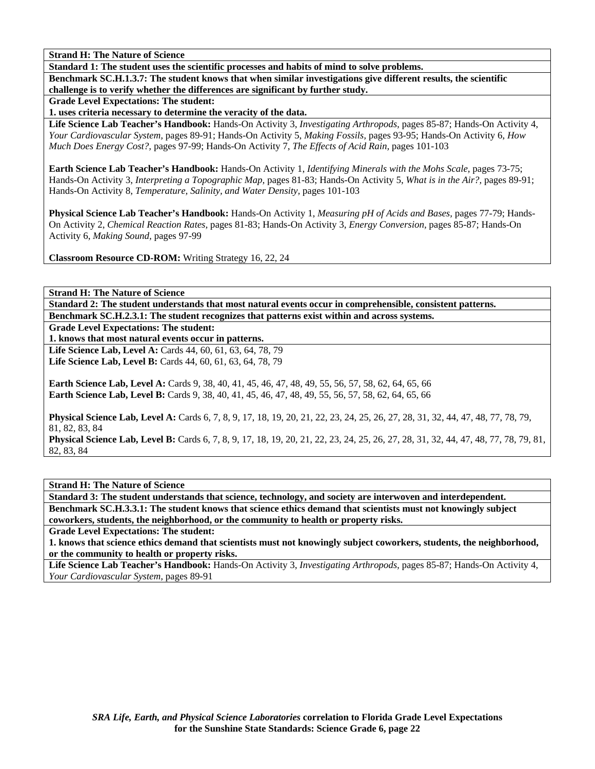**Strand H: The Nature of Science**

**Standard 1: The student uses the scientific processes and habits of mind to solve problems.**

**Benchmark SC.H.1.3.7: The student knows that when similar investigations give different results, the scientific challenge is to verify whether the differences are significant by further study.**

**Grade Level Expectations: The student:**

**1. uses criteria necessary to determine the veracity of the data.**

**Life Science Lab Teacher's Handbook:** Hands-On Activity 3, *Investigating Arthropods,* pages 85-87; Hands-On Activity 4, *Your Cardiovascular System,* pages 89-91; Hands-On Activity 5, *Making Fossils,* pages 93-95; Hands-On Activity 6, *How Much Does Energy Cost?,* pages 97-99; Hands-On Activity 7, *The Effects of Acid Rain,* pages 101-103

**Earth Science Lab Teacher's Handbook:** Hands-On Activity 1, *Identifying Minerals with the Mohs Scale,* pages 73-75; Hands-On Activity 3, *Interpreting a Topographic Map,* pages 81-83; Hands-On Activity 5, *What is in the Air?,* pages 89-91; Hands-On Activity 8, *Temperature, Salinity, and Water Density,* pages 101-103

**Physical Science Lab Teacher's Handbook:** Hands-On Activity 1, *Measuring pH of Acids and Bases,* pages 77-79; Hands-On Activity 2, *Chemical Reaction Rates,* pages 81-83; Hands-On Activity 3, *Energy Conversion,* pages 85-87; Hands-On Activity 6, *Making Sound,* pages 97-99

**Classroom Resource CD-ROM:** Writing Strategy 16, 22, 24

**Strand H: The Nature of Science**

**Standard 2: The student understands that most natural events occur in comprehensible, consistent patterns.**

**Benchmark SC.H.2.3.1: The student recognizes that patterns exist within and across systems.**

**Grade Level Expectations: The student:**

**1. knows that most natural events occur in patterns.**

**Life Science Lab, Level A:** Cards 44, 60, 61, 63, 64, 78, 79
**Life Science Lab, Level B:** Cards 44, 60, 61, 63, 64, 78, 79

**Earth Science Lab, Level A:** Cards 9, 38, 40, 41, 45, 46, 47, 48, 49, 55, 56, 57, 58, 62, 64, 65, 66
**Earth Science Lab, Level B:** Cards 9, 38, 40, 41, 45, 46, 47, 48, 49, 55, 56, 57, 58, 62, 64, 65, 66

**Physical Science Lab, Level A:** Cards 6, 7, 8, 9, 17, 18, 19, 20, 21, 22, 23, 24, 25, 26, 27, 28, 31, 32, 44, 47, 48, 77, 78, 79, 81, 82, 83, 84
**Physical Science Lab, Level B:** Cards 6, 7, 8, 9, 17, 18, 19, 20, 21, 22, 23, 24, 25, 26, 27, 28, 31, 32, 44, 47, 48, 77, 78, 79, 81, 82, 83, 84

**Strand H: The Nature of Science**

**Standard 3: The student understands that science, technology, and society are interwoven and interdependent.**

**Benchmark SC.H.3.3.1: The student knows that science ethics demand that scientists must not knowingly subject coworkers, students, the neighborhood, or the community to health or property risks.**

**Grade Level Expectations: The student:**

**1. knows that science ethics demand that scientists must not knowingly subject coworkers, students, the neighborhood, or the community to health or property risks.**

**Life Science Lab Teacher's Handbook:** Hands-On Activity 3, *Investigating Arthropods,* pages 85-87; Hands-On Activity 4, *Your Cardiovascular System,* pages 89-91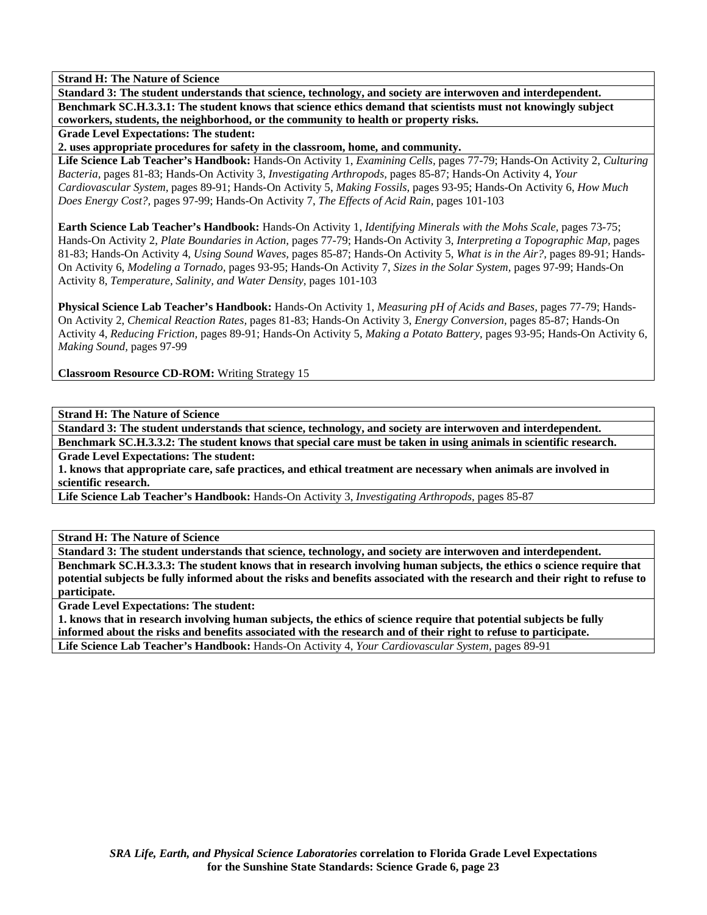**Strand H: The Nature of Science**

**Standard 3: The student understands that science, technology, and society are interwoven and interdependent.**

**Benchmark SC.H.3.3.1: The student knows that science ethics demand that scientists must not knowingly subject coworkers, students, the neighborhood, or the community to health or property risks.**

**Grade Level Expectations: The student:**

**2. uses appropriate procedures for safety in the classroom, home, and community.**

**Life Science Lab Teacher's Handbook:** Hands-On Activity 1, *Examining Cells,* pages 77-79; Hands-On Activity 2, *Culturing Bacteria,* pages 81-83; Hands-On Activity 3, *Investigating Arthropods,* pages 85-87; Hands-On Activity 4, *Your Cardiovascular System,* pages 89-91; Hands-On Activity 5, *Making Fossils,* pages 93-95; Hands-On Activity 6, *How Much Does Energy Cost?,* pages 97-99; Hands-On Activity 7, *The Effects of Acid Rain,* pages 101-103

**Earth Science Lab Teacher's Handbook:** Hands-On Activity 1, *Identifying Minerals with the Mohs Scale,* pages 73-75; Hands-On Activity 2, *Plate Boundaries in Action,* pages 77-79; Hands-On Activity 3, *Interpreting a Topographic Map,* pages 81-83; Hands-On Activity 4, *Using Sound Waves,* pages 85-87; Hands-On Activity 5, *What is in the Air?,* pages 89-91; Hands-On Activity 6, *Modeling a Tornado,* pages 93-95; Hands-On Activity 7, *Sizes in the Solar System,* pages 97-99; Hands-On Activity 8, *Temperature, Salinity, and Water Density,* pages 101-103

**Physical Science Lab Teacher's Handbook:** Hands-On Activity 1, *Measuring pH of Acids and Bases,* pages 77-79; Hands-On Activity 2, *Chemical Reaction Rates,* pages 81-83; Hands-On Activity 3, *Energy Conversion,* pages 85-87; Hands-On Activity 4, *Reducing Friction,* pages 89-91; Hands-On Activity 5, *Making a Potato Battery,* pages 93-95; Hands-On Activity 6, *Making Sound,* pages 97-99

**Classroom Resource CD-ROM:** Writing Strategy 15

---

**Strand H: The Nature of Science**

**Standard 3: The student understands that science, technology, and society are interwoven and interdependent.**

**Benchmark SC.H.3.3.2: The student knows that special care must be taken in using animals in scientific research.**

**Grade Level Expectations: The student:**

**1. knows that appropriate care, safe practices, and ethical treatment are necessary when animals are involved in scientific research.**

**Life Science Lab Teacher's Handbook:** Hands-On Activity 3, *Investigating Arthropods,* pages 85-87

---

**Strand H: The Nature of Science**

**Standard 3: The student understands that science, technology, and society are interwoven and interdependent.**

**Benchmark SC.H.3.3.3: The student knows that in research involving human subjects, the ethics o science require that potential subjects be fully informed about the risks and benefits associated with the research and their right to refuse to participate.**

**Grade Level Expectations: The student:**

**1. knows that in research involving human subjects, the ethics of science require that potential subjects be fully informed about the risks and benefits associated with the research and of their right to refuse to participate.**

**Life Science Lab Teacher's Handbook:** Hands-On Activity 4, *Your Cardiovascular System,* pages 89-91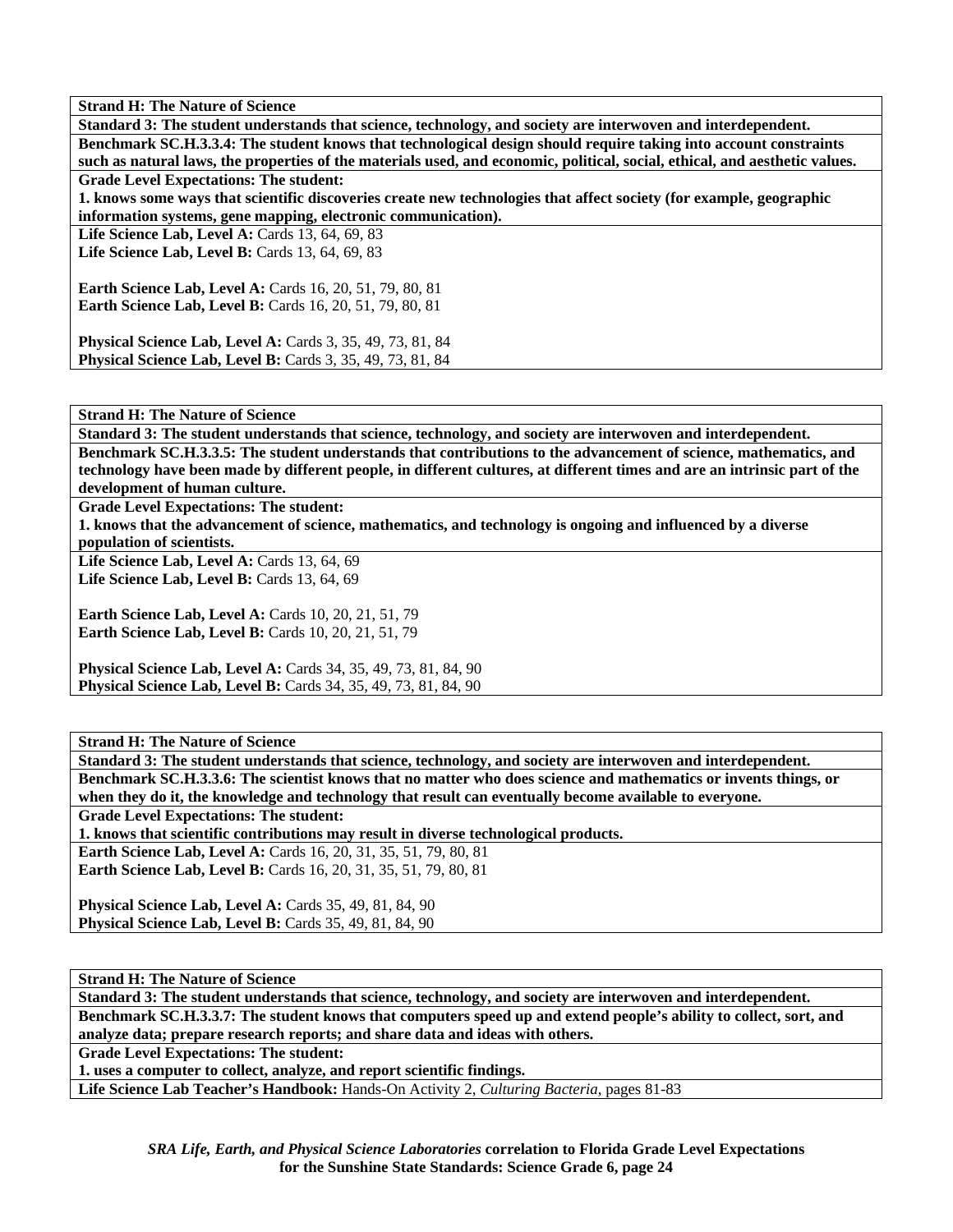**Strand H: The Nature of Science**

**Standard 3: The student understands that science, technology, and society are interwoven and interdependent.**

**Benchmark SC.H.3.3.4: The student knows that technological design should require taking into account constraints such as natural laws, the properties of the materials used, and economic, political, social, ethical, and aesthetic values.**

**Grade Level Expectations: The student:**

**1. knows some ways that scientific discoveries create new technologies that affect society (for example, geographic information systems, gene mapping, electronic communication).**

**Life Science Lab, Level A:** Cards 13, 64, 69, 83
**Life Science Lab, Level B:** Cards 13, 64, 69, 83

**Earth Science Lab, Level A:** Cards 16, 20, 51, 79, 80, 81
**Earth Science Lab, Level B:** Cards 16, 20, 51, 79, 80, 81

**Physical Science Lab, Level A:** Cards 3, 35, 49, 73, 81, 84
**Physical Science Lab, Level B:** Cards 3, 35, 49, 73, 81, 84

**Strand H: The Nature of Science**

**Standard 3: The student understands that science, technology, and society are interwoven and interdependent.**

**Benchmark SC.H.3.3.5: The student understands that contributions to the advancement of science, mathematics, and technology have been made by different people, in different cultures, at different times and are an intrinsic part of the development of human culture.**

**Grade Level Expectations: The student:**

**1. knows that the advancement of science, mathematics, and technology is ongoing and influenced by a diverse population of scientists.**

**Life Science Lab, Level A:** Cards 13, 64, 69
**Life Science Lab, Level B:** Cards 13, 64, 69

**Earth Science Lab, Level A:** Cards 10, 20, 21, 51, 79
**Earth Science Lab, Level B:** Cards 10, 20, 21, 51, 79

**Physical Science Lab, Level A:** Cards 34, 35, 49, 73, 81, 84, 90
**Physical Science Lab, Level B:** Cards 34, 35, 49, 73, 81, 84, 90

**Strand H: The Nature of Science**

**Standard 3: The student understands that science, technology, and society are interwoven and interdependent.**

**Benchmark SC.H.3.3.6: The scientist knows that no matter who does science and mathematics or invents things, or when they do it, the knowledge and technology that result can eventually become available to everyone.**

**Grade Level Expectations: The student:**

**1. knows that scientific contributions may result in diverse technological products.**

**Earth Science Lab, Level A:** Cards 16, 20, 31, 35, 51, 79, 80, 81
**Earth Science Lab, Level B:** Cards 16, 20, 31, 35, 51, 79, 80, 81

**Physical Science Lab, Level A:** Cards 35, 49, 81, 84, 90
**Physical Science Lab, Level B:** Cards 35, 49, 81, 84, 90

**Strand H: The Nature of Science**

**Standard 3: The student understands that science, technology, and society are interwoven and interdependent.**

**Benchmark SC.H.3.3.7: The student knows that computers speed up and extend people's ability to collect, sort, and analyze data; prepare research reports; and share data and ideas with others.**

**Grade Level Expectations: The student:**

**1. uses a computer to collect, analyze, and report scientific findings.**

**Life Science Lab Teacher's Handbook:** Hands-On Activity 2, *Culturing Bacteria,* pages 81-83

***SRA Life, Earth, and Physical Science Laboratories* correlation to Florida Grade Level Expectations for the Sunshine State Standards: Science Grade 6, page 24**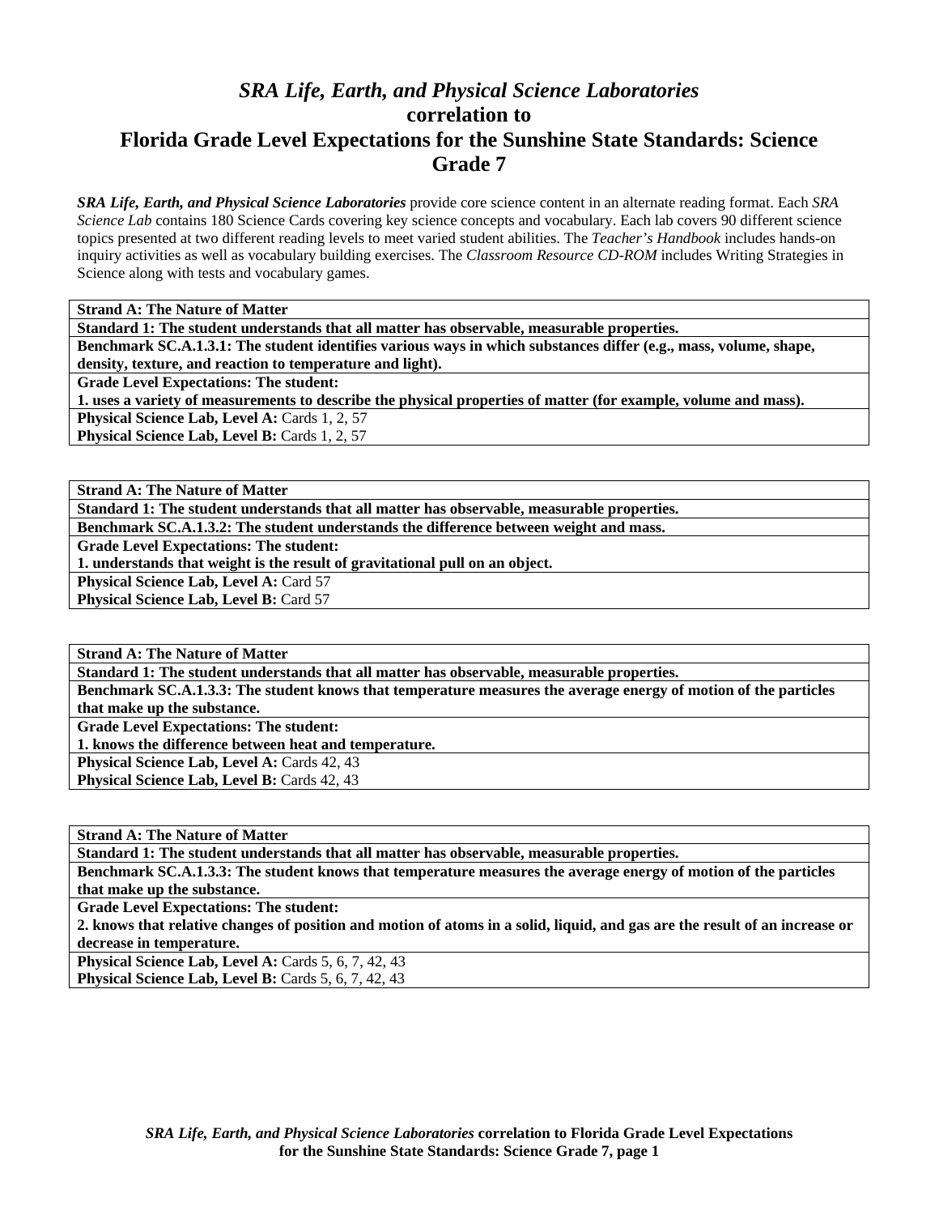# *SRA Life, Earth, and Physical Science Laboratories* correlation to Florida Grade Level Expectations for the Sunshine State Standards: Science Grade 7

***SRA Life, Earth, and Physical Science Laboratories*** provide core science content in an alternate reading format. Each *SRA Science Lab* contains 180 Science Cards covering key science concepts and vocabulary. Each lab covers 90 different science topics presented at two different reading levels to meet varied student abilities. The *Teacher's Handbook* includes hands-on inquiry activities as well as vocabulary building exercises. The *Classroom Resource CD-ROM* includes Writing Strategies in Science along with tests and vocabulary games.

| **Strand A: The Nature of Matter** |
|---|
| **Standard 1: The student understands that all matter has observable, measurable properties.** |
| **Benchmark SC.A.1.3.1: The student identifies various ways in which substances differ (e.g., mass, volume, shape, density, texture, and reaction to temperature and light).** |
| **Grade Level Expectations: The student:** <br> **1. uses a variety of measurements to describe the physical properties of matter (for example, volume and mass).** |
| **Physical Science Lab, Level A:** Cards 1, 2, 57 <br> **Physical Science Lab, Level B:** Cards 1, 2, 57 |

| **Strand A: The Nature of Matter** |
|---|
| **Standard 1: The student understands that all matter has observable, measurable properties.** |
| **Benchmark SC.A.1.3.2: The student understands the difference between weight and mass.** |
| **Grade Level Expectations: The student:** <br> **1. understands that weight is the result of gravitational pull on an object.** |
| **Physical Science Lab, Level A:** Card 57 <br> **Physical Science Lab, Level B:** Card 57 |

| **Strand A: The Nature of Matter** |
|---|
| **Standard 1: The student understands that all matter has observable, measurable properties.** |
| **Benchmark SC.A.1.3.3: The student knows that temperature measures the average energy of motion of the particles that make up the substance.** |
| **Grade Level Expectations: The student:** <br> **1. knows the difference between heat and temperature.** |
| **Physical Science Lab, Level A:** Cards 42, 43 <br> **Physical Science Lab, Level B:** Cards 42, 43 |

| **Strand A: The Nature of Matter** |
|---|
| **Standard 1: The student understands that all matter has observable, measurable properties.** |
| **Benchmark SC.A.1.3.3: The student knows that temperature measures the average energy of motion of the particles that make up the substance.** |
| **Grade Level Expectations: The student:** <br> **2. knows that relative changes of position and motion of atoms in a solid, liquid, and gas are the result of an increase or decrease in temperature.** |
| **Physical Science Lab, Level A:** Cards 5, 6, 7, 42, 43 <br> **Physical Science Lab, Level B:** Cards 5, 6, 7, 42, 43 |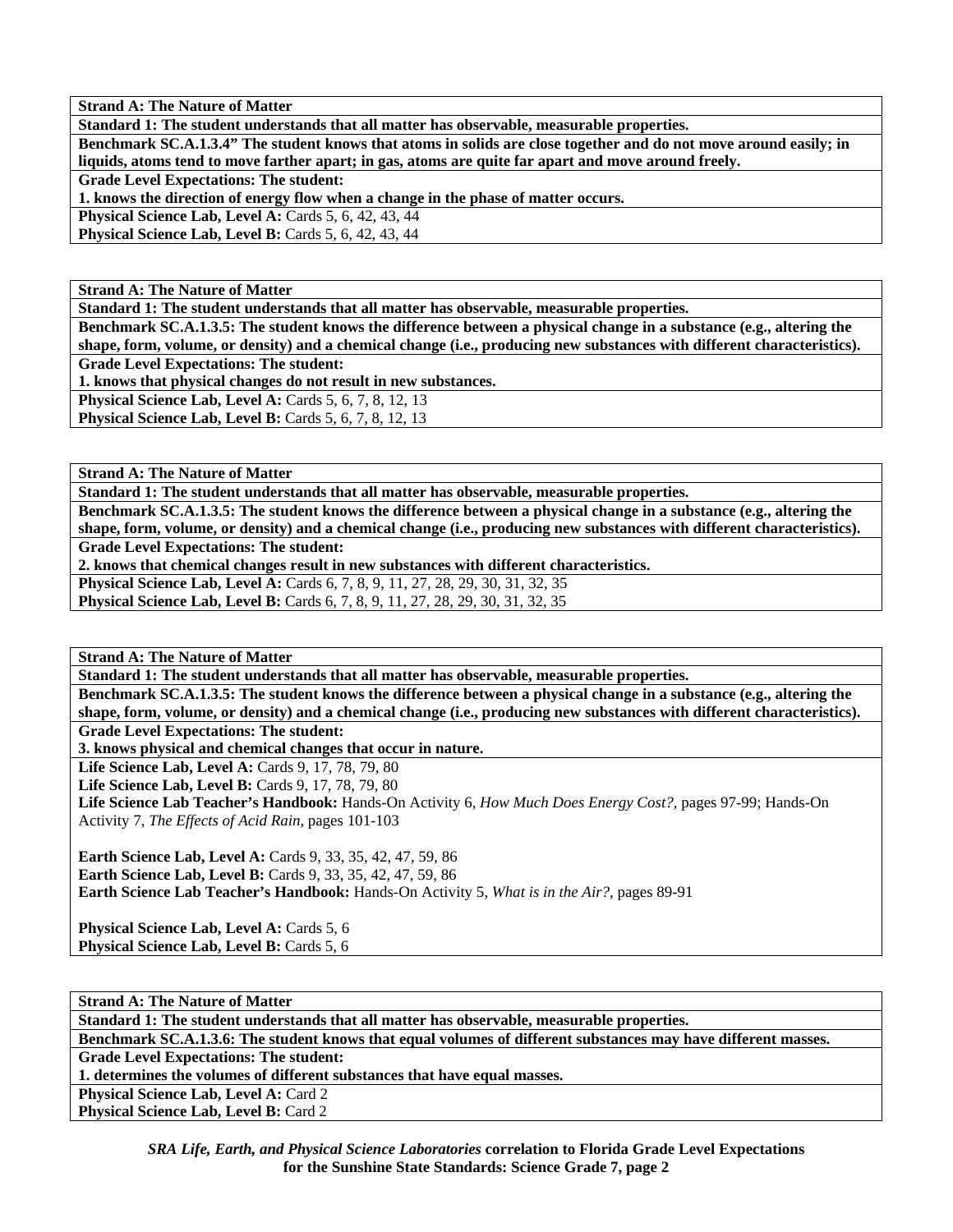**Strand A: The Nature of Matter**

**Standard 1: The student understands that all matter has observable, measurable properties.**

**Benchmark SC.A.1.3.4" The student knows that atoms in solids are close together and do not move around easily; in liquids, atoms tend to move farther apart; in gas, atoms are quite far apart and move around freely.**

**Grade Level Expectations: The student:**

**1. knows the direction of energy flow when a change in the phase of matter occurs.**

**Physical Science Lab, Level A:** Cards 5, 6, 42, 43, 44
**Physical Science Lab, Level B:** Cards 5, 6, 42, 43, 44

---

**Strand A: The Nature of Matter**

**Standard 1: The student understands that all matter has observable, measurable properties.**

**Benchmark SC.A.1.3.5: The student knows the difference between a physical change in a substance (e.g., altering the shape, form, volume, or density) and a chemical change (i.e., producing new substances with different characteristics).**

**Grade Level Expectations: The student:**

**1. knows that physical changes do not result in new substances.**

**Physical Science Lab, Level A:** Cards 5, 6, 7, 8, 12, 13
**Physical Science Lab, Level B:** Cards 5, 6, 7, 8, 12, 13

---

**Strand A: The Nature of Matter**

**Standard 1: The student understands that all matter has observable, measurable properties.**

**Benchmark SC.A.1.3.5: The student knows the difference between a physical change in a substance (e.g., altering the shape, form, volume, or density) and a chemical change (i.e., producing new substances with different characteristics).**

**Grade Level Expectations: The student:**

**2. knows that chemical changes result in new substances with different characteristics.**

**Physical Science Lab, Level A:** Cards 6, 7, 8, 9, 11, 27, 28, 29, 30, 31, 32, 35
**Physical Science Lab, Level B:** Cards 6, 7, 8, 9, 11, 27, 28, 29, 30, 31, 32, 35

---

**Strand A: The Nature of Matter**

**Standard 1: The student understands that all matter has observable, measurable properties.**

**Benchmark SC.A.1.3.5: The student knows the difference between a physical change in a substance (e.g., altering the shape, form, volume, or density) and a chemical change (i.e., producing new substances with different characteristics).**

**Grade Level Expectations: The student:**

**3. knows physical and chemical changes that occur in nature.**

**Life Science Lab, Level A:** Cards 9, 17, 78, 79, 80
**Life Science Lab, Level B:** Cards 9, 17, 78, 79, 80
**Life Science Lab Teacher's Handbook:** Hands-On Activity 6, *How Much Does Energy Cost?,* pages 97-99; Hands-On Activity 7, *The Effects of Acid Rain,* pages 101-103

**Earth Science Lab, Level A:** Cards 9, 33, 35, 42, 47, 59, 86
**Earth Science Lab, Level B:** Cards 9, 33, 35, 42, 47, 59, 86
**Earth Science Lab Teacher's Handbook:** Hands-On Activity 5, *What is in the Air?,* pages 89-91

**Physical Science Lab, Level A:** Cards 5, 6
**Physical Science Lab, Level B:** Cards 5, 6

---

**Strand A: The Nature of Matter**

**Standard 1: The student understands that all matter has observable, measurable properties.**

**Benchmark SC.A.1.3.6: The student knows that equal volumes of different substances may have different masses.**

**Grade Level Expectations: The student:**

**1. determines the volumes of different substances that have equal masses.**

**Physical Science Lab, Level A:** Card 2
**Physical Science Lab, Level B:** Card 2

*SRA Life, Earth, and Physical Science Laboratories* **correlation to Florida Grade Level Expectations for the Sunshine State Standards: Science Grade 7, page 2**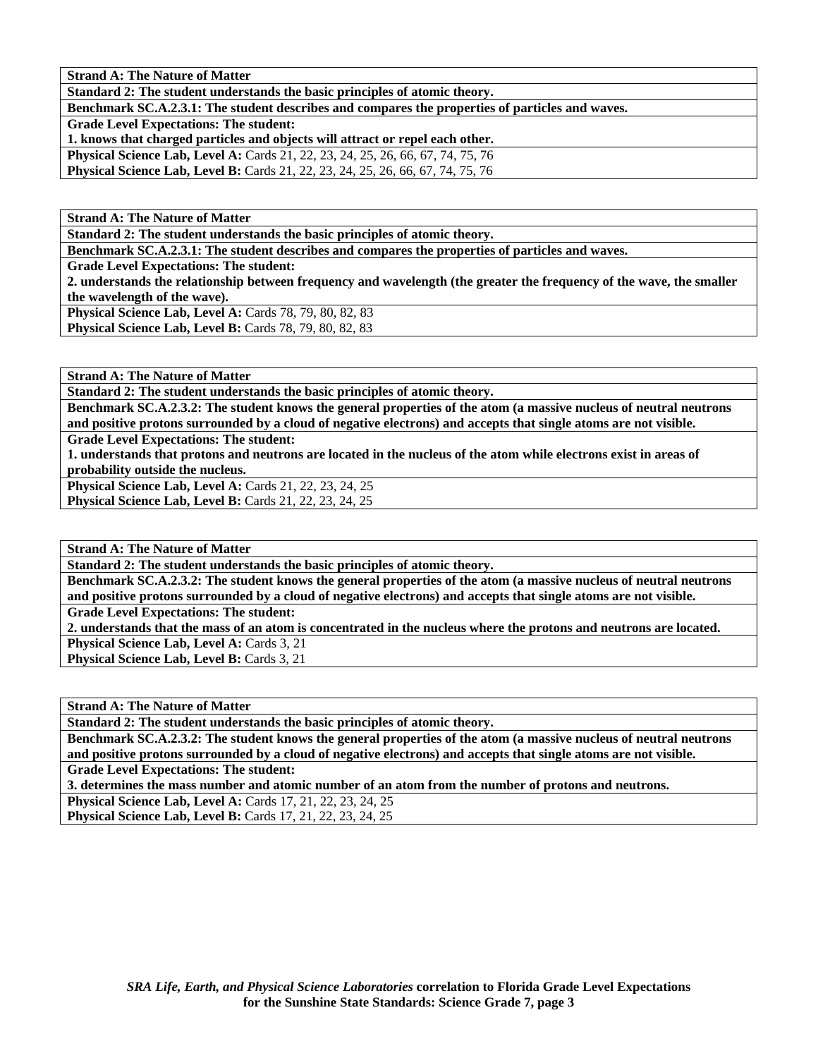**Strand A: The Nature of Matter**
**Standard 2: The student understands the basic principles of atomic theory.**
**Benchmark SC.A.2.3.1: The student describes and compares the properties of particles and waves.**
**Grade Level Expectations: The student:**
**1. knows that charged particles and objects will attract or repel each other.**
**Physical Science Lab, Level A:** Cards 21, 22, 23, 24, 25, 26, 66, 67, 74, 75, 76
**Physical Science Lab, Level B:** Cards 21, 22, 23, 24, 25, 26, 66, 67, 74, 75, 76

**Strand A: The Nature of Matter**
**Standard 2: The student understands the basic principles of atomic theory.**
**Benchmark SC.A.2.3.1: The student describes and compares the properties of particles and waves.**
**Grade Level Expectations: The student:**
**2. understands the relationship between frequency and wavelength (the greater the frequency of the wave, the smaller the wavelength of the wave).**
**Physical Science Lab, Level A:** Cards 78, 79, 80, 82, 83
**Physical Science Lab, Level B:** Cards 78, 79, 80, 82, 83

**Strand A: The Nature of Matter**
**Standard 2: The student understands the basic principles of atomic theory.**
**Benchmark SC.A.2.3.2: The student knows the general properties of the atom (a massive nucleus of neutral neutrons and positive protons surrounded by a cloud of negative electrons) and accepts that single atoms are not visible.**
**Grade Level Expectations: The student:**
**1. understands that protons and neutrons are located in the nucleus of the atom while electrons exist in areas of probability outside the nucleus.**
**Physical Science Lab, Level A:** Cards 21, 22, 23, 24, 25
**Physical Science Lab, Level B:** Cards 21, 22, 23, 24, 25

**Strand A: The Nature of Matter**
**Standard 2: The student understands the basic principles of atomic theory.**
**Benchmark SC.A.2.3.2: The student knows the general properties of the atom (a massive nucleus of neutral neutrons and positive protons surrounded by a cloud of negative electrons) and accepts that single atoms are not visible.**
**Grade Level Expectations: The student:**
**2. understands that the mass of an atom is concentrated in the nucleus where the protons and neutrons are located.**
**Physical Science Lab, Level A:** Cards 3, 21
**Physical Science Lab, Level B:** Cards 3, 21

**Strand A: The Nature of Matter**
**Standard 2: The student understands the basic principles of atomic theory.**
**Benchmark SC.A.2.3.2: The student knows the general properties of the atom (a massive nucleus of neutral neutrons and positive protons surrounded by a cloud of negative electrons) and accepts that single atoms are not visible.**
**Grade Level Expectations: The student:**
**3. determines the mass number and atomic number of an atom from the number of protons and neutrons.**
**Physical Science Lab, Level A:** Cards 17, 21, 22, 23, 24, 25
**Physical Science Lab, Level B:** Cards 17, 21, 22, 23, 24, 25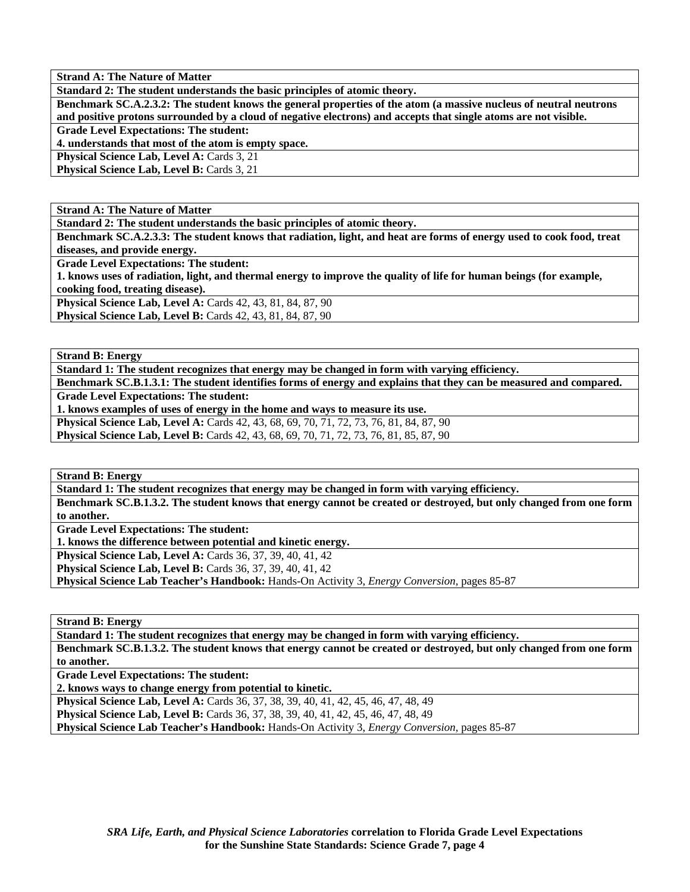**Strand A: The Nature of Matter**
**Standard 2: The student understands the basic principles of atomic theory.**
**Benchmark SC.A.2.3.2: The student knows the general properties of the atom (a massive nucleus of neutral neutrons and positive protons surrounded by a cloud of negative electrons) and accepts that single atoms are not visible.**
**Grade Level Expectations: The student:**
**4. understands that most of the atom is empty space.**
**Physical Science Lab, Level A:** Cards 3, 21
**Physical Science Lab, Level B:** Cards 3, 21

**Strand A: The Nature of Matter**
**Standard 2: The student understands the basic principles of atomic theory.**
**Benchmark SC.A.2.3.3: The student knows that radiation, light, and heat are forms of energy used to cook food, treat diseases, and provide energy.**
**Grade Level Expectations: The student:**
**1. knows uses of radiation, light, and thermal energy to improve the quality of life for human beings (for example, cooking food, treating disease).**
**Physical Science Lab, Level A:** Cards 42, 43, 81, 84, 87, 90
**Physical Science Lab, Level B:** Cards 42, 43, 81, 84, 87, 90

**Strand B: Energy**
**Standard 1: The student recognizes that energy may be changed in form with varying efficiency.**
**Benchmark SC.B.1.3.1: The student identifies forms of energy and explains that they can be measured and compared.**
**Grade Level Expectations: The student:**
**1. knows examples of uses of energy in the home and ways to measure its use.**
**Physical Science Lab, Level A:** Cards 42, 43, 68, 69, 70, 71, 72, 73, 76, 81, 84, 87, 90
**Physical Science Lab, Level B:** Cards 42, 43, 68, 69, 70, 71, 72, 73, 76, 81, 85, 87, 90

**Strand B: Energy**
**Standard 1: The student recognizes that energy may be changed in form with varying efficiency.**
**Benchmark SC.B.1.3.2. The student knows that energy cannot be created or destroyed, but only changed from one form to another.**
**Grade Level Expectations: The student:**
**1. knows the difference between potential and kinetic energy.**
**Physical Science Lab, Level A:** Cards 36, 37, 39, 40, 41, 42
**Physical Science Lab, Level B:** Cards 36, 37, 39, 40, 41, 42
**Physical Science Lab Teacher's Handbook:** Hands-On Activity 3, *Energy Conversion,* pages 85-87

**Strand B: Energy**
**Standard 1: The student recognizes that energy may be changed in form with varying efficiency.**
**Benchmark SC.B.1.3.2. The student knows that energy cannot be created or destroyed, but only changed from one form to another.**
**Grade Level Expectations: The student:**
**2. knows ways to change energy from potential to kinetic.**
**Physical Science Lab, Level A:** Cards 36, 37, 38, 39, 40, 41, 42, 45, 46, 47, 48, 49
**Physical Science Lab, Level B:** Cards 36, 37, 38, 39, 40, 41, 42, 45, 46, 47, 48, 49
**Physical Science Lab Teacher's Handbook:** Hands-On Activity 3, *Energy Conversion,* pages 85-87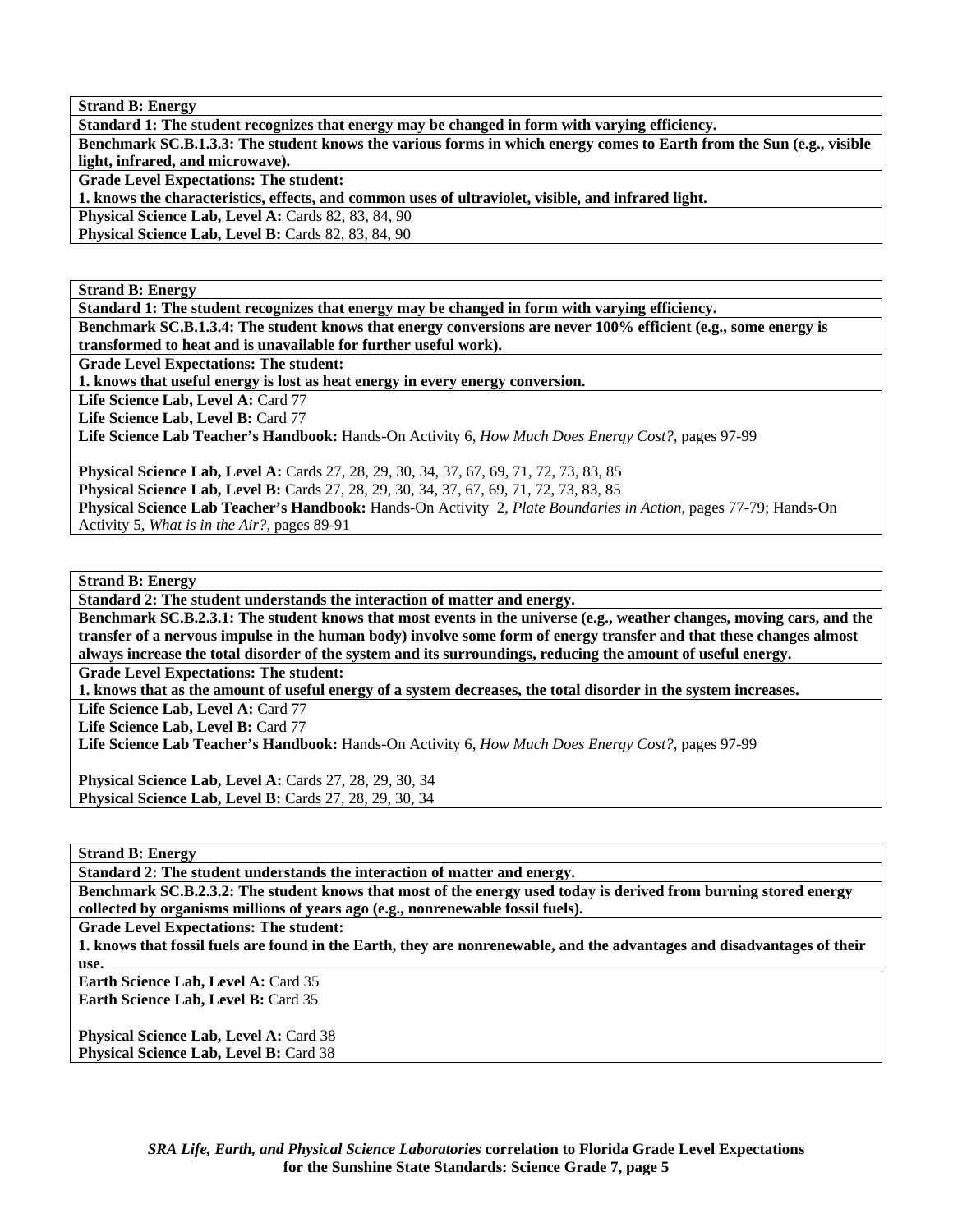**Strand B: Energy**

**Standard 1: The student recognizes that energy may be changed in form with varying efficiency.**

**Benchmark SC.B.1.3.3: The student knows the various forms in which energy comes to Earth from the Sun (e.g., visible light, infrared, and microwave).**

**Grade Level Expectations: The student:**

**1. knows the characteristics, effects, and common uses of ultraviolet, visible, and infrared light.**

**Physical Science Lab, Level A:** Cards 82, 83, 84, 90
**Physical Science Lab, Level B:** Cards 82, 83, 84, 90

---

**Strand B: Energy**

**Standard 1: The student recognizes that energy may be changed in form with varying efficiency.**

**Benchmark SC.B.1.3.4: The student knows that energy conversions are never 100% efficient (e.g., some energy is transformed to heat and is unavailable for further useful work).**

**Grade Level Expectations: The student:**

**1. knows that useful energy is lost as heat energy in every energy conversion.**

**Life Science Lab, Level A:** Card 77
**Life Science Lab, Level B:** Card 77
**Life Science Lab Teacher's Handbook:** Hands-On Activity 6, *How Much Does Energy Cost?,* pages 97-99

**Physical Science Lab, Level A:** Cards 27, 28, 29, 30, 34, 37, 67, 69, 71, 72, 73, 83, 85
**Physical Science Lab, Level B:** Cards 27, 28, 29, 30, 34, 37, 67, 69, 71, 72, 73, 83, 85
**Physical Science Lab Teacher's Handbook:** Hands-On Activity 2, *Plate Boundaries in Action,* pages 77-79; Hands-On Activity 5, *What is in the Air?,* pages 89-91

---

**Strand B: Energy**

**Standard 2: The student understands the interaction of matter and energy.**

**Benchmark SC.B.2.3.1: The student knows that most events in the universe (e.g., weather changes, moving cars, and the transfer of a nervous impulse in the human body) involve some form of energy transfer and that these changes almost always increase the total disorder of the system and its surroundings, reducing the amount of useful energy.**

**Grade Level Expectations: The student:**

**1. knows that as the amount of useful energy of a system decreases, the total disorder in the system increases.**

**Life Science Lab, Level A:** Card 77
**Life Science Lab, Level B:** Card 77
**Life Science Lab Teacher's Handbook:** Hands-On Activity 6, *How Much Does Energy Cost?,* pages 97-99

**Physical Science Lab, Level A:** Cards 27, 28, 29, 30, 34
**Physical Science Lab, Level B:** Cards 27, 28, 29, 30, 34

---

**Strand B: Energy**

**Standard 2: The student understands the interaction of matter and energy.**

**Benchmark SC.B.2.3.2: The student knows that most of the energy used today is derived from burning stored energy collected by organisms millions of years ago (e.g., nonrenewable fossil fuels).**

**Grade Level Expectations: The student:**

**1. knows that fossil fuels are found in the Earth, they are nonrenewable, and the advantages and disadvantages of their use.**

**Earth Science Lab, Level A:** Card 35
**Earth Science Lab, Level B:** Card 35

**Physical Science Lab, Level A:** Card 38
**Physical Science Lab, Level B:** Card 38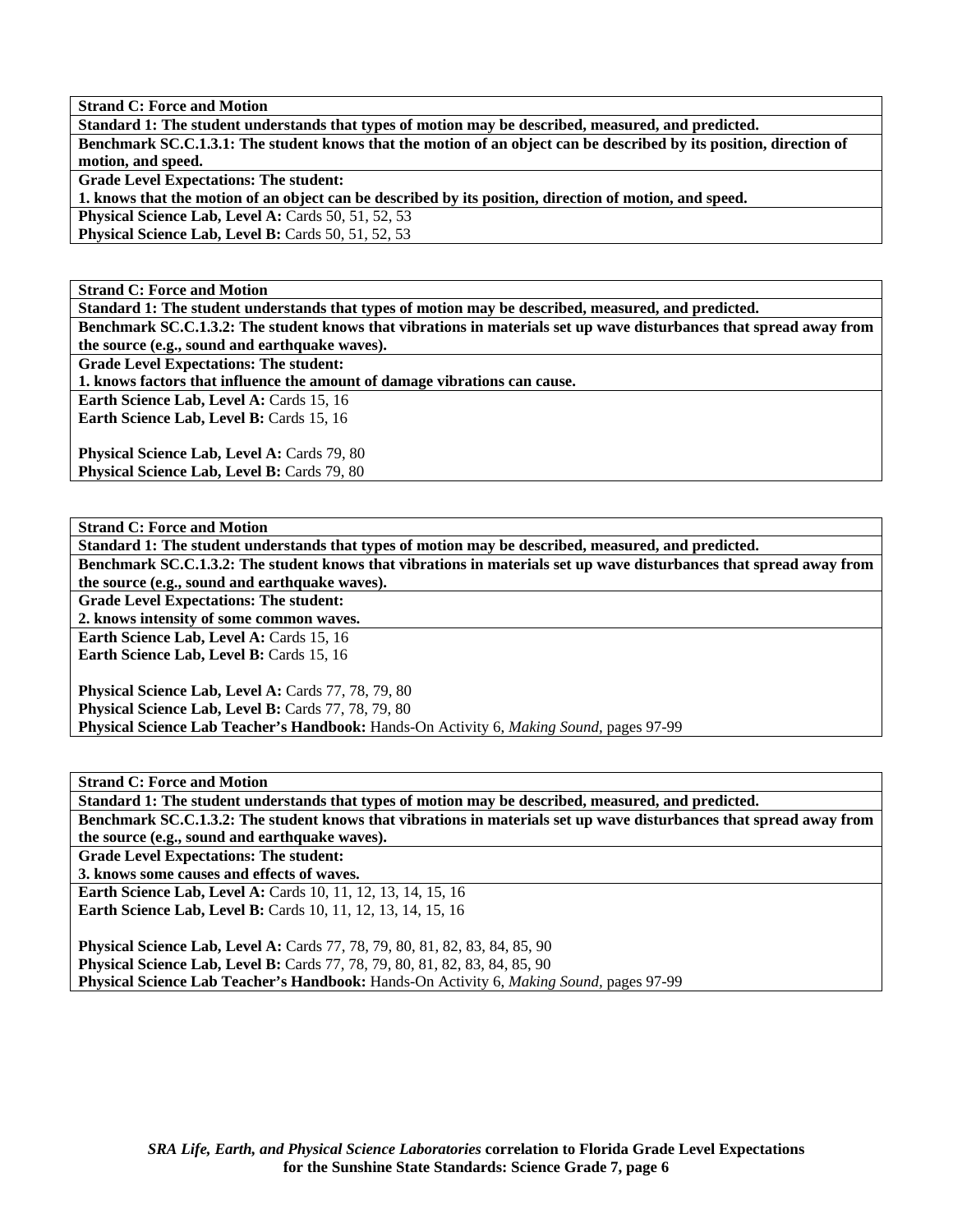**Strand C: Force and Motion**

**Standard 1: The student understands that types of motion may be described, measured, and predicted.**

**Benchmark SC.C.1.3.1: The student knows that the motion of an object can be described by its position, direction of motion, and speed.**

**Grade Level Expectations: The student:**

**1. knows that the motion of an object can be described by its position, direction of motion, and speed.**

**Physical Science Lab, Level A:** Cards 50, 51, 52, 53
**Physical Science Lab, Level B:** Cards 50, 51, 52, 53

---

**Strand C: Force and Motion**

**Standard 1: The student understands that types of motion may be described, measured, and predicted.**

**Benchmark SC.C.1.3.2: The student knows that vibrations in materials set up wave disturbances that spread away from the source (e.g., sound and earthquake waves).**

**Grade Level Expectations: The student:**

**1. knows factors that influence the amount of damage vibrations can cause.**

**Earth Science Lab, Level A:** Cards 15, 16
**Earth Science Lab, Level B:** Cards 15, 16

**Physical Science Lab, Level A:** Cards 79, 80
**Physical Science Lab, Level B:** Cards 79, 80

---

**Strand C: Force and Motion**

**Standard 1: The student understands that types of motion may be described, measured, and predicted.**

**Benchmark SC.C.1.3.2: The student knows that vibrations in materials set up wave disturbances that spread away from the source (e.g., sound and earthquake waves).**

**Grade Level Expectations: The student:**

**2. knows intensity of some common waves.**

**Earth Science Lab, Level A:** Cards 15, 16
**Earth Science Lab, Level B:** Cards 15, 16

**Physical Science Lab, Level A:** Cards 77, 78, 79, 80
**Physical Science Lab, Level B:** Cards 77, 78, 79, 80
**Physical Science Lab Teacher's Handbook:** Hands-On Activity 6, *Making Sound*, pages 97-99

---

**Strand C: Force and Motion**

**Standard 1: The student understands that types of motion may be described, measured, and predicted.**

**Benchmark SC.C.1.3.2: The student knows that vibrations in materials set up wave disturbances that spread away from the source (e.g., sound and earthquake waves).**

**Grade Level Expectations: The student:**

**3. knows some causes and effects of waves.**

**Earth Science Lab, Level A:** Cards 10, 11, 12, 13, 14, 15, 16
**Earth Science Lab, Level B:** Cards 10, 11, 12, 13, 14, 15, 16

**Physical Science Lab, Level A:** Cards 77, 78, 79, 80, 81, 82, 83, 84, 85, 90
**Physical Science Lab, Level B:** Cards 77, 78, 79, 80, 81, 82, 83, 84, 85, 90
**Physical Science Lab Teacher's Handbook:** Hands-On Activity 6, *Making Sound*, pages 97-99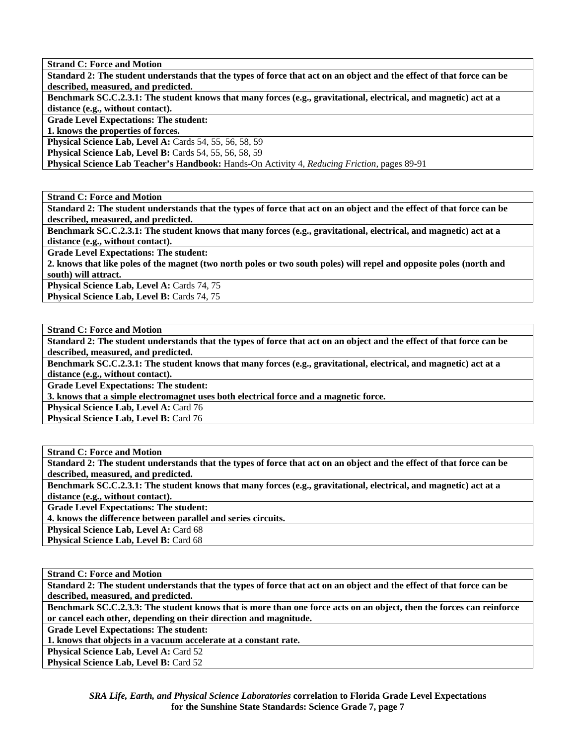**Strand C: Force and Motion**

**Standard 2: The student understands that the types of force that act on an object and the effect of that force can be described, measured, and predicted.**

**Benchmark SC.C.2.3.1: The student knows that many forces (e.g., gravitational, electrical, and magnetic) act at a distance (e.g., without contact).**

**Grade Level Expectations: The student:**

**1. knows the properties of forces.**

**Physical Science Lab, Level A:** Cards 54, 55, 56, 58, 59

**Physical Science Lab, Level B:** Cards 54, 55, 56, 58, 59

**Physical Science Lab Teacher's Handbook:** Hands-On Activity 4, *Reducing Friction*, pages 89-91

---

**Strand C: Force and Motion**

**Standard 2: The student understands that the types of force that act on an object and the effect of that force can be described, measured, and predicted.**

**Benchmark SC.C.2.3.1: The student knows that many forces (e.g., gravitational, electrical, and magnetic) act at a distance (e.g., without contact).**

**Grade Level Expectations: The student:**

**2. knows that like poles of the magnet (two north poles or two south poles) will repel and opposite poles (north and south) will attract.**

**Physical Science Lab, Level A:** Cards 74, 75

**Physical Science Lab, Level B:** Cards 74, 75

---

**Strand C: Force and Motion**

**Standard 2: The student understands that the types of force that act on an object and the effect of that force can be described, measured, and predicted.**

**Benchmark SC.C.2.3.1: The student knows that many forces (e.g., gravitational, electrical, and magnetic) act at a distance (e.g., without contact).**

**Grade Level Expectations: The student:**

**3. knows that a simple electromagnet uses both electrical force and a magnetic force.**

**Physical Science Lab, Level A:** Card 76

**Physical Science Lab, Level B:** Card 76

---

**Strand C: Force and Motion**

**Standard 2: The student understands that the types of force that act on an object and the effect of that force can be described, measured, and predicted.**

**Benchmark SC.C.2.3.1: The student knows that many forces (e.g., gravitational, electrical, and magnetic) act at a distance (e.g., without contact).**

**Grade Level Expectations: The student:**

**4. knows the difference between parallel and series circuits.**

**Physical Science Lab, Level A:** Card 68

**Physical Science Lab, Level B:** Card 68

---

**Strand C: Force and Motion**

**Standard 2: The student understands that the types of force that act on an object and the effect of that force can be described, measured, and predicted.**

**Benchmark SC.C.2.3.3: The student knows that is more than one force acts on an object, then the forces can reinforce or cancel each other, depending on their direction and magnitude.**

**Grade Level Expectations: The student:**

**1. knows that objects in a vacuum accelerate at a constant rate.**

**Physical Science Lab, Level A:** Card 52

**Physical Science Lab, Level B:** Card 52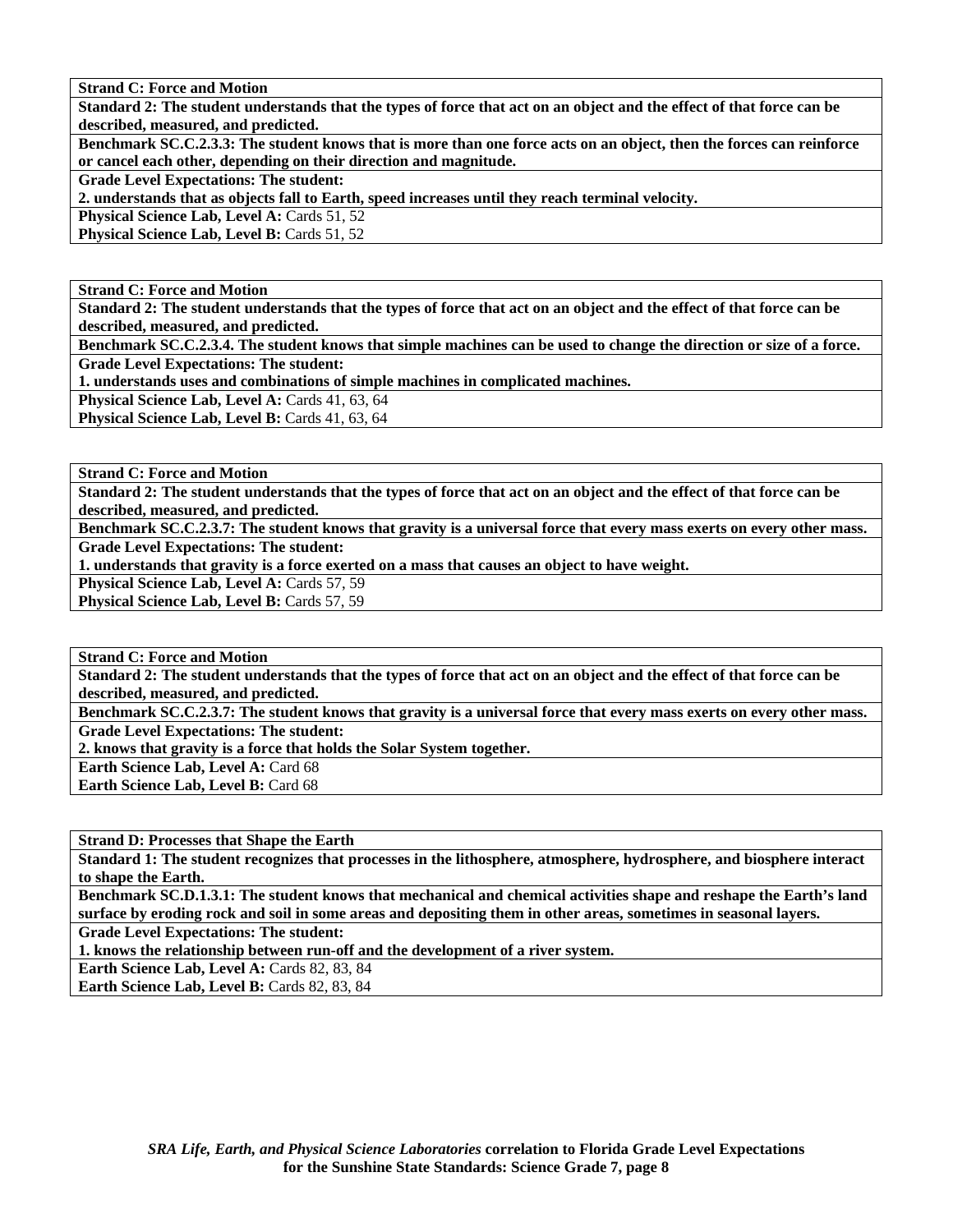**Strand C: Force and Motion**

**Standard 2: The student understands that the types of force that act on an object and the effect of that force can be described, measured, and predicted.**

**Benchmark SC.C.2.3.3: The student knows that is more than one force acts on an object, then the forces can reinforce or cancel each other, depending on their direction and magnitude.**

**Grade Level Expectations: The student:**

**2. understands that as objects fall to Earth, speed increases until they reach terminal velocity.**

**Physical Science Lab, Level A:** Cards 51, 52

**Physical Science Lab, Level B:** Cards 51, 52

---

**Strand C: Force and Motion**

**Standard 2: The student understands that the types of force that act on an object and the effect of that force can be described, measured, and predicted.**

**Benchmark SC.C.2.3.4. The student knows that simple machines can be used to change the direction or size of a force.**

**Grade Level Expectations: The student:**

**1. understands uses and combinations of simple machines in complicated machines.**

**Physical Science Lab, Level A:** Cards 41, 63, 64

**Physical Science Lab, Level B:** Cards 41, 63, 64

---

**Strand C: Force and Motion**

**Standard 2: The student understands that the types of force that act on an object and the effect of that force can be described, measured, and predicted.**

**Benchmark SC.C.2.3.7: The student knows that gravity is a universal force that every mass exerts on every other mass.**

**Grade Level Expectations: The student:**

**1. understands that gravity is a force exerted on a mass that causes an object to have weight.**

**Physical Science Lab, Level A:** Cards 57, 59

**Physical Science Lab, Level B:** Cards 57, 59

---

**Strand C: Force and Motion**

**Standard 2: The student understands that the types of force that act on an object and the effect of that force can be described, measured, and predicted.**

**Benchmark SC.C.2.3.7: The student knows that gravity is a universal force that every mass exerts on every other mass.**

**Grade Level Expectations: The student:**

**2. knows that gravity is a force that holds the Solar System together.**

**Earth Science Lab, Level A:** Card 68

**Earth Science Lab, Level B:** Card 68

---

**Strand D: Processes that Shape the Earth**

**Standard 1: The student recognizes that processes in the lithosphere, atmosphere, hydrosphere, and biosphere interact to shape the Earth.**

**Benchmark SC.D.1.3.1: The student knows that mechanical and chemical activities shape and reshape the Earth's land surface by eroding rock and soil in some areas and depositing them in other areas, sometimes in seasonal layers.**

**Grade Level Expectations: The student:**

**1. knows the relationship between run-off and the development of a river system.**

**Earth Science Lab, Level A:** Cards 82, 83, 84

**Earth Science Lab, Level B:** Cards 82, 83, 84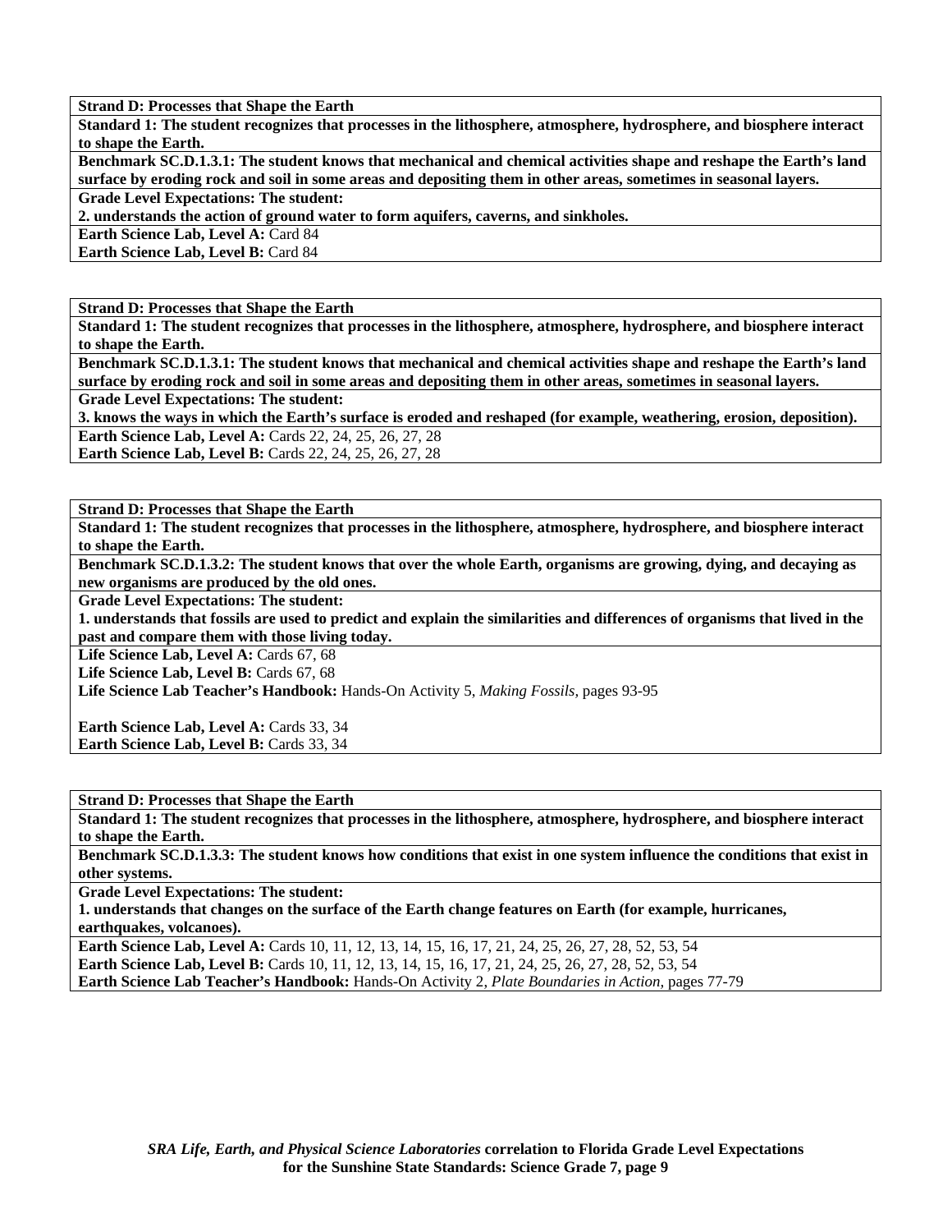**Strand D: Processes that Shape the Earth**

**Standard 1: The student recognizes that processes in the lithosphere, atmosphere, hydrosphere, and biosphere interact to shape the Earth.**

**Benchmark SC.D.1.3.1: The student knows that mechanical and chemical activities shape and reshape the Earth's land surface by eroding rock and soil in some areas and depositing them in other areas, sometimes in seasonal layers.**

**Grade Level Expectations: The student:**

**2. understands the action of ground water to form aquifers, caverns, and sinkholes.**

**Earth Science Lab, Level A:** Card 84

**Earth Science Lab, Level B:** Card 84

---

**Strand D: Processes that Shape the Earth**

**Standard 1: The student recognizes that processes in the lithosphere, atmosphere, hydrosphere, and biosphere interact to shape the Earth.**

**Benchmark SC.D.1.3.1: The student knows that mechanical and chemical activities shape and reshape the Earth's land surface by eroding rock and soil in some areas and depositing them in other areas, sometimes in seasonal layers.**

**Grade Level Expectations: The student:**

**3. knows the ways in which the Earth's surface is eroded and reshaped (for example, weathering, erosion, deposition).**

**Earth Science Lab, Level A:** Cards 22, 24, 25, 26, 27, 28

**Earth Science Lab, Level B:** Cards 22, 24, 25, 26, 27, 28

---

**Strand D: Processes that Shape the Earth**

**Standard 1: The student recognizes that processes in the lithosphere, atmosphere, hydrosphere, and biosphere interact to shape the Earth.**

**Benchmark SC.D.1.3.2: The student knows that over the whole Earth, organisms are growing, dying, and decaying as new organisms are produced by the old ones.**

**Grade Level Expectations: The student:**

**1. understands that fossils are used to predict and explain the similarities and differences of organisms that lived in the past and compare them with those living today.**

**Life Science Lab, Level A:** Cards 67, 68

**Life Science Lab, Level B:** Cards 67, 68

**Life Science Lab Teacher's Handbook:** Hands-On Activity 5, *Making Fossils,* pages 93-95

**Earth Science Lab, Level A:** Cards 33, 34

**Earth Science Lab, Level B:** Cards 33, 34

---

**Strand D: Processes that Shape the Earth**

**Standard 1: The student recognizes that processes in the lithosphere, atmosphere, hydrosphere, and biosphere interact to shape the Earth.**

**Benchmark SC.D.1.3.3: The student knows how conditions that exist in one system influence the conditions that exist in other systems.**

**Grade Level Expectations: The student:**

**1. understands that changes on the surface of the Earth change features on Earth (for example, hurricanes, earthquakes, volcanoes).**

**Earth Science Lab, Level A:** Cards 10, 11, 12, 13, 14, 15, 16, 17, 21, 24, 25, 26, 27, 28, 52, 53, 54

**Earth Science Lab, Level B:** Cards 10, 11, 12, 13, 14, 15, 16, 17, 21, 24, 25, 26, 27, 28, 52, 53, 54

**Earth Science Lab Teacher's Handbook:** Hands-On Activity 2, *Plate Boundaries in Action,* pages 77-79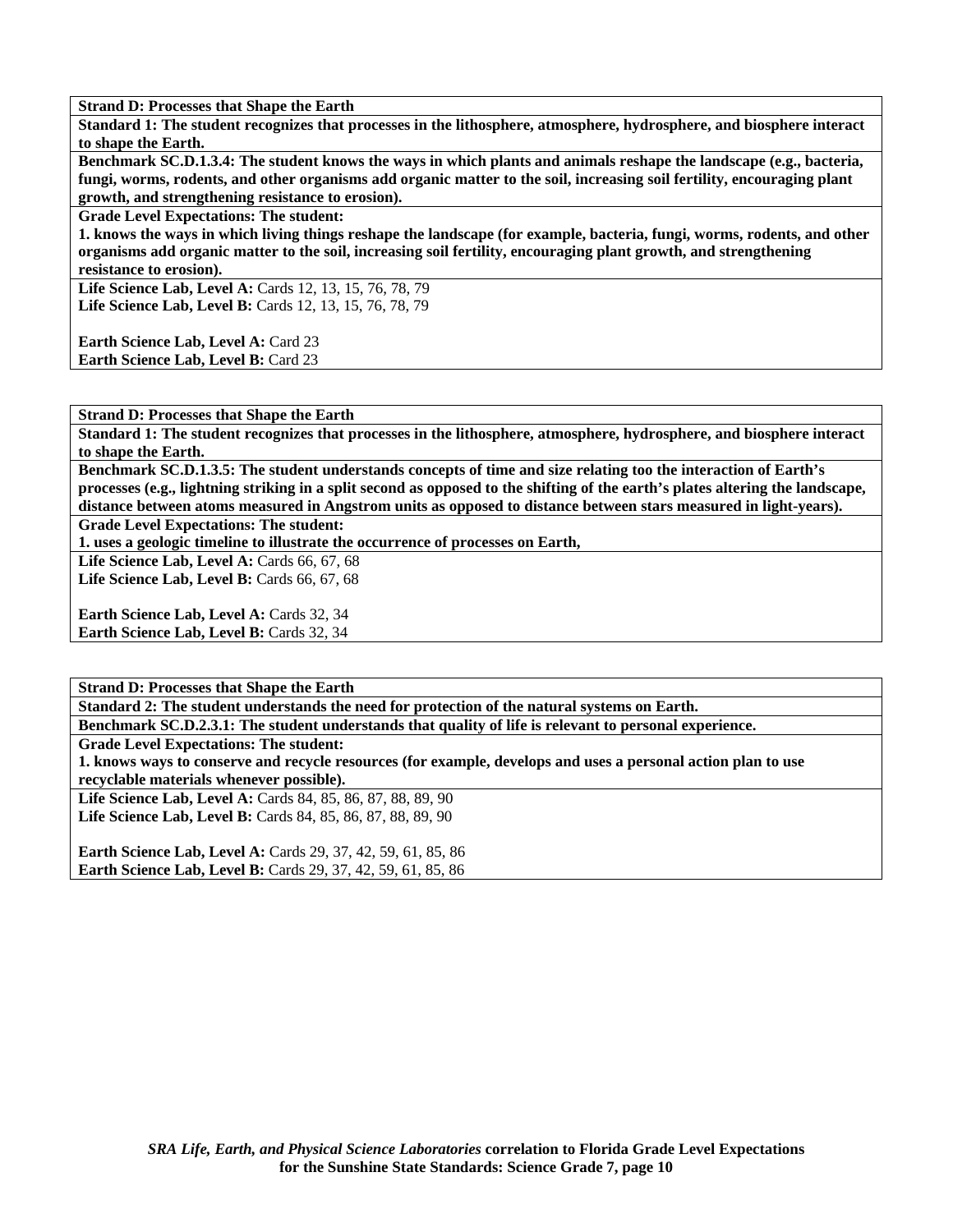**Strand D: Processes that Shape the Earth**

**Standard 1: The student recognizes that processes in the lithosphere, atmosphere, hydrosphere, and biosphere interact to shape the Earth.**

**Benchmark SC.D.1.3.4: The student knows the ways in which plants and animals reshape the landscape (e.g., bacteria, fungi, worms, rodents, and other organisms add organic matter to the soil, increasing soil fertility, encouraging plant growth, and strengthening resistance to erosion).**

**Grade Level Expectations: The student:**

**1. knows the ways in which living things reshape the landscape (for example, bacteria, fungi, worms, rodents, and other organisms add organic matter to the soil, increasing soil fertility, encouraging plant growth, and strengthening resistance to erosion).**

**Life Science Lab, Level A:** Cards 12, 13, 15, 76, 78, 79
**Life Science Lab, Level B:** Cards 12, 13, 15, 76, 78, 79

**Earth Science Lab, Level A:** Card 23
**Earth Science Lab, Level B:** Card 23

---

**Strand D: Processes that Shape the Earth**

**Standard 1: The student recognizes that processes in the lithosphere, atmosphere, hydrosphere, and biosphere interact to shape the Earth.**

**Benchmark SC.D.1.3.5: The student understands concepts of time and size relating too the interaction of Earth's processes (e.g., lightning striking in a split second as opposed to the shifting of the earth's plates altering the landscape, distance between atoms measured in Angstrom units as opposed to distance between stars measured in light-years).**

**Grade Level Expectations: The student:**

**1. uses a geologic timeline to illustrate the occurrence of processes on Earth,**

**Life Science Lab, Level A:** Cards 66, 67, 68
**Life Science Lab, Level B:** Cards 66, 67, 68

**Earth Science Lab, Level A:** Cards 32, 34
**Earth Science Lab, Level B:** Cards 32, 34

---

**Strand D: Processes that Shape the Earth**

**Standard 2: The student understands the need for protection of the natural systems on Earth.**

**Benchmark SC.D.2.3.1: The student understands that quality of life is relevant to personal experience.**

**Grade Level Expectations: The student:**

**1. knows ways to conserve and recycle resources (for example, develops and uses a personal action plan to use recyclable materials whenever possible).**

**Life Science Lab, Level A:** Cards 84, 85, 86, 87, 88, 89, 90
**Life Science Lab, Level B:** Cards 84, 85, 86, 87, 88, 89, 90

**Earth Science Lab, Level A:** Cards 29, 37, 42, 59, 61, 85, 86
**Earth Science Lab, Level B:** Cards 29, 37, 42, 59, 61, 85, 86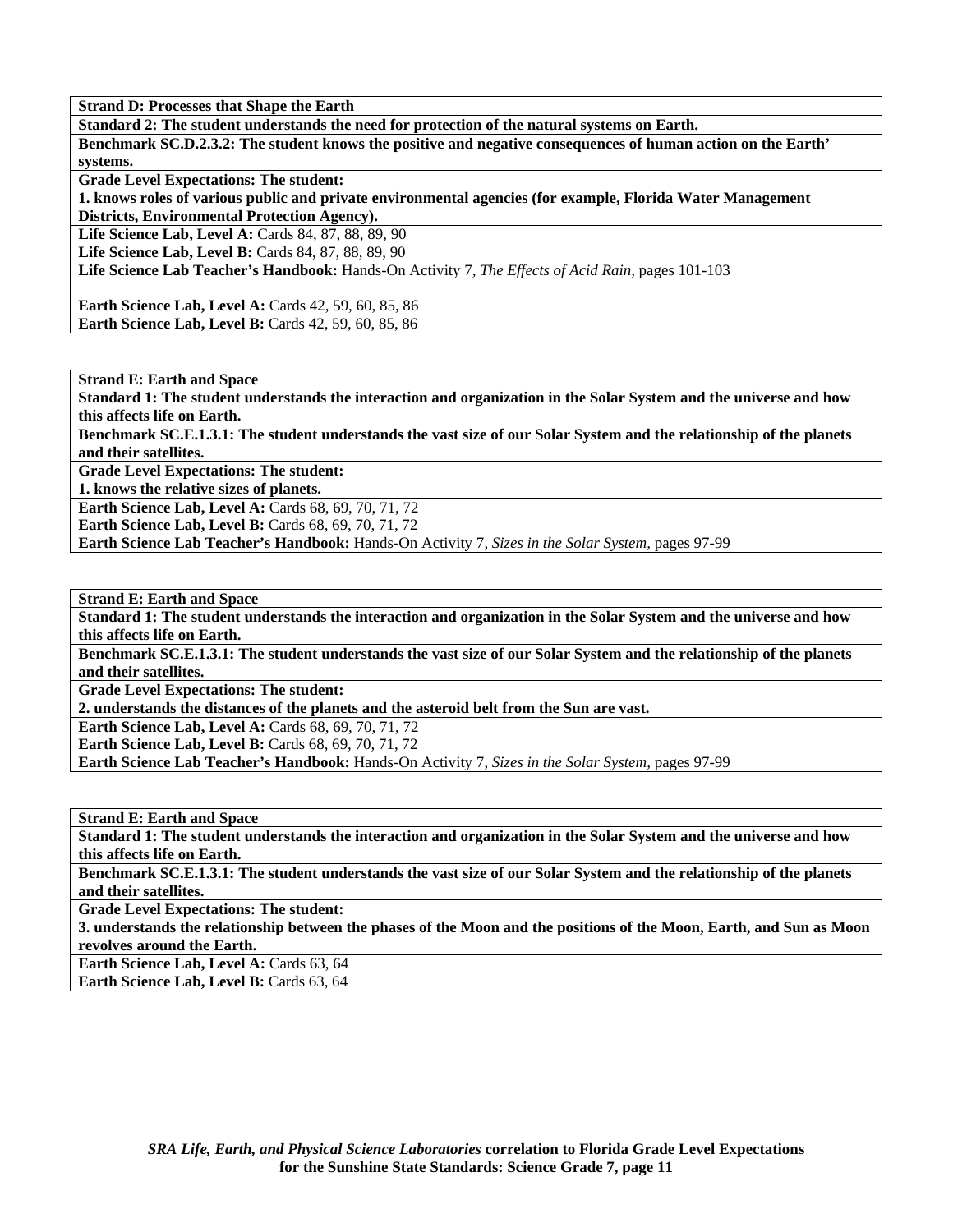**Strand D: Processes that Shape the Earth**

**Standard 2: The student understands the need for protection of the natural systems on Earth.**

**Benchmark SC.D.2.3.2: The student knows the positive and negative consequences of human action on the Earth' systems.**

**Grade Level Expectations: The student:**
**1. knows roles of various public and private environmental agencies (for example, Florida Water Management Districts, Environmental Protection Agency).**

**Life Science Lab, Level A:** Cards 84, 87, 88, 89, 90
**Life Science Lab, Level B:** Cards 84, 87, 88, 89, 90
**Life Science Lab Teacher's Handbook:** Hands-On Activity 7, *The Effects of Acid Rain,* pages 101-103

**Earth Science Lab, Level A:** Cards 42, 59, 60, 85, 86
**Earth Science Lab, Level B:** Cards 42, 59, 60, 85, 86

---

**Strand E: Earth and Space**

**Standard 1: The student understands the interaction and organization in the Solar System and the universe and how this affects life on Earth.**

**Benchmark SC.E.1.3.1: The student understands the vast size of our Solar System and the relationship of the planets and their satellites.**

**Grade Level Expectations: The student:**
**1. knows the relative sizes of planets.**

**Earth Science Lab, Level A:** Cards 68, 69, 70, 71, 72
**Earth Science Lab, Level B:** Cards 68, 69, 70, 71, 72
**Earth Science Lab Teacher's Handbook:** Hands-On Activity 7, *Sizes in the Solar System,* pages 97-99

---

**Strand E: Earth and Space**

**Standard 1: The student understands the interaction and organization in the Solar System and the universe and how this affects life on Earth.**

**Benchmark SC.E.1.3.1: The student understands the vast size of our Solar System and the relationship of the planets and their satellites.**

**Grade Level Expectations: The student:**
**2. understands the distances of the planets and the asteroid belt from the Sun are vast.**

**Earth Science Lab, Level A:** Cards 68, 69, 70, 71, 72
**Earth Science Lab, Level B:** Cards 68, 69, 70, 71, 72
**Earth Science Lab Teacher's Handbook:** Hands-On Activity 7, *Sizes in the Solar System,* pages 97-99

---

**Strand E: Earth and Space**

**Standard 1: The student understands the interaction and organization in the Solar System and the universe and how this affects life on Earth.**

**Benchmark SC.E.1.3.1: The student understands the vast size of our Solar System and the relationship of the planets and their satellites.**

**Grade Level Expectations: The student:**
**3. understands the relationship between the phases of the Moon and the positions of the Moon, Earth, and Sun as Moon revolves around the Earth.**

**Earth Science Lab, Level A:** Cards 63, 64
**Earth Science Lab, Level B:** Cards 63, 64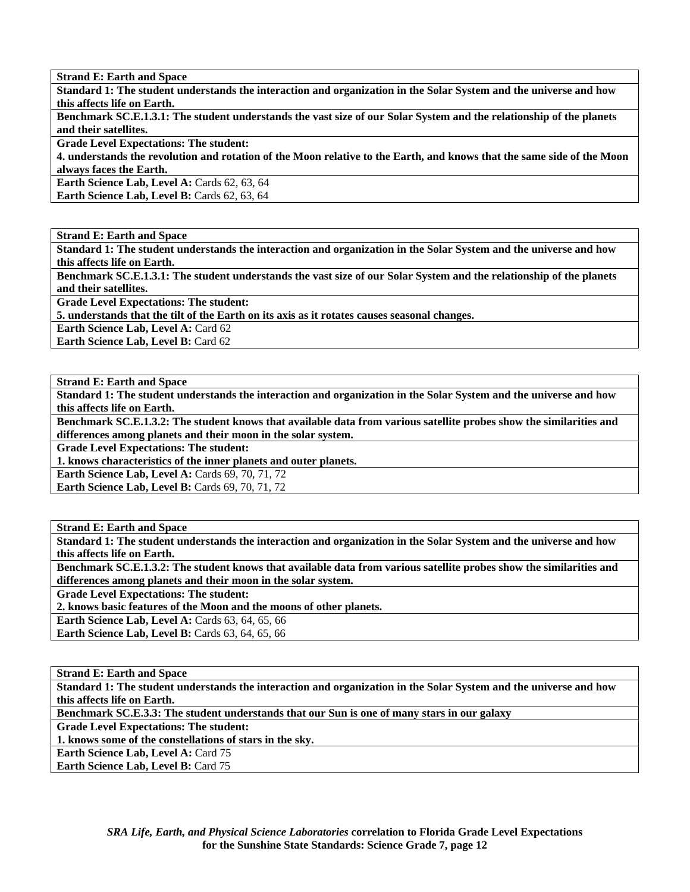| **Strand E: Earth and Space** |
|---|
| **Standard 1: The student understands the interaction and organization in the Solar System and the universe and how this affects life on Earth.** |
| **Benchmark SC.E.1.3.1: The student understands the vast size of our Solar System and the relationship of the planets and their satellites.** |
| **Grade Level Expectations: The student:** |
| **4. understands the revolution and rotation of the Moon relative to the Earth, and knows that the same side of the Moon always faces the Earth.** |
| **Earth Science Lab, Level A:** Cards 62, 63, 64 |
| **Earth Science Lab, Level B:** Cards 62, 63, 64 |

| **Strand E: Earth and Space** |
|---|
| **Standard 1: The student understands the interaction and organization in the Solar System and the universe and how this affects life on Earth.** |
| **Benchmark SC.E.1.3.1: The student understands the vast size of our Solar System and the relationship of the planets and their satellites.** |
| **Grade Level Expectations: The student:** |
| **5. understands that the tilt of the Earth on its axis as it rotates causes seasonal changes.** |
| **Earth Science Lab, Level A:** Card 62 |
| **Earth Science Lab, Level B:** Card 62 |

| **Strand E: Earth and Space** |
|---|
| **Standard 1: The student understands the interaction and organization in the Solar System and the universe and how this affects life on Earth.** |
| **Benchmark SC.E.1.3.2: The student knows that available data from various satellite probes show the similarities and differences among planets and their moon in the solar system.** |
| **Grade Level Expectations: The student:** |
| **1. knows characteristics of the inner planets and outer planets.** |
| **Earth Science Lab, Level A:** Cards 69, 70, 71, 72 |
| **Earth Science Lab, Level B:** Cards 69, 70, 71, 72 |

| **Strand E: Earth and Space** |
|---|
| **Standard 1: The student understands the interaction and organization in the Solar System and the universe and how this affects life on Earth.** |
| **Benchmark SC.E.1.3.2: The student knows that available data from various satellite probes show the similarities and differences among planets and their moon in the solar system.** |
| **Grade Level Expectations: The student:** |
| **2. knows basic features of the Moon and the moons of other planets.** |
| **Earth Science Lab, Level A:** Cards 63, 64, 65, 66 |
| **Earth Science Lab, Level B:** Cards 63, 64, 65, 66 |

| **Strand E: Earth and Space** |
|---|
| **Standard 1: The student understands the interaction and organization in the Solar System and the universe and how this affects life on Earth.** |
| **Benchmark SC.E.3.3: The student understands that our Sun is one of many stars in our galaxy** |
| **Grade Level Expectations: The student:** |
| **1. knows some of the constellations of stars in the sky.** |
| **Earth Science Lab, Level A:** Card 75 |
| **Earth Science Lab, Level B:** Card 75 |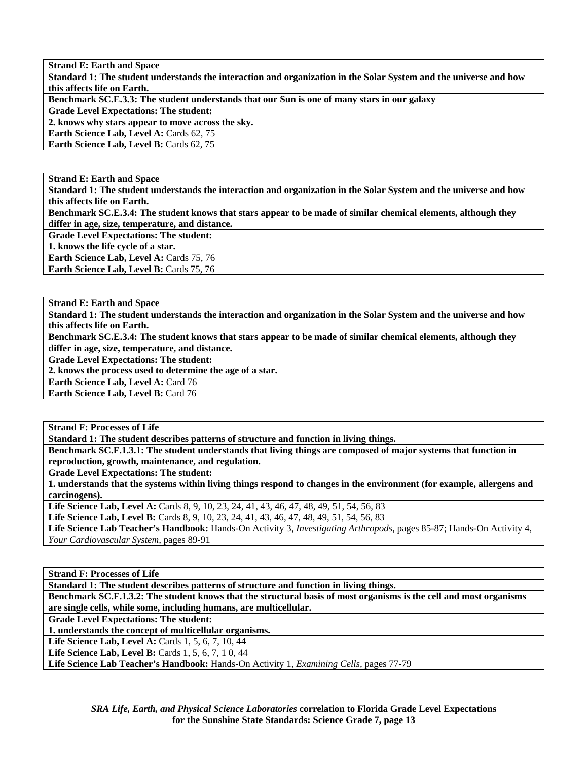| **Strand E: Earth and Space** |
| --- |
| **Standard 1: The student understands the interaction and organization in the Solar System and the universe and how this affects life on Earth.** |
| **Benchmark SC.E.3.3: The student understands that our Sun is one of many stars in our galaxy** |
| **Grade Level Expectations: The student:**<br>**2. knows why stars appear to move across the sky.** |
| **Earth Science Lab, Level A:** Cards 62, 75<br>**Earth Science Lab, Level B:** Cards 62, 75 |

| **Strand E: Earth and Space** |
| --- |
| **Standard 1: The student understands the interaction and organization in the Solar System and the universe and how this affects life on Earth.** |
| **Benchmark SC.E.3.4: The student knows that stars appear to be made of similar chemical elements, although they differ in age, size, temperature, and distance.** |
| **Grade Level Expectations: The student:**<br>**1. knows the life cycle of a star.** |
| **Earth Science Lab, Level A:** Cards 75, 76<br>**Earth Science Lab, Level B:** Cards 75, 76 |

| **Strand E: Earth and Space** |
| --- |
| **Standard 1: The student understands the interaction and organization in the Solar System and the universe and how this affects life on Earth.** |
| **Benchmark SC.E.3.4: The student knows that stars appear to be made of similar chemical elements, although they differ in age, size, temperature, and distance.** |
| **Grade Level Expectations: The student:**<br>**2. knows the process used to determine the age of a star.** |
| **Earth Science Lab, Level A:** Card 76<br>**Earth Science Lab, Level B:** Card 76 |

| **Strand F: Processes of Life** |
| --- |
| **Standard 1: The student describes patterns of structure and function in living things.** |
| **Benchmark SC.F.1.3.1: The student understands that living things are composed of major systems that function in reproduction, growth, maintenance, and regulation.** |
| **Grade Level Expectations: The student:**<br>**1. understands that the systems within living things respond to changes in the environment (for example, allergens and carcinogens).** |
| **Life Science Lab, Level A:** Cards 8, 9, 10, 23, 24, 41, 43, 46, 47, 48, 49, 51, 54, 56, 83<br>**Life Science Lab, Level B:** Cards 8, 9, 10, 23, 24, 41, 43, 46, 47, 48, 49, 51, 54, 56, 83<br>**Life Science Lab Teacher's Handbook:** Hands-On Activity 3, *Investigating Arthropods*, pages 85-87; Hands-On Activity 4, *Your Cardiovascular System*, pages 89-91 |

| **Strand F: Processes of Life** |
| --- |
| **Standard 1: The student describes patterns of structure and function in living things.** |
| **Benchmark SC.F.1.3.2: The student knows that the structural basis of most organisms is the cell and most organisms are single cells, while some, including humans, are multicellular.** |
| **Grade Level Expectations: The student:**<br>**1. understands the concept of multicellular organisms.** |
| **Life Science Lab, Level A:** Cards 1, 5, 6, 7, 10, 44<br>**Life Science Lab, Level B:** Cards 1, 5, 6, 7, 1 0, 44<br>**Life Science Lab Teacher's Handbook:** Hands-On Activity 1, *Examining Cells*, pages 77-79 |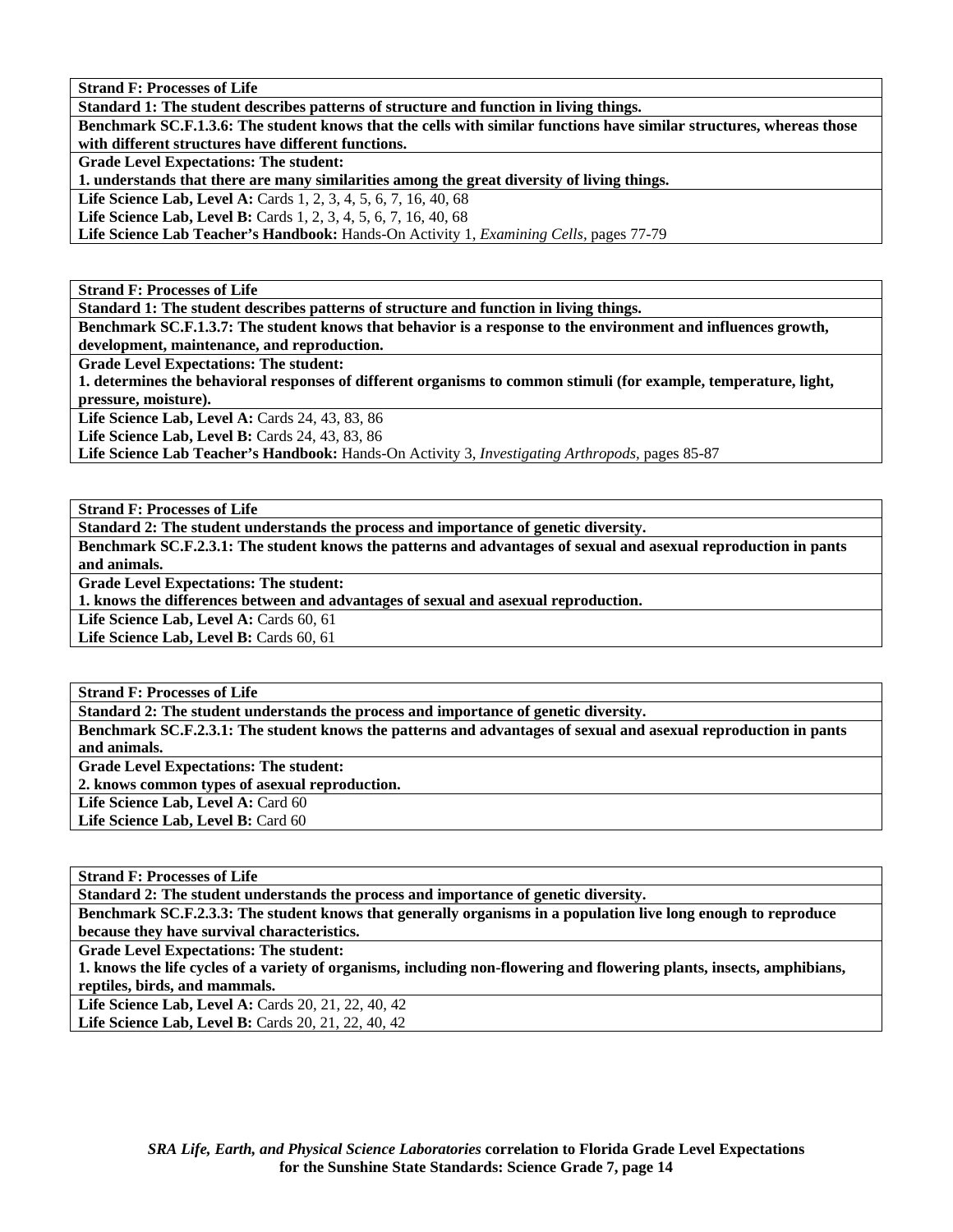**Strand F: Processes of Life**

**Standard 1: The student describes patterns of structure and function in living things.**

**Benchmark SC.F.1.3.6: The student knows that the cells with similar functions have similar structures, whereas those with different structures have different functions.**

**Grade Level Expectations: The student:**

**1. understands that there are many similarities among the great diversity of living things.**

**Life Science Lab, Level A:** Cards 1, 2, 3, 4, 5, 6, 7, 16, 40, 68

**Life Science Lab, Level B:** Cards 1, 2, 3, 4, 5, 6, 7, 16, 40, 68

**Life Science Lab Teacher's Handbook:** Hands-On Activity 1, *Examining Cells,* pages 77-79

**Strand F: Processes of Life**

**Standard 1: The student describes patterns of structure and function in living things.**

**Benchmark SC.F.1.3.7: The student knows that behavior is a response to the environment and influences growth, development, maintenance, and reproduction.**

**Grade Level Expectations: The student:**

**1. determines the behavioral responses of different organisms to common stimuli (for example, temperature, light, pressure, moisture).**

**Life Science Lab, Level A:** Cards 24, 43, 83, 86

**Life Science Lab, Level B:** Cards 24, 43, 83, 86

**Life Science Lab Teacher's Handbook:** Hands-On Activity 3, *Investigating Arthropods,* pages 85-87

**Strand F: Processes of Life**

**Standard 2: The student understands the process and importance of genetic diversity.**

**Benchmark SC.F.2.3.1: The student knows the patterns and advantages of sexual and asexual reproduction in pants and animals.**

**Grade Level Expectations: The student:**

**1. knows the differences between and advantages of sexual and asexual reproduction.**

**Life Science Lab, Level A:** Cards 60, 61

**Life Science Lab, Level B:** Cards 60, 61

**Strand F: Processes of Life**

**Standard 2: The student understands the process and importance of genetic diversity.**

**Benchmark SC.F.2.3.1: The student knows the patterns and advantages of sexual and asexual reproduction in pants and animals.**

**Grade Level Expectations: The student:**

**2. knows common types of asexual reproduction.**

**Life Science Lab, Level A:** Card 60

**Life Science Lab, Level B:** Card 60

**Strand F: Processes of Life**

**Standard 2: The student understands the process and importance of genetic diversity.**

**Benchmark SC.F.2.3.3: The student knows that generally organisms in a population live long enough to reproduce because they have survival characteristics.**

**Grade Level Expectations: The student:**

**1. knows the life cycles of a variety of organisms, including non-flowering and flowering plants, insects, amphibians, reptiles, birds, and mammals.**

**Life Science Lab, Level A:** Cards 20, 21, 22, 40, 42

**Life Science Lab, Level B:** Cards 20, 21, 22, 40, 42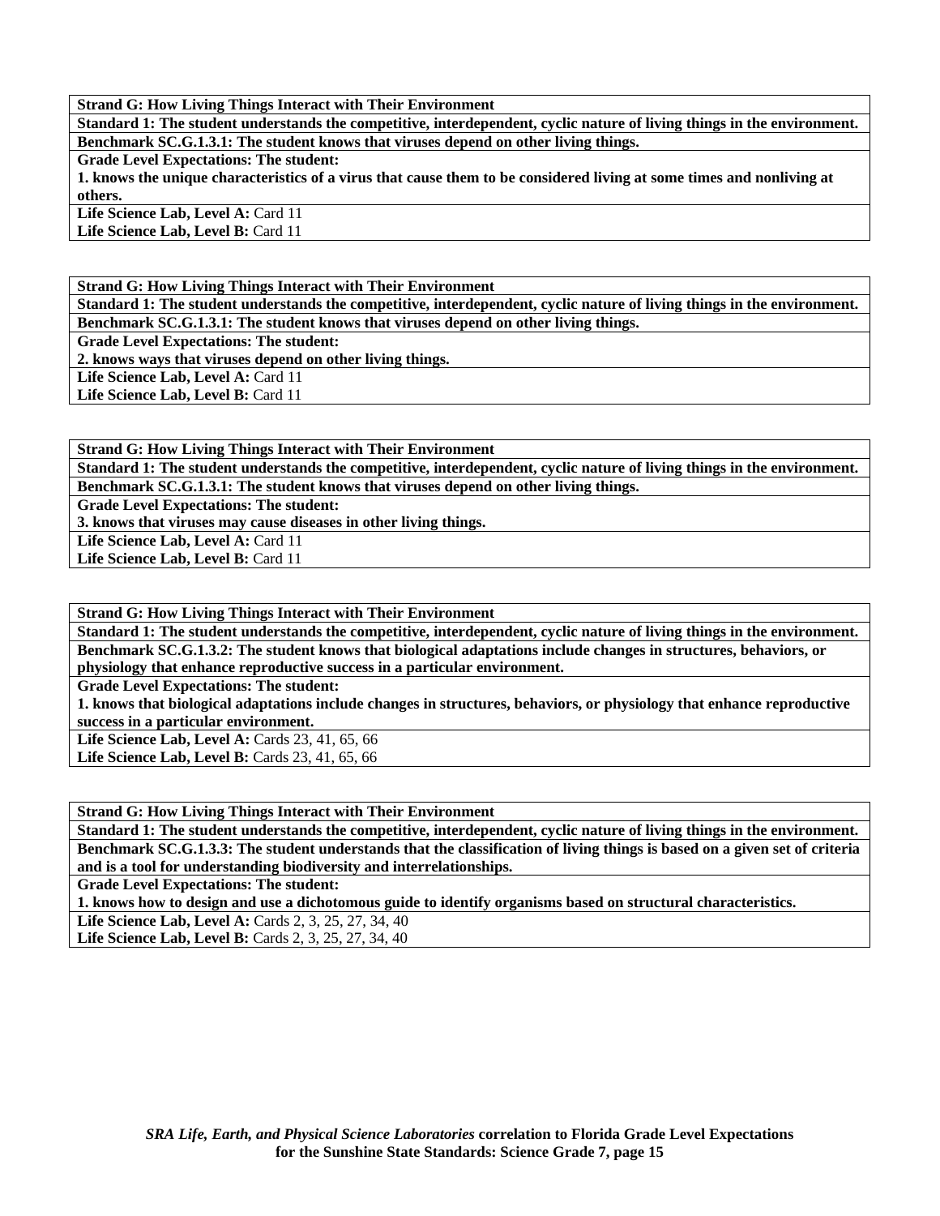**Strand G: How Living Things Interact with Their Environment**

**Standard 1: The student understands the competitive, interdependent, cyclic nature of living things in the environment.**

**Benchmark SC.G.1.3.1: The student knows that viruses depend on other living things.**

**Grade Level Expectations: The student:**

**1. knows the unique characteristics of a virus that cause them to be considered living at some times and nonliving at others.**

**Life Science Lab, Level A:** Card 11
**Life Science Lab, Level B:** Card 11

---

**Strand G: How Living Things Interact with Their Environment**

**Standard 1: The student understands the competitive, interdependent, cyclic nature of living things in the environment.**

**Benchmark SC.G.1.3.1: The student knows that viruses depend on other living things.**

**Grade Level Expectations: The student:**

**2. knows ways that viruses depend on other living things.**

**Life Science Lab, Level A:** Card 11
**Life Science Lab, Level B:** Card 11

---

**Strand G: How Living Things Interact with Their Environment**

**Standard 1: The student understands the competitive, interdependent, cyclic nature of living things in the environment.**

**Benchmark SC.G.1.3.1: The student knows that viruses depend on other living things.**

**Grade Level Expectations: The student:**

**3. knows that viruses may cause diseases in other living things.**

**Life Science Lab, Level A:** Card 11
**Life Science Lab, Level B:** Card 11

---

**Strand G: How Living Things Interact with Their Environment**

**Standard 1: The student understands the competitive, interdependent, cyclic nature of living things in the environment.**

**Benchmark SC.G.1.3.2: The student knows that biological adaptations include changes in structures, behaviors, or physiology that enhance reproductive success in a particular environment.**

**Grade Level Expectations: The student:**

**1. knows that biological adaptations include changes in structures, behaviors, or physiology that enhance reproductive success in a particular environment.**

**Life Science Lab, Level A:** Cards 23, 41, 65, 66
**Life Science Lab, Level B:** Cards 23, 41, 65, 66

---

**Strand G: How Living Things Interact with Their Environment**

**Standard 1: The student understands the competitive, interdependent, cyclic nature of living things in the environment.**

**Benchmark SC.G.1.3.3: The student understands that the classification of living things is based on a given set of criteria and is a tool for understanding biodiversity and interrelationships.**

**Grade Level Expectations: The student:**

**1. knows how to design and use a dichotomous guide to identify organisms based on structural characteristics.**

**Life Science Lab, Level A:** Cards 2, 3, 25, 27, 34, 40
**Life Science Lab, Level B:** Cards 2, 3, 25, 27, 34, 40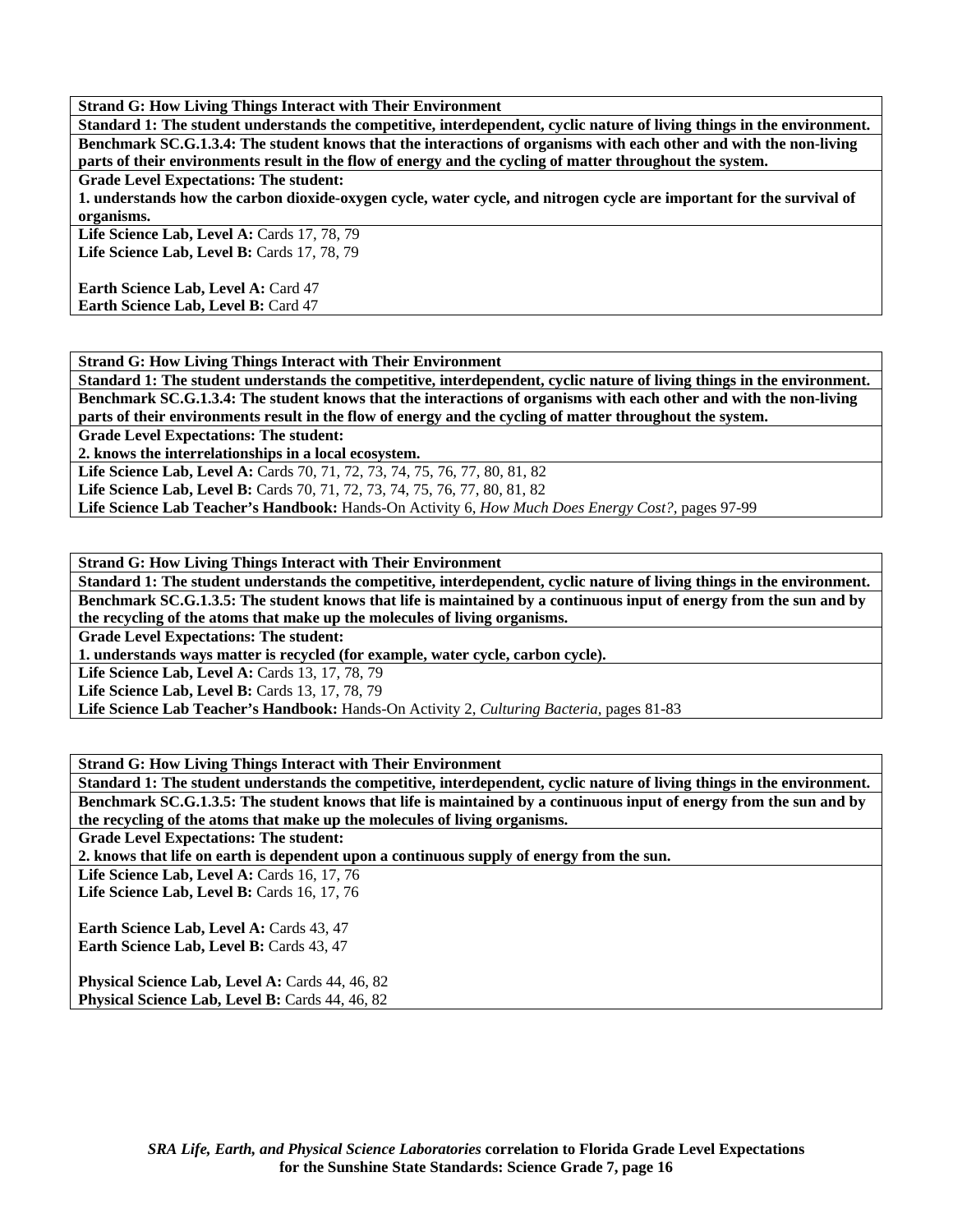**Strand G: How Living Things Interact with Their Environment**

**Standard 1: The student understands the competitive, interdependent, cyclic nature of living things in the environment.**

**Benchmark SC.G.1.3.4: The student knows that the interactions of organisms with each other and with the non-living parts of their environments result in the flow of energy and the cycling of matter throughout the system.**

**Grade Level Expectations: The student:**

**1. understands how the carbon dioxide-oxygen cycle, water cycle, and nitrogen cycle are important for the survival of organisms.**

**Life Science Lab, Level A:** Cards 17, 78, 79
**Life Science Lab, Level B:** Cards 17, 78, 79

**Earth Science Lab, Level A:** Card 47
**Earth Science Lab, Level B:** Card 47

---

**Strand G: How Living Things Interact with Their Environment**

**Standard 1: The student understands the competitive, interdependent, cyclic nature of living things in the environment.**

**Benchmark SC.G.1.3.4: The student knows that the interactions of organisms with each other and with the non-living parts of their environments result in the flow of energy and the cycling of matter throughout the system.**

**Grade Level Expectations: The student:**

**2. knows the interrelationships in a local ecosystem.**

**Life Science Lab, Level A:** Cards 70, 71, 72, 73, 74, 75, 76, 77, 80, 81, 82
**Life Science Lab, Level B:** Cards 70, 71, 72, 73, 74, 75, 76, 77, 80, 81, 82
**Life Science Lab Teacher's Handbook:** Hands-On Activity 6, *How Much Does Energy Cost?,* pages 97-99

---

**Strand G: How Living Things Interact with Their Environment**

**Standard 1: The student understands the competitive, interdependent, cyclic nature of living things in the environment.**

**Benchmark SC.G.1.3.5: The student knows that life is maintained by a continuous input of energy from the sun and by the recycling of the atoms that make up the molecules of living organisms.**

**Grade Level Expectations: The student:**

**1. understands ways matter is recycled (for example, water cycle, carbon cycle).**

**Life Science Lab, Level A:** Cards 13, 17, 78, 79
**Life Science Lab, Level B:** Cards 13, 17, 78, 79
**Life Science Lab Teacher's Handbook:** Hands-On Activity 2, *Culturing Bacteria,* pages 81-83

---

**Strand G: How Living Things Interact with Their Environment**

**Standard 1: The student understands the competitive, interdependent, cyclic nature of living things in the environment.**

**Benchmark SC.G.1.3.5: The student knows that life is maintained by a continuous input of energy from the sun and by the recycling of the atoms that make up the molecules of living organisms.**

**Grade Level Expectations: The student:**

**2. knows that life on earth is dependent upon a continuous supply of energy from the sun.**

**Life Science Lab, Level A:** Cards 16, 17, 76
**Life Science Lab, Level B:** Cards 16, 17, 76

**Earth Science Lab, Level A:** Cards 43, 47
**Earth Science Lab, Level B:** Cards 43, 47

**Physical Science Lab, Level A:** Cards 44, 46, 82
**Physical Science Lab, Level B:** Cards 44, 46, 82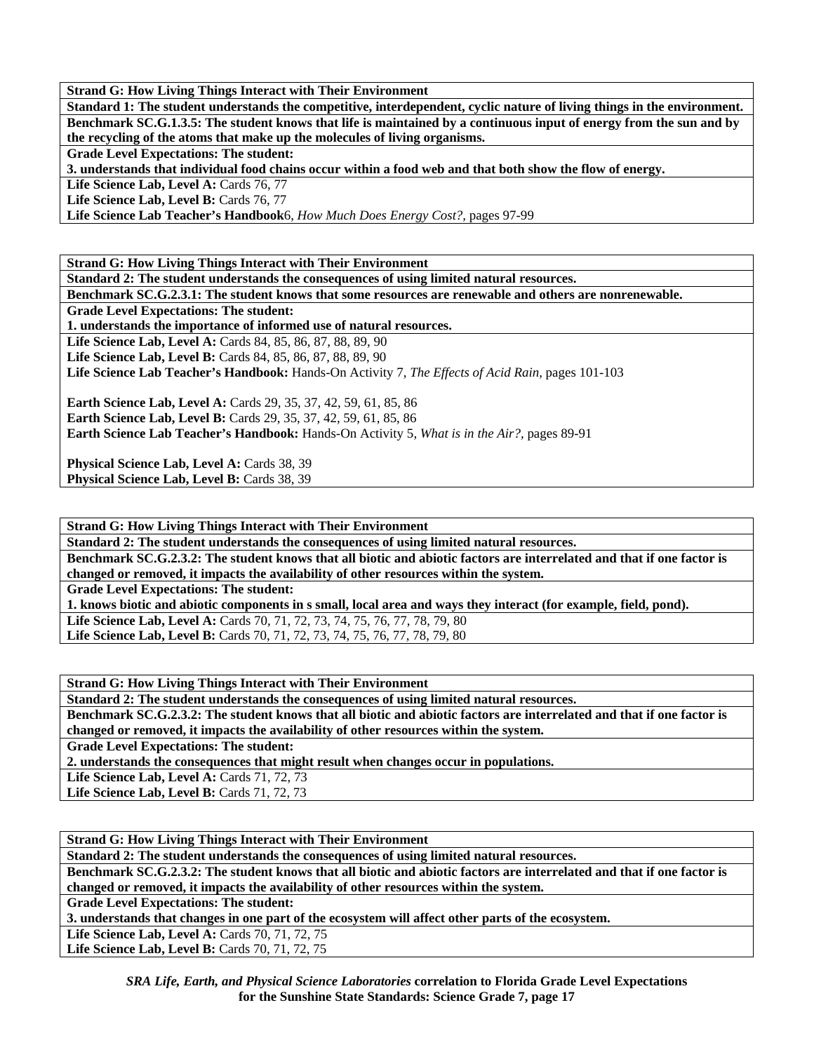**Strand G: How Living Things Interact with Their Environment**

**Standard 1: The student understands the competitive, interdependent, cyclic nature of living things in the environment.**

**Benchmark SC.G.1.3.5: The student knows that life is maintained by a continuous input of energy from the sun and by the recycling of the atoms that make up the molecules of living organisms.**

**Grade Level Expectations: The student:**

**3. understands that individual food chains occur within a food web and that both show the flow of energy.**

**Life Science Lab, Level A:** Cards 76, 77

**Life Science Lab, Level B:** Cards 76, 77

**Life Science Lab Teacher's Handbook**6, *How Much Does Energy Cost?,* pages 97-99

---

**Strand G: How Living Things Interact with Their Environment**

**Standard 2: The student understands the consequences of using limited natural resources.**

**Benchmark SC.G.2.3.1: The student knows that some resources are renewable and others are nonrenewable.**

**Grade Level Expectations: The student:**

**1. understands the importance of informed use of natural resources.**

**Life Science Lab, Level A:** Cards 84, 85, 86, 87, 88, 89, 90

**Life Science Lab, Level B:** Cards 84, 85, 86, 87, 88, 89, 90

**Life Science Lab Teacher's Handbook:** Hands-On Activity 7, *The Effects of Acid Rain,* pages 101-103

**Earth Science Lab, Level A:** Cards 29, 35, 37, 42, 59, 61, 85, 86

**Earth Science Lab, Level B:** Cards 29, 35, 37, 42, 59, 61, 85, 86

**Earth Science Lab Teacher's Handbook:** Hands-On Activity 5, *What is in the Air?,* pages 89-91

**Physical Science Lab, Level A:** Cards 38, 39

**Physical Science Lab, Level B:** Cards 38, 39

---

**Strand G: How Living Things Interact with Their Environment**

**Standard 2: The student understands the consequences of using limited natural resources.**

**Benchmark SC.G.2.3.2: The student knows that all biotic and abiotic factors are interrelated and that if one factor is changed or removed, it impacts the availability of other resources within the system.**

**Grade Level Expectations: The student:**

**1. knows biotic and abiotic components in s small, local area and ways they interact (for example, field, pond).**

**Life Science Lab, Level A:** Cards 70, 71, 72, 73, 74, 75, 76, 77, 78, 79, 80

**Life Science Lab, Level B:** Cards 70, 71, 72, 73, 74, 75, 76, 77, 78, 79, 80

---

**Strand G: How Living Things Interact with Their Environment**

**Standard 2: The student understands the consequences of using limited natural resources.**

**Benchmark SC.G.2.3.2: The student knows that all biotic and abiotic factors are interrelated and that if one factor is changed or removed, it impacts the availability of other resources within the system.**

**Grade Level Expectations: The student:**

**2. understands the consequences that might result when changes occur in populations.**

**Life Science Lab, Level A:** Cards 71, 72, 73

**Life Science Lab, Level B:** Cards 71, 72, 73

---

**Strand G: How Living Things Interact with Their Environment**

**Standard 2: The student understands the consequences of using limited natural resources.**

**Benchmark SC.G.2.3.2: The student knows that all biotic and abiotic factors are interrelated and that if one factor is changed or removed, it impacts the availability of other resources within the system.**

**Grade Level Expectations: The student:**

**3. understands that changes in one part of the ecosystem will affect other parts of the ecosystem.**

**Life Science Lab, Level A:** Cards 70, 71, 72, 75

**Life Science Lab, Level B:** Cards 70, 71, 72, 75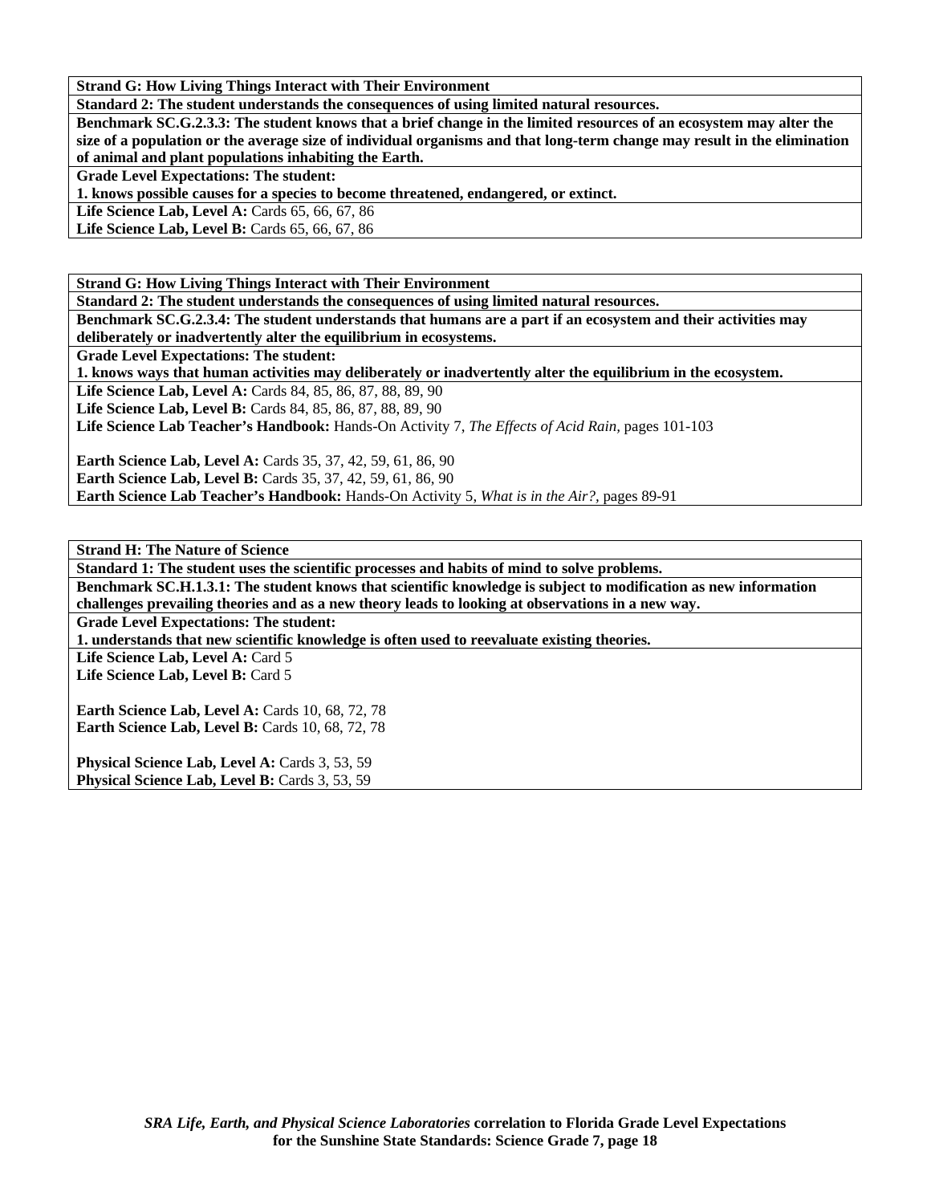**Strand G: How Living Things Interact with Their Environment**

**Standard 2: The student understands the consequences of using limited natural resources.**

**Benchmark SC.G.2.3.3: The student knows that a brief change in the limited resources of an ecosystem may alter the size of a population or the average size of individual organisms and that long-term change may result in the elimination of animal and plant populations inhabiting the Earth.**

**Grade Level Expectations: The student:**

**1. knows possible causes for a species to become threatened, endangered, or extinct.**

**Life Science Lab, Level A:** Cards 65, 66, 67, 86
**Life Science Lab, Level B:** Cards 65, 66, 67, 86

---

**Strand G: How Living Things Interact with Their Environment**

**Standard 2: The student understands the consequences of using limited natural resources.**

**Benchmark SC.G.2.3.4: The student understands that humans are a part if an ecosystem and their activities may deliberately or inadvertently alter the equilibrium in ecosystems.**

**Grade Level Expectations: The student:**

**1. knows ways that human activities may deliberately or inadvertently alter the equilibrium in the ecosystem.**

**Life Science Lab, Level A:** Cards 84, 85, 86, 87, 88, 89, 90
**Life Science Lab, Level B:** Cards 84, 85, 86, 87, 88, 89, 90
**Life Science Lab Teacher's Handbook:** Hands-On Activity 7, *The Effects of Acid Rain,* pages 101-103

**Earth Science Lab, Level A:** Cards 35, 37, 42, 59, 61, 86, 90
**Earth Science Lab, Level B:** Cards 35, 37, 42, 59, 61, 86, 90
**Earth Science Lab Teacher's Handbook:** Hands-On Activity 5, *What is in the Air?,* pages 89-91

---

**Strand H: The Nature of Science**

**Standard 1: The student uses the scientific processes and habits of mind to solve problems.**

**Benchmark SC.H.1.3.1: The student knows that scientific knowledge is subject to modification as new information challenges prevailing theories and as a new theory leads to looking at observations in a new way.**

**Grade Level Expectations: The student:**

**1. understands that new scientific knowledge is often used to reevaluate existing theories.**

**Life Science Lab, Level A:** Card 5
**Life Science Lab, Level B:** Card 5

**Earth Science Lab, Level A:** Cards 10, 68, 72, 78
**Earth Science Lab, Level B:** Cards 10, 68, 72, 78

**Physical Science Lab, Level A:** Cards 3, 53, 59
**Physical Science Lab, Level B:** Cards 3, 53, 59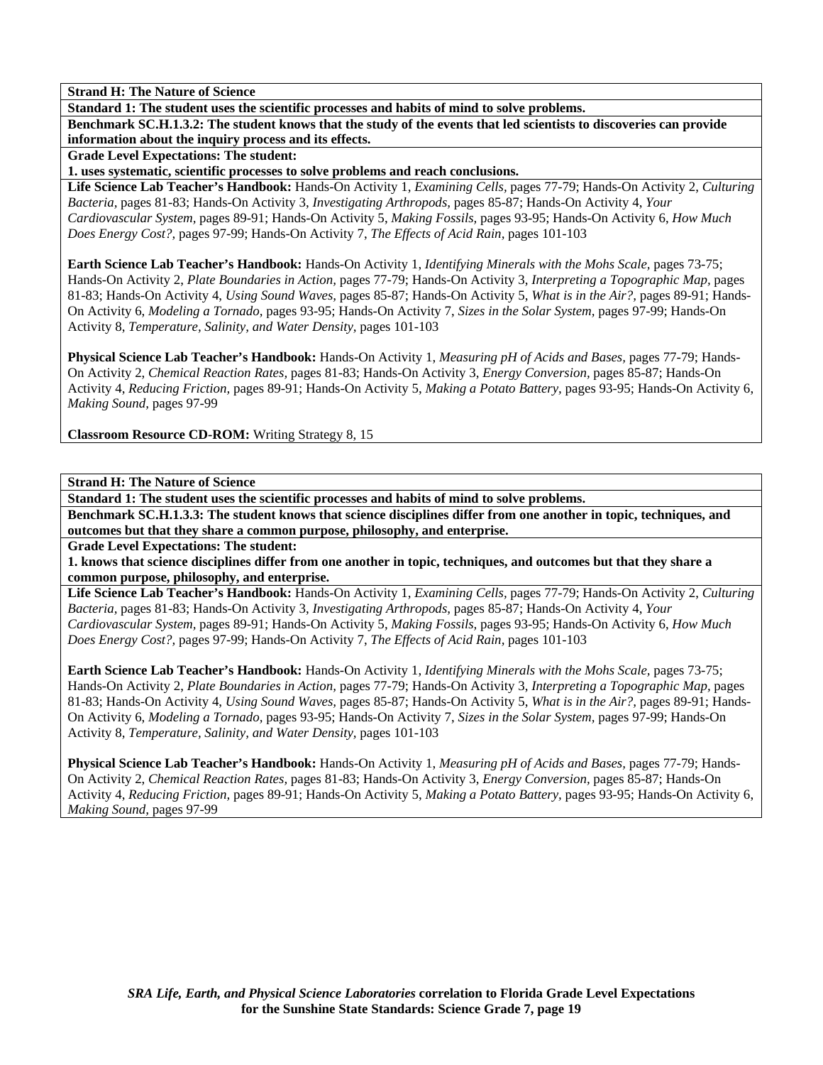**Strand H: The Nature of Science**

**Standard 1: The student uses the scientific processes and habits of mind to solve problems.**

**Benchmark SC.H.1.3.2: The student knows that the study of the events that led scientists to discoveries can provide information about the inquiry process and its effects.**

**Grade Level Expectations: The student:**

**1. uses systematic, scientific processes to solve problems and reach conclusions.**

**Life Science Lab Teacher's Handbook:** Hands-On Activity 1, *Examining Cells,* pages 77-79; Hands-On Activity 2, *Culturing Bacteria,* pages 81-83; Hands-On Activity 3, *Investigating Arthropods,* pages 85-87; Hands-On Activity 4, *Your Cardiovascular System,* pages 89-91; Hands-On Activity 5, *Making Fossils,* pages 93-95; Hands-On Activity 6, *How Much Does Energy Cost?,* pages 97-99; Hands-On Activity 7, *The Effects of Acid Rain,* pages 101-103

**Earth Science Lab Teacher's Handbook:** Hands-On Activity 1, *Identifying Minerals with the Mohs Scale,* pages 73-75; Hands-On Activity 2, *Plate Boundaries in Action,* pages 77-79; Hands-On Activity 3, *Interpreting a Topographic Map,* pages 81-83; Hands-On Activity 4, *Using Sound Waves,* pages 85-87; Hands-On Activity 5, *What is in the Air?,* pages 89-91; Hands-On Activity 6, *Modeling a Tornado,* pages 93-95; Hands-On Activity 7, *Sizes in the Solar System,* pages 97-99; Hands-On Activity 8, *Temperature, Salinity, and Water Density,* pages 101-103

**Physical Science Lab Teacher's Handbook:** Hands-On Activity 1, *Measuring pH of Acids and Bases,* pages 77-79; Hands-On Activity 2, *Chemical Reaction Rates,* pages 81-83; Hands-On Activity 3, *Energy Conversion,* pages 85-87; Hands-On Activity 4, *Reducing Friction,* pages 89-91; Hands-On Activity 5, *Making a Potato Battery,* pages 93-95; Hands-On Activity 6, *Making Sound,* pages 97-99

**Classroom Resource CD-ROM:** Writing Strategy 8, 15

**Strand H: The Nature of Science**

**Standard 1: The student uses the scientific processes and habits of mind to solve problems.**

**Benchmark SC.H.1.3.3: The student knows that science disciplines differ from one another in topic, techniques, and outcomes but that they share a common purpose, philosophy, and enterprise.**

**Grade Level Expectations: The student:**

**1. knows that science disciplines differ from one another in topic, techniques, and outcomes but that they share a common purpose, philosophy, and enterprise.**

**Life Science Lab Teacher's Handbook:** Hands-On Activity 1, *Examining Cells,* pages 77-79; Hands-On Activity 2, *Culturing Bacteria,* pages 81-83; Hands-On Activity 3, *Investigating Arthropods,* pages 85-87; Hands-On Activity 4, *Your Cardiovascular System,* pages 89-91; Hands-On Activity 5, *Making Fossils,* pages 93-95; Hands-On Activity 6, *How Much Does Energy Cost?,* pages 97-99; Hands-On Activity 7, *The Effects of Acid Rain,* pages 101-103

**Earth Science Lab Teacher's Handbook:** Hands-On Activity 1, *Identifying Minerals with the Mohs Scale,* pages 73-75; Hands-On Activity 2, *Plate Boundaries in Action,* pages 77-79; Hands-On Activity 3, *Interpreting a Topographic Map,* pages 81-83; Hands-On Activity 4, *Using Sound Waves,* pages 85-87; Hands-On Activity 5, *What is in the Air?,* pages 89-91; Hands-On Activity 6, *Modeling a Tornado,* pages 93-95; Hands-On Activity 7, *Sizes in the Solar System,* pages 97-99; Hands-On Activity 8, *Temperature, Salinity, and Water Density,* pages 101-103

**Physical Science Lab Teacher's Handbook:** Hands-On Activity 1, *Measuring pH of Acids and Bases,* pages 77-79; Hands-On Activity 2, *Chemical Reaction Rates,* pages 81-83; Hands-On Activity 3, *Energy Conversion,* pages 85-87; Hands-On Activity 4, *Reducing Friction,* pages 89-91; Hands-On Activity 5, *Making a Potato Battery,* pages 93-95; Hands-On Activity 6, *Making Sound,* pages 97-99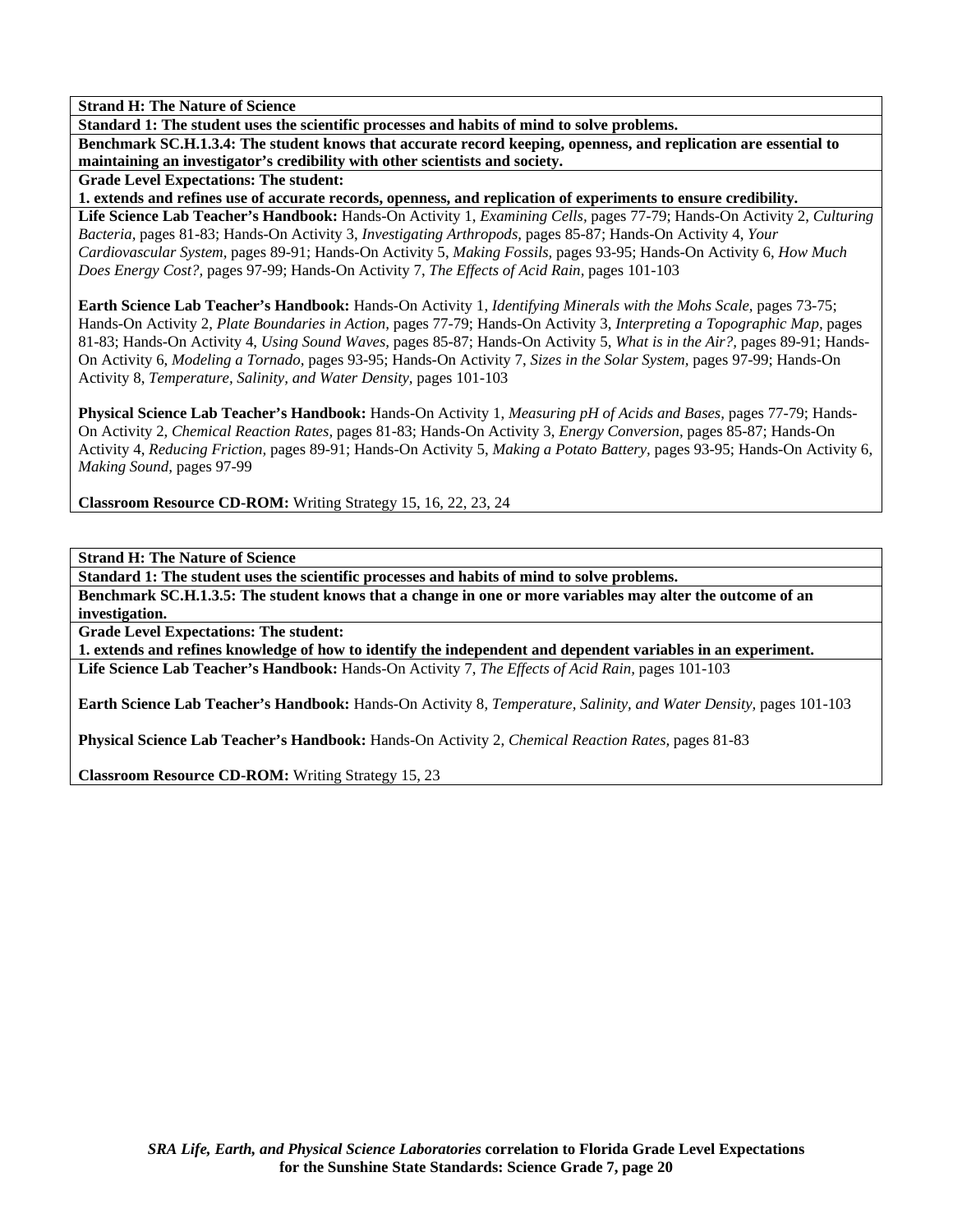**Strand H: The Nature of Science**

**Standard 1: The student uses the scientific processes and habits of mind to solve problems.**

**Benchmark SC.H.1.3.4: The student knows that accurate record keeping, openness, and replication are essential to maintaining an investigator's credibility with other scientists and society.**

**Grade Level Expectations: The student:**

**1. extends and refines use of accurate records, openness, and replication of experiments to ensure credibility.**

**Life Science Lab Teacher's Handbook:** Hands-On Activity 1, *Examining Cells,* pages 77-79; Hands-On Activity 2, *Culturing Bacteria,* pages 81-83; Hands-On Activity 3, *Investigating Arthropods,* pages 85-87; Hands-On Activity 4, *Your Cardiovascular System,* pages 89-91; Hands-On Activity 5, *Making Fossils,* pages 93-95; Hands-On Activity 6, *How Much Does Energy Cost?,* pages 97-99; Hands-On Activity 7, *The Effects of Acid Rain,* pages 101-103

**Earth Science Lab Teacher's Handbook:** Hands-On Activity 1, *Identifying Minerals with the Mohs Scale,* pages 73-75; Hands-On Activity 2, *Plate Boundaries in Action,* pages 77-79; Hands-On Activity 3, *Interpreting a Topographic Map,* pages 81-83; Hands-On Activity 4, *Using Sound Waves,* pages 85-87; Hands-On Activity 5, *What is in the Air?,* pages 89-91; Hands-On Activity 6, *Modeling a Tornado,* pages 93-95; Hands-On Activity 7, *Sizes in the Solar System,* pages 97-99; Hands-On Activity 8, *Temperature, Salinity, and Water Density,* pages 101-103

**Physical Science Lab Teacher's Handbook:** Hands-On Activity 1, *Measuring pH of Acids and Bases,* pages 77-79; Hands-On Activity 2, *Chemical Reaction Rates,* pages 81-83; Hands-On Activity 3, *Energy Conversion,* pages 85-87; Hands-On Activity 4, *Reducing Friction,* pages 89-91; Hands-On Activity 5, *Making a Potato Battery,* pages 93-95; Hands-On Activity 6, *Making Sound,* pages 97-99

**Classroom Resource CD-ROM:** Writing Strategy 15, 16, 22, 23, 24

**Strand H: The Nature of Science**

**Standard 1: The student uses the scientific processes and habits of mind to solve problems.**

**Benchmark SC.H.1.3.5: The student knows that a change in one or more variables may alter the outcome of an investigation.**

**Grade Level Expectations: The student:**

**1. extends and refines knowledge of how to identify the independent and dependent variables in an experiment.**

**Life Science Lab Teacher's Handbook:** Hands-On Activity 7, *The Effects of Acid Rain,* pages 101-103

**Earth Science Lab Teacher's Handbook:** Hands-On Activity 8, *Temperature, Salinity, and Water Density,* pages 101-103

**Physical Science Lab Teacher's Handbook:** Hands-On Activity 2, *Chemical Reaction Rates,* pages 81-83

**Classroom Resource CD-ROM:** Writing Strategy 15, 23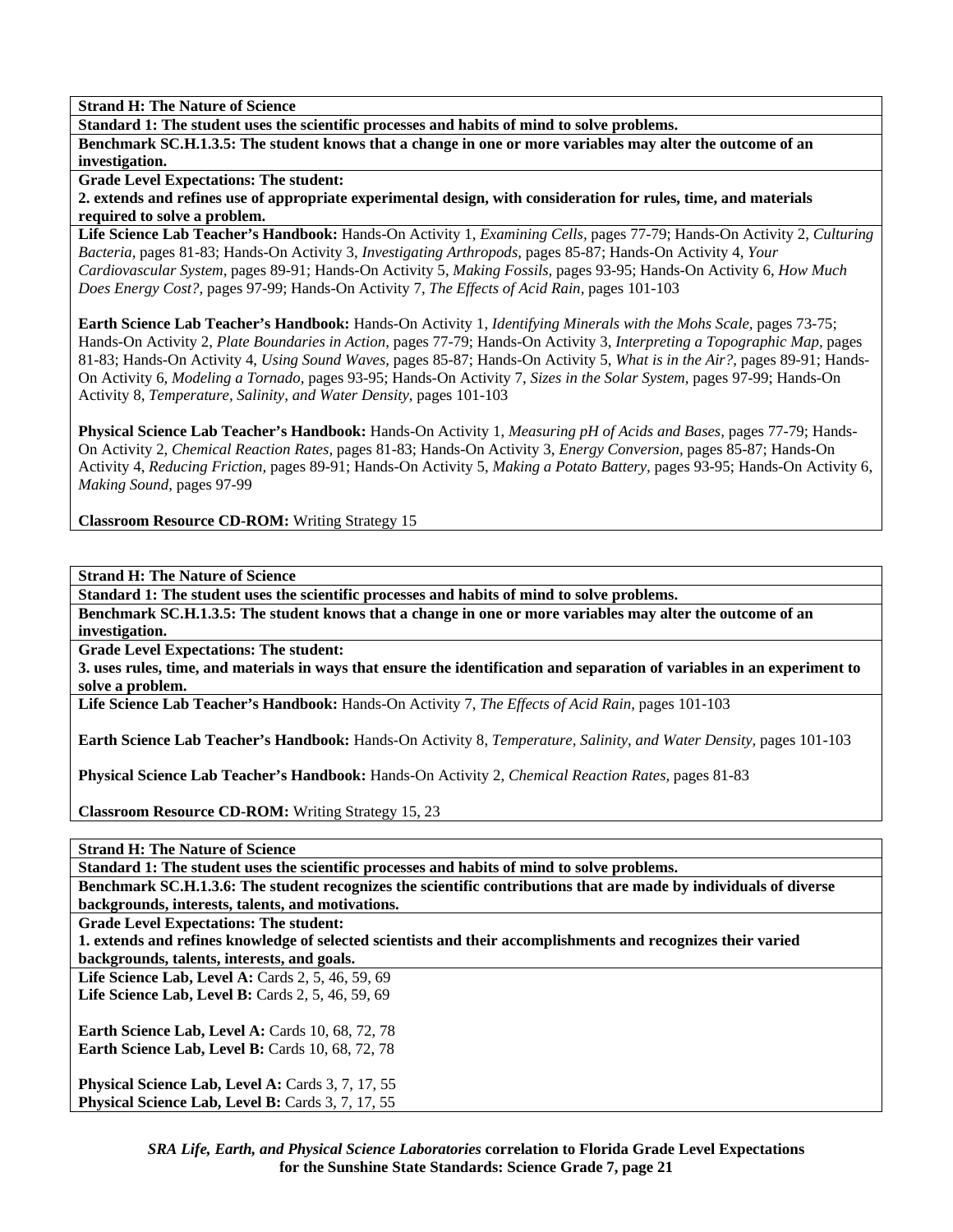**Strand H: The Nature of Science**

**Standard 1: The student uses the scientific processes and habits of mind to solve problems.**

**Benchmark SC.H.1.3.5: The student knows that a change in one or more variables may alter the outcome of an investigation.**

**Grade Level Expectations: The student:**
**2. extends and refines use of appropriate experimental design, with consideration for rules, time, and materials required to solve a problem.**

**Life Science Lab Teacher's Handbook:** Hands-On Activity 1, *Examining Cells,* pages 77-79; Hands-On Activity 2, *Culturing Bacteria,* pages 81-83; Hands-On Activity 3, *Investigating Arthropods,* pages 85-87; Hands-On Activity 4, *Your Cardiovascular System,* pages 89-91; Hands-On Activity 5, *Making Fossils,* pages 93-95; Hands-On Activity 6, *How Much Does Energy Cost?,* pages 97-99; Hands-On Activity 7, *The Effects of Acid Rain,* pages 101-103

**Earth Science Lab Teacher's Handbook:** Hands-On Activity 1, *Identifying Minerals with the Mohs Scale,* pages 73-75; Hands-On Activity 2, *Plate Boundaries in Action,* pages 77-79; Hands-On Activity 3, *Interpreting a Topographic Map,* pages 81-83; Hands-On Activity 4, *Using Sound Waves,* pages 85-87; Hands-On Activity 5, *What is in the Air?,* pages 89-91; Hands-On Activity 6, *Modeling a Tornado,* pages 93-95; Hands-On Activity 7, *Sizes in the Solar System,* pages 97-99; Hands-On Activity 8, *Temperature, Salinity, and Water Density,* pages 101-103

**Physical Science Lab Teacher's Handbook:** Hands-On Activity 1, *Measuring pH of Acids and Bases,* pages 77-79; Hands-On Activity 2, *Chemical Reaction Rates,* pages 81-83; Hands-On Activity 3, *Energy Conversion,* pages 85-87; Hands-On Activity 4, *Reducing Friction,* pages 89-91; Hands-On Activity 5, *Making a Potato Battery,* pages 93-95; Hands-On Activity 6, *Making Sound,* pages 97-99

**Classroom Resource CD-ROM:** Writing Strategy 15

---

**Strand H: The Nature of Science**

**Standard 1: The student uses the scientific processes and habits of mind to solve problems.**

**Benchmark SC.H.1.3.5: The student knows that a change in one or more variables may alter the outcome of an investigation.**

**Grade Level Expectations: The student:**
**3. uses rules, time, and materials in ways that ensure the identification and separation of variables in an experiment to solve a problem.**

**Life Science Lab Teacher's Handbook:** Hands-On Activity 7, *The Effects of Acid Rain,* pages 101-103

**Earth Science Lab Teacher's Handbook:** Hands-On Activity 8, *Temperature, Salinity, and Water Density,* pages 101-103

**Physical Science Lab Teacher's Handbook:** Hands-On Activity 2, *Chemical Reaction Rates,* pages 81-83

**Classroom Resource CD-ROM:** Writing Strategy 15, 23

---

**Strand H: The Nature of Science**

**Standard 1: The student uses the scientific processes and habits of mind to solve problems.**

**Benchmark SC.H.1.3.6: The student recognizes the scientific contributions that are made by individuals of diverse backgrounds, interests, talents, and motivations.**

**Grade Level Expectations: The student:**
**1. extends and refines knowledge of selected scientists and their accomplishments and recognizes their varied backgrounds, talents, interests, and goals.**

**Life Science Lab, Level A:** Cards 2, 5, 46, 59, 69
**Life Science Lab, Level B:** Cards 2, 5, 46, 59, 69

**Earth Science Lab, Level A:** Cards 10, 68, 72, 78
**Earth Science Lab, Level B:** Cards 10, 68, 72, 78

**Physical Science Lab, Level A:** Cards 3, 7, 17, 55
**Physical Science Lab, Level B:** Cards 3, 7, 17, 55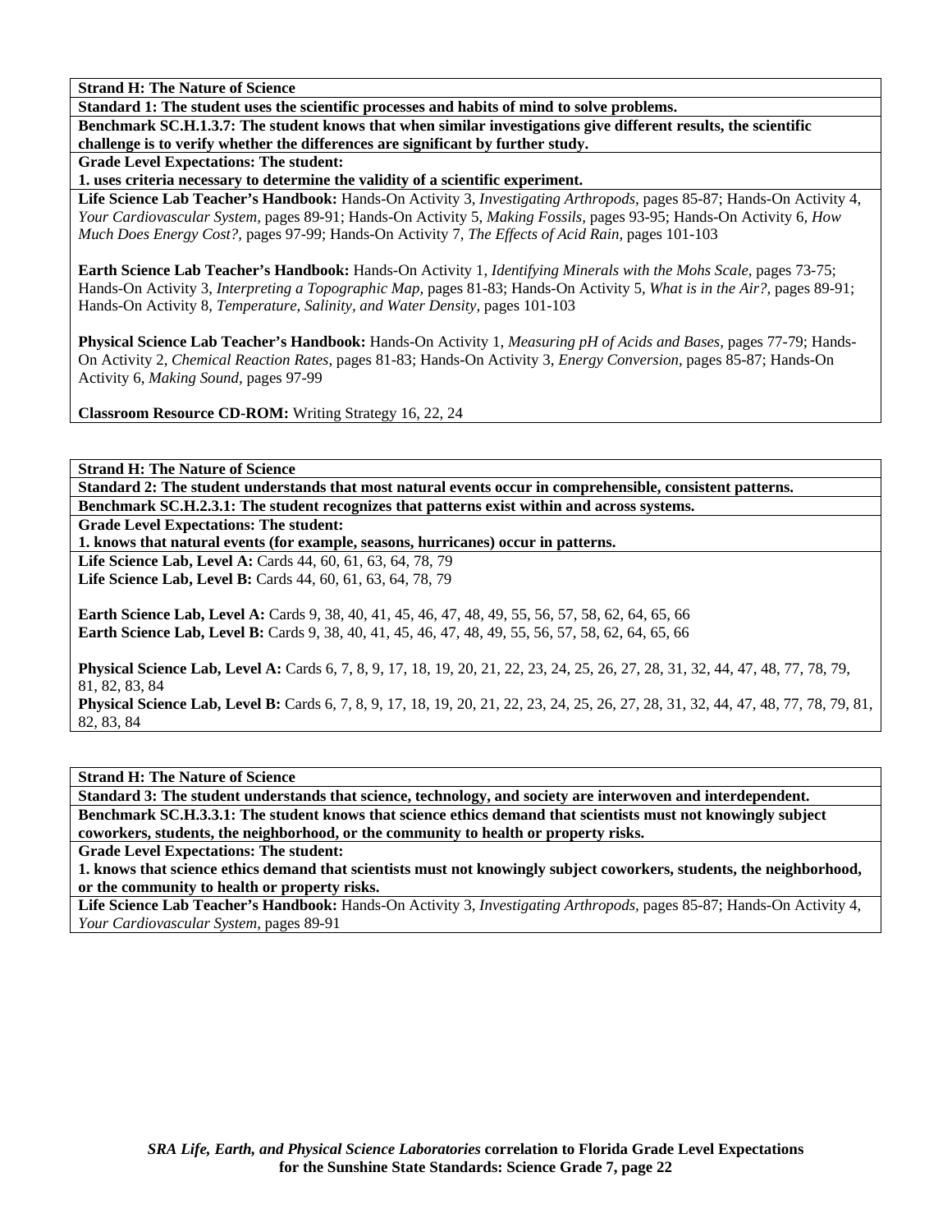**Strand H: The Nature of Science**

**Standard 1: The student uses the scientific processes and habits of mind to solve problems.**

**Benchmark SC.H.1.3.7: The student knows that when similar investigations give different results, the scientific challenge is to verify whether the differences are significant by further study.**

**Grade Level Expectations: The student:**

**1. uses criteria necessary to determine the validity of a scientific experiment.**

**Life Science Lab Teacher's Handbook:** Hands-On Activity 3, *Investigating Arthropods,* pages 85-87; Hands-On Activity 4, *Your Cardiovascular System,* pages 89-91; Hands-On Activity 5, *Making Fossils,* pages 93-95; Hands-On Activity 6, *How Much Does Energy Cost?,* pages 97-99; Hands-On Activity 7, *The Effects of Acid Rain,* pages 101-103

**Earth Science Lab Teacher's Handbook:** Hands-On Activity 1, *Identifying Minerals with the Mohs Scale,* pages 73-75; Hands-On Activity 3, *Interpreting a Topographic Map,* pages 81-83; Hands-On Activity 5, *What is in the Air?,* pages 89-91; Hands-On Activity 8, *Temperature, Salinity, and Water Density,* pages 101-103

**Physical Science Lab Teacher's Handbook:** Hands-On Activity 1, *Measuring pH of Acids and Bases,* pages 77-79; Hands-On Activity 2, *Chemical Reaction Rates,* pages 81-83; Hands-On Activity 3, *Energy Conversion,* pages 85-87; Hands-On Activity 6, *Making Sound,* pages 97-99

**Classroom Resource CD-ROM:** Writing Strategy 16, 22, 24

---

**Strand H: The Nature of Science**

**Standard 2: The student understands that most natural events occur in comprehensible, consistent patterns.**

**Benchmark SC.H.2.3.1: The student recognizes that patterns exist within and across systems.**

**Grade Level Expectations: The student:**

**1. knows that natural events (for example, seasons, hurricanes) occur in patterns.**

**Life Science Lab, Level A:** Cards 44, 60, 61, 63, 64, 78, 79
**Life Science Lab, Level B:** Cards 44, 60, 61, 63, 64, 78, 79

**Earth Science Lab, Level A:** Cards 9, 38, 40, 41, 45, 46, 47, 48, 49, 55, 56, 57, 58, 62, 64, 65, 66
**Earth Science Lab, Level B:** Cards 9, 38, 40, 41, 45, 46, 47, 48, 49, 55, 56, 57, 58, 62, 64, 65, 66

**Physical Science Lab, Level A:** Cards 6, 7, 8, 9, 17, 18, 19, 20, 21, 22, 23, 24, 25, 26, 27, 28, 31, 32, 44, 47, 48, 77, 78, 79, 81, 82, 83, 84
**Physical Science Lab, Level B:** Cards 6, 7, 8, 9, 17, 18, 19, 20, 21, 22, 23, 24, 25, 26, 27, 28, 31, 32, 44, 47, 48, 77, 78, 79, 81, 82, 83, 84

---

**Strand H: The Nature of Science**

**Standard 3: The student understands that science, technology, and society are interwoven and interdependent.**

**Benchmark SC.H.3.3.1: The student knows that science ethics demand that scientists must not knowingly subject coworkers, students, the neighborhood, or the community to health or property risks.**

**Grade Level Expectations: The student:**

**1. knows that science ethics demand that scientists must not knowingly subject coworkers, students, the neighborhood, or the community to health or property risks.**

**Life Science Lab Teacher's Handbook:** Hands-On Activity 3, *Investigating Arthropods,* pages 85-87; Hands-On Activity 4, *Your Cardiovascular System,* pages 89-91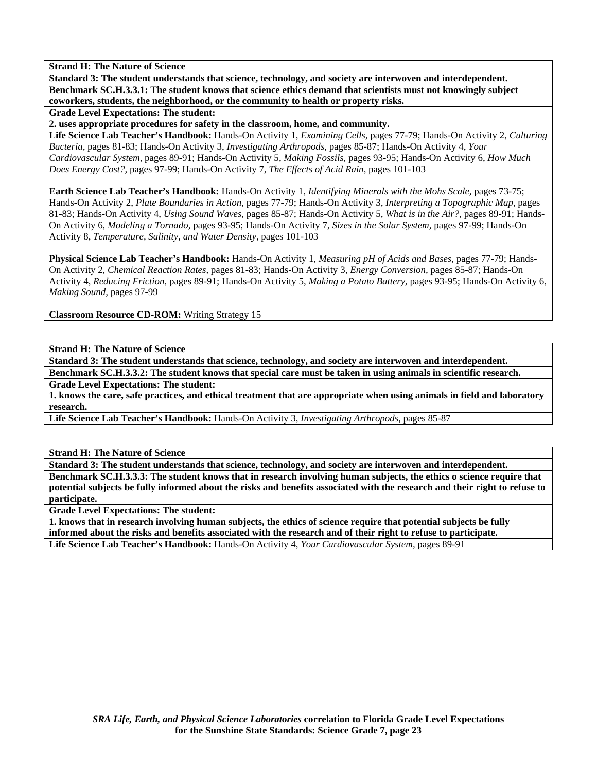**Strand H: The Nature of Science**

**Standard 3: The student understands that science, technology, and society are interwoven and interdependent.**

**Benchmark SC.H.3.3.1: The student knows that science ethics demand that scientists must not knowingly subject coworkers, students, the neighborhood, or the community to health or property risks.**

**Grade Level Expectations: The student:**

**2. uses appropriate procedures for safety in the classroom, home, and community.**

**Life Science Lab Teacher's Handbook:** Hands-On Activity 1, *Examining Cells,* pages 77-79; Hands-On Activity 2, *Culturing Bacteria,* pages 81-83; Hands-On Activity 3, *Investigating Arthropods,* pages 85-87; Hands-On Activity 4, *Your Cardiovascular System,* pages 89-91; Hands-On Activity 5, *Making Fossils,* pages 93-95; Hands-On Activity 6, *How Much Does Energy Cost?,* pages 97-99; Hands-On Activity 7, *The Effects of Acid Rain,* pages 101-103

**Earth Science Lab Teacher's Handbook:** Hands-On Activity 1, *Identifying Minerals with the Mohs Scale,* pages 73-75; Hands-On Activity 2, *Plate Boundaries in Action,* pages 77-79; Hands-On Activity 3, *Interpreting a Topographic Map,* pages 81-83; Hands-On Activity 4, *Using Sound Waves,* pages 85-87; Hands-On Activity 5, *What is in the Air?,* pages 89-91; Hands-On Activity 6, *Modeling a Tornado,* pages 93-95; Hands-On Activity 7, *Sizes in the Solar System,* pages 97-99; Hands-On Activity 8, *Temperature, Salinity, and Water Density,* pages 101-103

**Physical Science Lab Teacher's Handbook:** Hands-On Activity 1, *Measuring pH of Acids and Bases,* pages 77-79; Hands-On Activity 2, *Chemical Reaction Rates,* pages 81-83; Hands-On Activity 3, *Energy Conversion,* pages 85-87; Hands-On Activity 4, *Reducing Friction,* pages 89-91; Hands-On Activity 5, *Making a Potato Battery,* pages 93-95; Hands-On Activity 6, *Making Sound,* pages 97-99

**Classroom Resource CD-ROM:** Writing Strategy 15

---

**Strand H: The Nature of Science**

**Standard 3: The student understands that science, technology, and society are interwoven and interdependent.**

**Benchmark SC.H.3.3.2: The student knows that special care must be taken in using animals in scientific research.**

**Grade Level Expectations: The student:**

**1. knows the care, safe practices, and ethical treatment that are appropriate when using animals in field and laboratory research.**

**Life Science Lab Teacher's Handbook:** Hands-On Activity 3, *Investigating Arthropods,* pages 85-87

---

**Strand H: The Nature of Science**

**Standard 3: The student understands that science, technology, and society are interwoven and interdependent.**

**Benchmark SC.H.3.3.3: The student knows that in research involving human subjects, the ethics o science require that potential subjects be fully informed about the risks and benefits associated with the research and their right to refuse to participate.**

**Grade Level Expectations: The student:**

**1. knows that in research involving human subjects, the ethics of science require that potential subjects be fully informed about the risks and benefits associated with the research and of their right to refuse to participate.**

**Life Science Lab Teacher's Handbook:** Hands-On Activity 4, *Your Cardiovascular System,* pages 89-91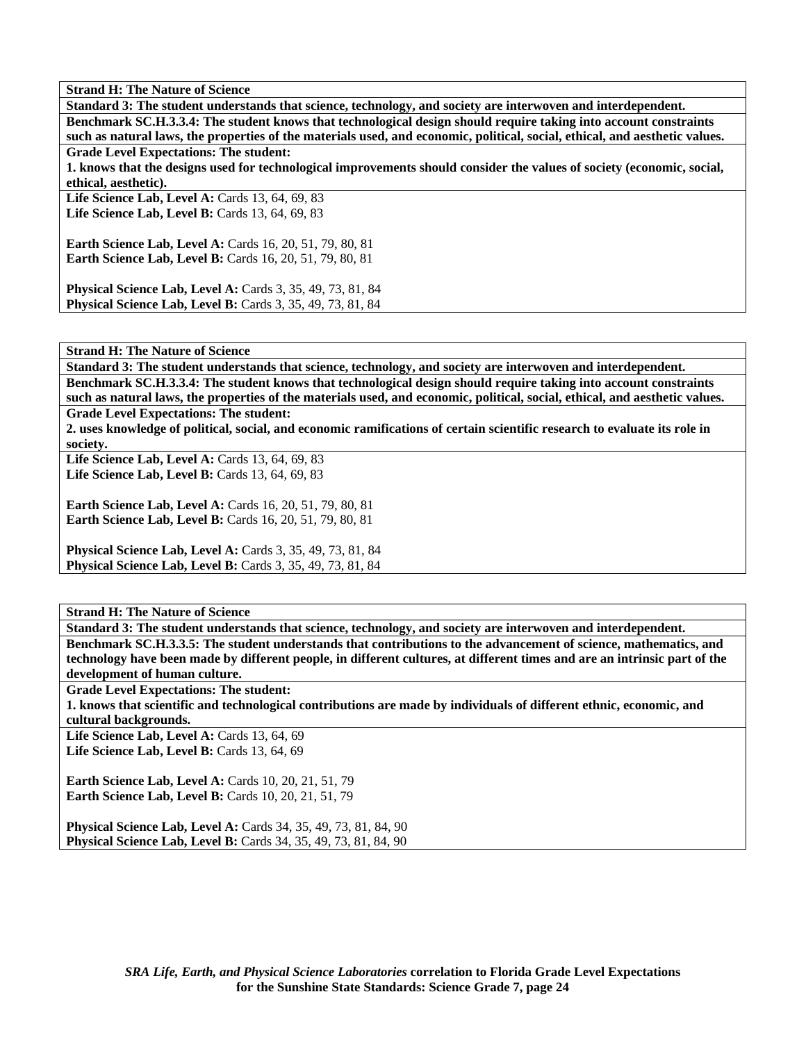**Strand H: The Nature of Science**

**Standard 3: The student understands that science, technology, and society are interwoven and interdependent.**

**Benchmark SC.H.3.3.4: The student knows that technological design should require taking into account constraints such as natural laws, the properties of the materials used, and economic, political, social, ethical, and aesthetic values.**

**Grade Level Expectations: The student:**

**1. knows that the designs used for technological improvements should consider the values of society (economic, social, ethical, aesthetic).**

**Life Science Lab, Level A:** Cards 13, 64, 69, 83
**Life Science Lab, Level B:** Cards 13, 64, 69, 83

**Earth Science Lab, Level A:** Cards 16, 20, 51, 79, 80, 81
**Earth Science Lab, Level B:** Cards 16, 20, 51, 79, 80, 81

**Physical Science Lab, Level A:** Cards 3, 35, 49, 73, 81, 84
**Physical Science Lab, Level B:** Cards 3, 35, 49, 73, 81, 84

---

**Strand H: The Nature of Science**

**Standard 3: The student understands that science, technology, and society are interwoven and interdependent.**

**Benchmark SC.H.3.3.4: The student knows that technological design should require taking into account constraints such as natural laws, the properties of the materials used, and economic, political, social, ethical, and aesthetic values.**

**Grade Level Expectations: The student:**

**2. uses knowledge of political, social, and economic ramifications of certain scientific research to evaluate its role in society.**

**Life Science Lab, Level A:** Cards 13, 64, 69, 83
**Life Science Lab, Level B:** Cards 13, 64, 69, 83

**Earth Science Lab, Level A:** Cards 16, 20, 51, 79, 80, 81
**Earth Science Lab, Level B:** Cards 16, 20, 51, 79, 80, 81

**Physical Science Lab, Level A:** Cards 3, 35, 49, 73, 81, 84
**Physical Science Lab, Level B:** Cards 3, 35, 49, 73, 81, 84

---

**Strand H: The Nature of Science**

**Standard 3: The student understands that science, technology, and society are interwoven and interdependent.**

**Benchmark SC.H.3.3.5: The student understands that contributions to the advancement of science, mathematics, and technology have been made by different people, in different cultures, at different times and are an intrinsic part of the development of human culture.**

**Grade Level Expectations: The student:**

**1. knows that scientific and technological contributions are made by individuals of different ethnic, economic, and cultural backgrounds.**

**Life Science Lab, Level A:** Cards 13, 64, 69
**Life Science Lab, Level B:** Cards 13, 64, 69

**Earth Science Lab, Level A:** Cards 10, 20, 21, 51, 79
**Earth Science Lab, Level B:** Cards 10, 20, 21, 51, 79

**Physical Science Lab, Level A:** Cards 34, 35, 49, 73, 81, 84, 90
**Physical Science Lab, Level B:** Cards 34, 35, 49, 73, 81, 84, 90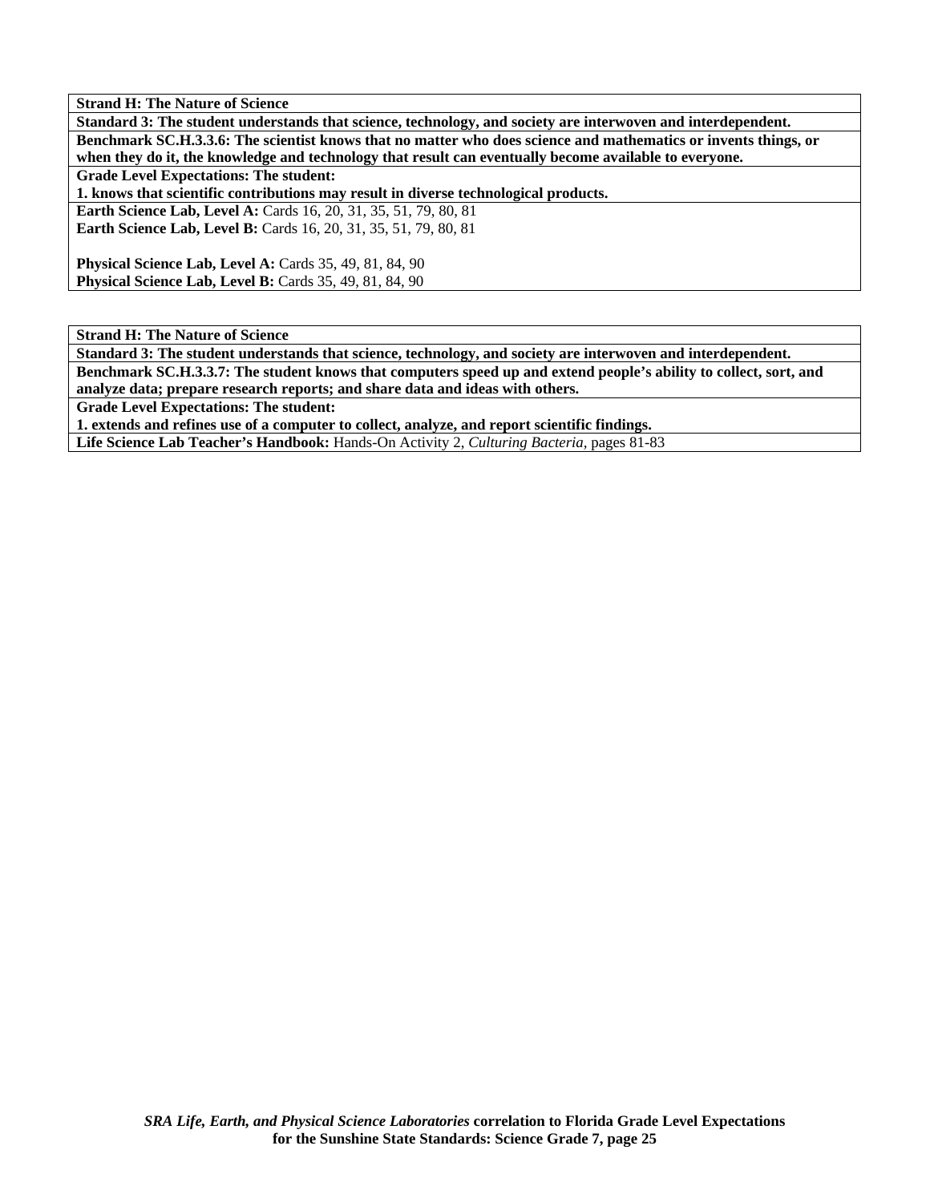**Strand H: The Nature of Science**

**Standard 3: The student understands that science, technology, and society are interwoven and interdependent.**

**Benchmark SC.H.3.3.6: The scientist knows that no matter who does science and mathematics or invents things, or when they do it, the knowledge and technology that result can eventually become available to everyone.**

**Grade Level Expectations: The student:**
**1. knows that scientific contributions may result in diverse technological products.**

**Earth Science Lab, Level A:** Cards 16, 20, 31, 35, 51, 79, 80, 81
**Earth Science Lab, Level B:** Cards 16, 20, 31, 35, 51, 79, 80, 81

**Physical Science Lab, Level A:** Cards 35, 49, 81, 84, 90
**Physical Science Lab, Level B:** Cards 35, 49, 81, 84, 90

**Strand H: The Nature of Science**

**Standard 3: The student understands that science, technology, and society are interwoven and interdependent.**

**Benchmark SC.H.3.3.7: The student knows that computers speed up and extend people's ability to collect, sort, and analyze data; prepare research reports; and share data and ideas with others.**

**Grade Level Expectations: The student:**
**1. extends and refines use of a computer to collect, analyze, and report scientific findings.**

**Life Science Lab Teacher's Handbook:** Hands-On Activity 2, *Culturing Bacteria*, pages 81-83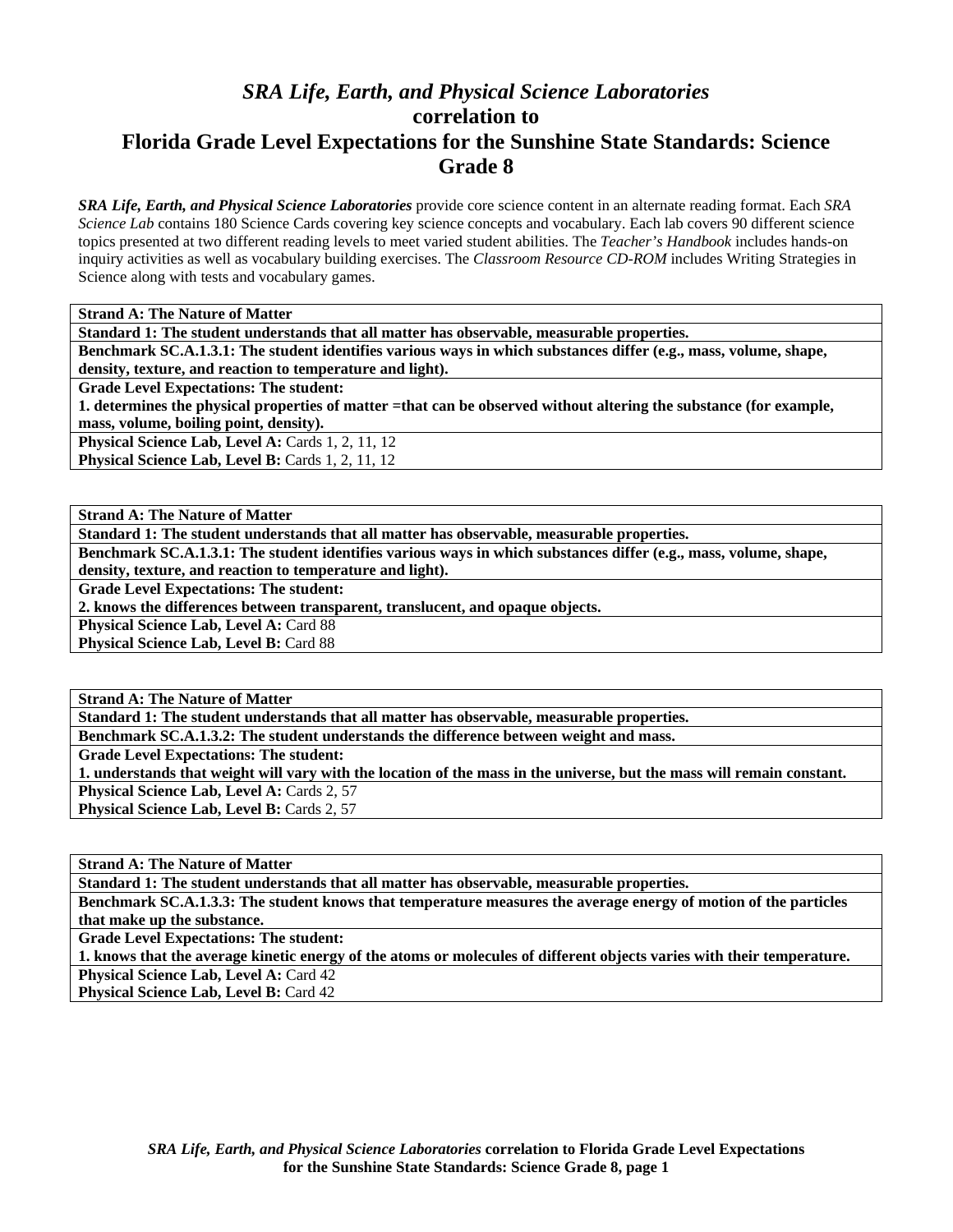# *SRA Life, Earth, and Physical Science Laboratories* correlation to Florida Grade Level Expectations for the Sunshine State Standards: Science Grade 8

***SRA Life, Earth, and Physical Science Laboratories*** provide core science content in an alternate reading format. Each *SRA Science Lab* contains 180 Science Cards covering key science concepts and vocabulary. Each lab covers 90 different science topics presented at two different reading levels to meet varied student abilities. The *Teacher's Handbook* includes hands-on inquiry activities as well as vocabulary building exercises. The *Classroom Resource CD-ROM* includes Writing Strategies in Science along with tests and vocabulary games.

| **Strand A: The Nature of Matter** |
|---|
| **Standard 1: The student understands that all matter has observable, measurable properties.** |
| **Benchmark SC.A.1.3.1: The student identifies various ways in which substances differ (e.g., mass, volume, shape, density, texture, and reaction to temperature and light).** |
| **Grade Level Expectations: The student:** **1. determines the physical properties of matter =that can be observed without altering the substance (for example, mass, volume, boiling point, density).** |
| **Physical Science Lab, Level A:** Cards 1, 2, 11, 12 **Physical Science Lab, Level B:** Cards 1, 2, 11, 12 |

| **Strand A: The Nature of Matter** |
|---|
| **Standard 1: The student understands that all matter has observable, measurable properties.** |
| **Benchmark SC.A.1.3.1: The student identifies various ways in which substances differ (e.g., mass, volume, shape, density, texture, and reaction to temperature and light).** |
| **Grade Level Expectations: The student:** **2. knows the differences between transparent, translucent, and opaque objects.** |
| **Physical Science Lab, Level A:** Card 88 **Physical Science Lab, Level B:** Card 88 |

| **Strand A: The Nature of Matter** |
|---|
| **Standard 1: The student understands that all matter has observable, measurable properties.** |
| **Benchmark SC.A.1.3.2: The student understands the difference between weight and mass.** |
| **Grade Level Expectations: The student:** **1. understands that weight will vary with the location of the mass in the universe, but the mass will remain constant.** |
| **Physical Science Lab, Level A:** Cards 2, 57 **Physical Science Lab, Level B:** Cards 2, 57 |

| **Strand A: The Nature of Matter** |
|---|
| **Standard 1: The student understands that all matter has observable, measurable properties.** |
| **Benchmark SC.A.1.3.3: The student knows that temperature measures the average energy of motion of the particles that make up the substance.** |
| **Grade Level Expectations: The student:** **1. knows that the average kinetic energy of the atoms or molecules of different objects varies with their temperature.** |
| **Physical Science Lab, Level A:** Card 42 **Physical Science Lab, Level B:** Card 42 |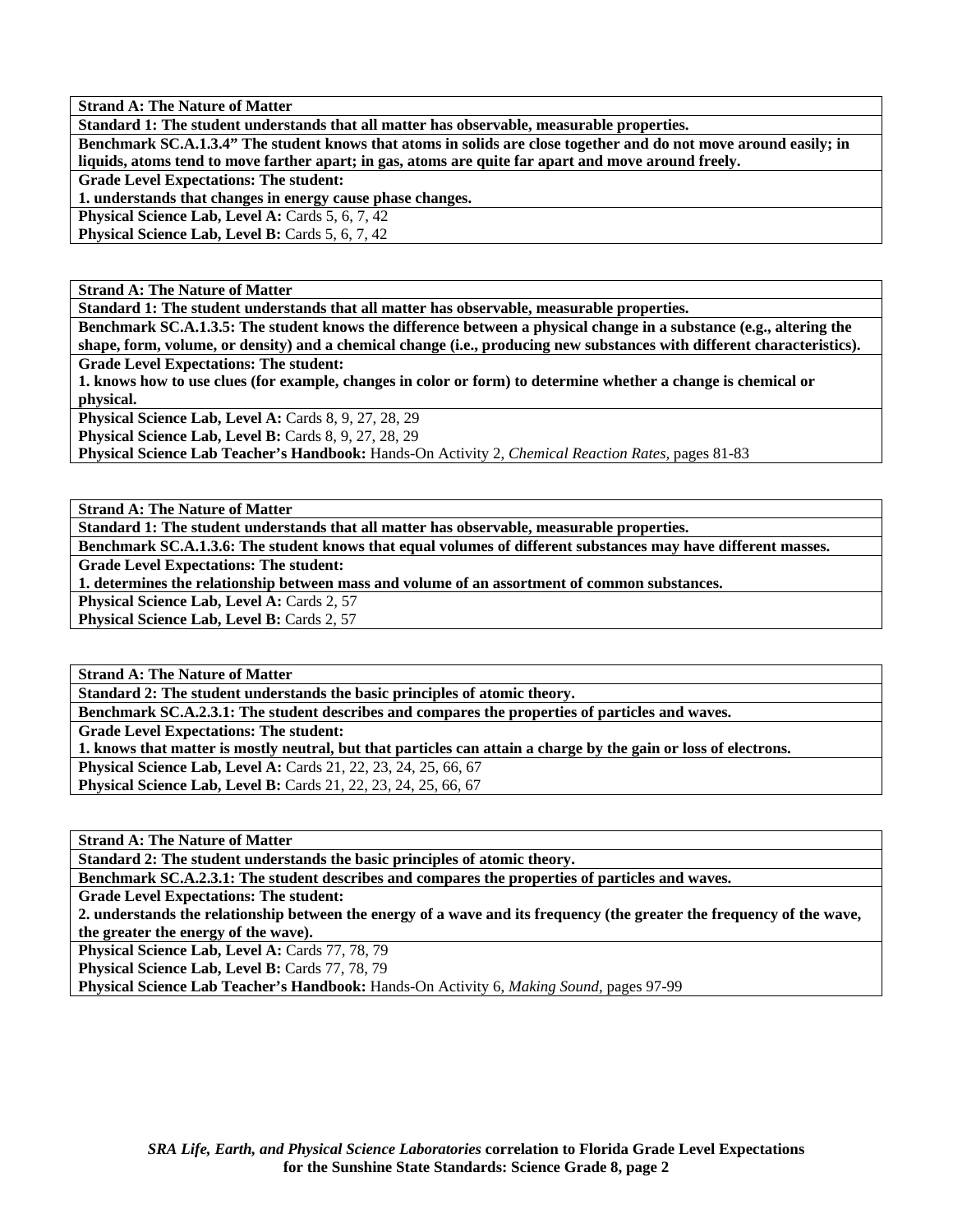**Strand A: The Nature of Matter**

**Standard 1: The student understands that all matter has observable, measurable properties.**

**Benchmark SC.A.1.3.4" The student knows that atoms in solids are close together and do not move around easily; in liquids, atoms tend to move farther apart; in gas, atoms are quite far apart and move around freely.**

**Grade Level Expectations: The student:**

**1. understands that changes in energy cause phase changes.**

**Physical Science Lab, Level A:** Cards 5, 6, 7, 42

**Physical Science Lab, Level B:** Cards 5, 6, 7, 42

---

**Strand A: The Nature of Matter**

**Standard 1: The student understands that all matter has observable, measurable properties.**

**Benchmark SC.A.1.3.5: The student knows the difference between a physical change in a substance (e.g., altering the shape, form, volume, or density) and a chemical change (i.e., producing new substances with different characteristics).**

**Grade Level Expectations: The student:**

**1. knows how to use clues (for example, changes in color or form) to determine whether a change is chemical or physical.**

**Physical Science Lab, Level A:** Cards 8, 9, 27, 28, 29

**Physical Science Lab, Level B:** Cards 8, 9, 27, 28, 29

**Physical Science Lab Teacher's Handbook:** Hands-On Activity 2, *Chemical Reaction Rates,* pages 81-83

---

**Strand A: The Nature of Matter**

**Standard 1: The student understands that all matter has observable, measurable properties.**

**Benchmark SC.A.1.3.6: The student knows that equal volumes of different substances may have different masses.**

**Grade Level Expectations: The student:**

**1. determines the relationship between mass and volume of an assortment of common substances.**

**Physical Science Lab, Level A:** Cards 2, 57

**Physical Science Lab, Level B:** Cards 2, 57

---

**Strand A: The Nature of Matter**

**Standard 2: The student understands the basic principles of atomic theory.**

**Benchmark SC.A.2.3.1: The student describes and compares the properties of particles and waves.**

**Grade Level Expectations: The student:**

**1. knows that matter is mostly neutral, but that particles can attain a charge by the gain or loss of electrons.**

**Physical Science Lab, Level A:** Cards 21, 22, 23, 24, 25, 66, 67

**Physical Science Lab, Level B:** Cards 21, 22, 23, 24, 25, 66, 67

---

**Strand A: The Nature of Matter**

**Standard 2: The student understands the basic principles of atomic theory.**

**Benchmark SC.A.2.3.1: The student describes and compares the properties of particles and waves.**

**Grade Level Expectations: The student:**

**2. understands the relationship between the energy of a wave and its frequency (the greater the frequency of the wave, the greater the energy of the wave).**

**Physical Science Lab, Level A:** Cards 77, 78, 79

**Physical Science Lab, Level B:** Cards 77, 78, 79

**Physical Science Lab Teacher's Handbook:** Hands-On Activity 6, *Making Sound,* pages 97-99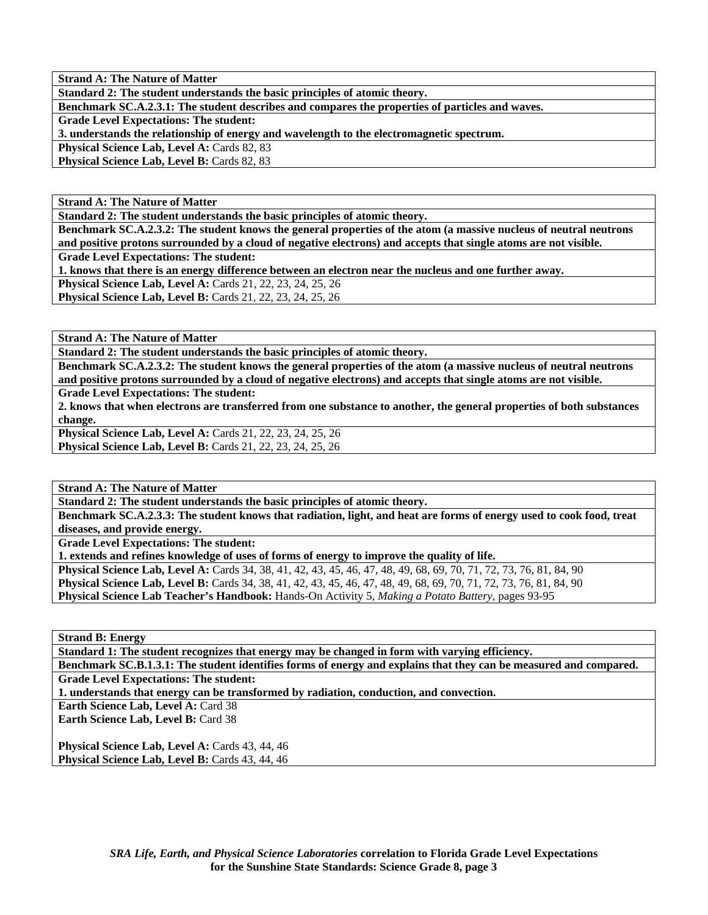**Strand A: The Nature of Matter**
**Standard 2: The student understands the basic principles of atomic theory.**
**Benchmark SC.A.2.3.1: The student describes and compares the properties of particles and waves.**
**Grade Level Expectations: The student:**
**3. understands the relationship of energy and wavelength to the electromagnetic spectrum.**
**Physical Science Lab, Level A:** Cards 82, 83
**Physical Science Lab, Level B:** Cards 82, 83

**Strand A: The Nature of Matter**
**Standard 2: The student understands the basic principles of atomic theory.**
**Benchmark SC.A.2.3.2: The student knows the general properties of the atom (a massive nucleus of neutral neutrons and positive protons surrounded by a cloud of negative electrons) and accepts that single atoms are not visible.**
**Grade Level Expectations: The student:**
**1. knows that there is an energy difference between an electron near the nucleus and one further away.**
**Physical Science Lab, Level A:** Cards 21, 22, 23, 24, 25, 26
**Physical Science Lab, Level B:** Cards 21, 22, 23, 24, 25, 26

**Strand A: The Nature of Matter**
**Standard 2: The student understands the basic principles of atomic theory.**
**Benchmark SC.A.2.3.2: The student knows the general properties of the atom (a massive nucleus of neutral neutrons and positive protons surrounded by a cloud of negative electrons) and accepts that single atoms are not visible.**
**Grade Level Expectations: The student:**
**2. knows that when electrons are transferred from one substance to another, the general properties of both substances change.**
**Physical Science Lab, Level A:** Cards 21, 22, 23, 24, 25, 26
**Physical Science Lab, Level B:** Cards 21, 22, 23, 24, 25, 26

**Strand A: The Nature of Matter**
**Standard 2: The student understands the basic principles of atomic theory.**
**Benchmark SC.A.2.3.3: The student knows that radiation, light, and heat are forms of energy used to cook food, treat diseases, and provide energy.**
**Grade Level Expectations: The student:**
**1. extends and refines knowledge of uses of forms of energy to improve the quality of life.**
**Physical Science Lab, Level A:** Cards 34, 38, 41, 42, 43, 45, 46, 47, 48, 49, 68, 69, 70, 71, 72, 73, 76, 81, 84, 90
**Physical Science Lab, Level B:** Cards 34, 38, 41, 42, 43, 45, 46, 47, 48, 49, 68, 69, 70, 71, 72, 73, 76, 81, 84, 90
**Physical Science Lab Teacher's Handbook:** Hands-On Activity 5, *Making a Potato Battery*, pages 93-95

**Strand B: Energy**
**Standard 1: The student recognizes that energy may be changed in form with varying efficiency.**
**Benchmark SC.B.1.3.1: The student identifies forms of energy and explains that they can be measured and compared.**
**Grade Level Expectations: The student:**
**1. understands that energy can be transformed by radiation, conduction, and convection.**
**Earth Science Lab, Level A:** Card 38
**Earth Science Lab, Level B:** Card 38

**Physical Science Lab, Level A:** Cards 43, 44, 46
**Physical Science Lab, Level B:** Cards 43, 44, 46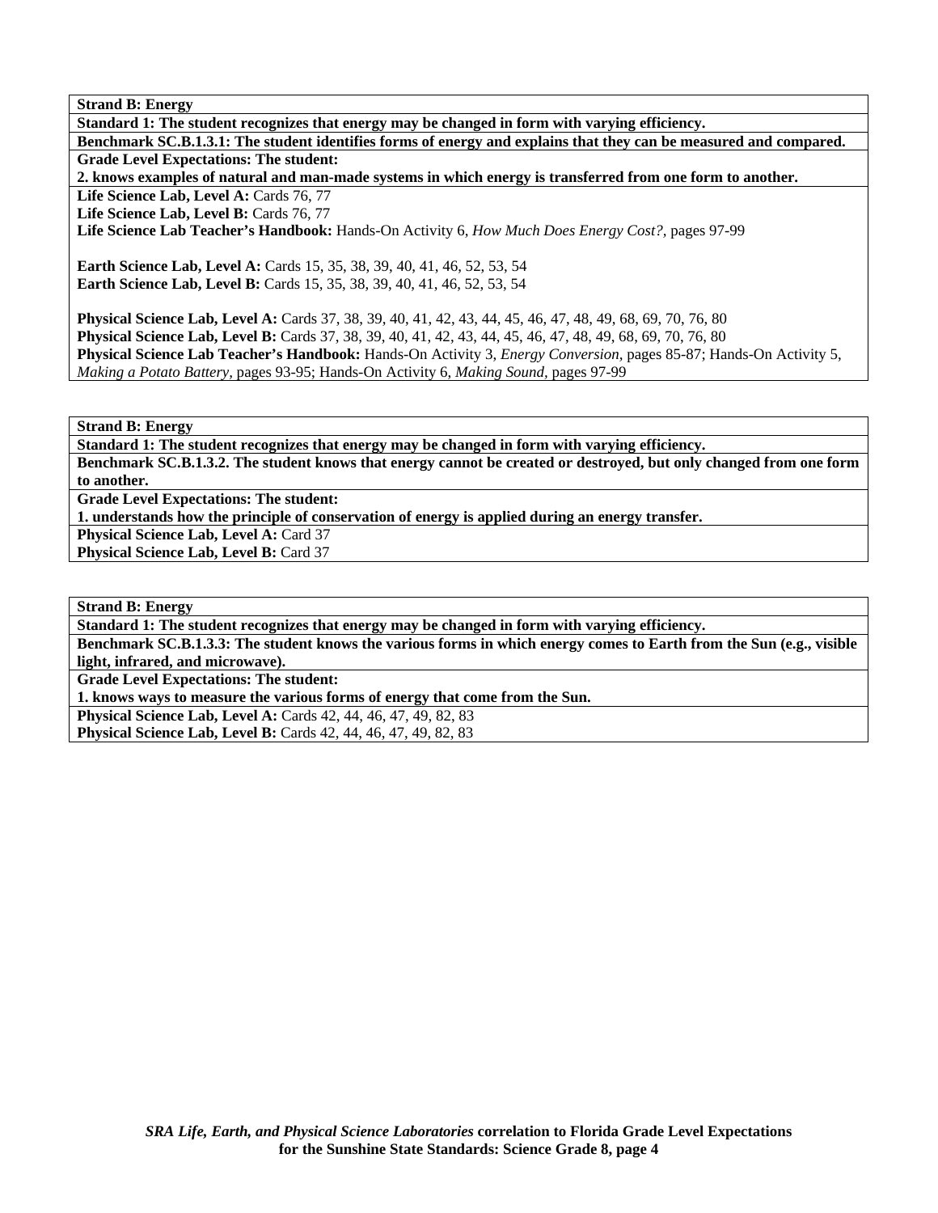**Strand B: Energy**

**Standard 1: The student recognizes that energy may be changed in form with varying efficiency.**

**Benchmark SC.B.1.3.1: The student identifies forms of energy and explains that they can be measured and compared.**

**Grade Level Expectations: The student:**

**2. knows examples of natural and man-made systems in which energy is transferred from one form to another.**

**Life Science Lab, Level A:** Cards 76, 77
**Life Science Lab, Level B:** Cards 76, 77
**Life Science Lab Teacher's Handbook:** Hands-On Activity 6, *How Much Does Energy Cost?*, pages 97-99

**Earth Science Lab, Level A:** Cards 15, 35, 38, 39, 40, 41, 46, 52, 53, 54
**Earth Science Lab, Level B:** Cards 15, 35, 38, 39, 40, 41, 46, 52, 53, 54

**Physical Science Lab, Level A:** Cards 37, 38, 39, 40, 41, 42, 43, 44, 45, 46, 47, 48, 49, 68, 69, 70, 76, 80
**Physical Science Lab, Level B:** Cards 37, 38, 39, 40, 41, 42, 43, 44, 45, 46, 47, 48, 49, 68, 69, 70, 76, 80
**Physical Science Lab Teacher's Handbook:** Hands-On Activity 3, *Energy Conversion*, pages 85-87; Hands-On Activity 5, *Making a Potato Battery*, pages 93-95; Hands-On Activity 6, *Making Sound*, pages 97-99

---

**Strand B: Energy**

**Standard 1: The student recognizes that energy may be changed in form with varying efficiency.**

**Benchmark SC.B.1.3.2. The student knows that energy cannot be created or destroyed, but only changed from one form to another.**

**Grade Level Expectations: The student:**

**1. understands how the principle of conservation of energy is applied during an energy transfer.**

**Physical Science Lab, Level A:** Card 37
**Physical Science Lab, Level B:** Card 37

---

**Strand B: Energy**

**Standard 1: The student recognizes that energy may be changed in form with varying efficiency.**

**Benchmark SC.B.1.3.3: The student knows the various forms in which energy comes to Earth from the Sun (e.g., visible light, infrared, and microwave).**

**Grade Level Expectations: The student:**

**1. knows ways to measure the various forms of energy that come from the Sun.**

**Physical Science Lab, Level A:** Cards 42, 44, 46, 47, 49, 82, 83
**Physical Science Lab, Level B:** Cards 42, 44, 46, 47, 49, 82, 83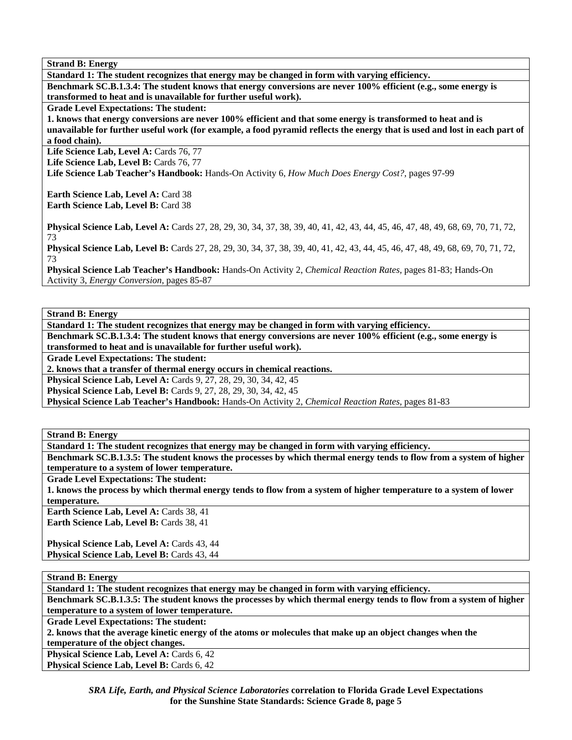**Strand B: Energy**

**Standard 1: The student recognizes that energy may be changed in form with varying efficiency.**

**Benchmark SC.B.1.3.4: The student knows that energy conversions are never 100% efficient (e.g., some energy is transformed to heat and is unavailable for further useful work).**

**Grade Level Expectations: The student:**

**1. knows that energy conversions are never 100% efficient and that some energy is transformed to heat and is unavailable for further useful work (for example, a food pyramid reflects the energy that is used and lost in each part of a food chain).**

**Life Science Lab, Level A:** Cards 76, 77
**Life Science Lab, Level B:** Cards 76, 77
**Life Science Lab Teacher's Handbook:** Hands-On Activity 6, *How Much Does Energy Cost?,* pages 97-99

**Earth Science Lab, Level A:** Card 38
**Earth Science Lab, Level B:** Card 38

**Physical Science Lab, Level A:** Cards 27, 28, 29, 30, 34, 37, 38, 39, 40, 41, 42, 43, 44, 45, 46, 47, 48, 49, 68, 69, 70, 71, 72, 73
**Physical Science Lab, Level B:** Cards 27, 28, 29, 30, 34, 37, 38, 39, 40, 41, 42, 43, 44, 45, 46, 47, 48, 49, 68, 69, 70, 71, 72, 73
**Physical Science Lab Teacher's Handbook:** Hands-On Activity 2, *Chemical Reaction Rates,* pages 81-83; Hands-On Activity 3, *Energy Conversion,* pages 85-87

---

**Strand B: Energy**

**Standard 1: The student recognizes that energy may be changed in form with varying efficiency.**

**Benchmark SC.B.1.3.4: The student knows that energy conversions are never 100% efficient (e.g., some energy is transformed to heat and is unavailable for further useful work).**

**Grade Level Expectations: The student:**

**2. knows that a transfer of thermal energy occurs in chemical reactions.**

**Physical Science Lab, Level A:** Cards 9, 27, 28, 29, 30, 34, 42, 45
**Physical Science Lab, Level B:** Cards 9, 27, 28, 29, 30, 34, 42, 45
**Physical Science Lab Teacher's Handbook:** Hands-On Activity 2, *Chemical Reaction Rates,* pages 81-83

---

**Strand B: Energy**

**Standard 1: The student recognizes that energy may be changed in form with varying efficiency.**

**Benchmark SC.B.1.3.5: The student knows the processes by which thermal energy tends to flow from a system of higher temperature to a system of lower temperature.**

**Grade Level Expectations: The student:**

**1. knows the process by which thermal energy tends to flow from a system of higher temperature to a system of lower temperature.**

**Earth Science Lab, Level A:** Cards 38, 41
**Earth Science Lab, Level B:** Cards 38, 41

**Physical Science Lab, Level A:** Cards 43, 44
**Physical Science Lab, Level B:** Cards 43, 44

---

**Strand B: Energy**

**Standard 1: The student recognizes that energy may be changed in form with varying efficiency.**

**Benchmark SC.B.1.3.5: The student knows the processes by which thermal energy tends to flow from a system of higher temperature to a system of lower temperature.**

**Grade Level Expectations: The student:**

**2. knows that the average kinetic energy of the atoms or molecules that make up an object changes when the temperature of the object changes.**

**Physical Science Lab, Level A:** Cards 6, 42
**Physical Science Lab, Level B:** Cards 6, 42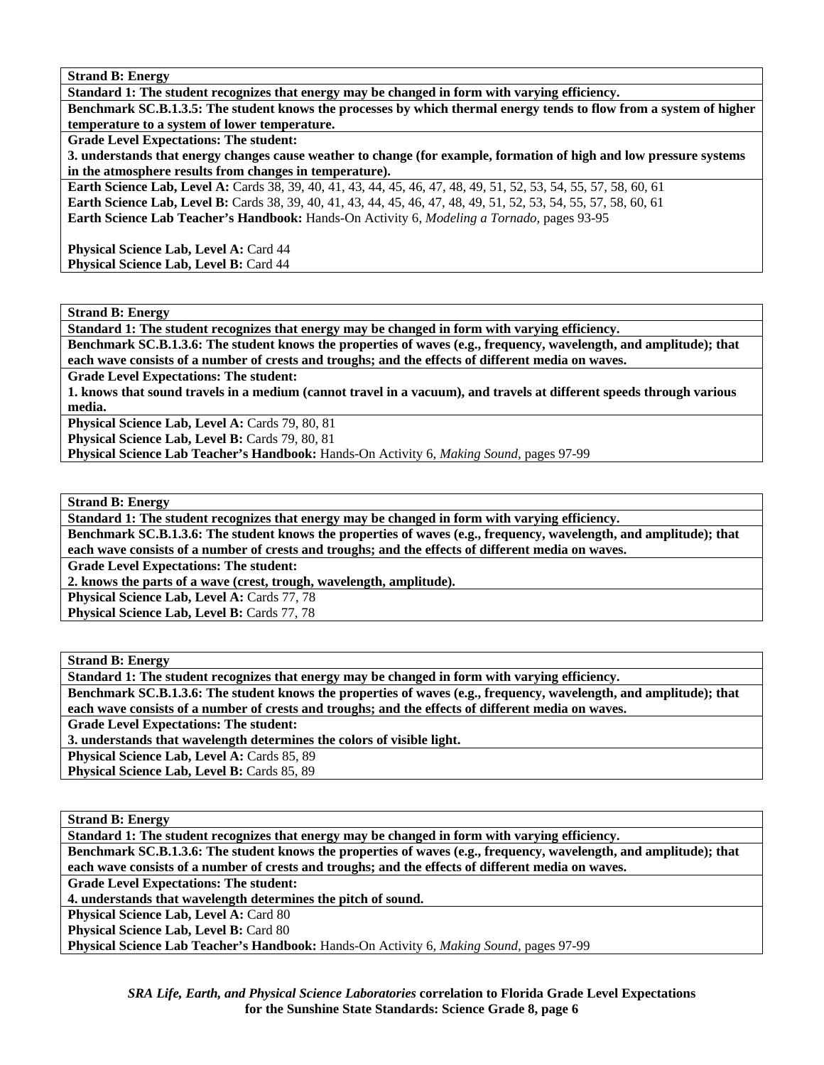**Strand B: Energy**

**Standard 1: The student recognizes that energy may be changed in form with varying efficiency.**

**Benchmark SC.B.1.3.5: The student knows the processes by which thermal energy tends to flow from a system of higher temperature to a system of lower temperature.**

**Grade Level Expectations: The student:**

**3. understands that energy changes cause weather to change (for example, formation of high and low pressure systems in the atmosphere results from changes in temperature).**

**Earth Science Lab, Level A:** Cards 38, 39, 40, 41, 43, 44, 45, 46, 47, 48, 49, 51, 52, 53, 54, 55, 57, 58, 60, 61

**Earth Science Lab, Level B:** Cards 38, 39, 40, 41, 43, 44, 45, 46, 47, 48, 49, 51, 52, 53, 54, 55, 57, 58, 60, 61

**Earth Science Lab Teacher's Handbook:** Hands-On Activity 6, *Modeling a Tornado,* pages 93-95

**Physical Science Lab, Level A:** Card 44

**Physical Science Lab, Level B:** Card 44

---

**Strand B: Energy**

**Standard 1: The student recognizes that energy may be changed in form with varying efficiency.**

**Benchmark SC.B.1.3.6: The student knows the properties of waves (e.g., frequency, wavelength, and amplitude); that each wave consists of a number of crests and troughs; and the effects of different media on waves.**

**Grade Level Expectations: The student:**

**1. knows that sound travels in a medium (cannot travel in a vacuum), and travels at different speeds through various media.**

**Physical Science Lab, Level A:** Cards 79, 80, 81

**Physical Science Lab, Level B:** Cards 79, 80, 81

**Physical Science Lab Teacher's Handbook:** Hands-On Activity 6, *Making Sound,* pages 97-99

---

**Strand B: Energy**

**Standard 1: The student recognizes that energy may be changed in form with varying efficiency.**

**Benchmark SC.B.1.3.6: The student knows the properties of waves (e.g., frequency, wavelength, and amplitude); that each wave consists of a number of crests and troughs; and the effects of different media on waves.**

**Grade Level Expectations: The student:**

**2. knows the parts of a wave (crest, trough, wavelength, amplitude).**

**Physical Science Lab, Level A:** Cards 77, 78

**Physical Science Lab, Level B:** Cards 77, 78

---

**Strand B: Energy**

**Standard 1: The student recognizes that energy may be changed in form with varying efficiency.**

**Benchmark SC.B.1.3.6: The student knows the properties of waves (e.g., frequency, wavelength, and amplitude); that each wave consists of a number of crests and troughs; and the effects of different media on waves.**

**Grade Level Expectations: The student:**

**3. understands that wavelength determines the colors of visible light.**

**Physical Science Lab, Level A:** Cards 85, 89

**Physical Science Lab, Level B:** Cards 85, 89

---

**Strand B: Energy**

**Standard 1: The student recognizes that energy may be changed in form with varying efficiency.**

**Benchmark SC.B.1.3.6: The student knows the properties of waves (e.g., frequency, wavelength, and amplitude); that each wave consists of a number of crests and troughs; and the effects of different media on waves.**

**Grade Level Expectations: The student:**

**4. understands that wavelength determines the pitch of sound.**

**Physical Science Lab, Level A:** Card 80

**Physical Science Lab, Level B:** Card 80

**Physical Science Lab Teacher's Handbook:** Hands-On Activity 6, *Making Sound,* pages 97-99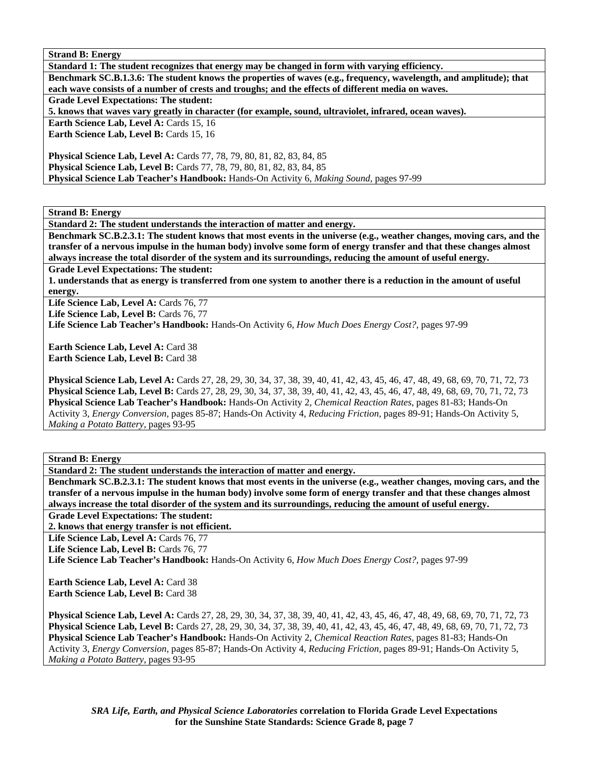**Strand B: Energy**

**Standard 1: The student recognizes that energy may be changed in form with varying efficiency.**

**Benchmark SC.B.1.3.6: The student knows the properties of waves (e.g., frequency, wavelength, and amplitude); that each wave consists of a number of crests and troughs; and the effects of different media on waves.**

**Grade Level Expectations: The student:**

**5. knows that waves vary greatly in character (for example, sound, ultraviolet, infrared, ocean waves).**

**Earth Science Lab, Level A:** Cards 15, 16
**Earth Science Lab, Level B:** Cards 15, 16

**Physical Science Lab, Level A:** Cards 77, 78, 79, 80, 81, 82, 83, 84, 85
**Physical Science Lab, Level B:** Cards 77, 78, 79, 80, 81, 82, 83, 84, 85
**Physical Science Lab Teacher's Handbook:** Hands-On Activity 6, *Making Sound,* pages 97-99

---

**Strand B: Energy**

**Standard 2: The student understands the interaction of matter and energy.**

**Benchmark SC.B.2.3.1: The student knows that most events in the universe (e.g., weather changes, moving cars, and the transfer of a nervous impulse in the human body) involve some form of energy transfer and that these changes almost always increase the total disorder of the system and its surroundings, reducing the amount of useful energy.**

**Grade Level Expectations: The student:**

**1. understands that as energy is transferred from one system to another there is a reduction in the amount of useful energy.**

**Life Science Lab, Level A:** Cards 76, 77
**Life Science Lab, Level B:** Cards 76, 77
**Life Science Lab Teacher's Handbook:** Hands-On Activity 6, *How Much Does Energy Cost?,* pages 97-99

**Earth Science Lab, Level A:** Card 38
**Earth Science Lab, Level B:** Card 38

**Physical Science Lab, Level A:** Cards 27, 28, 29, 30, 34, 37, 38, 39, 40, 41, 42, 43, 45, 46, 47, 48, 49, 68, 69, 70, 71, 72, 73
**Physical Science Lab, Level B:** Cards 27, 28, 29, 30, 34, 37, 38, 39, 40, 41, 42, 43, 45, 46, 47, 48, 49, 68, 69, 70, 71, 72, 73
**Physical Science Lab Teacher's Handbook:** Hands-On Activity 2, *Chemical Reaction Rates,* pages 81-83; Hands-On Activity 3, *Energy Conversion,* pages 85-87; Hands-On Activity 4, *Reducing Friction,* pages 89-91; Hands-On Activity 5, *Making a Potato Battery,* pages 93-95

---

**Strand B: Energy**

**Standard 2: The student understands the interaction of matter and energy.**

**Benchmark SC.B.2.3.1: The student knows that most events in the universe (e.g., weather changes, moving cars, and the transfer of a nervous impulse in the human body) involve some form of energy transfer and that these changes almost always increase the total disorder of the system and its surroundings, reducing the amount of useful energy.**

**Grade Level Expectations: The student:**

**2. knows that energy transfer is not efficient.**

**Life Science Lab, Level A:** Cards 76, 77
**Life Science Lab, Level B:** Cards 76, 77
**Life Science Lab Teacher's Handbook:** Hands-On Activity 6, *How Much Does Energy Cost?,* pages 97-99

**Earth Science Lab, Level A:** Card 38
**Earth Science Lab, Level B:** Card 38

**Physical Science Lab, Level A:** Cards 27, 28, 29, 30, 34, 37, 38, 39, 40, 41, 42, 43, 45, 46, 47, 48, 49, 68, 69, 70, 71, 72, 73
**Physical Science Lab, Level B:** Cards 27, 28, 29, 30, 34, 37, 38, 39, 40, 41, 42, 43, 45, 46, 47, 48, 49, 68, 69, 70, 71, 72, 73
**Physical Science Lab Teacher's Handbook:** Hands-On Activity 2, *Chemical Reaction Rates,* pages 81-83; Hands-On Activity 3, *Energy Conversion,* pages 85-87; Hands-On Activity 4, *Reducing Friction,* pages 89-91; Hands-On Activity 5, *Making a Potato Battery,* pages 93-95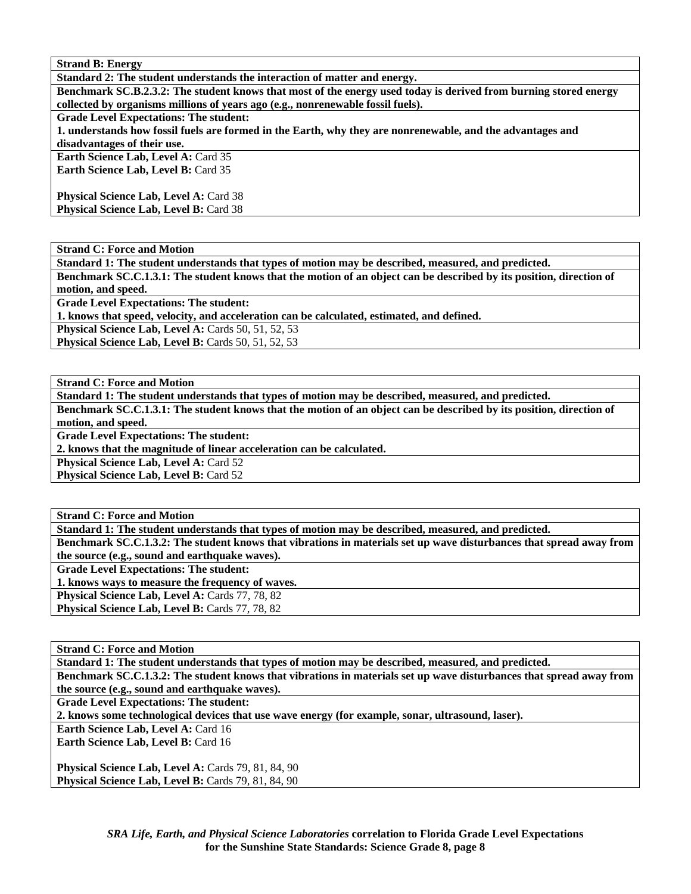**Strand B: Energy**

**Standard 2: The student understands the interaction of matter and energy.**

**Benchmark SC.B.2.3.2: The student knows that most of the energy used today is derived from burning stored energy collected by organisms millions of years ago (e.g., nonrenewable fossil fuels).**

**Grade Level Expectations: The student:**

**1. understands how fossil fuels are formed in the Earth, why they are nonrenewable, and the advantages and disadvantages of their use.**

**Earth Science Lab, Level A:** Card 35
**Earth Science Lab, Level B:** Card 35

**Physical Science Lab, Level A:** Card 38
**Physical Science Lab, Level B:** Card 38

---

**Strand C: Force and Motion**

**Standard 1: The student understands that types of motion may be described, measured, and predicted.**

**Benchmark SC.C.1.3.1: The student knows that the motion of an object can be described by its position, direction of motion, and speed.**

**Grade Level Expectations: The student:**

**1. knows that speed, velocity, and acceleration can be calculated, estimated, and defined.**

**Physical Science Lab, Level A:** Cards 50, 51, 52, 53
**Physical Science Lab, Level B:** Cards 50, 51, 52, 53

---

**Strand C: Force and Motion**

**Standard 1: The student understands that types of motion may be described, measured, and predicted.**

**Benchmark SC.C.1.3.1: The student knows that the motion of an object can be described by its position, direction of motion, and speed.**

**Grade Level Expectations: The student:**

**2. knows that the magnitude of linear acceleration can be calculated.**

**Physical Science Lab, Level A:** Card 52
**Physical Science Lab, Level B:** Card 52

---

**Strand C: Force and Motion**

**Standard 1: The student understands that types of motion may be described, measured, and predicted.**

**Benchmark SC.C.1.3.2: The student knows that vibrations in materials set up wave disturbances that spread away from the source (e.g., sound and earthquake waves).**

**Grade Level Expectations: The student:**

**1. knows ways to measure the frequency of waves.**

**Physical Science Lab, Level A:** Cards 77, 78, 82
**Physical Science Lab, Level B:** Cards 77, 78, 82

---

**Strand C: Force and Motion**

**Standard 1: The student understands that types of motion may be described, measured, and predicted.**

**Benchmark SC.C.1.3.2: The student knows that vibrations in materials set up wave disturbances that spread away from the source (e.g., sound and earthquake waves).**

**Grade Level Expectations: The student:**

**2. knows some technological devices that use wave energy (for example, sonar, ultrasound, laser).**

**Earth Science Lab, Level A:** Card 16
**Earth Science Lab, Level B:** Card 16

**Physical Science Lab, Level A:** Cards 79, 81, 84, 90
**Physical Science Lab, Level B:** Cards 79, 81, 84, 90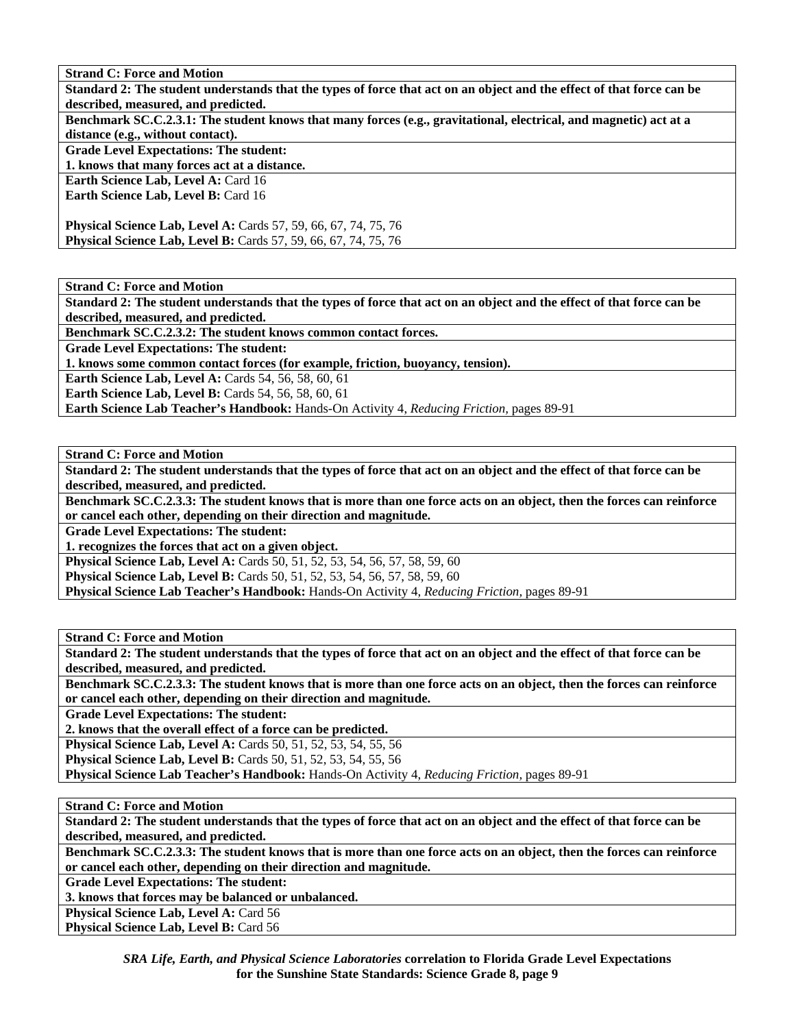**Strand C: Force and Motion**

**Standard 2: The student understands that the types of force that act on an object and the effect of that force can be described, measured, and predicted.**

**Benchmark SC.C.2.3.1: The student knows that many forces (e.g., gravitational, electrical, and magnetic) act at a distance (e.g., without contact).**

**Grade Level Expectations: The student:**

**1. knows that many forces act at a distance.**

**Earth Science Lab, Level A:** Card 16
**Earth Science Lab, Level B:** Card 16

**Physical Science Lab, Level A:** Cards 57, 59, 66, 67, 74, 75, 76
**Physical Science Lab, Level B:** Cards 57, 59, 66, 67, 74, 75, 76

---

**Strand C: Force and Motion**

**Standard 2: The student understands that the types of force that act on an object and the effect of that force can be described, measured, and predicted.**

**Benchmark SC.C.2.3.2: The student knows common contact forces.**

**Grade Level Expectations: The student:**

**1. knows some common contact forces (for example, friction, buoyancy, tension).**

**Earth Science Lab, Level A:** Cards 54, 56, 58, 60, 61
**Earth Science Lab, Level B:** Cards 54, 56, 58, 60, 61
**Earth Science Lab Teacher's Handbook:** Hands-On Activity 4, *Reducing Friction*, pages 89-91

---

**Strand C: Force and Motion**

**Standard 2: The student understands that the types of force that act on an object and the effect of that force can be described, measured, and predicted.**

**Benchmark SC.C.2.3.3: The student knows that is more than one force acts on an object, then the forces can reinforce or cancel each other, depending on their direction and magnitude.**

**Grade Level Expectations: The student:**

**1. recognizes the forces that act on a given object.**

**Physical Science Lab, Level A:** Cards 50, 51, 52, 53, 54, 56, 57, 58, 59, 60
**Physical Science Lab, Level B:** Cards 50, 51, 52, 53, 54, 56, 57, 58, 59, 60
**Physical Science Lab Teacher's Handbook:** Hands-On Activity 4, *Reducing Friction*, pages 89-91

---

**Strand C: Force and Motion**

**Standard 2: The student understands that the types of force that act on an object and the effect of that force can be described, measured, and predicted.**

**Benchmark SC.C.2.3.3: The student knows that is more than one force acts on an object, then the forces can reinforce or cancel each other, depending on their direction and magnitude.**

**Grade Level Expectations: The student:**

**2. knows that the overall effect of a force can be predicted.**

**Physical Science Lab, Level A:** Cards 50, 51, 52, 53, 54, 55, 56
**Physical Science Lab, Level B:** Cards 50, 51, 52, 53, 54, 55, 56
**Physical Science Lab Teacher's Handbook:** Hands-On Activity 4, *Reducing Friction*, pages 89-91

---

**Strand C: Force and Motion**

**Standard 2: The student understands that the types of force that act on an object and the effect of that force can be described, measured, and predicted.**

**Benchmark SC.C.2.3.3: The student knows that is more than one force acts on an object, then the forces can reinforce or cancel each other, depending on their direction and magnitude.**

**Grade Level Expectations: The student:**

**3. knows that forces may be balanced or unbalanced.**

**Physical Science Lab, Level A:** Card 56
**Physical Science Lab, Level B:** Card 56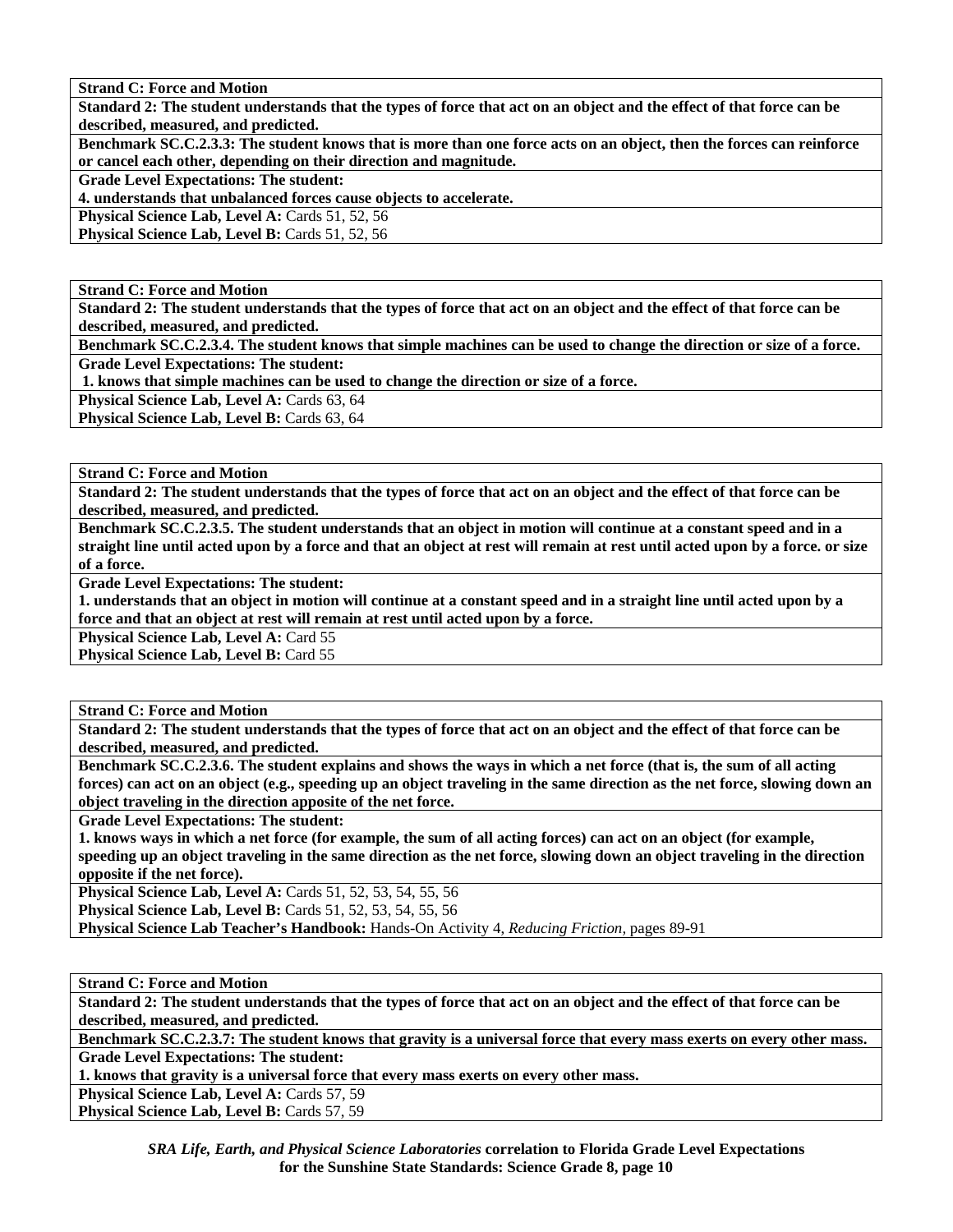**Strand C: Force and Motion**
**Standard 2: The student understands that the types of force that act on an object and the effect of that force can be described, measured, and predicted.**
**Benchmark SC.C.2.3.3: The student knows that is more than one force acts on an object, then the forces can reinforce or cancel each other, depending on their direction and magnitude.**
**Grade Level Expectations: The student:**
**4. understands that unbalanced forces cause objects to accelerate.**
**Physical Science Lab, Level A:** Cards 51, 52, 56
**Physical Science Lab, Level B:** Cards 51, 52, 56

**Strand C: Force and Motion**
**Standard 2: The student understands that the types of force that act on an object and the effect of that force can be described, measured, and predicted.**
**Benchmark SC.C.2.3.4. The student knows that simple machines can be used to change the direction or size of a force.**
**Grade Level Expectations: The student:**
**1. knows that simple machines can be used to change the direction or size of a force.**
**Physical Science Lab, Level A:** Cards 63, 64
**Physical Science Lab, Level B:** Cards 63, 64

**Strand C: Force and Motion**
**Standard 2: The student understands that the types of force that act on an object and the effect of that force can be described, measured, and predicted.**
**Benchmark SC.C.2.3.5. The student understands that an object in motion will continue at a constant speed and in a straight line until acted upon by a force and that an object at rest will remain at rest until acted upon by a force. or size of a force.**
**Grade Level Expectations: The student:**
**1. understands that an object in motion will continue at a constant speed and in a straight line until acted upon by a force and that an object at rest will remain at rest until acted upon by a force.**
**Physical Science Lab, Level A:** Card 55
**Physical Science Lab, Level B:** Card 55

**Strand C: Force and Motion**
**Standard 2: The student understands that the types of force that act on an object and the effect of that force can be described, measured, and predicted.**
**Benchmark SC.C.2.3.6. The student explains and shows the ways in which a net force (that is, the sum of all acting forces) can act on an object (e.g., speeding up an object traveling in the same direction as the net force, slowing down an object traveling in the direction apposite of the net force.**
**Grade Level Expectations: The student:**
**1. knows ways in which a net force (for example, the sum of all acting forces) can act on an object (for example, speeding up an object traveling in the same direction as the net force, slowing down an object traveling in the direction opposite if the net force).**
**Physical Science Lab, Level A:** Cards 51, 52, 53, 54, 55, 56
**Physical Science Lab, Level B:** Cards 51, 52, 53, 54, 55, 56
**Physical Science Lab Teacher's Handbook:** Hands-On Activity 4, *Reducing Friction*, pages 89-91

**Strand C: Force and Motion**
**Standard 2: The student understands that the types of force that act on an object and the effect of that force can be described, measured, and predicted.**
**Benchmark SC.C.2.3.7: The student knows that gravity is a universal force that every mass exerts on every other mass.**
**Grade Level Expectations: The student:**
**1. knows that gravity is a universal force that every mass exerts on every other mass.**
**Physical Science Lab, Level A:** Cards 57, 59
**Physical Science Lab, Level B:** Cards 57, 59

***SRA Life, Earth, and Physical Science Laboratories*** **correlation to Florida Grade Level Expectations for the Sunshine State Standards: Science Grade 8, page 10**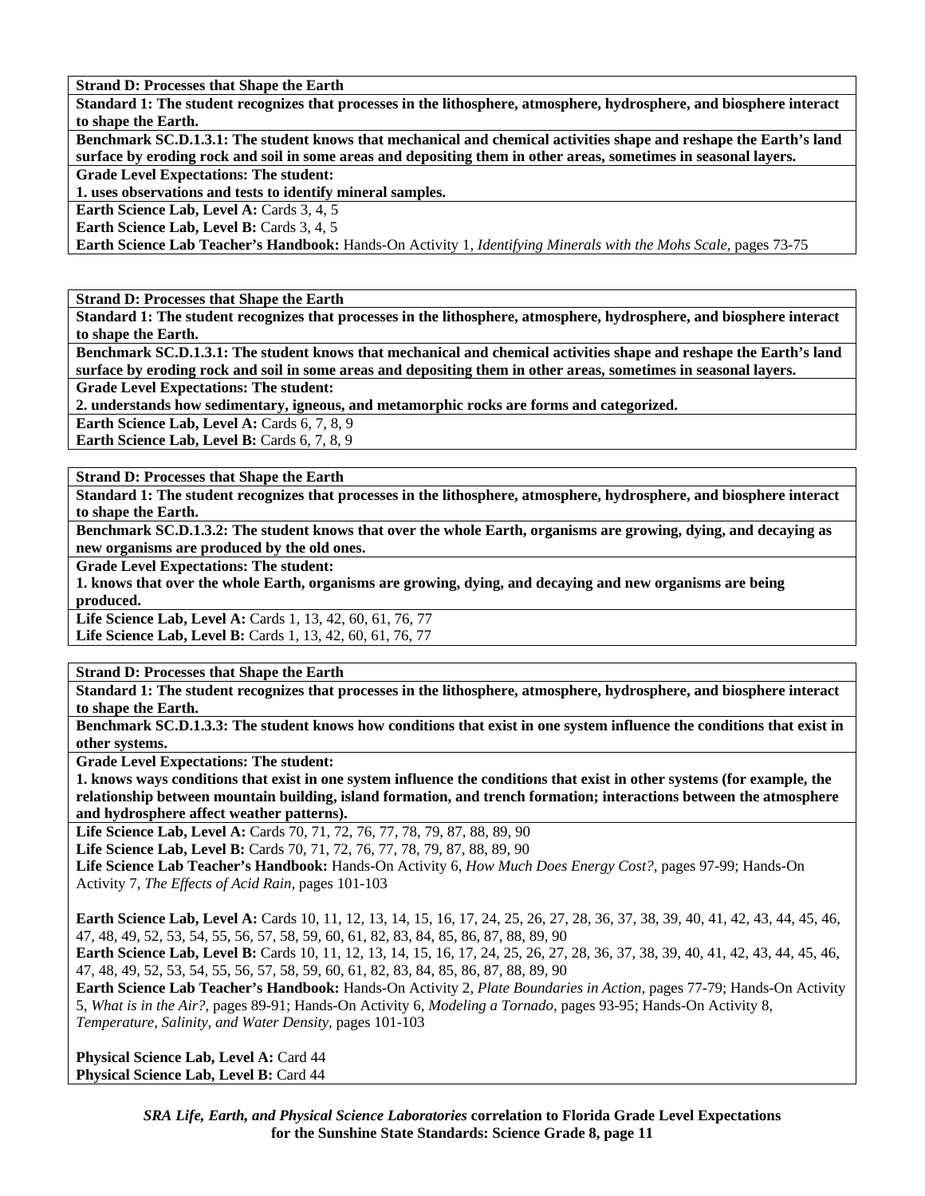**Strand D: Processes that Shape the Earth**

**Standard 1: The student recognizes that processes in the lithosphere, atmosphere, hydrosphere, and biosphere interact to shape the Earth.**

**Benchmark SC.D.1.3.1: The student knows that mechanical and chemical activities shape and reshape the Earth's land surface by eroding rock and soil in some areas and depositing them in other areas, sometimes in seasonal layers.**

**Grade Level Expectations: The student:**

**1. uses observations and tests to identify mineral samples.**

**Earth Science Lab, Level A:** Cards 3, 4, 5

**Earth Science Lab, Level B:** Cards 3, 4, 5

**Earth Science Lab Teacher's Handbook:** Hands-On Activity 1, *Identifying Minerals with the Mohs Scale,* pages 73-75

---

**Strand D: Processes that Shape the Earth**

**Standard 1: The student recognizes that processes in the lithosphere, atmosphere, hydrosphere, and biosphere interact to shape the Earth.**

**Benchmark SC.D.1.3.1: The student knows that mechanical and chemical activities shape and reshape the Earth's land surface by eroding rock and soil in some areas and depositing them in other areas, sometimes in seasonal layers.**

**Grade Level Expectations: The student:**

**2. understands how sedimentary, igneous, and metamorphic rocks are forms and categorized.**

**Earth Science Lab, Level A:** Cards 6, 7, 8, 9

**Earth Science Lab, Level B:** Cards 6, 7, 8, 9

---

**Strand D: Processes that Shape the Earth**

**Standard 1: The student recognizes that processes in the lithosphere, atmosphere, hydrosphere, and biosphere interact to shape the Earth.**

**Benchmark SC.D.1.3.2: The student knows that over the whole Earth, organisms are growing, dying, and decaying as new organisms are produced by the old ones.**

**Grade Level Expectations: The student:**

**1. knows that over the whole Earth, organisms are growing, dying, and decaying and new organisms are being produced.**

**Life Science Lab, Level A:** Cards 1, 13, 42, 60, 61, 76, 77

**Life Science Lab, Level B:** Cards 1, 13, 42, 60, 61, 76, 77

---

**Strand D: Processes that Shape the Earth**

**Standard 1: The student recognizes that processes in the lithosphere, atmosphere, hydrosphere, and biosphere interact to shape the Earth.**

**Benchmark SC.D.1.3.3: The student knows how conditions that exist in one system influence the conditions that exist in other systems.**

**Grade Level Expectations: The student:**

**1. knows ways conditions that exist in one system influence the conditions that exist in other systems (for example, the relationship between mountain building, island formation, and trench formation; interactions between the atmosphere and hydrosphere affect weather patterns).**

**Life Science Lab, Level A:** Cards 70, 71, 72, 76, 77, 78, 79, 87, 88, 89, 90

**Life Science Lab, Level B:** Cards 70, 71, 72, 76, 77, 78, 79, 87, 88, 89, 90

**Life Science Lab Teacher's Handbook:** Hands-On Activity 6, *How Much Does Energy Cost?,* pages 97-99; Hands-On Activity 7, *The Effects of Acid Rain,* pages 101-103

**Earth Science Lab, Level A:** Cards 10, 11, 12, 13, 14, 15, 16, 17, 24, 25, 26, 27, 28, 36, 37, 38, 39, 40, 41, 42, 43, 44, 45, 46, 47, 48, 49, 52, 53, 54, 55, 56, 57, 58, 59, 60, 61, 82, 83, 84, 85, 86, 87, 88, 89, 90

**Earth Science Lab, Level B:** Cards 10, 11, 12, 13, 14, 15, 16, 17, 24, 25, 26, 27, 28, 36, 37, 38, 39, 40, 41, 42, 43, 44, 45, 46, 47, 48, 49, 52, 53, 54, 55, 56, 57, 58, 59, 60, 61, 82, 83, 84, 85, 86, 87, 88, 89, 90

**Earth Science Lab Teacher's Handbook:** Hands-On Activity 2, *Plate Boundaries in Action,* pages 77-79; Hands-On Activity 5, *What is in the Air?,* pages 89-91; Hands-On Activity 6, *Modeling a Tornado,* pages 93-95; Hands-On Activity 8, *Temperature, Salinity, and Water Density,* pages 101-103

**Physical Science Lab, Level A:** Card 44

**Physical Science Lab, Level B:** Card 44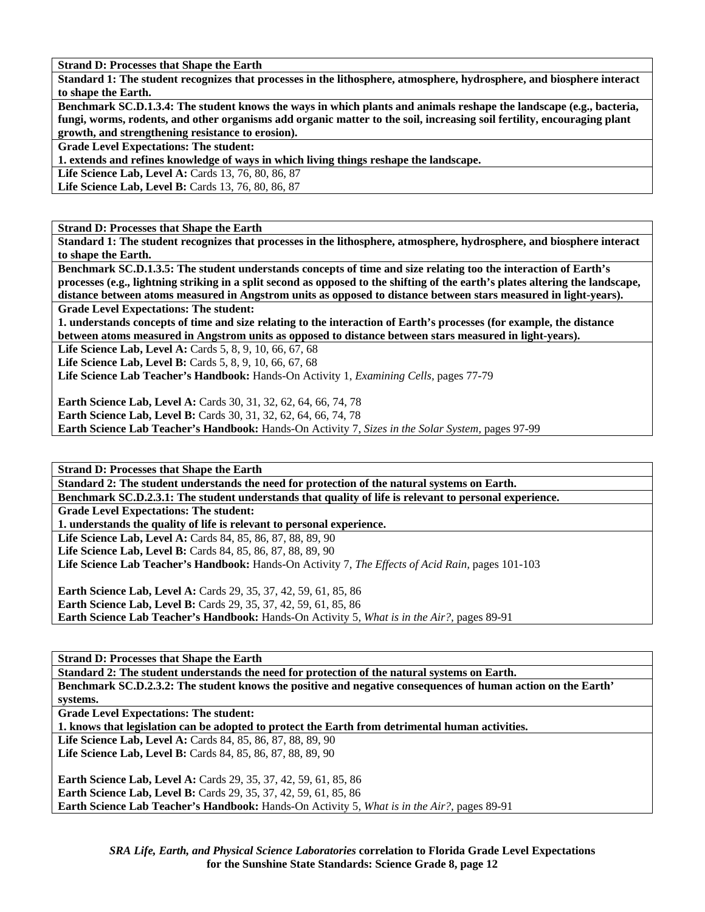**Strand D: Processes that Shape the Earth**

**Standard 1: The student recognizes that processes in the lithosphere, atmosphere, hydrosphere, and biosphere interact to shape the Earth.**

**Benchmark SC.D.1.3.4: The student knows the ways in which plants and animals reshape the landscape (e.g., bacteria, fungi, worms, rodents, and other organisms add organic matter to the soil, increasing soil fertility, encouraging plant growth, and strengthening resistance to erosion).**

**Grade Level Expectations: The student:**

**1. extends and refines knowledge of ways in which living things reshape the landscape.**

**Life Science Lab, Level A:** Cards 13, 76, 80, 86, 87
**Life Science Lab, Level B:** Cards 13, 76, 80, 86, 87

---

**Strand D: Processes that Shape the Earth**

**Standard 1: The student recognizes that processes in the lithosphere, atmosphere, hydrosphere, and biosphere interact to shape the Earth.**

**Benchmark SC.D.1.3.5: The student understands concepts of time and size relating too the interaction of Earth's processes (e.g., lightning striking in a split second as opposed to the shifting of the earth's plates altering the landscape, distance between atoms measured in Angstrom units as opposed to distance between stars measured in light-years).**

**Grade Level Expectations: The student:**

**1. understands concepts of time and size relating to the interaction of Earth's processes (for example, the distance between atoms measured in Angstrom units as opposed to distance between stars measured in light-years).**

**Life Science Lab, Level A:** Cards 5, 8, 9, 10, 66, 67, 68
**Life Science Lab, Level B:** Cards 5, 8, 9, 10, 66, 67, 68
**Life Science Lab Teacher's Handbook:** Hands-On Activity 1, *Examining Cells,* pages 77-79

**Earth Science Lab, Level A:** Cards 30, 31, 32, 62, 64, 66, 74, 78
**Earth Science Lab, Level B:** Cards 30, 31, 32, 62, 64, 66, 74, 78
**Earth Science Lab Teacher's Handbook:** Hands-On Activity 7, *Sizes in the Solar System,* pages 97-99

---

**Strand D: Processes that Shape the Earth**

**Standard 2: The student understands the need for protection of the natural systems on Earth.**

**Benchmark SC.D.2.3.1: The student understands that quality of life is relevant to personal experience.**

**Grade Level Expectations: The student:**

**1. understands the quality of life is relevant to personal experience.**

**Life Science Lab, Level A:** Cards 84, 85, 86, 87, 88, 89, 90
**Life Science Lab, Level B:** Cards 84, 85, 86, 87, 88, 89, 90
**Life Science Lab Teacher's Handbook:** Hands-On Activity 7, *The Effects of Acid Rain,* pages 101-103

**Earth Science Lab, Level A:** Cards 29, 35, 37, 42, 59, 61, 85, 86
**Earth Science Lab, Level B:** Cards 29, 35, 37, 42, 59, 61, 85, 86
**Earth Science Lab Teacher's Handbook:** Hands-On Activity 5, *What is in the Air?,* pages 89-91

---

**Strand D: Processes that Shape the Earth**

**Standard 2: The student understands the need for protection of the natural systems on Earth.**

**Benchmark SC.D.2.3.2: The student knows the positive and negative consequences of human action on the Earth' systems.**

**Grade Level Expectations: The student:**

**1. knows that legislation can be adopted to protect the Earth from detrimental human activities.**

**Life Science Lab, Level A:** Cards 84, 85, 86, 87, 88, 89, 90
**Life Science Lab, Level B:** Cards 84, 85, 86, 87, 88, 89, 90

**Earth Science Lab, Level A:** Cards 29, 35, 37, 42, 59, 61, 85, 86
**Earth Science Lab, Level B:** Cards 29, 35, 37, 42, 59, 61, 85, 86
**Earth Science Lab Teacher's Handbook:** Hands-On Activity 5, *What is in the Air?,* pages 89-91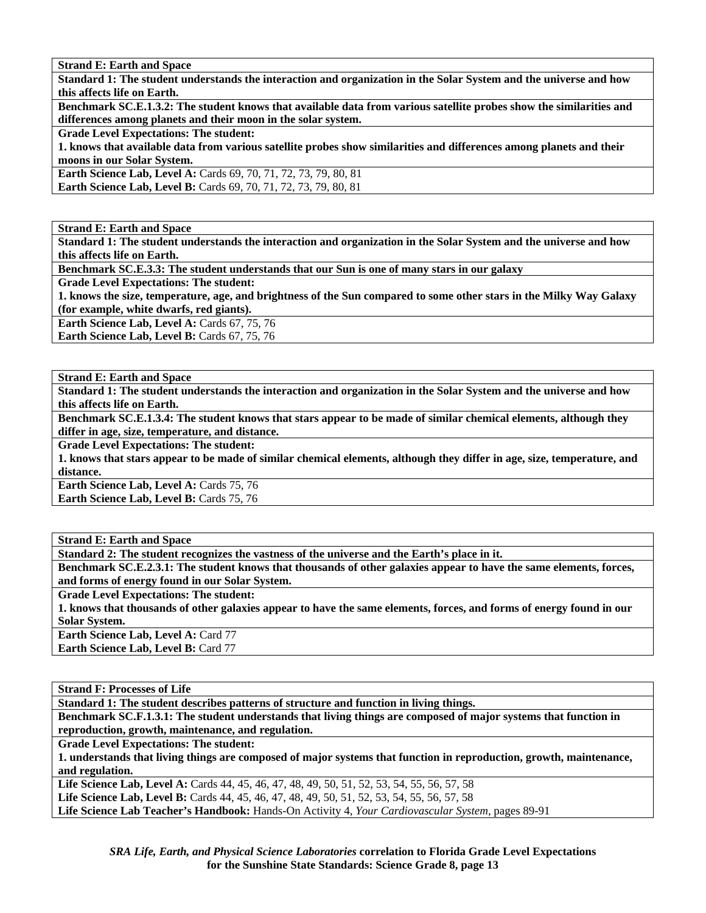**Strand E: Earth and Space**

**Standard 1: The student understands the interaction and organization in the Solar System and the universe and how this affects life on Earth.**

**Benchmark SC.E.1.3.2: The student knows that available data from various satellite probes show the similarities and differences among planets and their moon in the solar system.**

**Grade Level Expectations: The student:**

**1. knows that available data from various satellite probes show similarities and differences among planets and their moons in our Solar System.**

**Earth Science Lab, Level A:** Cards 69, 70, 71, 72, 73, 79, 80, 81

**Earth Science Lab, Level B:** Cards 69, 70, 71, 72, 73, 79, 80, 81

---

**Strand E: Earth and Space**

**Standard 1: The student understands the interaction and organization in the Solar System and the universe and how this affects life on Earth.**

**Benchmark SC.E.3.3: The student understands that our Sun is one of many stars in our galaxy**

**Grade Level Expectations: The student:**

**1. knows the size, temperature, age, and brightness of the Sun compared to some other stars in the Milky Way Galaxy (for example, white dwarfs, red giants).**

**Earth Science Lab, Level A:** Cards 67, 75, 76

**Earth Science Lab, Level B:** Cards 67, 75, 76

---

**Strand E: Earth and Space**

**Standard 1: The student understands the interaction and organization in the Solar System and the universe and how this affects life on Earth.**

**Benchmark SC.E.1.3.4: The student knows that stars appear to be made of similar chemical elements, although they differ in age, size, temperature, and distance.**

**Grade Level Expectations: The student:**

**1. knows that stars appear to be made of similar chemical elements, although they differ in age, size, temperature, and distance.**

**Earth Science Lab, Level A:** Cards 75, 76

**Earth Science Lab, Level B:** Cards 75, 76

---

**Strand E: Earth and Space**

**Standard 2: The student recognizes the vastness of the universe and the Earth's place in it.**

**Benchmark SC.E.2.3.1: The student knows that thousands of other galaxies appear to have the same elements, forces, and forms of energy found in our Solar System.**

**Grade Level Expectations: The student:**

**1. knows that thousands of other galaxies appear to have the same elements, forces, and forms of energy found in our Solar System.**

**Earth Science Lab, Level A:** Card 77

**Earth Science Lab, Level B:** Card 77

---

**Strand F: Processes of Life**

**Standard 1: The student describes patterns of structure and function in living things.**

**Benchmark SC.F.1.3.1: The student understands that living things are composed of major systems that function in reproduction, growth, maintenance, and regulation.**

**Grade Level Expectations: The student:**

**1. understands that living things are composed of major systems that function in reproduction, growth, maintenance, and regulation.**

**Life Science Lab, Level A:** Cards 44, 45, 46, 47, 48, 49, 50, 51, 52, 53, 54, 55, 56, 57, 58

**Life Science Lab, Level B:** Cards 44, 45, 46, 47, 48, 49, 50, 51, 52, 53, 54, 55, 56, 57, 58

**Life Science Lab Teacher's Handbook:** Hands-On Activity 4, *Your Cardiovascular System,* pages 89-91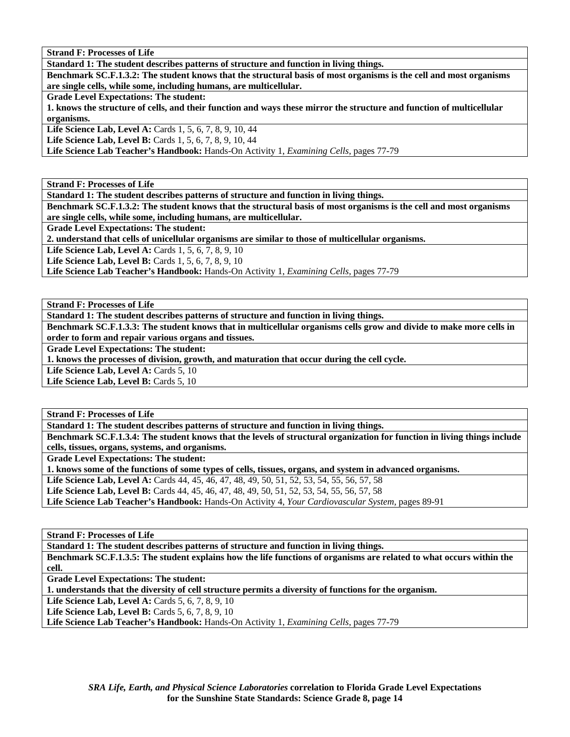**Strand F: Processes of Life**

**Standard 1: The student describes patterns of structure and function in living things.**

**Benchmark SC.F.1.3.2: The student knows that the structural basis of most organisms is the cell and most organisms are single cells, while some, including humans, are multicellular.**

**Grade Level Expectations: The student:**

**1. knows the structure of cells, and their function and ways these mirror the structure and function of multicellular organisms.**

**Life Science Lab, Level A:** Cards 1, 5, 6, 7, 8, 9, 10, 44

**Life Science Lab, Level B:** Cards 1, 5, 6, 7, 8, 9, 10, 44

**Life Science Lab Teacher's Handbook:** Hands-On Activity 1, *Examining Cells,* pages 77-79

**Strand F: Processes of Life**

**Standard 1: The student describes patterns of structure and function in living things.**

**Benchmark SC.F.1.3.2: The student knows that the structural basis of most organisms is the cell and most organisms are single cells, while some, including humans, are multicellular.**

**Grade Level Expectations: The student:**

**2. understand that cells of unicellular organisms are similar to those of multicellular organisms.**

**Life Science Lab, Level A:** Cards 1, 5, 6, 7, 8, 9, 10

**Life Science Lab, Level B:** Cards 1, 5, 6, 7, 8, 9, 10

**Life Science Lab Teacher's Handbook:** Hands-On Activity 1, *Examining Cells,* pages 77-79

**Strand F: Processes of Life**

**Standard 1: The student describes patterns of structure and function in living things.**

**Benchmark SC.F.1.3.3: The student knows that in multicellular organisms cells grow and divide to make more cells in order to form and repair various organs and tissues.**

**Grade Level Expectations: The student:**

**1. knows the processes of division, growth, and maturation that occur during the cell cycle.**

**Life Science Lab, Level A:** Cards 5, 10

**Life Science Lab, Level B:** Cards 5, 10

**Strand F: Processes of Life**

**Standard 1: The student describes patterns of structure and function in living things.**

**Benchmark SC.F.1.3.4: The student knows that the levels of structural organization for function in living things include cells, tissues, organs, systems, and organisms.**

**Grade Level Expectations: The student:**

**1. knows some of the functions of some types of cells, tissues, organs, and system in advanced organisms.**

**Life Science Lab, Level A:** Cards 44, 45, 46, 47, 48, 49, 50, 51, 52, 53, 54, 55, 56, 57, 58

**Life Science Lab, Level B:** Cards 44, 45, 46, 47, 48, 49, 50, 51, 52, 53, 54, 55, 56, 57, 58

**Life Science Lab Teacher's Handbook:** Hands-On Activity 4, *Your Cardiovascular System,* pages 89-91

**Strand F: Processes of Life**

**Standard 1: The student describes patterns of structure and function in living things.**

**Benchmark SC.F.1.3.5: The student explains how the life functions of organisms are related to what occurs within the cell.**

**Grade Level Expectations: The student:**

**1. understands that the diversity of cell structure permits a diversity of functions for the organism.**

**Life Science Lab, Level A:** Cards 5, 6, 7, 8, 9, 10

**Life Science Lab, Level B:** Cards 5, 6, 7, 8, 9, 10

**Life Science Lab Teacher's Handbook:** Hands-On Activity 1, *Examining Cells,* pages 77-79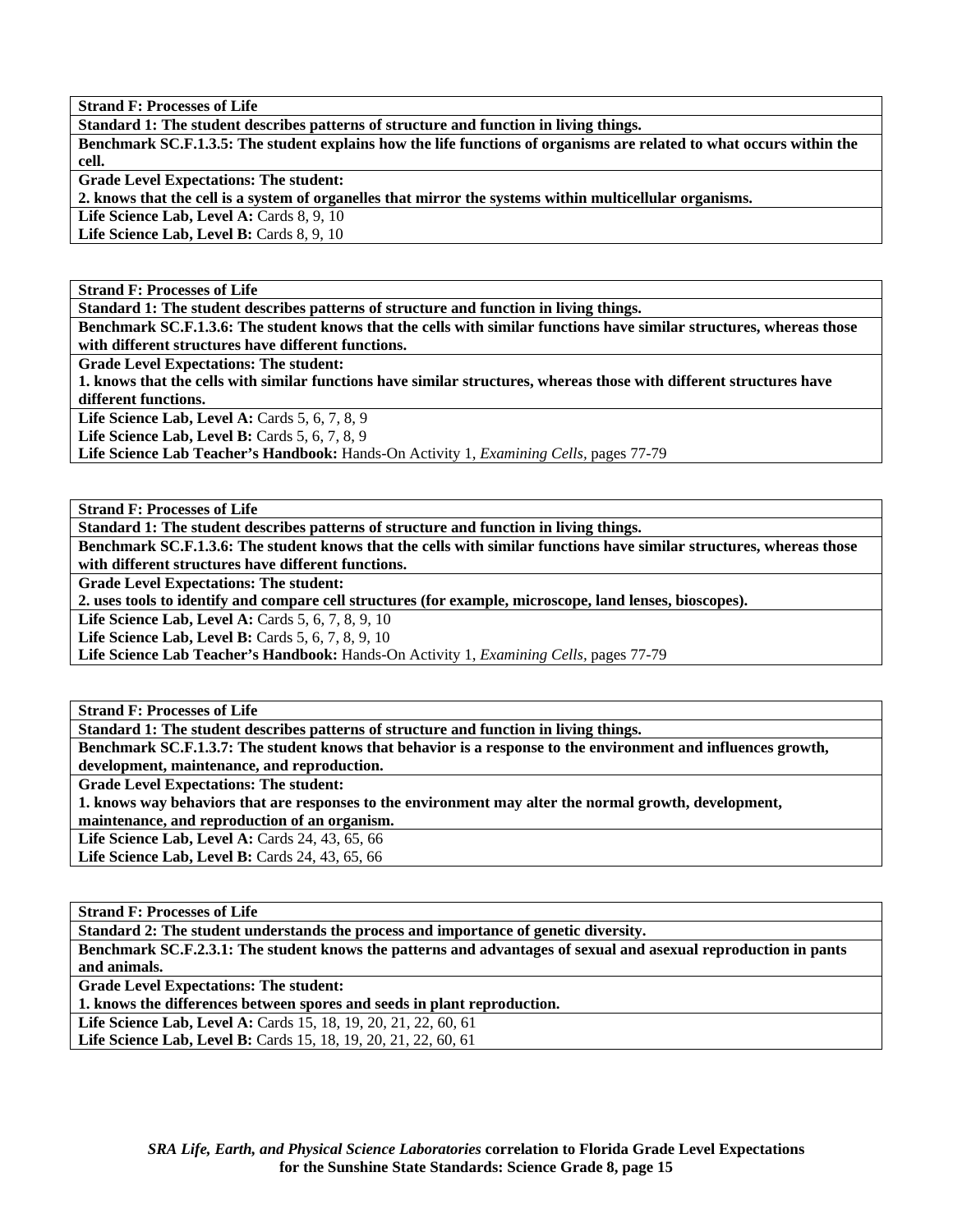| **Strand F: Processes of Life** |
|---|
| **Standard 1: The student describes patterns of structure and function in living things.** |
| **Benchmark SC.F.1.3.5: The student explains how the life functions of organisms are related to what occurs within the cell.** |
| **Grade Level Expectations: The student:**<br>**2. knows that the cell is a system of organelles that mirror the systems within multicellular organisms.** |
| **Life Science Lab, Level A:** Cards 8, 9, 10<br>**Life Science Lab, Level B:** Cards 8, 9, 10 |

| **Strand F: Processes of Life** |
|---|
| **Standard 1: The student describes patterns of structure and function in living things.** |
| **Benchmark SC.F.1.3.6: The student knows that the cells with similar functions have similar structures, whereas those with different structures have different functions.** |
| **Grade Level Expectations: The student:**<br>**1. knows that the cells with similar functions have similar structures, whereas those with different structures have different functions.** |
| **Life Science Lab, Level A:** Cards 5, 6, 7, 8, 9<br>**Life Science Lab, Level B:** Cards 5, 6, 7, 8, 9<br>**Life Science Lab Teacher's Handbook:** Hands-On Activity 1, *Examining Cells,* pages 77-79 |

| **Strand F: Processes of Life** |
|---|
| **Standard 1: The student describes patterns of structure and function in living things.** |
| **Benchmark SC.F.1.3.6: The student knows that the cells with similar functions have similar structures, whereas those with different structures have different functions.** |
| **Grade Level Expectations: The student:**<br>**2. uses tools to identify and compare cell structures (for example, microscope, land lenses, bioscopes).** |
| **Life Science Lab, Level A:** Cards 5, 6, 7, 8, 9, 10<br>**Life Science Lab, Level B:** Cards 5, 6, 7, 8, 9, 10<br>**Life Science Lab Teacher's Handbook:** Hands-On Activity 1, *Examining Cells,* pages 77-79 |

| **Strand F: Processes of Life** |
|---|
| **Standard 1: The student describes patterns of structure and function in living things.** |
| **Benchmark SC.F.1.3.7: The student knows that behavior is a response to the environment and influences growth, development, maintenance, and reproduction.** |
| **Grade Level Expectations: The student:**<br>**1. knows way behaviors that are responses to the environment may alter the normal growth, development, maintenance, and reproduction of an organism.** |
| **Life Science Lab, Level A:** Cards 24, 43, 65, 66<br>**Life Science Lab, Level B:** Cards 24, 43, 65, 66 |

| **Strand F: Processes of Life** |
|---|
| **Standard 2: The student understands the process and importance of genetic diversity.** |
| **Benchmark SC.F.2.3.1: The student knows the patterns and advantages of sexual and asexual reproduction in pants and animals.** |
| **Grade Level Expectations: The student:**<br>**1. knows the differences between spores and seeds in plant reproduction.** |
| **Life Science Lab, Level A:** Cards 15, 18, 19, 20, 21, 22, 60, 61<br>**Life Science Lab, Level B:** Cards 15, 18, 19, 20, 21, 22, 60, 61 |

***SRA Life, Earth, and Physical Science Laboratories*** **correlation to Florida Grade Level Expectations for the Sunshine State Standards: Science Grade 8, page 15**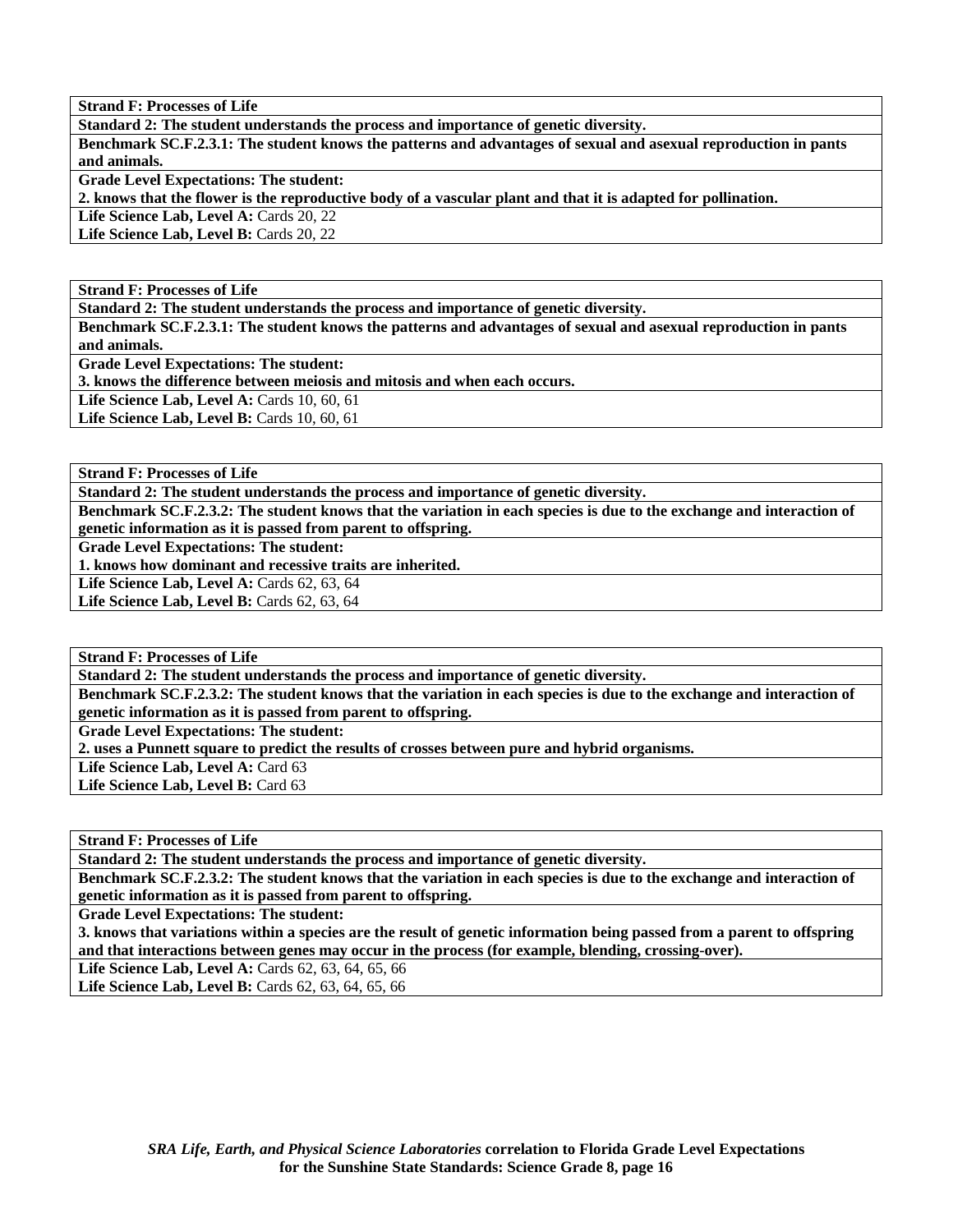**Strand F: Processes of Life**

**Standard 2: The student understands the process and importance of genetic diversity.**

**Benchmark SC.F.2.3.1: The student knows the patterns and advantages of sexual and asexual reproduction in pants and animals.**

**Grade Level Expectations: The student:**

**2. knows that the flower is the reproductive body of a vascular plant and that it is adapted for pollination.**

**Life Science Lab, Level A:** Cards 20, 22

**Life Science Lab, Level B:** Cards 20, 22

---

**Strand F: Processes of Life**

**Standard 2: The student understands the process and importance of genetic diversity.**

**Benchmark SC.F.2.3.1: The student knows the patterns and advantages of sexual and asexual reproduction in pants and animals.**

**Grade Level Expectations: The student:**

**3. knows the difference between meiosis and mitosis and when each occurs.**

**Life Science Lab, Level A:** Cards 10, 60, 61

**Life Science Lab, Level B:** Cards 10, 60, 61

---

**Strand F: Processes of Life**

**Standard 2: The student understands the process and importance of genetic diversity.**

**Benchmark SC.F.2.3.2: The student knows that the variation in each species is due to the exchange and interaction of genetic information as it is passed from parent to offspring.**

**Grade Level Expectations: The student:**

**1. knows how dominant and recessive traits are inherited.**

**Life Science Lab, Level A:** Cards 62, 63, 64

**Life Science Lab, Level B:** Cards 62, 63, 64

---

**Strand F: Processes of Life**

**Standard 2: The student understands the process and importance of genetic diversity.**

**Benchmark SC.F.2.3.2: The student knows that the variation in each species is due to the exchange and interaction of genetic information as it is passed from parent to offspring.**

**Grade Level Expectations: The student:**

**2. uses a Punnett square to predict the results of crosses between pure and hybrid organisms.**

**Life Science Lab, Level A:** Card 63

**Life Science Lab, Level B:** Card 63

---

**Strand F: Processes of Life**

**Standard 2: The student understands the process and importance of genetic diversity.**

**Benchmark SC.F.2.3.2: The student knows that the variation in each species is due to the exchange and interaction of genetic information as it is passed from parent to offspring.**

**Grade Level Expectations: The student:**

**3. knows that variations within a species are the result of genetic information being passed from a parent to offspring and that interactions between genes may occur in the process (for example, blending, crossing-over).**

**Life Science Lab, Level A:** Cards 62, 63, 64, 65, 66

**Life Science Lab, Level B:** Cards 62, 63, 64, 65, 66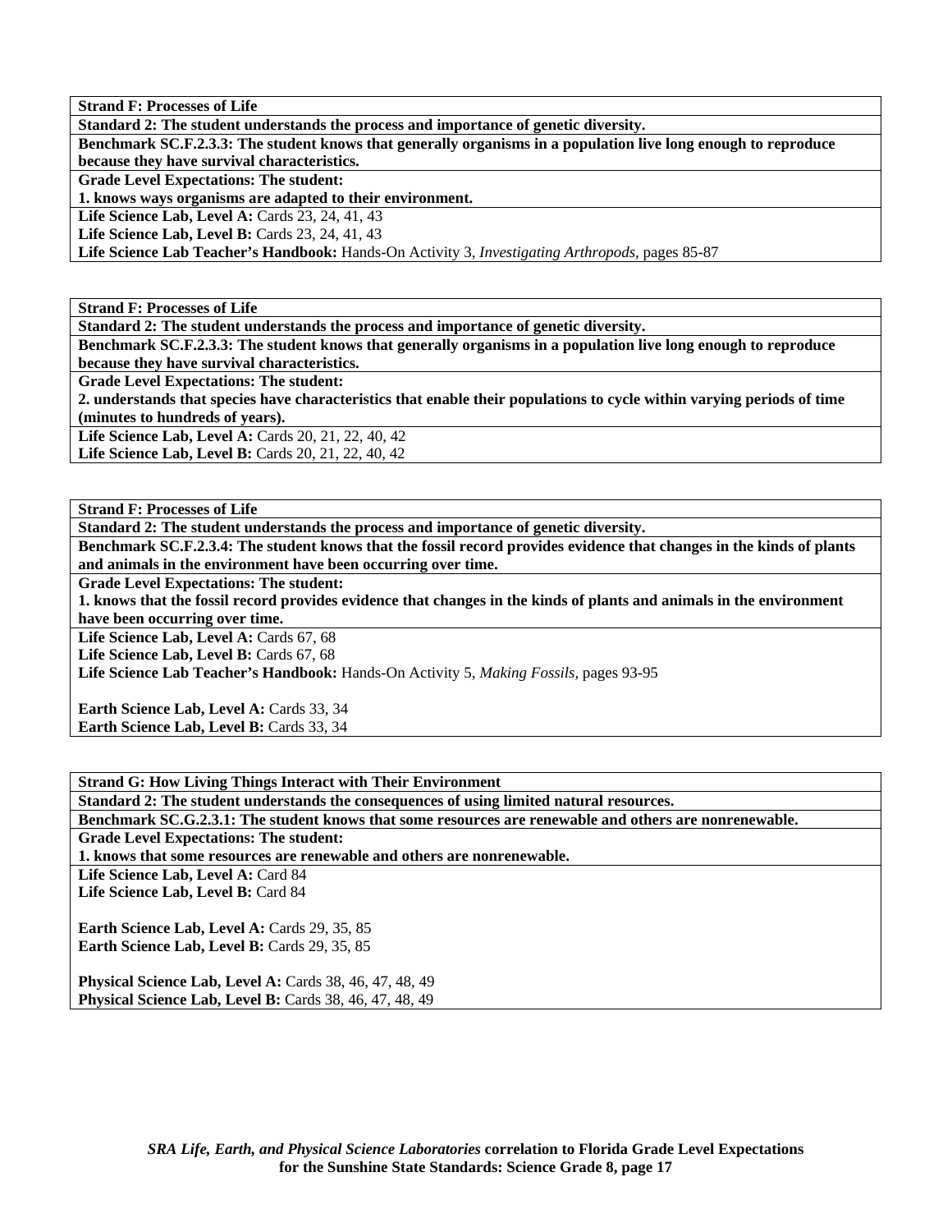**Strand F: Processes of Life**

**Standard 2: The student understands the process and importance of genetic diversity.**

**Benchmark SC.F.2.3.3: The student knows that generally organisms in a population live long enough to reproduce because they have survival characteristics.**

**Grade Level Expectations: The student:**
**1. knows ways organisms are adapted to their environment.**

**Life Science Lab, Level A:** Cards 23, 24, 41, 43
**Life Science Lab, Level B:** Cards 23, 24, 41, 43
**Life Science Lab Teacher's Handbook:** Hands-On Activity 3, *Investigating Arthropods,* pages 85-87

---

**Strand F: Processes of Life**

**Standard 2: The student understands the process and importance of genetic diversity.**

**Benchmark SC.F.2.3.3: The student knows that generally organisms in a population live long enough to reproduce because they have survival characteristics.**

**Grade Level Expectations: The student:**
**2. understands that species have characteristics that enable their populations to cycle within varying periods of time (minutes to hundreds of years).**

**Life Science Lab, Level A:** Cards 20, 21, 22, 40, 42
**Life Science Lab, Level B:** Cards 20, 21, 22, 40, 42

---

**Strand F: Processes of Life**

**Standard 2: The student understands the process and importance of genetic diversity.**

**Benchmark SC.F.2.3.4: The student knows that the fossil record provides evidence that changes in the kinds of plants and animals in the environment have been occurring over time.**

**Grade Level Expectations: The student:**
**1. knows that the fossil record provides evidence that changes in the kinds of plants and animals in the environment have been occurring over time.**

**Life Science Lab, Level A:** Cards 67, 68
**Life Science Lab, Level B:** Cards 67, 68
**Life Science Lab Teacher's Handbook:** Hands-On Activity 5, *Making Fossils,* pages 93-95

**Earth Science Lab, Level A:** Cards 33, 34
**Earth Science Lab, Level B:** Cards 33, 34

---

**Strand G: How Living Things Interact with Their Environment**

**Standard 2: The student understands the consequences of using limited natural resources.**

**Benchmark SC.G.2.3.1: The student knows that some resources are renewable and others are nonrenewable.**

**Grade Level Expectations: The student:**
**1. knows that some resources are renewable and others are nonrenewable.**

**Life Science Lab, Level A:** Card 84
**Life Science Lab, Level B:** Card 84

**Earth Science Lab, Level A:** Cards 29, 35, 85
**Earth Science Lab, Level B:** Cards 29, 35, 85

**Physical Science Lab, Level A:** Cards 38, 46, 47, 48, 49
**Physical Science Lab, Level B:** Cards 38, 46, 47, 48, 49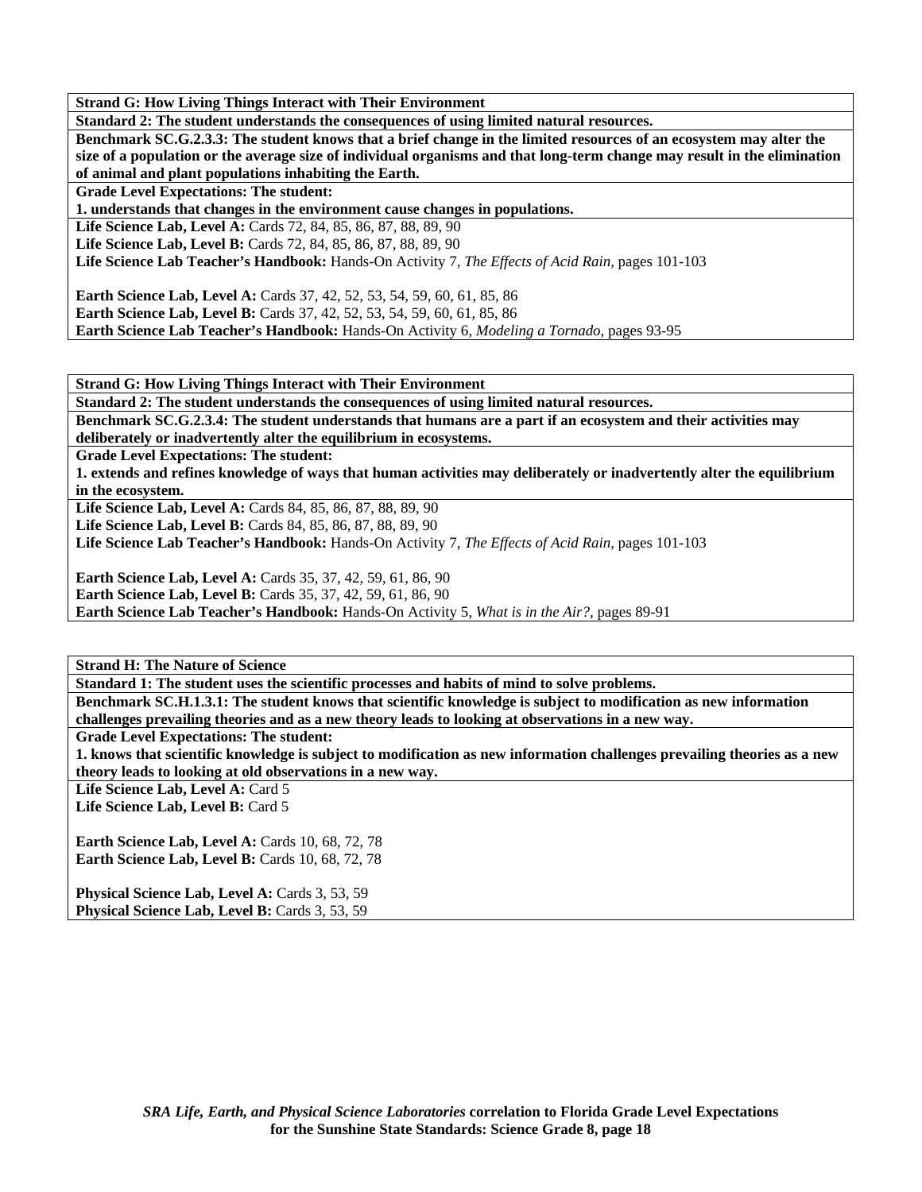**Strand G: How Living Things Interact with Their Environment**

**Standard 2: The student understands the consequences of using limited natural resources.**

**Benchmark SC.G.2.3.3: The student knows that a brief change in the limited resources of an ecosystem may alter the size of a population or the average size of individual organisms and that long-term change may result in the elimination of animal and plant populations inhabiting the Earth.**

**Grade Level Expectations: The student:**

**1. understands that changes in the environment cause changes in populations.**

**Life Science Lab, Level A:** Cards 72, 84, 85, 86, 87, 88, 89, 90
**Life Science Lab, Level B:** Cards 72, 84, 85, 86, 87, 88, 89, 90
**Life Science Lab Teacher's Handbook:** Hands-On Activity 7, *The Effects of Acid Rain,* pages 101-103

**Earth Science Lab, Level A:** Cards 37, 42, 52, 53, 54, 59, 60, 61, 85, 86
**Earth Science Lab, Level B:** Cards 37, 42, 52, 53, 54, 59, 60, 61, 85, 86
**Earth Science Lab Teacher's Handbook:** Hands-On Activity 6, *Modeling a Tornado,* pages 93-95

---

**Strand G: How Living Things Interact with Their Environment**

**Standard 2: The student understands the consequences of using limited natural resources.**

**Benchmark SC.G.2.3.4: The student understands that humans are a part if an ecosystem and their activities may deliberately or inadvertently alter the equilibrium in ecosystems.**

**Grade Level Expectations: The student:**

**1. extends and refines knowledge of ways that human activities may deliberately or inadvertently alter the equilibrium in the ecosystem.**

**Life Science Lab, Level A:** Cards 84, 85, 86, 87, 88, 89, 90
**Life Science Lab, Level B:** Cards 84, 85, 86, 87, 88, 89, 90
**Life Science Lab Teacher's Handbook:** Hands-On Activity 7, *The Effects of Acid Rain,* pages 101-103

**Earth Science Lab, Level A:** Cards 35, 37, 42, 59, 61, 86, 90
**Earth Science Lab, Level B:** Cards 35, 37, 42, 59, 61, 86, 90
**Earth Science Lab Teacher's Handbook:** Hands-On Activity 5, *What is in the Air?,* pages 89-91

---

**Strand H: The Nature of Science**

**Standard 1: The student uses the scientific processes and habits of mind to solve problems.**

**Benchmark SC.H.1.3.1: The student knows that scientific knowledge is subject to modification as new information challenges prevailing theories and as a new theory leads to looking at observations in a new way.**

**Grade Level Expectations: The student:**

**1. knows that scientific knowledge is subject to modification as new information challenges prevailing theories as a new theory leads to looking at old observations in a new way.**

**Life Science Lab, Level A:** Card 5
**Life Science Lab, Level B:** Card 5

**Earth Science Lab, Level A:** Cards 10, 68, 72, 78
**Earth Science Lab, Level B:** Cards 10, 68, 72, 78

**Physical Science Lab, Level A:** Cards 3, 53, 59
**Physical Science Lab, Level B:** Cards 3, 53, 59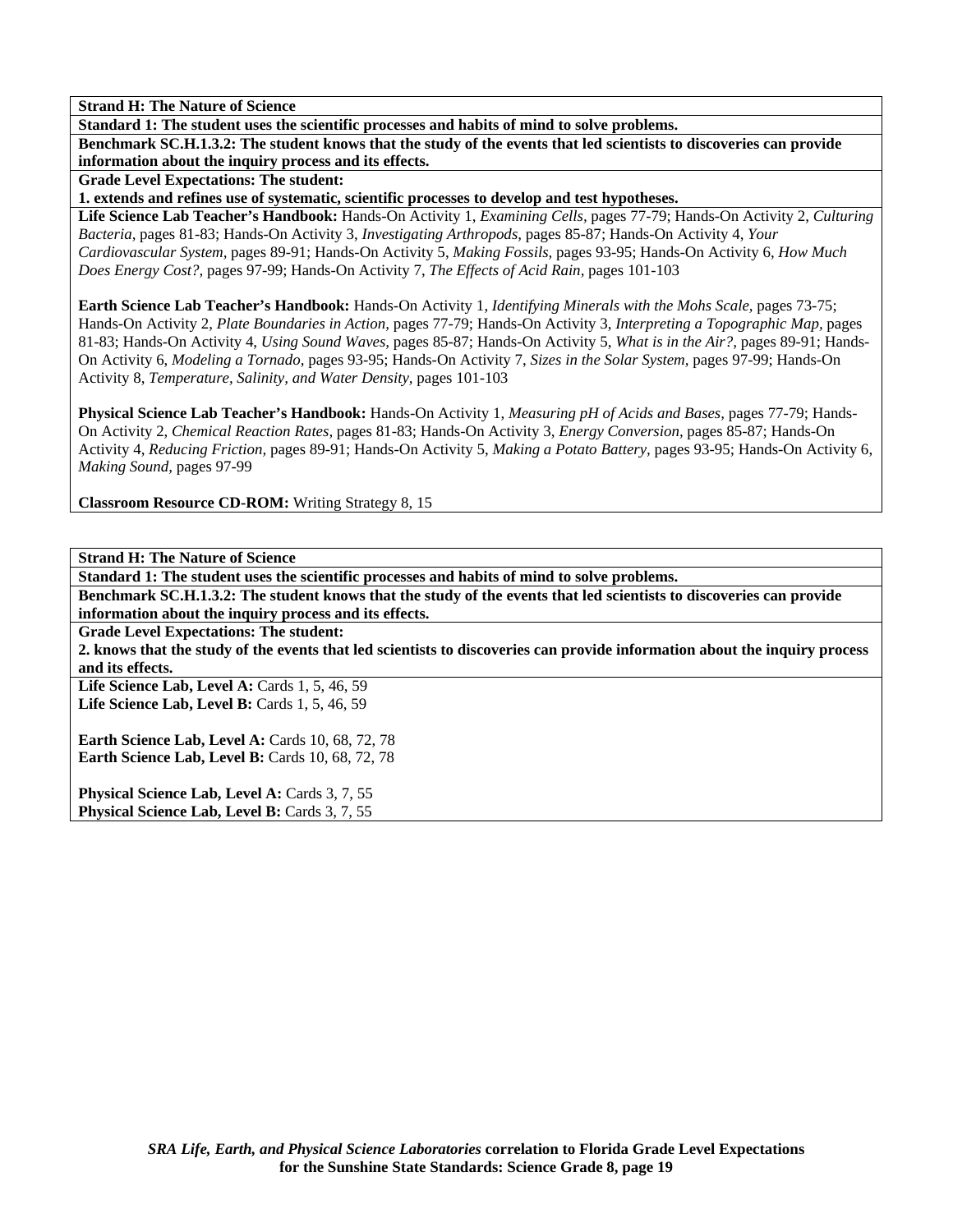**Strand H: The Nature of Science**

**Standard 1: The student uses the scientific processes and habits of mind to solve problems.**

**Benchmark SC.H.1.3.2: The student knows that the study of the events that led scientists to discoveries can provide information about the inquiry process and its effects.**

**Grade Level Expectations: The student:**

**1. extends and refines use of systematic, scientific processes to develop and test hypotheses.**

**Life Science Lab Teacher's Handbook:** Hands-On Activity 1, *Examining Cells,* pages 77-79; Hands-On Activity 2, *Culturing Bacteria,* pages 81-83; Hands-On Activity 3, *Investigating Arthropods,* pages 85-87; Hands-On Activity 4, *Your Cardiovascular System,* pages 89-91; Hands-On Activity 5, *Making Fossils,* pages 93-95; Hands-On Activity 6, *How Much Does Energy Cost?,* pages 97-99; Hands-On Activity 7, *The Effects of Acid Rain,* pages 101-103

**Earth Science Lab Teacher's Handbook:** Hands-On Activity 1, *Identifying Minerals with the Mohs Scale,* pages 73-75; Hands-On Activity 2, *Plate Boundaries in Action,* pages 77-79; Hands-On Activity 3, *Interpreting a Topographic Map,* pages 81-83; Hands-On Activity 4, *Using Sound Waves,* pages 85-87; Hands-On Activity 5, *What is in the Air?,* pages 89-91; Hands-On Activity 6, *Modeling a Tornado,* pages 93-95; Hands-On Activity 7, *Sizes in the Solar System,* pages 97-99; Hands-On Activity 8, *Temperature, Salinity, and Water Density,* pages 101-103

**Physical Science Lab Teacher's Handbook:** Hands-On Activity 1, *Measuring pH of Acids and Bases,* pages 77-79; Hands-On Activity 2, *Chemical Reaction Rates,* pages 81-83; Hands-On Activity 3, *Energy Conversion,* pages 85-87; Hands-On Activity 4, *Reducing Friction,* pages 89-91; Hands-On Activity 5, *Making a Potato Battery,* pages 93-95; Hands-On Activity 6, *Making Sound,* pages 97-99

**Classroom Resource CD-ROM:** Writing Strategy 8, 15

---

**Strand H: The Nature of Science**

**Standard 1: The student uses the scientific processes and habits of mind to solve problems.**

**Benchmark SC.H.1.3.2: The student knows that the study of the events that led scientists to discoveries can provide information about the inquiry process and its effects.**

**Grade Level Expectations: The student:**

**2. knows that the study of the events that led scientists to discoveries can provide information about the inquiry process and its effects.**

**Life Science Lab, Level A:** Cards 1, 5, 46, 59
**Life Science Lab, Level B:** Cards 1, 5, 46, 59

**Earth Science Lab, Level A:** Cards 10, 68, 72, 78
**Earth Science Lab, Level B:** Cards 10, 68, 72, 78

**Physical Science Lab, Level A:** Cards 3, 7, 55
**Physical Science Lab, Level B:** Cards 3, 7, 55

*SRA Life, Earth, and Physical Science Laboratories* **correlation to Florida Grade Level Expectations for the Sunshine State Standards: Science Grade 8, page 19**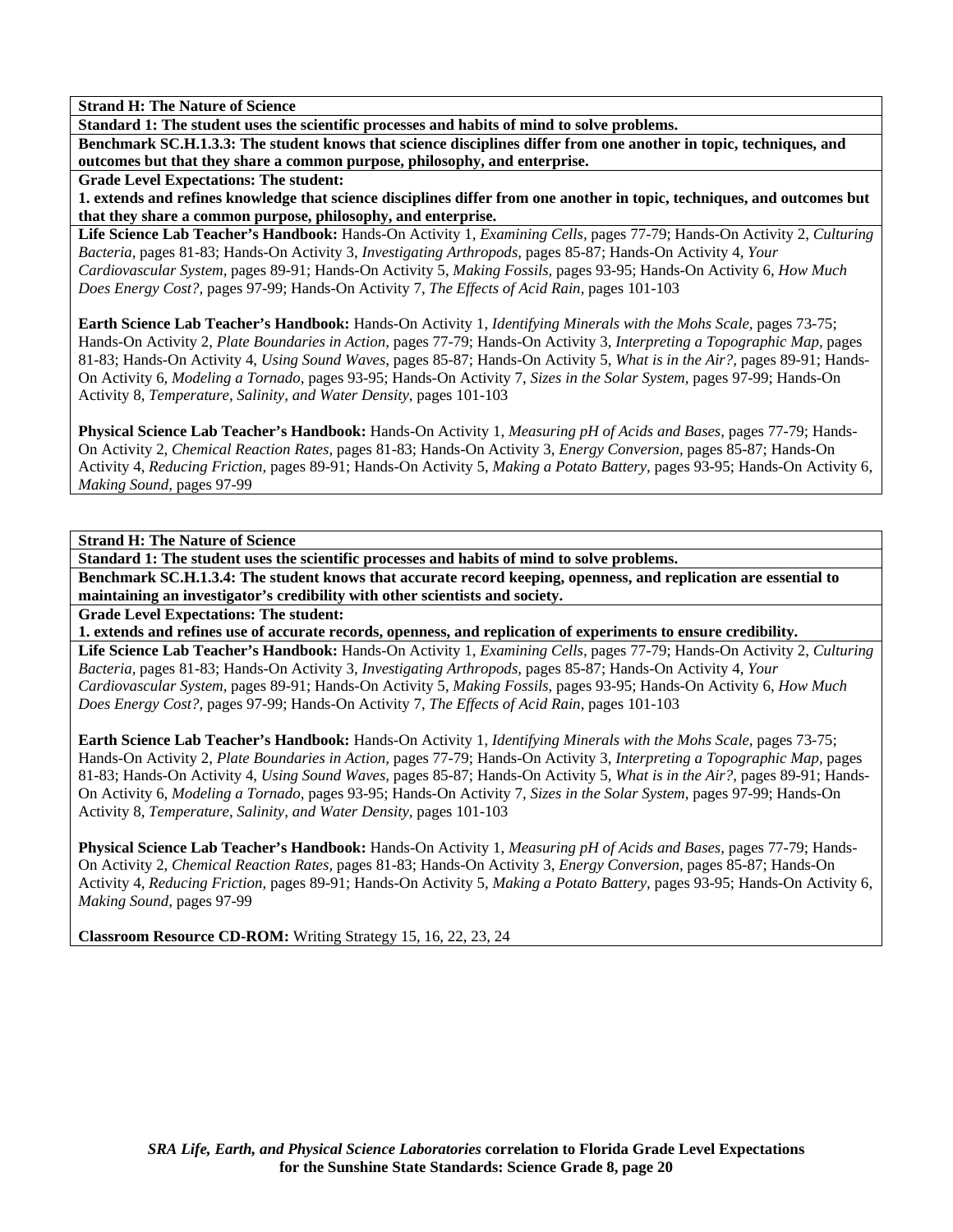**Strand H: The Nature of Science**

**Standard 1: The student uses the scientific processes and habits of mind to solve problems.**

**Benchmark SC.H.1.3.3: The student knows that science disciplines differ from one another in topic, techniques, and outcomes but that they share a common purpose, philosophy, and enterprise.**

**Grade Level Expectations: The student:**

**1. extends and refines knowledge that science disciplines differ from one another in topic, techniques, and outcomes but that they share a common purpose, philosophy, and enterprise.**

**Life Science Lab Teacher's Handbook:** Hands-On Activity 1, *Examining Cells,* pages 77-79; Hands-On Activity 2, *Culturing Bacteria,* pages 81-83; Hands-On Activity 3, *Investigating Arthropods,* pages 85-87; Hands-On Activity 4, *Your Cardiovascular System,* pages 89-91; Hands-On Activity 5, *Making Fossils,* pages 93-95; Hands-On Activity 6, *How Much Does Energy Cost?,* pages 97-99; Hands-On Activity 7, *The Effects of Acid Rain,* pages 101-103

**Earth Science Lab Teacher's Handbook:** Hands-On Activity 1, *Identifying Minerals with the Mohs Scale,* pages 73-75; Hands-On Activity 2, *Plate Boundaries in Action,* pages 77-79; Hands-On Activity 3, *Interpreting a Topographic Map,* pages 81-83; Hands-On Activity 4, *Using Sound Waves,* pages 85-87; Hands-On Activity 5, *What is in the Air?,* pages 89-91; Hands-On Activity 6, *Modeling a Tornado,* pages 93-95; Hands-On Activity 7, *Sizes in the Solar System,* pages 97-99; Hands-On Activity 8, *Temperature, Salinity, and Water Density,* pages 101-103

**Physical Science Lab Teacher's Handbook:** Hands-On Activity 1, *Measuring pH of Acids and Bases,* pages 77-79; Hands-On Activity 2, *Chemical Reaction Rates,* pages 81-83; Hands-On Activity 3, *Energy Conversion,* pages 85-87; Hands-On Activity 4, *Reducing Friction,* pages 89-91; Hands-On Activity 5, *Making a Potato Battery,* pages 93-95; Hands-On Activity 6, *Making Sound,* pages 97-99

**Strand H: The Nature of Science**

**Standard 1: The student uses the scientific processes and habits of mind to solve problems.**

**Benchmark SC.H.1.3.4: The student knows that accurate record keeping, openness, and replication are essential to maintaining an investigator's credibility with other scientists and society.**

**Grade Level Expectations: The student:**

**1. extends and refines use of accurate records, openness, and replication of experiments to ensure credibility.**

**Life Science Lab Teacher's Handbook:** Hands-On Activity 1, *Examining Cells,* pages 77-79; Hands-On Activity 2, *Culturing Bacteria,* pages 81-83; Hands-On Activity 3, *Investigating Arthropods,* pages 85-87; Hands-On Activity 4, *Your Cardiovascular System,* pages 89-91; Hands-On Activity 5, *Making Fossils,* pages 93-95; Hands-On Activity 6, *How Much Does Energy Cost?,* pages 97-99; Hands-On Activity 7, *The Effects of Acid Rain,* pages 101-103

**Earth Science Lab Teacher's Handbook:** Hands-On Activity 1, *Identifying Minerals with the Mohs Scale,* pages 73-75; Hands-On Activity 2, *Plate Boundaries in Action,* pages 77-79; Hands-On Activity 3, *Interpreting a Topographic Map,* pages 81-83; Hands-On Activity 4, *Using Sound Waves,* pages 85-87; Hands-On Activity 5, *What is in the Air?,* pages 89-91; Hands-On Activity 6, *Modeling a Tornado,* pages 93-95; Hands-On Activity 7, *Sizes in the Solar System,* pages 97-99; Hands-On Activity 8, *Temperature, Salinity, and Water Density,* pages 101-103

**Physical Science Lab Teacher's Handbook:** Hands-On Activity 1, *Measuring pH of Acids and Bases,* pages 77-79; Hands-On Activity 2, *Chemical Reaction Rates,* pages 81-83; Hands-On Activity 3, *Energy Conversion,* pages 85-87; Hands-On Activity 4, *Reducing Friction,* pages 89-91; Hands-On Activity 5, *Making a Potato Battery,* pages 93-95; Hands-On Activity 6, *Making Sound,* pages 97-99

**Classroom Resource CD-ROM:** Writing Strategy 15, 16, 22, 23, 24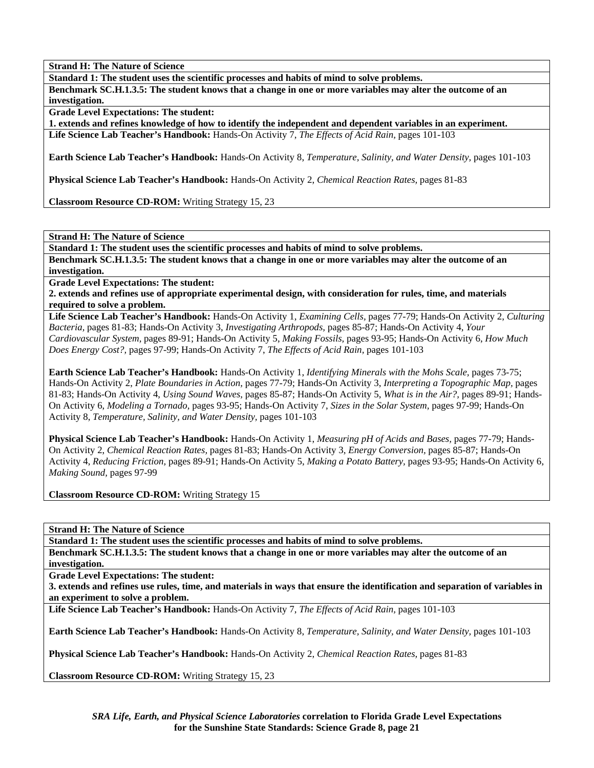**Strand H: The Nature of Science**

**Standard 1: The student uses the scientific processes and habits of mind to solve problems.**

**Benchmark SC.H.1.3.5: The student knows that a change in one or more variables may alter the outcome of an investigation.**

**Grade Level Expectations: The student:**

**1. extends and refines knowledge of how to identify the independent and dependent variables in an experiment.**

**Life Science Lab Teacher's Handbook:** Hands-On Activity 7, *The Effects of Acid Rain,* pages 101-103

**Earth Science Lab Teacher's Handbook:** Hands-On Activity 8, *Temperature, Salinity, and Water Density,* pages 101-103

**Physical Science Lab Teacher's Handbook:** Hands-On Activity 2, *Chemical Reaction Rates,* pages 81-83

**Classroom Resource CD-ROM:** Writing Strategy 15, 23

---

**Strand H: The Nature of Science**

**Standard 1: The student uses the scientific processes and habits of mind to solve problems.**

**Benchmark SC.H.1.3.5: The student knows that a change in one or more variables may alter the outcome of an investigation.**

**Grade Level Expectations: The student:**

**2. extends and refines use of appropriate experimental design, with consideration for rules, time, and materials required to solve a problem.**

**Life Science Lab Teacher's Handbook:** Hands-On Activity 1, *Examining Cells,* pages 77-79; Hands-On Activity 2, *Culturing Bacteria,* pages 81-83; Hands-On Activity 3, *Investigating Arthropods,* pages 85-87; Hands-On Activity 4, *Your Cardiovascular System,* pages 89-91; Hands-On Activity 5, *Making Fossils,* pages 93-95; Hands-On Activity 6, *How Much Does Energy Cost?,* pages 97-99; Hands-On Activity 7, *The Effects of Acid Rain,* pages 101-103

**Earth Science Lab Teacher's Handbook:** Hands-On Activity 1, *Identifying Minerals with the Mohs Scale,* pages 73-75; Hands-On Activity 2, *Plate Boundaries in Action,* pages 77-79; Hands-On Activity 3, *Interpreting a Topographic Map,* pages 81-83; Hands-On Activity 4, *Using Sound Waves,* pages 85-87; Hands-On Activity 5, *What is in the Air?,* pages 89-91; Hands-On Activity 6, *Modeling a Tornado,* pages 93-95; Hands-On Activity 7, *Sizes in the Solar System,* pages 97-99; Hands-On Activity 8, *Temperature, Salinity, and Water Density,* pages 101-103

**Physical Science Lab Teacher's Handbook:** Hands-On Activity 1, *Measuring pH of Acids and Bases,* pages 77-79; Hands-On Activity 2, *Chemical Reaction Rates,* pages 81-83; Hands-On Activity 3, *Energy Conversion,* pages 85-87; Hands-On Activity 4, *Reducing Friction,* pages 89-91; Hands-On Activity 5, *Making a Potato Battery,* pages 93-95; Hands-On Activity 6, *Making Sound,* pages 97-99

**Classroom Resource CD-ROM:** Writing Strategy 15

---

**Strand H: The Nature of Science**

**Standard 1: The student uses the scientific processes and habits of mind to solve problems.**

**Benchmark SC.H.1.3.5: The student knows that a change in one or more variables may alter the outcome of an investigation.**

**Grade Level Expectations: The student:**

**3. extends and refines use rules, time, and materials in ways that ensure the identification and separation of variables in an experiment to solve a problem.**

**Life Science Lab Teacher's Handbook:** Hands-On Activity 7, *The Effects of Acid Rain,* pages 101-103

**Earth Science Lab Teacher's Handbook:** Hands-On Activity 8, *Temperature, Salinity, and Water Density,* pages 101-103

**Physical Science Lab Teacher's Handbook:** Hands-On Activity 2, *Chemical Reaction Rates,* pages 81-83

**Classroom Resource CD-ROM:** Writing Strategy 15, 23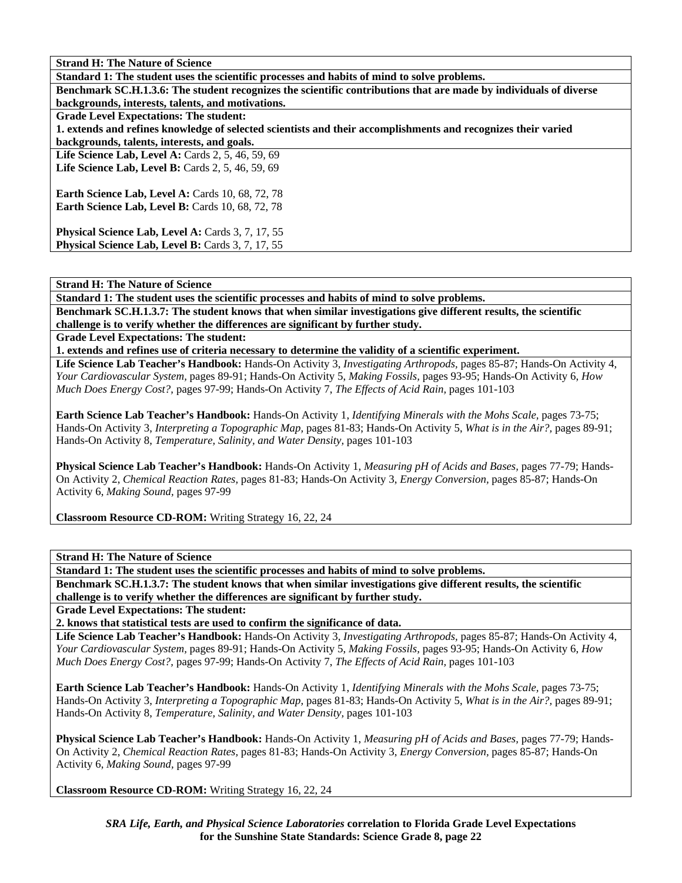**Strand H: The Nature of Science**

**Standard 1: The student uses the scientific processes and habits of mind to solve problems.**

**Benchmark SC.H.1.3.6: The student recognizes the scientific contributions that are made by individuals of diverse backgrounds, interests, talents, and motivations.**

**Grade Level Expectations: The student:**

**1. extends and refines knowledge of selected scientists and their accomplishments and recognizes their varied backgrounds, talents, interests, and goals.**

**Life Science Lab, Level A:** Cards 2, 5, 46, 59, 69
**Life Science Lab, Level B:** Cards 2, 5, 46, 59, 69

**Earth Science Lab, Level A:** Cards 10, 68, 72, 78
**Earth Science Lab, Level B:** Cards 10, 68, 72, 78

**Physical Science Lab, Level A:** Cards 3, 7, 17, 55
**Physical Science Lab, Level B:** Cards 3, 7, 17, 55

---

**Strand H: The Nature of Science**

**Standard 1: The student uses the scientific processes and habits of mind to solve problems.**

**Benchmark SC.H.1.3.7: The student knows that when similar investigations give different results, the scientific challenge is to verify whether the differences are significant by further study.**

**Grade Level Expectations: The student:**

**1. extends and refines use of criteria necessary to determine the validity of a scientific experiment.**

**Life Science Lab Teacher's Handbook:** Hands-On Activity 3, *Investigating Arthropods,* pages 85-87; Hands-On Activity 4, *Your Cardiovascular System,* pages 89-91; Hands-On Activity 5, *Making Fossils,* pages 93-95; Hands-On Activity 6, *How Much Does Energy Cost?,* pages 97-99; Hands-On Activity 7, *The Effects of Acid Rain,* pages 101-103

**Earth Science Lab Teacher's Handbook:** Hands-On Activity 1, *Identifying Minerals with the Mohs Scale,* pages 73-75; Hands-On Activity 3, *Interpreting a Topographic Map,* pages 81-83; Hands-On Activity 5, *What is in the Air?,* pages 89-91; Hands-On Activity 8, *Temperature, Salinity, and Water Density,* pages 101-103

**Physical Science Lab Teacher's Handbook:** Hands-On Activity 1, *Measuring pH of Acids and Bases,* pages 77-79; Hands-On Activity 2, *Chemical Reaction Rates,* pages 81-83; Hands-On Activity 3, *Energy Conversion,* pages 85-87; Hands-On Activity 6, *Making Sound,* pages 97-99

**Classroom Resource CD-ROM:** Writing Strategy 16, 22, 24

---

**Strand H: The Nature of Science**

**Standard 1: The student uses the scientific processes and habits of mind to solve problems.**

**Benchmark SC.H.1.3.7: The student knows that when similar investigations give different results, the scientific challenge is to verify whether the differences are significant by further study.**

**Grade Level Expectations: The student:**

**2. knows that statistical tests are used to confirm the significance of data.**

**Life Science Lab Teacher's Handbook:** Hands-On Activity 3, *Investigating Arthropods,* pages 85-87; Hands-On Activity 4, *Your Cardiovascular System,* pages 89-91; Hands-On Activity 5, *Making Fossils,* pages 93-95; Hands-On Activity 6, *How Much Does Energy Cost?,* pages 97-99; Hands-On Activity 7, *The Effects of Acid Rain,* pages 101-103

**Earth Science Lab Teacher's Handbook:** Hands-On Activity 1, *Identifying Minerals with the Mohs Scale,* pages 73-75; Hands-On Activity 3, *Interpreting a Topographic Map,* pages 81-83; Hands-On Activity 5, *What is in the Air?,* pages 89-91; Hands-On Activity 8, *Temperature, Salinity, and Water Density,* pages 101-103

**Physical Science Lab Teacher's Handbook:** Hands-On Activity 1, *Measuring pH of Acids and Bases,* pages 77-79; Hands-On Activity 2, *Chemical Reaction Rates,* pages 81-83; Hands-On Activity 3, *Energy Conversion,* pages 85-87; Hands-On Activity 6, *Making Sound,* pages 97-99

**Classroom Resource CD-ROM:** Writing Strategy 16, 22, 24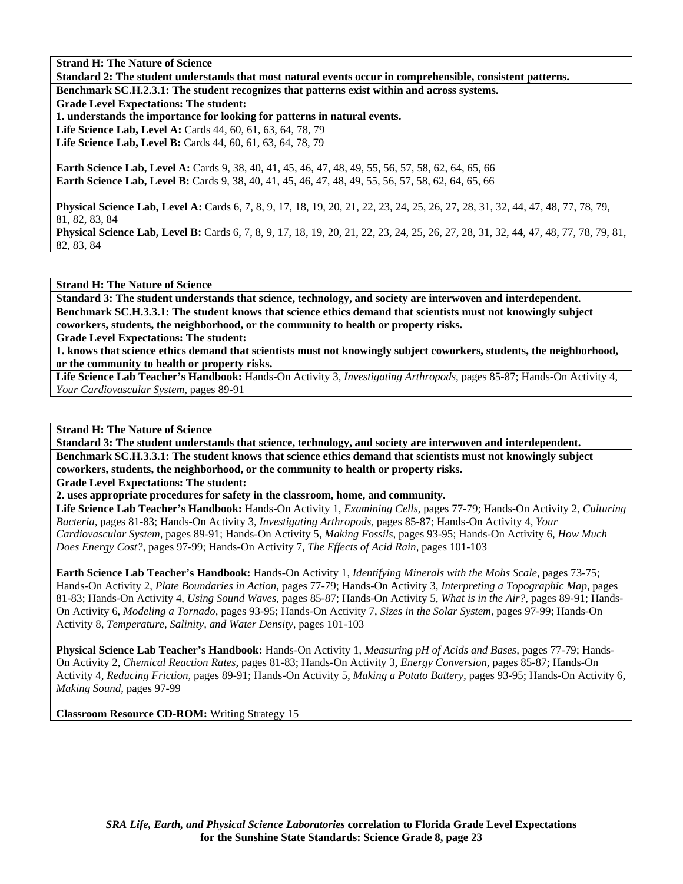**Strand H: The Nature of Science**

**Standard 2: The student understands that most natural events occur in comprehensible, consistent patterns.**

**Benchmark SC.H.2.3.1: The student recognizes that patterns exist within and across systems.**

**Grade Level Expectations: The student:**

**1. understands the importance for looking for patterns in natural events.**

**Life Science Lab, Level A:** Cards 44, 60, 61, 63, 64, 78, 79
**Life Science Lab, Level B:** Cards 44, 60, 61, 63, 64, 78, 79

**Earth Science Lab, Level A:** Cards 9, 38, 40, 41, 45, 46, 47, 48, 49, 55, 56, 57, 58, 62, 64, 65, 66
**Earth Science Lab, Level B:** Cards 9, 38, 40, 41, 45, 46, 47, 48, 49, 55, 56, 57, 58, 62, 64, 65, 66

**Physical Science Lab, Level A:** Cards 6, 7, 8, 9, 17, 18, 19, 20, 21, 22, 23, 24, 25, 26, 27, 28, 31, 32, 44, 47, 48, 77, 78, 79, 81, 82, 83, 84
**Physical Science Lab, Level B:** Cards 6, 7, 8, 9, 17, 18, 19, 20, 21, 22, 23, 24, 25, 26, 27, 28, 31, 32, 44, 47, 48, 77, 78, 79, 81, 82, 83, 84

---

**Strand H: The Nature of Science**

**Standard 3: The student understands that science, technology, and society are interwoven and interdependent.**

**Benchmark SC.H.3.3.1: The student knows that science ethics demand that scientists must not knowingly subject coworkers, students, the neighborhood, or the community to health or property risks.**

**Grade Level Expectations: The student:**

**1. knows that science ethics demand that scientists must not knowingly subject coworkers, students, the neighborhood, or the community to health or property risks.**

**Life Science Lab Teacher's Handbook:** Hands-On Activity 3, *Investigating Arthropods,* pages 85-87; Hands-On Activity 4, *Your Cardiovascular System,* pages 89-91

---

**Strand H: The Nature of Science**

**Standard 3: The student understands that science, technology, and society are interwoven and interdependent.**

**Benchmark SC.H.3.3.1: The student knows that science ethics demand that scientists must not knowingly subject coworkers, students, the neighborhood, or the community to health or property risks.**

**Grade Level Expectations: The student:**

**2. uses appropriate procedures for safety in the classroom, home, and community.**

**Life Science Lab Teacher's Handbook:** Hands-On Activity 1, *Examining Cells,* pages 77-79; Hands-On Activity 2, *Culturing Bacteria,* pages 81-83; Hands-On Activity 3, *Investigating Arthropods,* pages 85-87; Hands-On Activity 4, *Your Cardiovascular System,* pages 89-91; Hands-On Activity 5, *Making Fossils,* pages 93-95; Hands-On Activity 6, *How Much Does Energy Cost?,* pages 97-99; Hands-On Activity 7, *The Effects of Acid Rain,* pages 101-103

**Earth Science Lab Teacher's Handbook:** Hands-On Activity 1, *Identifying Minerals with the Mohs Scale,* pages 73-75; Hands-On Activity 2, *Plate Boundaries in Action,* pages 77-79; Hands-On Activity 3, *Interpreting a Topographic Map,* pages 81-83; Hands-On Activity 4, *Using Sound Waves,* pages 85-87; Hands-On Activity 5, *What is in the Air?,* pages 89-91; Hands-On Activity 6, *Modeling a Tornado,* pages 93-95; Hands-On Activity 7, *Sizes in the Solar System,* pages 97-99; Hands-On Activity 8, *Temperature, Salinity, and Water Density,* pages 101-103

**Physical Science Lab Teacher's Handbook:** Hands-On Activity 1, *Measuring pH of Acids and Bases,* pages 77-79; Hands-On Activity 2, *Chemical Reaction Rates,* pages 81-83; Hands-On Activity 3, *Energy Conversion,* pages 85-87; Hands-On Activity 4, *Reducing Friction,* pages 89-91; Hands-On Activity 5, *Making a Potato Battery,* pages 93-95; Hands-On Activity 6, *Making Sound,* pages 97-99

**Classroom Resource CD-ROM:** Writing Strategy 15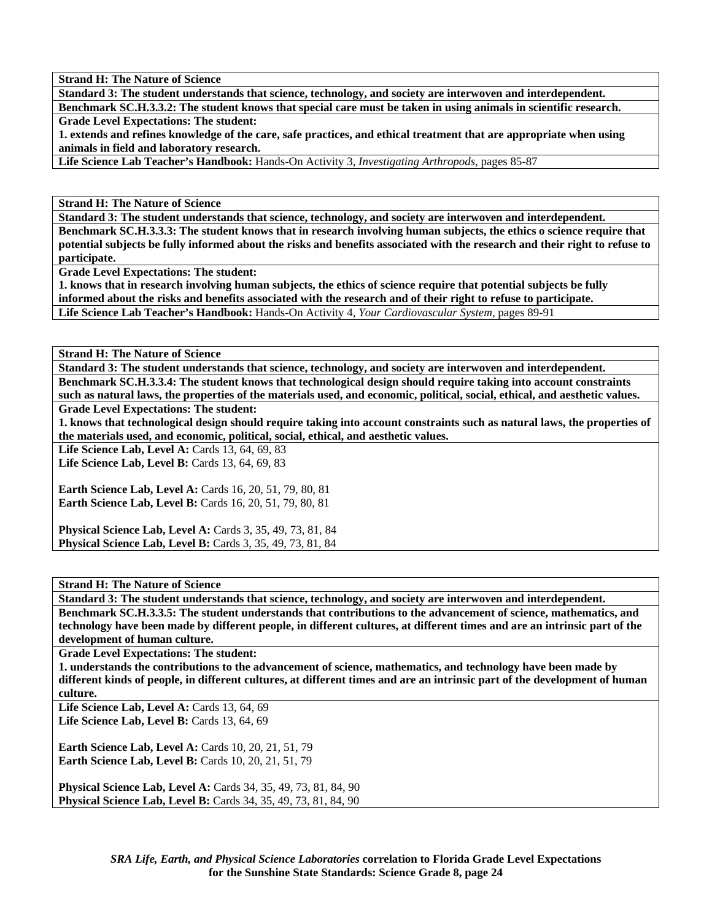**Strand H: The Nature of Science**

**Standard 3: The student understands that science, technology, and society are interwoven and interdependent.**

**Benchmark SC.H.3.3.2: The student knows that special care must be taken in using animals in scientific research.**

**Grade Level Expectations: The student:**

**1. extends and refines knowledge of the care, safe practices, and ethical treatment that are appropriate when using animals in field and laboratory research.**

**Life Science Lab Teacher's Handbook:** Hands-On Activity 3, *Investigating Arthropods,* pages 85-87

**Strand H: The Nature of Science**

**Standard 3: The student understands that science, technology, and society are interwoven and interdependent.**

**Benchmark SC.H.3.3.3: The student knows that in research involving human subjects, the ethics o science require that potential subjects be fully informed about the risks and benefits associated with the research and their right to refuse to participate.**

**Grade Level Expectations: The student:**

**1. knows that in research involving human subjects, the ethics of science require that potential subjects be fully informed about the risks and benefits associated with the research and of their right to refuse to participate.**

**Life Science Lab Teacher's Handbook:** Hands-On Activity 4, *Your Cardiovascular System,* pages 89-91

**Strand H: The Nature of Science**

**Standard 3: The student understands that science, technology, and society are interwoven and interdependent.**

**Benchmark SC.H.3.3.4: The student knows that technological design should require taking into account constraints such as natural laws, the properties of the materials used, and economic, political, social, ethical, and aesthetic values.**

**Grade Level Expectations: The student:**

**1. knows that technological design should require taking into account constraints such as natural laws, the properties of the materials used, and economic, political, social, ethical, and aesthetic values.**

**Life Science Lab, Level A:** Cards 13, 64, 69, 83
**Life Science Lab, Level B:** Cards 13, 64, 69, 83

**Earth Science Lab, Level A:** Cards 16, 20, 51, 79, 80, 81
**Earth Science Lab, Level B:** Cards 16, 20, 51, 79, 80, 81

**Physical Science Lab, Level A:** Cards 3, 35, 49, 73, 81, 84
**Physical Science Lab, Level B:** Cards 3, 35, 49, 73, 81, 84

**Strand H: The Nature of Science**

**Standard 3: The student understands that science, technology, and society are interwoven and interdependent.**

**Benchmark SC.H.3.3.5: The student understands that contributions to the advancement of science, mathematics, and technology have been made by different people, in different cultures, at different times and are an intrinsic part of the development of human culture.**

**Grade Level Expectations: The student:**

**1. understands the contributions to the advancement of science, mathematics, and technology have been made by different kinds of people, in different cultures, at different times and are an intrinsic part of the development of human culture.**

**Life Science Lab, Level A:** Cards 13, 64, 69
**Life Science Lab, Level B:** Cards 13, 64, 69

**Earth Science Lab, Level A:** Cards 10, 20, 21, 51, 79
**Earth Science Lab, Level B:** Cards 10, 20, 21, 51, 79

**Physical Science Lab, Level A:** Cards 34, 35, 49, 73, 81, 84, 90
**Physical Science Lab, Level B:** Cards 34, 35, 49, 73, 81, 84, 90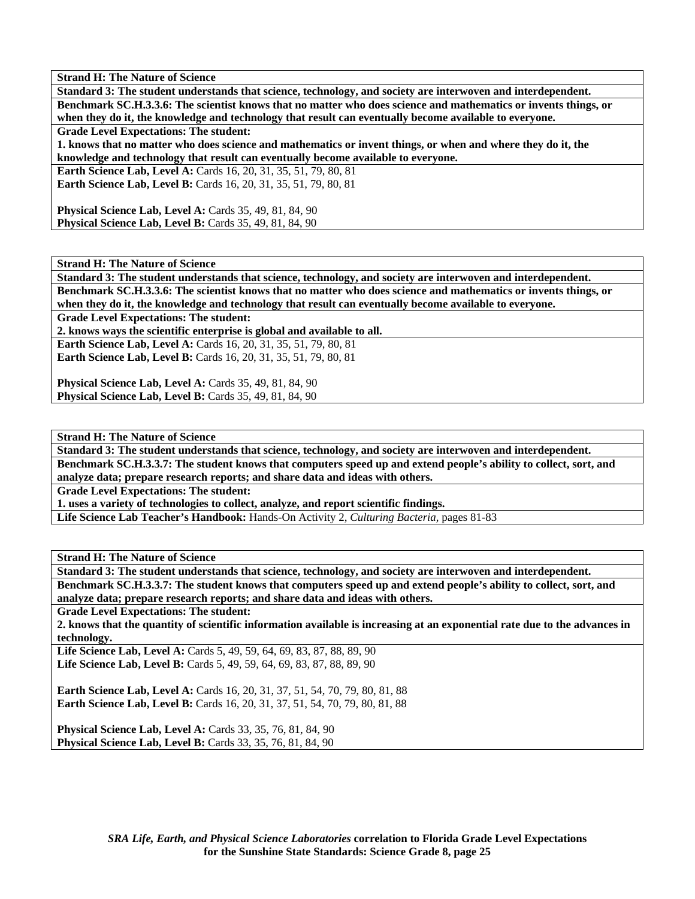**Strand H: The Nature of Science**

**Standard 3: The student understands that science, technology, and society are interwoven and interdependent.**

**Benchmark SC.H.3.3.6: The scientist knows that no matter who does science and mathematics or invents things, or when they do it, the knowledge and technology that result can eventually become available to everyone.**

**Grade Level Expectations: The student:**
**1. knows that no matter who does science and mathematics or invent things, or when and where they do it, the knowledge and technology that result can eventually become available to everyone.**

**Earth Science Lab, Level A:** Cards 16, 20, 31, 35, 51, 79, 80, 81
**Earth Science Lab, Level B:** Cards 16, 20, 31, 35, 51, 79, 80, 81

**Physical Science Lab, Level A:** Cards 35, 49, 81, 84, 90
**Physical Science Lab, Level B:** Cards 35, 49, 81, 84, 90

---

**Strand H: The Nature of Science**

**Standard 3: The student understands that science, technology, and society are interwoven and interdependent.**

**Benchmark SC.H.3.3.6: The scientist knows that no matter who does science and mathematics or invents things, or when they do it, the knowledge and technology that result can eventually become available to everyone.**

**Grade Level Expectations: The student:**
**2. knows ways the scientific enterprise is global and available to all.**

**Earth Science Lab, Level A:** Cards 16, 20, 31, 35, 51, 79, 80, 81
**Earth Science Lab, Level B:** Cards 16, 20, 31, 35, 51, 79, 80, 81

**Physical Science Lab, Level A:** Cards 35, 49, 81, 84, 90
**Physical Science Lab, Level B:** Cards 35, 49, 81, 84, 90

---

**Strand H: The Nature of Science**

**Standard 3: The student understands that science, technology, and society are interwoven and interdependent.**

**Benchmark SC.H.3.3.7: The student knows that computers speed up and extend people's ability to collect, sort, and analyze data; prepare research reports; and share data and ideas with others.**

**Grade Level Expectations: The student:**
**1. uses a variety of technologies to collect, analyze, and report scientific findings.**

**Life Science Lab Teacher's Handbook:** Hands-On Activity 2, *Culturing Bacteria,* pages 81-83

---

**Strand H: The Nature of Science**

**Standard 3: The student understands that science, technology, and society are interwoven and interdependent.**

**Benchmark SC.H.3.3.7: The student knows that computers speed up and extend people's ability to collect, sort, and analyze data; prepare research reports; and share data and ideas with others.**

**Grade Level Expectations: The student:**
**2. knows that the quantity of scientific information available is increasing at an exponential rate due to the advances in technology.**

**Life Science Lab, Level A:** Cards 5, 49, 59, 64, 69, 83, 87, 88, 89, 90
**Life Science Lab, Level B:** Cards 5, 49, 59, 64, 69, 83, 87, 88, 89, 90

**Earth Science Lab, Level A:** Cards 16, 20, 31, 37, 51, 54, 70, 79, 80, 81, 88
**Earth Science Lab, Level B:** Cards 16, 20, 31, 37, 51, 54, 70, 79, 80, 81, 88

**Physical Science Lab, Level A:** Cards 33, 35, 76, 81, 84, 90
**Physical Science Lab, Level B:** Cards 33, 35, 76, 81, 84, 90